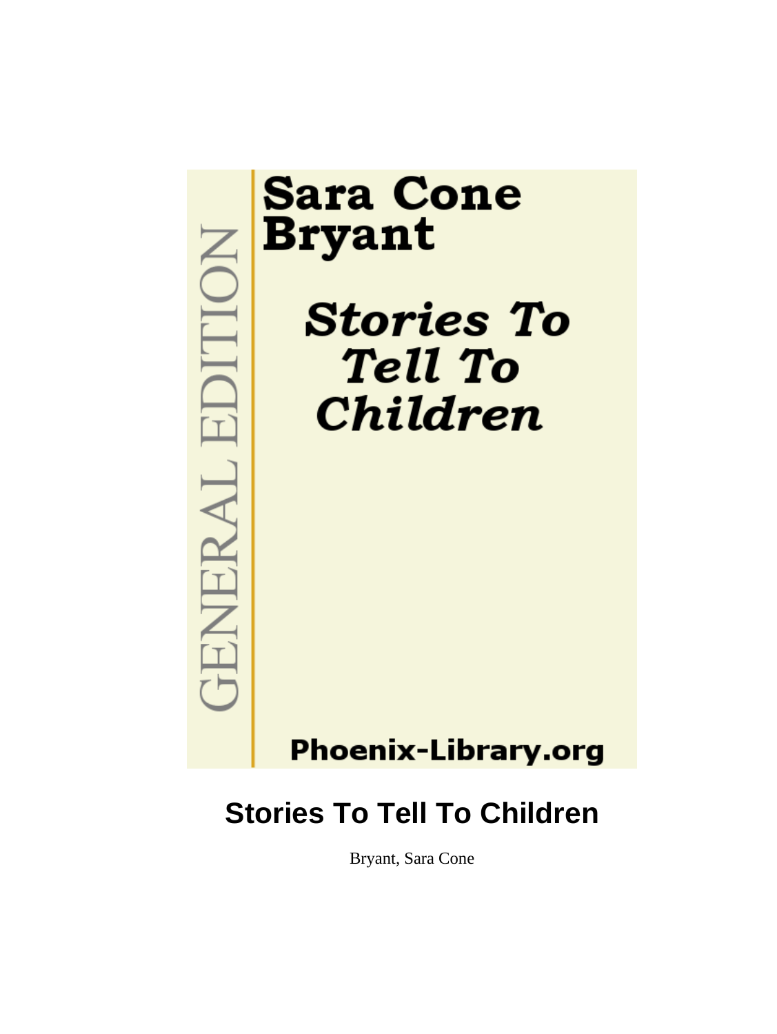GENERAL EDITION

# Sara Cone Bryant

## *Stories To Tell To Children*

Phoenix-Library.org

# Stories To Tell To Children

Bryant, Sara Cone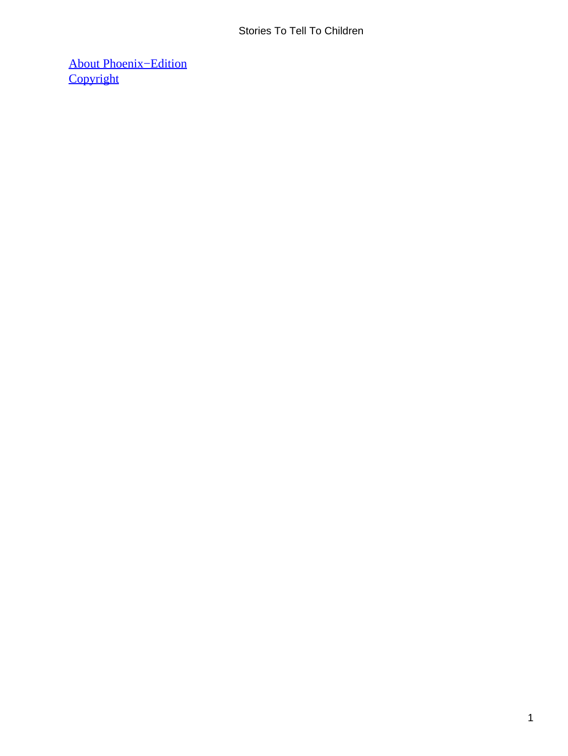About Phoenix−Edition
Copyright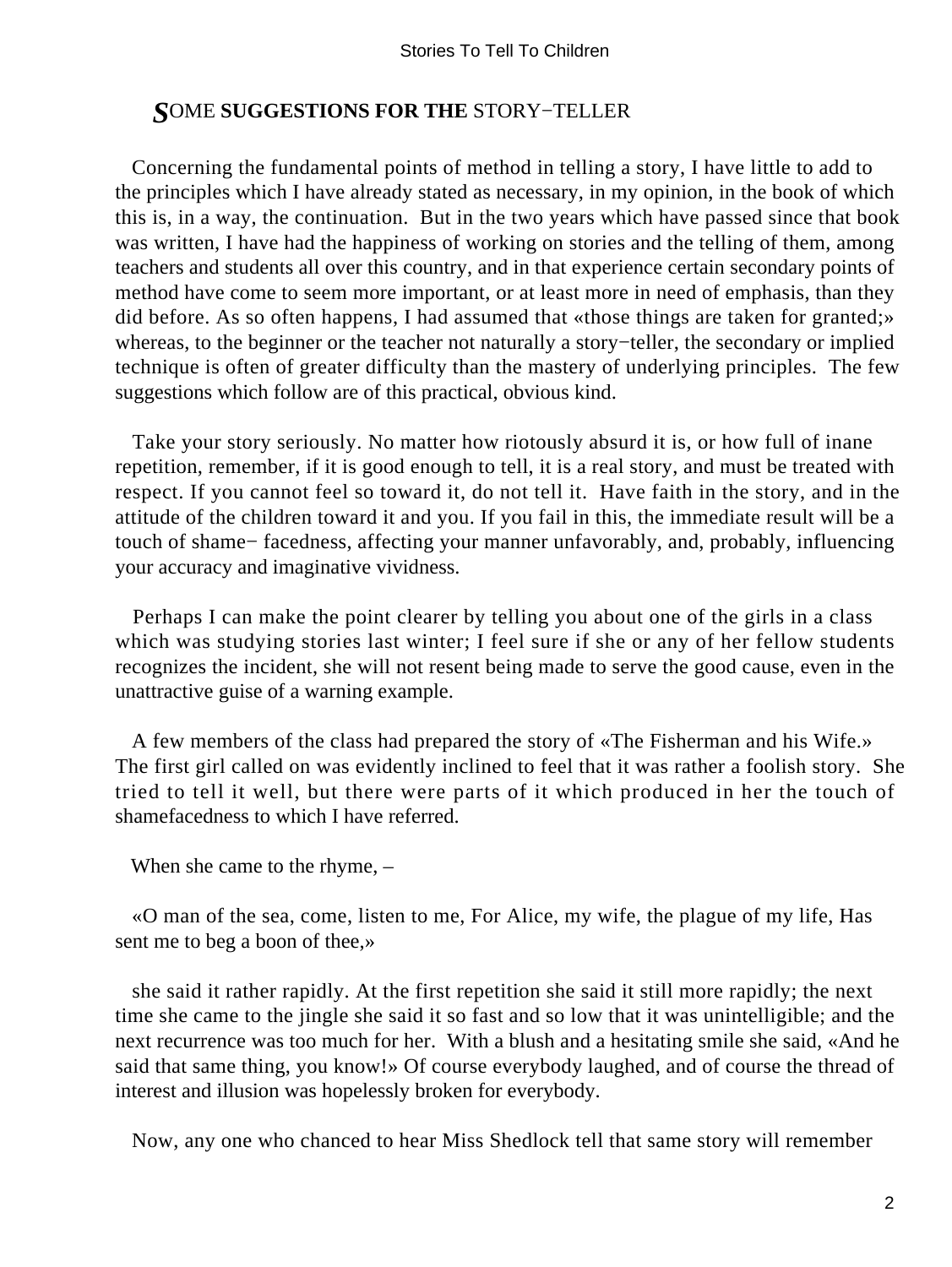## SOME SUGGESTIONS FOR THE STORY−TELLER

Concerning the fundamental points of method in telling a story, I have little to add to the principles which I have already stated as necessary, in my opinion, in the book of which this is, in a way, the continuation. But in the two years which have passed since that book was written, I have had the happiness of working on stories and the telling of them, among teachers and students all over this country, and in that experience certain secondary points of method have come to seem more important, or at least more in need of emphasis, than they did before. As so often happens, I had assumed that «those things are taken for granted;» whereas, to the beginner or the teacher not naturally a story−teller, the secondary or implied technique is often of greater difficulty than the mastery of underlying principles. The few suggestions which follow are of this practical, obvious kind.

Take your story seriously. No matter how riotously absurd it is, or how full of inane repetition, remember, if it is good enough to tell, it is a real story, and must be treated with respect. If you cannot feel so toward it, do not tell it. Have faith in the story, and in the attitude of the children toward it and you. If you fail in this, the immediate result will be a touch of shame− facedness, affecting your manner unfavorably, and, probably, influencing your accuracy and imaginative vividness.

Perhaps I can make the point clearer by telling you about one of the girls in a class which was studying stories last winter; I feel sure if she or any of her fellow students recognizes the incident, she will not resent being made to serve the good cause, even in the unattractive guise of a warning example.

A few members of the class had prepared the story of «The Fisherman and his Wife.» The first girl called on was evidently inclined to feel that it was rather a foolish story. She tried to tell it well, but there were parts of it which produced in her the touch of shamefacedness to which I have referred.

When she came to the rhyme, –

«O man of the sea, come, listen to me, For Alice, my wife, the plague of my life, Has sent me to beg a boon of thee,»

she said it rather rapidly. At the first repetition she said it still more rapidly; the next time she came to the jingle she said it so fast and so low that it was unintelligible; and the next recurrence was too much for her. With a blush and a hesitating smile she said, «And he said that same thing, you know!» Of course everybody laughed, and of course the thread of interest and illusion was hopelessly broken for everybody.

Now, any one who chanced to hear Miss Shedlock tell that same story will remember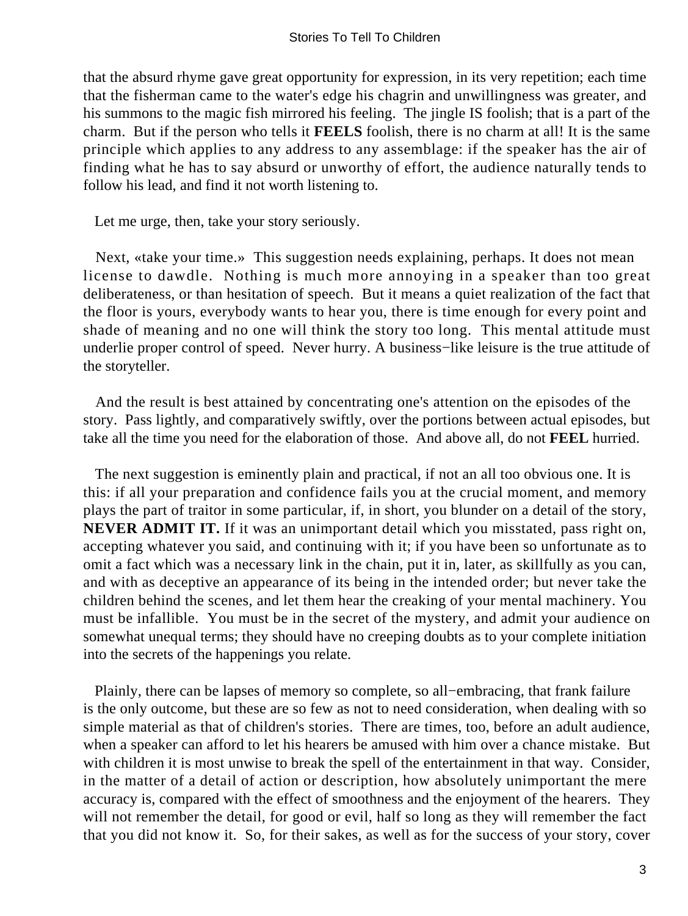that the absurd rhyme gave great opportunity for expression, in its very repetition; each time that the fisherman came to the water's edge his chagrin and unwillingness was greater, and his summons to the magic fish mirrored his feeling. The jingle IS foolish; that is a part of the charm. But if the person who tells it **FEELS** foolish, there is no charm at all! It is the same principle which applies to any address to any assemblage: if the speaker has the air of finding what he has to say absurd or unworthy of effort, the audience naturally tends to follow his lead, and find it not worth listening to.

Let me urge, then, take your story seriously.

Next, «take your time.» This suggestion needs explaining, perhaps. It does not mean license to dawdle. Nothing is much more annoying in a speaker than too great deliberateness, or than hesitation of speech. But it means a quiet realization of the fact that the floor is yours, everybody wants to hear you, there is time enough for every point and shade of meaning and no one will think the story too long. This mental attitude must underlie proper control of speed. Never hurry. A business−like leisure is the true attitude of the storyteller.

And the result is best attained by concentrating one's attention on the episodes of the story. Pass lightly, and comparatively swiftly, over the portions between actual episodes, but take all the time you need for the elaboration of those. And above all, do not **FEEL** hurried.

The next suggestion is eminently plain and practical, if not an all too obvious one. It is this: if all your preparation and confidence fails you at the crucial moment, and memory plays the part of traitor in some particular, if, in short, you blunder on a detail of the story, **NEVER ADMIT IT.** If it was an unimportant detail which you misstated, pass right on, accepting whatever you said, and continuing with it; if you have been so unfortunate as to omit a fact which was a necessary link in the chain, put it in, later, as skillfully as you can, and with as deceptive an appearance of its being in the intended order; but never take the children behind the scenes, and let them hear the creaking of your mental machinery. You must be infallible. You must be in the secret of the mystery, and admit your audience on somewhat unequal terms; they should have no creeping doubts as to your complete initiation into the secrets of the happenings you relate.

Plainly, there can be lapses of memory so complete, so all−embracing, that frank failure is the only outcome, but these are so few as not to need consideration, when dealing with so simple material as that of children's stories. There are times, too, before an adult audience, when a speaker can afford to let his hearers be amused with him over a chance mistake. But with children it is most unwise to break the spell of the entertainment in that way. Consider, in the matter of a detail of action or description, how absolutely unimportant the mere accuracy is, compared with the effect of smoothness and the enjoyment of the hearers. They will not remember the detail, for good or evil, half so long as they will remember the fact that you did not know it. So, for their sakes, as well as for the success of your story, cover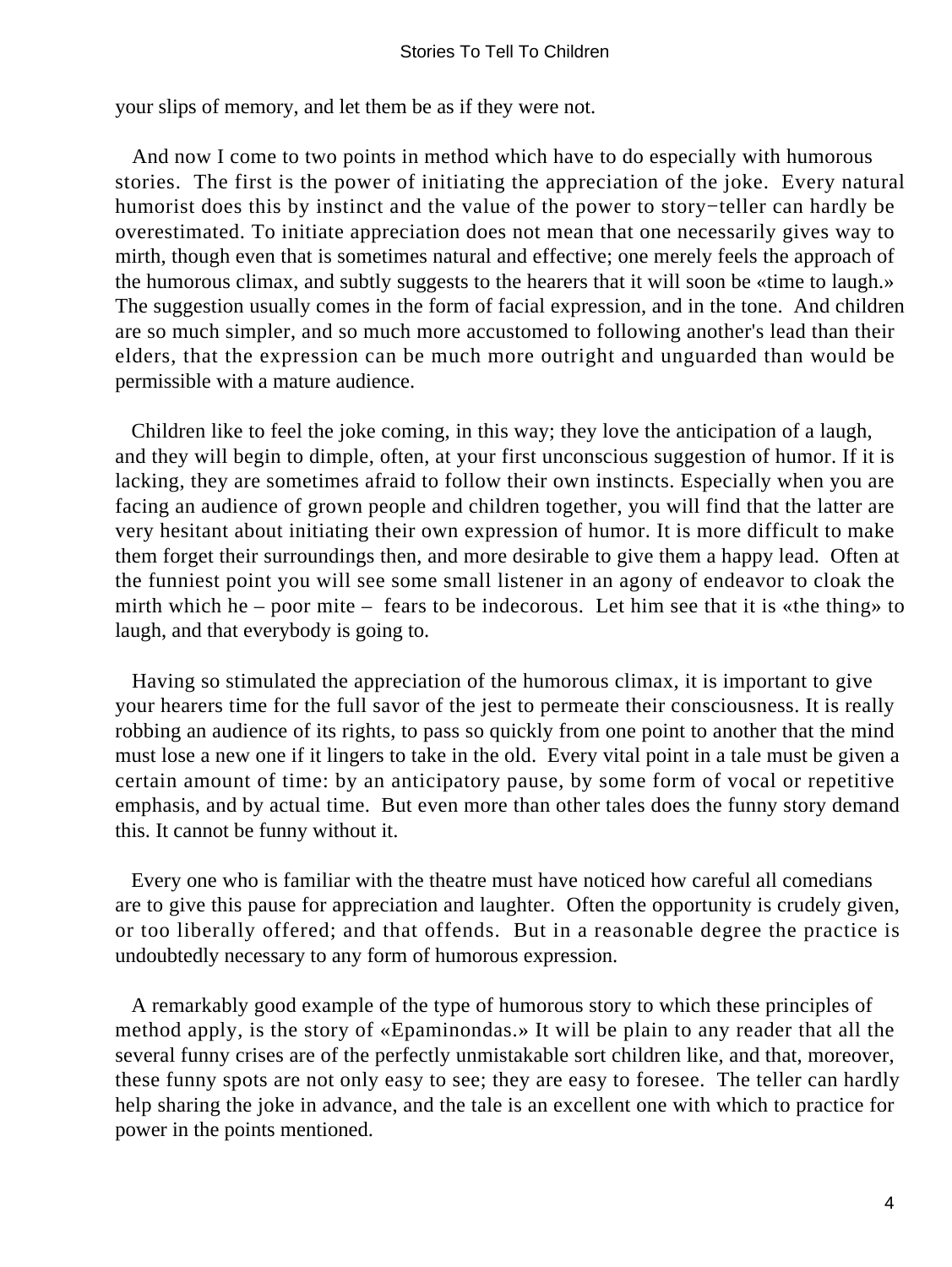your slips of memory, and let them be as if they were not.

And now I come to two points in method which have to do especially with humorous stories. The first is the power of initiating the appreciation of the joke. Every natural humorist does this by instinct and the value of the power to story−teller can hardly be overestimated. To initiate appreciation does not mean that one necessarily gives way to mirth, though even that is sometimes natural and effective; one merely feels the approach of the humorous climax, and subtly suggests to the hearers that it will soon be «time to laugh.» The suggestion usually comes in the form of facial expression, and in the tone. And children are so much simpler, and so much more accustomed to following another's lead than their elders, that the expression can be much more outright and unguarded than would be permissible with a mature audience.

Children like to feel the joke coming, in this way; they love the anticipation of a laugh, and they will begin to dimple, often, at your first unconscious suggestion of humor. If it is lacking, they are sometimes afraid to follow their own instincts. Especially when you are facing an audience of grown people and children together, you will find that the latter are very hesitant about initiating their own expression of humor. It is more difficult to make them forget their surroundings then, and more desirable to give them a happy lead. Often at the funniest point you will see some small listener in an agony of endeavor to cloak the mirth which he – poor mite – fears to be indecorous. Let him see that it is «the thing» to laugh, and that everybody is going to.

Having so stimulated the appreciation of the humorous climax, it is important to give your hearers time for the full savor of the jest to permeate their consciousness. It is really robbing an audience of its rights, to pass so quickly from one point to another that the mind must lose a new one if it lingers to take in the old. Every vital point in a tale must be given a certain amount of time: by an anticipatory pause, by some form of vocal or repetitive emphasis, and by actual time. But even more than other tales does the funny story demand this. It cannot be funny without it.

Every one who is familiar with the theatre must have noticed how careful all comedians are to give this pause for appreciation and laughter. Often the opportunity is crudely given, or too liberally offered; and that offends. But in a reasonable degree the practice is undoubtedly necessary to any form of humorous expression.

A remarkably good example of the type of humorous story to which these principles of method apply, is the story of «Epaminondas.» It will be plain to any reader that all the several funny crises are of the perfectly unmistakable sort children like, and that, moreover, these funny spots are not only easy to see; they are easy to foresee. The teller can hardly help sharing the joke in advance, and the tale is an excellent one with which to practice for power in the points mentioned.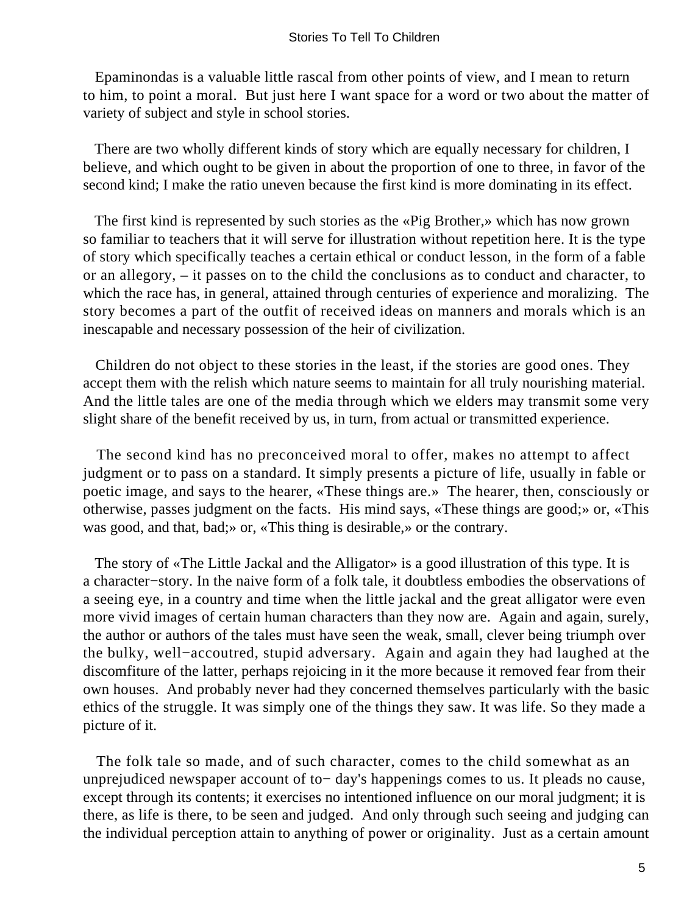Epaminondas is a valuable little rascal from other points of view, and I mean to return to him, to point a moral. But just here I want space for a word or two about the matter of variety of subject and style in school stories.

There are two wholly different kinds of story which are equally necessary for children, I believe, and which ought to be given in about the proportion of one to three, in favor of the second kind; I make the ratio uneven because the first kind is more dominating in its effect.

The first kind is represented by such stories as the «Pig Brother,» which has now grown so familiar to teachers that it will serve for illustration without repetition here. It is the type of story which specifically teaches a certain ethical or conduct lesson, in the form of a fable or an allegory, – it passes on to the child the conclusions as to conduct and character, to which the race has, in general, attained through centuries of experience and moralizing. The story becomes a part of the outfit of received ideas on manners and morals which is an inescapable and necessary possession of the heir of civilization.

Children do not object to these stories in the least, if the stories are good ones. They accept them with the relish which nature seems to maintain for all truly nourishing material. And the little tales are one of the media through which we elders may transmit some very slight share of the benefit received by us, in turn, from actual or transmitted experience.

The second kind has no preconceived moral to offer, makes no attempt to affect judgment or to pass on a standard. It simply presents a picture of life, usually in fable or poetic image, and says to the hearer, «These things are.» The hearer, then, consciously or otherwise, passes judgment on the facts. His mind says, «These things are good;» or, «This was good, and that, bad;» or, «This thing is desirable,» or the contrary.

The story of «The Little Jackal and the Alligator» is a good illustration of this type. It is a character−story. In the naive form of a folk tale, it doubtless embodies the observations of a seeing eye, in a country and time when the little jackal and the great alligator were even more vivid images of certain human characters than they now are. Again and again, surely, the author or authors of the tales must have seen the weak, small, clever being triumph over the bulky, well−accoutred, stupid adversary. Again and again they had laughed at the discomfiture of the latter, perhaps rejoicing in it the more because it removed fear from their own houses. And probably never had they concerned themselves particularly with the basic ethics of the struggle. It was simply one of the things they saw. It was life. So they made a picture of it.

The folk tale so made, and of such character, comes to the child somewhat as an unprejudiced newspaper account of to− day's happenings comes to us. It pleads no cause, except through its contents; it exercises no intentioned influence on our moral judgment; it is there, as life is there, to be seen and judged. And only through such seeing and judging can the individual perception attain to anything of power or originality. Just as a certain amount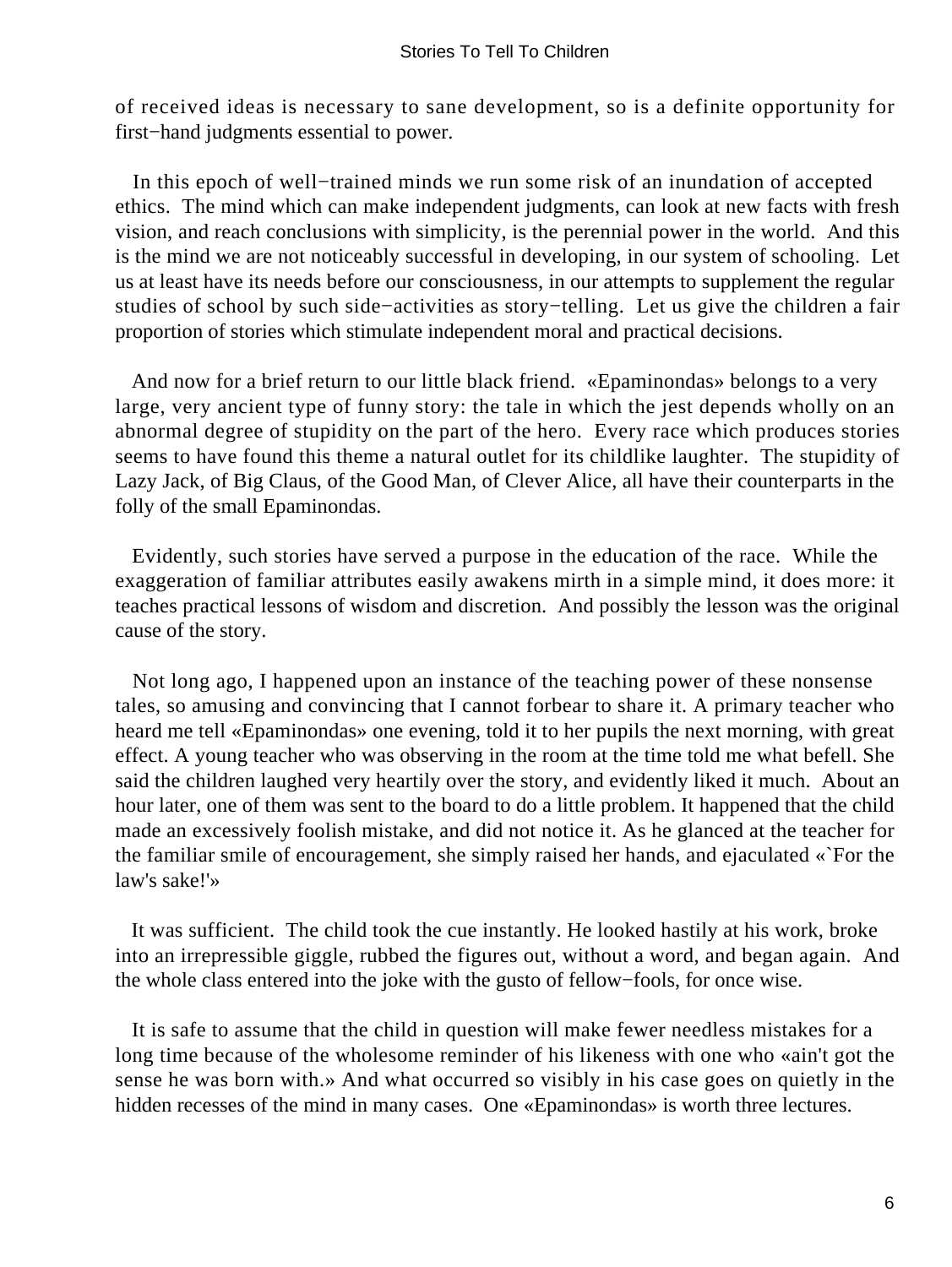of received ideas is necessary to sane development, so is a definite opportunity for first−hand judgments essential to power.

In this epoch of well−trained minds we run some risk of an inundation of accepted ethics. The mind which can make independent judgments, can look at new facts with fresh vision, and reach conclusions with simplicity, is the perennial power in the world. And this is the mind we are not noticeably successful in developing, in our system of schooling. Let us at least have its needs before our consciousness, in our attempts to supplement the regular studies of school by such side−activities as story−telling. Let us give the children a fair proportion of stories which stimulate independent moral and practical decisions.

And now for a brief return to our little black friend. «Epaminondas» belongs to a very large, very ancient type of funny story: the tale in which the jest depends wholly on an abnormal degree of stupidity on the part of the hero. Every race which produces stories seems to have found this theme a natural outlet for its childlike laughter. The stupidity of Lazy Jack, of Big Claus, of the Good Man, of Clever Alice, all have their counterparts in the folly of the small Epaminondas.

Evidently, such stories have served a purpose in the education of the race. While the exaggeration of familiar attributes easily awakens mirth in a simple mind, it does more: it teaches practical lessons of wisdom and discretion. And possibly the lesson was the original cause of the story.

Not long ago, I happened upon an instance of the teaching power of these nonsense tales, so amusing and convincing that I cannot forbear to share it. A primary teacher who heard me tell «Epaminondas» one evening, told it to her pupils the next morning, with great effect. A young teacher who was observing in the room at the time told me what befell. She said the children laughed very heartily over the story, and evidently liked it much. About an hour later, one of them was sent to the board to do a little problem. It happened that the child made an excessively foolish mistake, and did not notice it. As he glanced at the teacher for the familiar smile of encouragement, she simply raised her hands, and ejaculated «`For the law's sake!'»

It was sufficient. The child took the cue instantly. He looked hastily at his work, broke into an irrepressible giggle, rubbed the figures out, without a word, and began again. And the whole class entered into the joke with the gusto of fellow−fools, for once wise.

It is safe to assume that the child in question will make fewer needless mistakes for a long time because of the wholesome reminder of his likeness with one who «ain't got the sense he was born with.» And what occurred so visibly in his case goes on quietly in the hidden recesses of the mind in many cases. One «Epaminondas» is worth three lectures.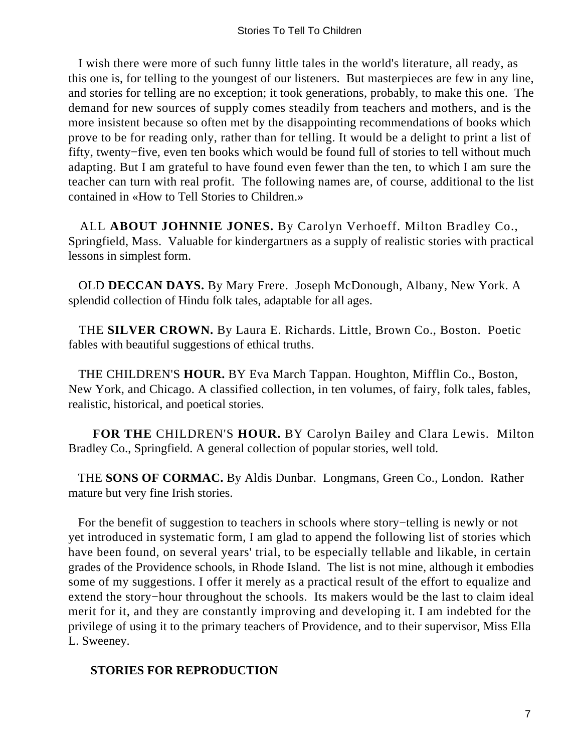I wish there were more of such funny little tales in the world's literature, all ready, as this one is, for telling to the youngest of our listeners. But masterpieces are few in any line, and stories for telling are no exception; it took generations, probably, to make this one. The demand for new sources of supply comes steadily from teachers and mothers, and is the more insistent because so often met by the disappointing recommendations of books which prove to be for reading only, rather than for telling. It would be a delight to print a list of fifty, twenty−five, even ten books which would be found full of stories to tell without much adapting. But I am grateful to have found even fewer than the ten, to which I am sure the teacher can turn with real profit. The following names are, of course, additional to the list contained in «How to Tell Stories to Children.»

ALL **ABOUT JOHNNIE JONES.** By Carolyn Verhoeff. Milton Bradley Co., Springfield, Mass. Valuable for kindergartners as a supply of realistic stories with practical lessons in simplest form.

OLD **DECCAN DAYS.** By Mary Frere. Joseph McDonough, Albany, New York. A splendid collection of Hindu folk tales, adaptable for all ages.

THE **SILVER CROWN.** By Laura E. Richards. Little, Brown Co., Boston. Poetic fables with beautiful suggestions of ethical truths.

THE CHILDREN'S **HOUR.** BY Eva March Tappan. Houghton, Mifflin Co., Boston, New York, and Chicago. A classified collection, in ten volumes, of fairy, folk tales, fables, realistic, historical, and poetical stories.

**FOR THE** CHILDREN'S **HOUR.** BY Carolyn Bailey and Clara Lewis. Milton Bradley Co., Springfield. A general collection of popular stories, well told.

THE **SONS OF CORMAC.** By Aldis Dunbar. Longmans, Green Co., London. Rather mature but very fine Irish stories.

For the benefit of suggestion to teachers in schools where story−telling is newly or not yet introduced in systematic form, I am glad to append the following list of stories which have been found, on several years' trial, to be especially tellable and likable, in certain grades of the Providence schools, in Rhode Island. The list is not mine, although it embodies some of my suggestions. I offer it merely as a practical result of the effort to equalize and extend the story−hour throughout the schools. Its makers would be the last to claim ideal merit for it, and they are constantly improving and developing it. I am indebted for the privilege of using it to the primary teachers of Providence, and to their supervisor, Miss Ella L. Sweeney.

**STORIES FOR REPRODUCTION**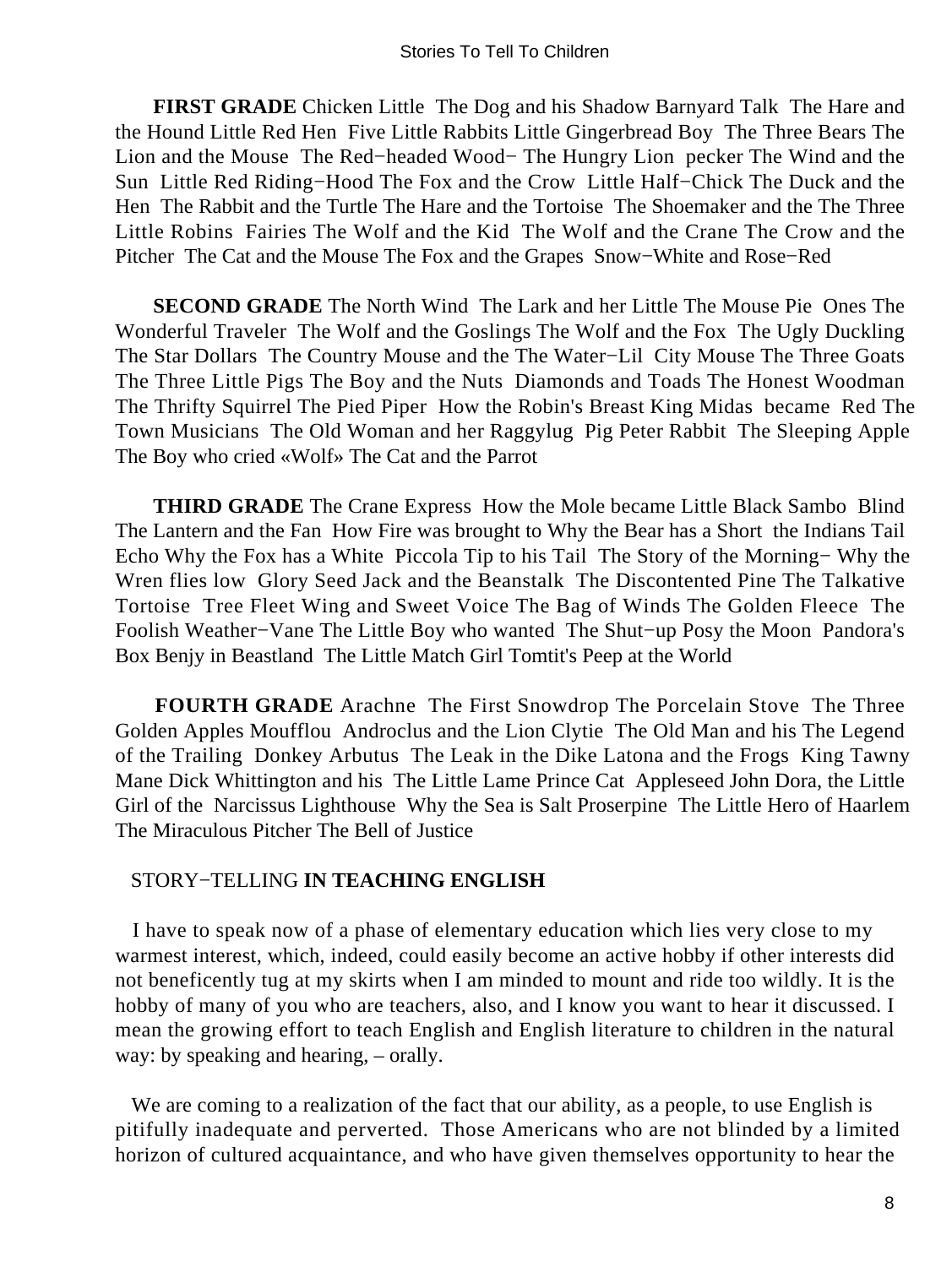**FIRST GRADE** Chicken Little The Dog and his Shadow Barnyard Talk The Hare and the Hound Little Red Hen Five Little Rabbits Little Gingerbread Boy The Three Bears The Lion and the Mouse The Red−headed Wood− The Hungry Lion pecker The Wind and the Sun Little Red Riding−Hood The Fox and the Crow Little Half−Chick The Duck and the Hen The Rabbit and the Turtle The Hare and the Tortoise The Shoemaker and the The Three Little Robins Fairies The Wolf and the Kid The Wolf and the Crane The Crow and the Pitcher The Cat and the Mouse The Fox and the Grapes Snow−White and Rose−Red

**SECOND GRADE** The North Wind The Lark and her Little The Mouse Pie Ones The Wonderful Traveler The Wolf and the Goslings The Wolf and the Fox The Ugly Duckling The Star Dollars The Country Mouse and the The Water−Lil City Mouse The Three Goats The Three Little Pigs The Boy and the Nuts Diamonds and Toads The Honest Woodman The Thrifty Squirrel The Pied Piper How the Robin's Breast King Midas became Red The Town Musicians The Old Woman and her Raggylug Pig Peter Rabbit The Sleeping Apple The Boy who cried «Wolf» The Cat and the Parrot

**THIRD GRADE** The Crane Express How the Mole became Little Black Sambo Blind The Lantern and the Fan How Fire was brought to Why the Bear has a Short the Indians Tail Echo Why the Fox has a White Piccola Tip to his Tail The Story of the Morning− Why the Wren flies low Glory Seed Jack and the Beanstalk The Discontented Pine The Talkative Tortoise Tree Fleet Wing and Sweet Voice The Bag of Winds The Golden Fleece The Foolish Weather−Vane The Little Boy who wanted The Shut−up Posy the Moon Pandora's Box Benjy in Beastland The Little Match Girl Tomtit's Peep at the World

**FOURTH GRADE** Arachne The First Snowdrop The Porcelain Stove The Three Golden Apples Moufflou Androclus and the Lion Clytie The Old Man and his The Legend of the Trailing Donkey Arbutus The Leak in the Dike Latona and the Frogs King Tawny Mane Dick Whittington and his The Little Lame Prince Cat Appleseed John Dora, the Little Girl of the Narcissus Lighthouse Why the Sea is Salt Proserpine The Little Hero of Haarlem The Miraculous Pitcher The Bell of Justice

## STORY−TELLING **IN TEACHING ENGLISH**

I have to speak now of a phase of elementary education which lies very close to my warmest interest, which, indeed, could easily become an active hobby if other interests did not beneficently tug at my skirts when I am minded to mount and ride too wildly. It is the hobby of many of you who are teachers, also, and I know you want to hear it discussed. I mean the growing effort to teach English and English literature to children in the natural way: by speaking and hearing, – orally.

We are coming to a realization of the fact that our ability, as a people, to use English is pitifully inadequate and perverted. Those Americans who are not blinded by a limited horizon of cultured acquaintance, and who have given themselves opportunity to hear the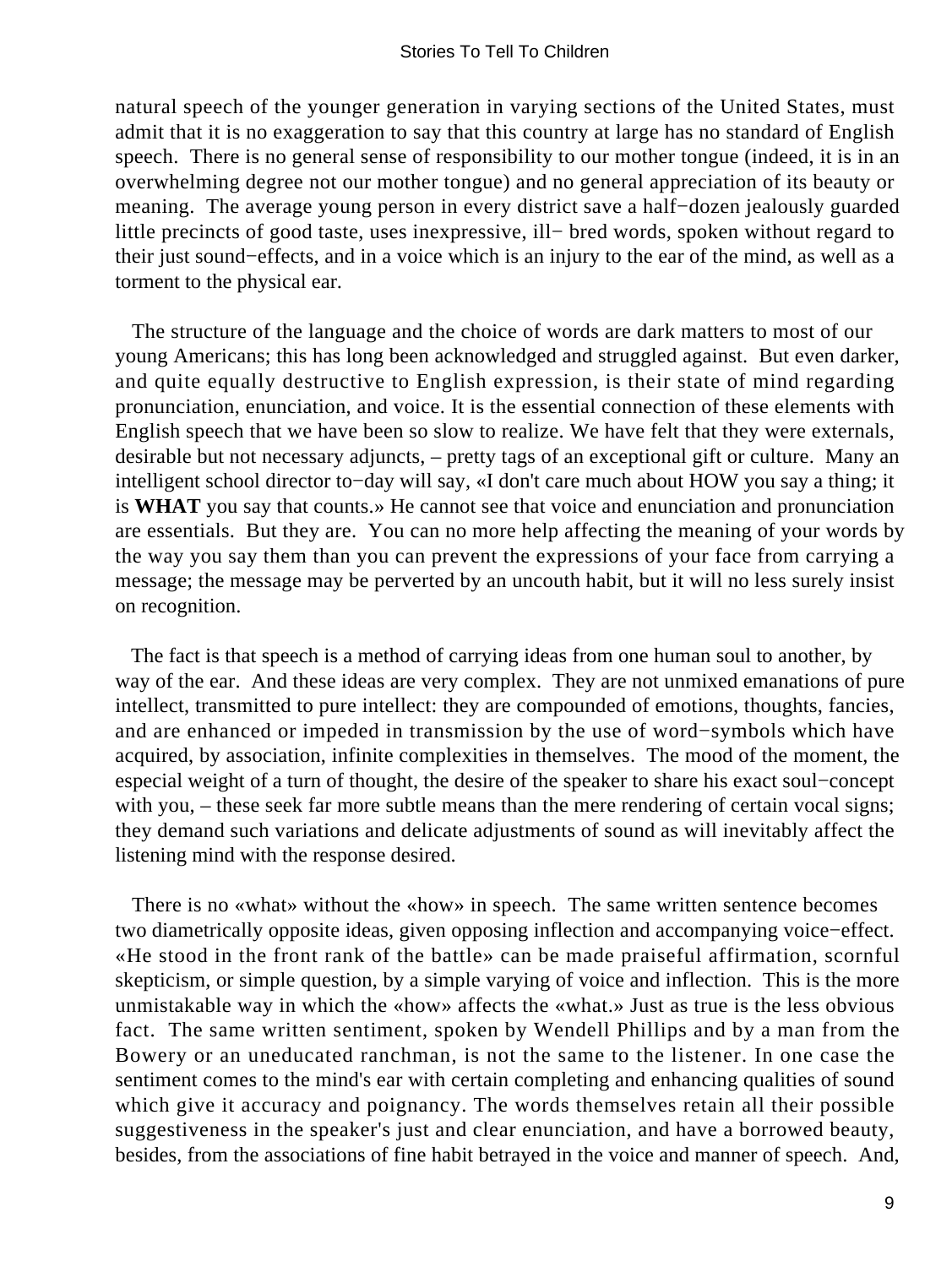natural speech of the younger generation in varying sections of the United States, must admit that it is no exaggeration to say that this country at large has no standard of English speech. There is no general sense of responsibility to our mother tongue (indeed, it is in an overwhelming degree not our mother tongue) and no general appreciation of its beauty or meaning. The average young person in every district save a half−dozen jealously guarded little precincts of good taste, uses inexpressive, ill− bred words, spoken without regard to their just sound−effects, and in a voice which is an injury to the ear of the mind, as well as a torment to the physical ear.

The structure of the language and the choice of words are dark matters to most of our young Americans; this has long been acknowledged and struggled against. But even darker, and quite equally destructive to English expression, is their state of mind regarding pronunciation, enunciation, and voice. It is the essential connection of these elements with English speech that we have been so slow to realize. We have felt that they were externals, desirable but not necessary adjuncts, – pretty tags of an exceptional gift or culture. Many an intelligent school director to−day will say, «I don't care much about HOW you say a thing; it is **WHAT** you say that counts.» He cannot see that voice and enunciation and pronunciation are essentials. But they are. You can no more help affecting the meaning of your words by the way you say them than you can prevent the expressions of your face from carrying a message; the message may be perverted by an uncouth habit, but it will no less surely insist on recognition.

The fact is that speech is a method of carrying ideas from one human soul to another, by way of the ear. And these ideas are very complex. They are not unmixed emanations of pure intellect, transmitted to pure intellect: they are compounded of emotions, thoughts, fancies, and are enhanced or impeded in transmission by the use of word−symbols which have acquired, by association, infinite complexities in themselves. The mood of the moment, the especial weight of a turn of thought, the desire of the speaker to share his exact soul−concept with you, – these seek far more subtle means than the mere rendering of certain vocal signs; they demand such variations and delicate adjustments of sound as will inevitably affect the listening mind with the response desired.

There is no «what» without the «how» in speech. The same written sentence becomes two diametrically opposite ideas, given opposing inflection and accompanying voice−effect. «He stood in the front rank of the battle» can be made praiseful affirmation, scornful skepticism, or simple question, by a simple varying of voice and inflection. This is the more unmistakable way in which the «how» affects the «what.» Just as true is the less obvious fact. The same written sentiment, spoken by Wendell Phillips and by a man from the Bowery or an uneducated ranchman, is not the same to the listener. In one case the sentiment comes to the mind's ear with certain completing and enhancing qualities of sound which give it accuracy and poignancy. The words themselves retain all their possible suggestiveness in the speaker's just and clear enunciation, and have a borrowed beauty, besides, from the associations of fine habit betrayed in the voice and manner of speech. And,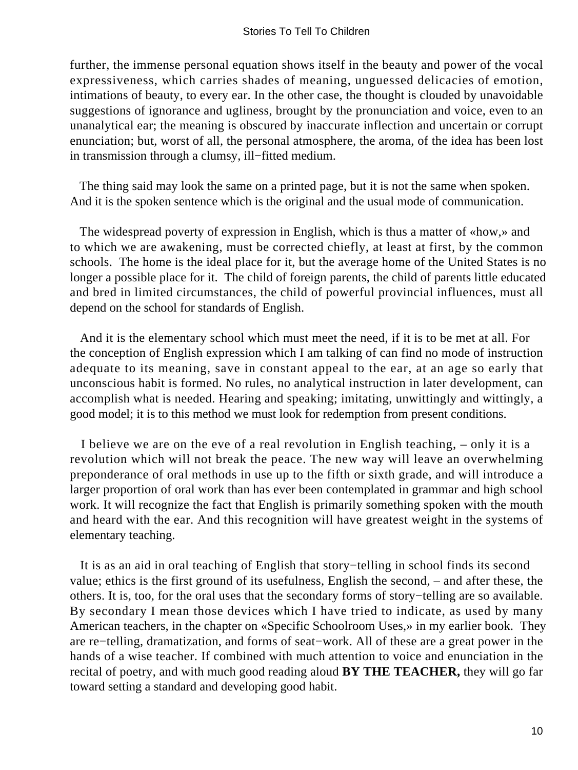further, the immense personal equation shows itself in the beauty and power of the vocal expressiveness, which carries shades of meaning, unguessed delicacies of emotion, intimations of beauty, to every ear. In the other case, the thought is clouded by unavoidable suggestions of ignorance and ugliness, brought by the pronunciation and voice, even to an unanalytical ear; the meaning is obscured by inaccurate inflection and uncertain or corrupt enunciation; but, worst of all, the personal atmosphere, the aroma, of the idea has been lost in transmission through a clumsy, ill−fitted medium.

The thing said may look the same on a printed page, but it is not the same when spoken. And it is the spoken sentence which is the original and the usual mode of communication.

The widespread poverty of expression in English, which is thus a matter of «how,» and to which we are awakening, must be corrected chiefly, at least at first, by the common schools. The home is the ideal place for it, but the average home of the United States is no longer a possible place for it. The child of foreign parents, the child of parents little educated and bred in limited circumstances, the child of powerful provincial influences, must all depend on the school for standards of English.

And it is the elementary school which must meet the need, if it is to be met at all. For the conception of English expression which I am talking of can find no mode of instruction adequate to its meaning, save in constant appeal to the ear, at an age so early that unconscious habit is formed. No rules, no analytical instruction in later development, can accomplish what is needed. Hearing and speaking; imitating, unwittingly and wittingly, a good model; it is to this method we must look for redemption from present conditions.

I believe we are on the eve of a real revolution in English teaching, – only it is a revolution which will not break the peace. The new way will leave an overwhelming preponderance of oral methods in use up to the fifth or sixth grade, and will introduce a larger proportion of oral work than has ever been contemplated in grammar and high school work. It will recognize the fact that English is primarily something spoken with the mouth and heard with the ear. And this recognition will have greatest weight in the systems of elementary teaching.

It is as an aid in oral teaching of English that story−telling in school finds its second value; ethics is the first ground of its usefulness, English the second, – and after these, the others. It is, too, for the oral uses that the secondary forms of story−telling are so available. By secondary I mean those devices which I have tried to indicate, as used by many American teachers, in the chapter on «Specific Schoolroom Uses,» in my earlier book. They are re−telling, dramatization, and forms of seat−work. All of these are a great power in the hands of a wise teacher. If combined with much attention to voice and enunciation in the recital of poetry, and with much good reading aloud **BY THE TEACHER,** they will go far toward setting a standard and developing good habit.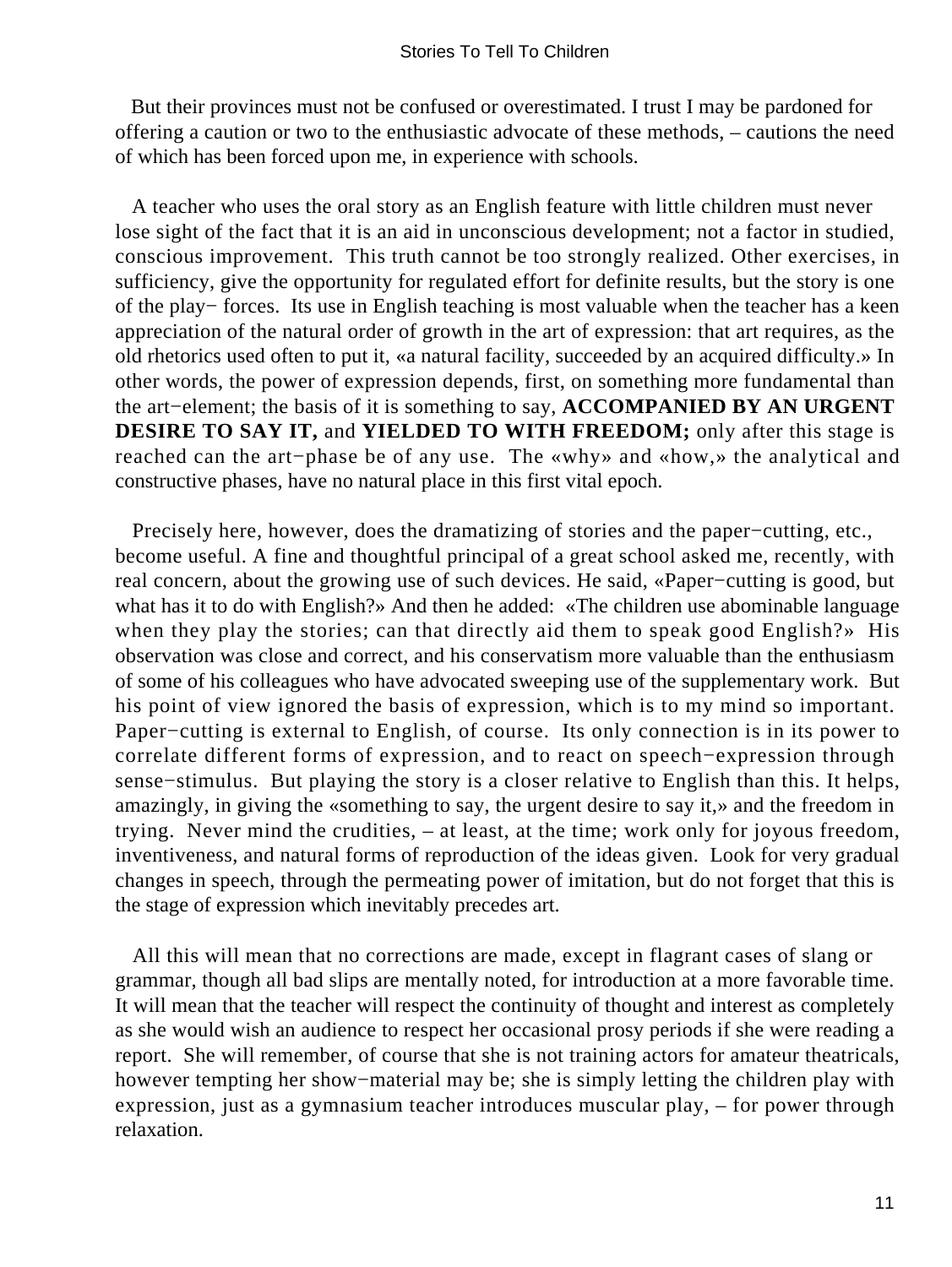But their provinces must not be confused or overestimated. I trust I may be pardoned for offering a caution or two to the enthusiastic advocate of these methods, – cautions the need of which has been forced upon me, in experience with schools.

A teacher who uses the oral story as an English feature with little children must never lose sight of the fact that it is an aid in unconscious development; not a factor in studied, conscious improvement. This truth cannot be too strongly realized. Other exercises, in sufficiency, give the opportunity for regulated effort for definite results, but the story is one of the play− forces. Its use in English teaching is most valuable when the teacher has a keen appreciation of the natural order of growth in the art of expression: that art requires, as the old rhetorics used often to put it, «a natural facility, succeeded by an acquired difficulty.» In other words, the power of expression depends, first, on something more fundamental than the art−element; the basis of it is something to say, **ACCOMPANIED BY AN URGENT DESIRE TO SAY IT,** and **YIELDED TO WITH FREEDOM;** only after this stage is reached can the art−phase be of any use. The «why» and «how,» the analytical and constructive phases, have no natural place in this first vital epoch.

Precisely here, however, does the dramatizing of stories and the paper−cutting, etc., become useful. A fine and thoughtful principal of a great school asked me, recently, with real concern, about the growing use of such devices. He said, «Paper−cutting is good, but what has it to do with English?» And then he added: «The children use abominable language when they play the stories; can that directly aid them to speak good English?» His observation was close and correct, and his conservatism more valuable than the enthusiasm of some of his colleagues who have advocated sweeping use of the supplementary work. But his point of view ignored the basis of expression, which is to my mind so important. Paper−cutting is external to English, of course. Its only connection is in its power to correlate different forms of expression, and to react on speech−expression through sense−stimulus. But playing the story is a closer relative to English than this. It helps, amazingly, in giving the «something to say, the urgent desire to say it,» and the freedom in trying. Never mind the crudities, – at least, at the time; work only for joyous freedom, inventiveness, and natural forms of reproduction of the ideas given. Look for very gradual changes in speech, through the permeating power of imitation, but do not forget that this is the stage of expression which inevitably precedes art.

All this will mean that no corrections are made, except in flagrant cases of slang or grammar, though all bad slips are mentally noted, for introduction at a more favorable time. It will mean that the teacher will respect the continuity of thought and interest as completely as she would wish an audience to respect her occasional prosy periods if she were reading a report. She will remember, of course that she is not training actors for amateur theatricals, however tempting her show−material may be; she is simply letting the children play with expression, just as a gymnasium teacher introduces muscular play, – for power through relaxation.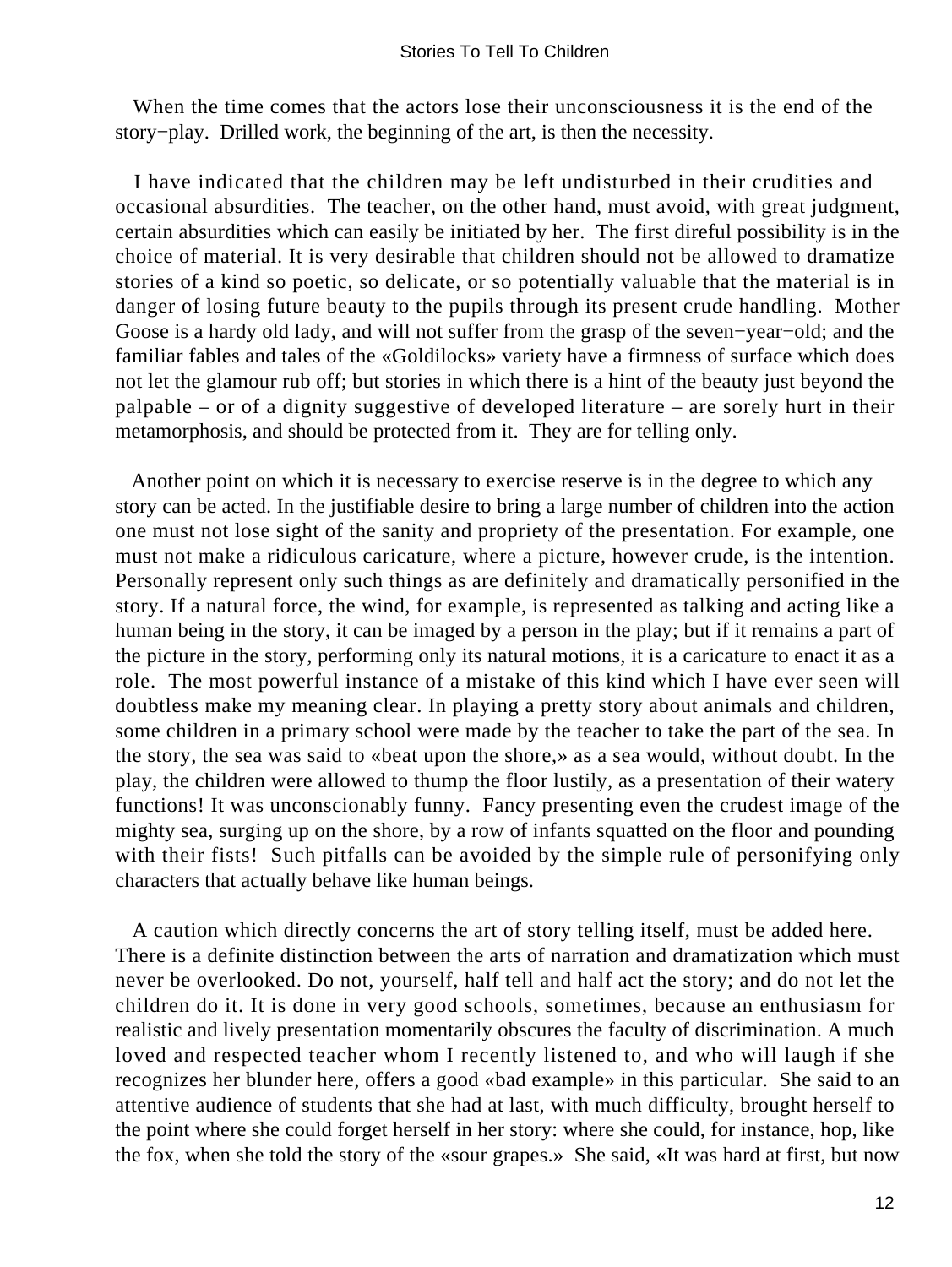When the time comes that the actors lose their unconsciousness it is the end of the story−play. Drilled work, the beginning of the art, is then the necessity.

I have indicated that the children may be left undisturbed in their crudities and occasional absurdities. The teacher, on the other hand, must avoid, with great judgment, certain absurdities which can easily be initiated by her. The first direful possibility is in the choice of material. It is very desirable that children should not be allowed to dramatize stories of a kind so poetic, so delicate, or so potentially valuable that the material is in danger of losing future beauty to the pupils through its present crude handling. Mother Goose is a hardy old lady, and will not suffer from the grasp of the seven−year−old; and the familiar fables and tales of the «Goldilocks» variety have a firmness of surface which does not let the glamour rub off; but stories in which there is a hint of the beauty just beyond the palpable – or of a dignity suggestive of developed literature – are sorely hurt in their metamorphosis, and should be protected from it. They are for telling only.

Another point on which it is necessary to exercise reserve is in the degree to which any story can be acted. In the justifiable desire to bring a large number of children into the action one must not lose sight of the sanity and propriety of the presentation. For example, one must not make a ridiculous caricature, where a picture, however crude, is the intention. Personally represent only such things as are definitely and dramatically personified in the story. If a natural force, the wind, for example, is represented as talking and acting like a human being in the story, it can be imaged by a person in the play; but if it remains a part of the picture in the story, performing only its natural motions, it is a caricature to enact it as a role. The most powerful instance of a mistake of this kind which I have ever seen will doubtless make my meaning clear. In playing a pretty story about animals and children, some children in a primary school were made by the teacher to take the part of the sea. In the story, the sea was said to «beat upon the shore,» as a sea would, without doubt. In the play, the children were allowed to thump the floor lustily, as a presentation of their watery functions! It was unconscionably funny. Fancy presenting even the crudest image of the mighty sea, surging up on the shore, by a row of infants squatted on the floor and pounding with their fists! Such pitfalls can be avoided by the simple rule of personifying only characters that actually behave like human beings.

A caution which directly concerns the art of story telling itself, must be added here. There is a definite distinction between the arts of narration and dramatization which must never be overlooked. Do not, yourself, half tell and half act the story; and do not let the children do it. It is done in very good schools, sometimes, because an enthusiasm for realistic and lively presentation momentarily obscures the faculty of discrimination. A much loved and respected teacher whom I recently listened to, and who will laugh if she recognizes her blunder here, offers a good «bad example» in this particular. She said to an attentive audience of students that she had at last, with much difficulty, brought herself to the point where she could forget herself in her story: where she could, for instance, hop, like the fox, when she told the story of the «sour grapes.» She said, «It was hard at first, but now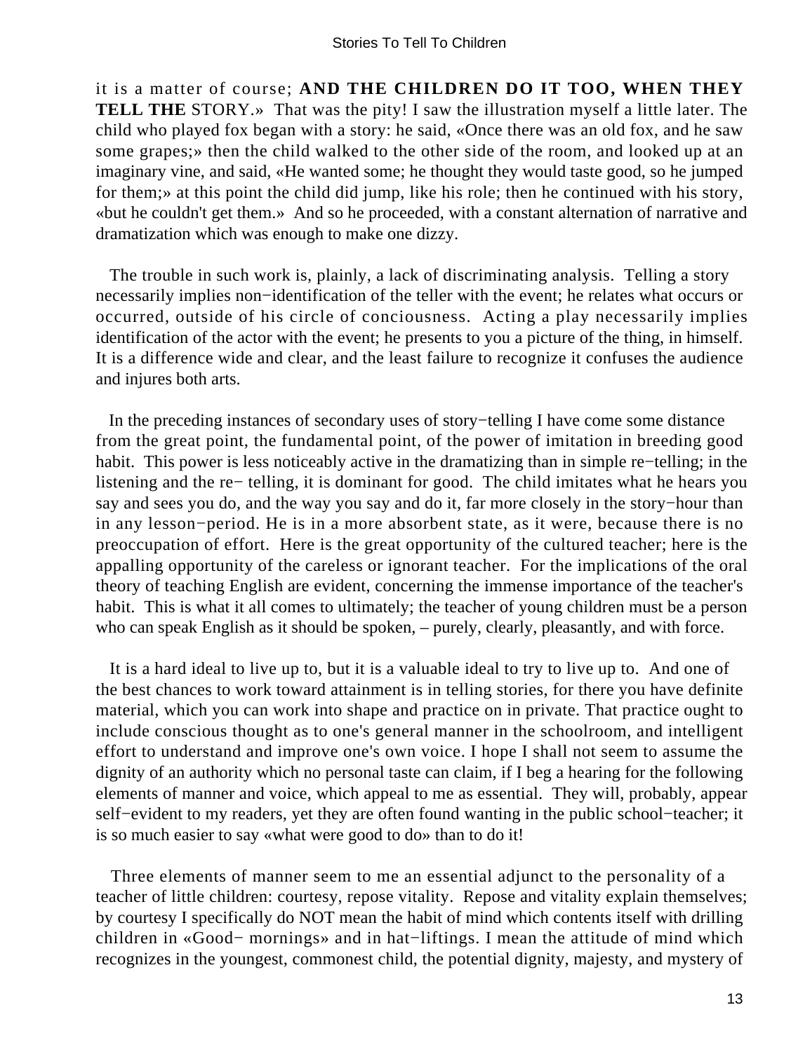it is a matter of course; **AND THE CHILDREN DO IT TOO, WHEN THEY TELL THE** STORY.» That was the pity! I saw the illustration myself a little later. The child who played fox began with a story: he said, «Once there was an old fox, and he saw some grapes;» then the child walked to the other side of the room, and looked up at an imaginary vine, and said, «He wanted some; he thought they would taste good, so he jumped for them;» at this point the child did jump, like his role; then he continued with his story, «but he couldn't get them.» And so he proceeded, with a constant alternation of narrative and dramatization which was enough to make one dizzy.

The trouble in such work is, plainly, a lack of discriminating analysis. Telling a story necessarily implies non−identification of the teller with the event; he relates what occurs or occurred, outside of his circle of conciousness. Acting a play necessarily implies identification of the actor with the event; he presents to you a picture of the thing, in himself. It is a difference wide and clear, and the least failure to recognize it confuses the audience and injures both arts.

In the preceding instances of secondary uses of story−telling I have come some distance from the great point, the fundamental point, of the power of imitation in breeding good habit. This power is less noticeably active in the dramatizing than in simple re−telling; in the listening and the re− telling, it is dominant for good. The child imitates what he hears you say and sees you do, and the way you say and do it, far more closely in the story−hour than in any lesson−period. He is in a more absorbent state, as it were, because there is no preoccupation of effort. Here is the great opportunity of the cultured teacher; here is the appalling opportunity of the careless or ignorant teacher. For the implications of the oral theory of teaching English are evident, concerning the immense importance of the teacher's habit. This is what it all comes to ultimately; the teacher of young children must be a person who can speak English as it should be spoken, – purely, clearly, pleasantly, and with force.

It is a hard ideal to live up to, but it is a valuable ideal to try to live up to. And one of the best chances to work toward attainment is in telling stories, for there you have definite material, which you can work into shape and practice on in private. That practice ought to include conscious thought as to one's general manner in the schoolroom, and intelligent effort to understand and improve one's own voice. I hope I shall not seem to assume the dignity of an authority which no personal taste can claim, if I beg a hearing for the following elements of manner and voice, which appeal to me as essential. They will, probably, appear self−evident to my readers, yet they are often found wanting in the public school−teacher; it is so much easier to say «what were good to do» than to do it!

Three elements of manner seem to me an essential adjunct to the personality of a teacher of little children: courtesy, repose vitality. Repose and vitality explain themselves; by courtesy I specifically do NOT mean the habit of mind which contents itself with drilling children in «Good− mornings» and in hat−liftings. I mean the attitude of mind which recognizes in the youngest, commonest child, the potential dignity, majesty, and mystery of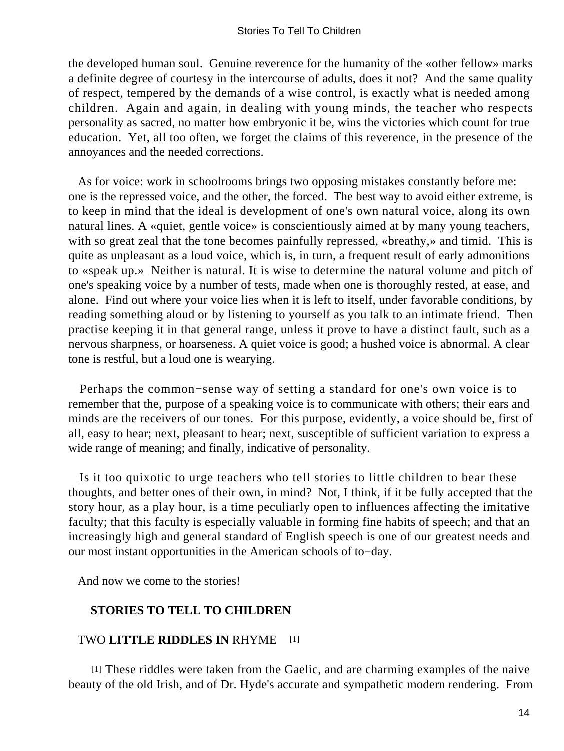the developed human soul. Genuine reverence for the humanity of the «other fellow» marks a definite degree of courtesy in the intercourse of adults, does it not? And the same quality of respect, tempered by the demands of a wise control, is exactly what is needed among children. Again and again, in dealing with young minds, the teacher who respects personality as sacred, no matter how embryonic it be, wins the victories which count for true education. Yet, all too often, we forget the claims of this reverence, in the presence of the annoyances and the needed corrections.

As for voice: work in schoolrooms brings two opposing mistakes constantly before me: one is the repressed voice, and the other, the forced. The best way to avoid either extreme, is to keep in mind that the ideal is development of one's own natural voice, along its own natural lines. A «quiet, gentle voice» is conscientiously aimed at by many young teachers, with so great zeal that the tone becomes painfully repressed, «breathy,» and timid. This is quite as unpleasant as a loud voice, which is, in turn, a frequent result of early admonitions to «speak up.» Neither is natural. It is wise to determine the natural volume and pitch of one's speaking voice by a number of tests, made when one is thoroughly rested, at ease, and alone. Find out where your voice lies when it is left to itself, under favorable conditions, by reading something aloud or by listening to yourself as you talk to an intimate friend. Then practise keeping it in that general range, unless it prove to have a distinct fault, such as a nervous sharpness, or hoarseness. A quiet voice is good; a hushed voice is abnormal. A clear tone is restful, but a loud one is wearying.

Perhaps the common−sense way of setting a standard for one's own voice is to remember that the, purpose of a speaking voice is to communicate with others; their ears and minds are the receivers of our tones. For this purpose, evidently, a voice should be, first of all, easy to hear; next, pleasant to hear; next, susceptible of sufficient variation to express a wide range of meaning; and finally, indicative of personality.

Is it too quixotic to urge teachers who tell stories to little children to bear these thoughts, and better ones of their own, in mind? Not, I think, if it be fully accepted that the story hour, as a play hour, is a time peculiarly open to influences affecting the imitative faculty; that this faculty is especially valuable in forming fine habits of speech; and that an increasingly high and general standard of English speech is one of our greatest needs and our most instant opportunities in the American schools of to−day.

And now we come to the stories!

## STORIES TO TELL TO CHILDREN

### TWO **LITTLE RIDDLES IN** RHYME [1]

[1] These riddles were taken from the Gaelic, and are charming examples of the naive beauty of the old Irish, and of Dr. Hyde's accurate and sympathetic modern rendering. From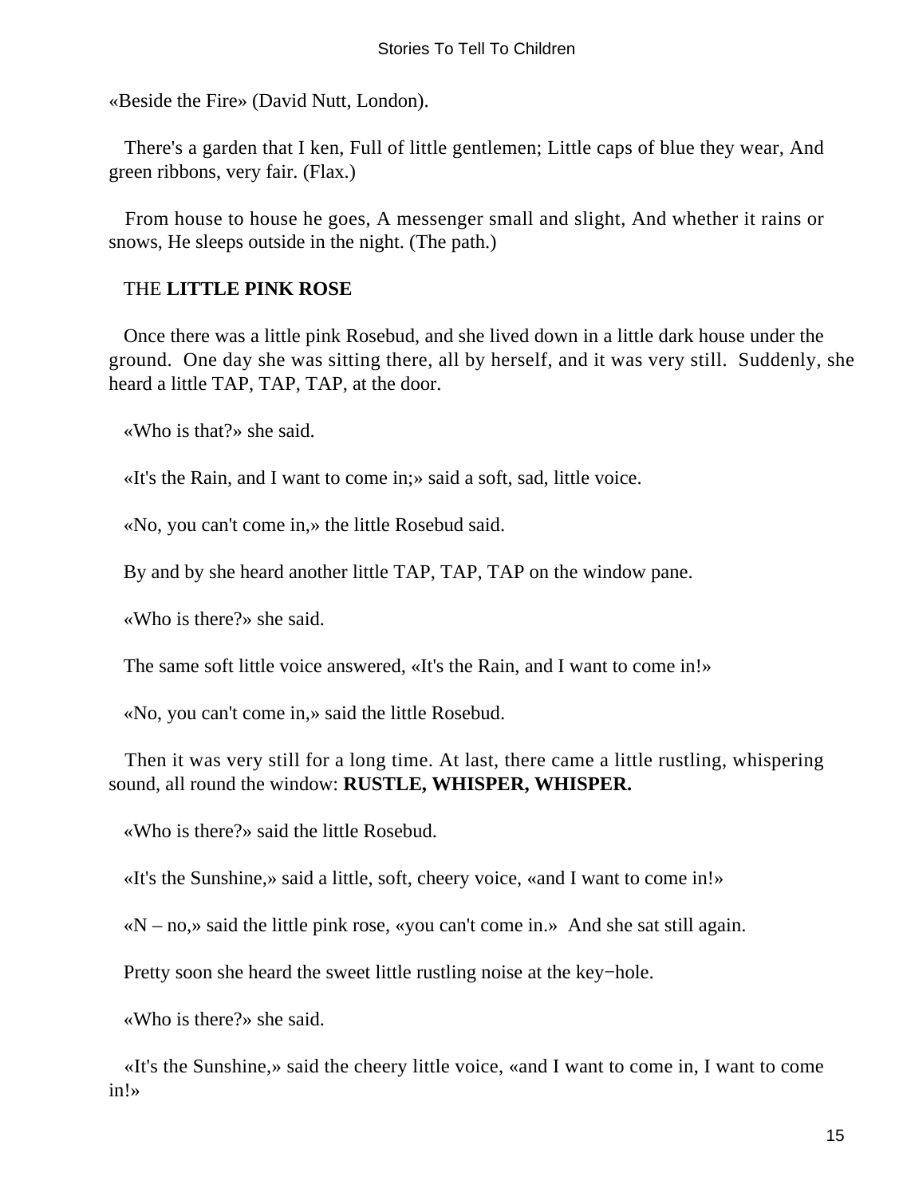«Beside the Fire» (David Nutt, London).

There's a garden that I ken, Full of little gentlemen; Little caps of blue they wear, And green ribbons, very fair. (Flax.)

From house to house he goes, A messenger small and slight, And whether it rains or snows, He sleeps outside in the night. (The path.)

## THE **LITTLE PINK ROSE**

Once there was a little pink Rosebud, and she lived down in a little dark house under the ground. One day she was sitting there, all by herself, and it was very still. Suddenly, she heard a little TAP, TAP, TAP, at the door.

«Who is that?» she said.

«It's the Rain, and I want to come in;» said a soft, sad, little voice.

«No, you can't come in,» the little Rosebud said.

By and by she heard another little TAP, TAP, TAP on the window pane.

«Who is there?» she said.

The same soft little voice answered, «It's the Rain, and I want to come in!»

«No, you can't come in,» said the little Rosebud.

Then it was very still for a long time. At last, there came a little rustling, whispering sound, all round the window: **RUSTLE, WHISPER, WHISPER.**

«Who is there?» said the little Rosebud.

«It's the Sunshine,» said a little, soft, cheery voice, «and I want to come in!»

«N – no,» said the little pink rose, «you can't come in.» And she sat still again.

Pretty soon she heard the sweet little rustling noise at the key−hole.

«Who is there?» she said.

«It's the Sunshine,» said the cheery little voice, «and I want to come in, I want to come in!»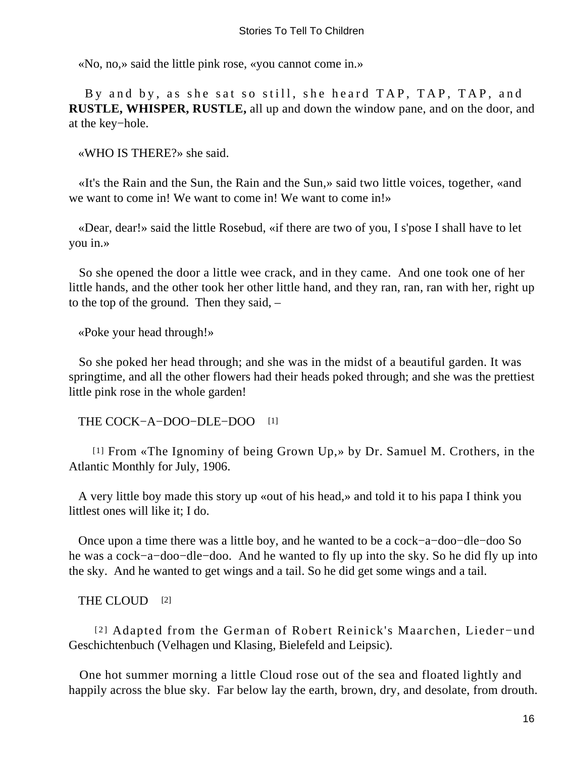«No, no,» said the little pink rose, «you cannot come in.»

By and by, as she sat so still, she heard TAP, TAP, TAP, and **RUSTLE, WHISPER, RUSTLE,** all up and down the window pane, and on the door, and at the key−hole.

«WHO IS THERE?» she said.

«It's the Rain and the Sun, the Rain and the Sun,» said two little voices, together, «and we want to come in! We want to come in! We want to come in!»

«Dear, dear!» said the little Rosebud, «if there are two of you, I s'pose I shall have to let you in.»

So she opened the door a little wee crack, and in they came. And one took one of her little hands, and the other took her other little hand, and they ran, ran, ran with her, right up to the top of the ground. Then they said, –

«Poke your head through!»

So she poked her head through; and she was in the midst of a beautiful garden. It was springtime, and all the other flowers had their heads poked through; and she was the prettiest little pink rose in the whole garden!

## THE COCK−A−DOO−DLE−DOO [1]

[1] From «The Ignominy of being Grown Up,» by Dr. Samuel M. Crothers, in the Atlantic Monthly for July, 1906.

A very little boy made this story up «out of his head,» and told it to his papa I think you littlest ones will like it; I do.

Once upon a time there was a little boy, and he wanted to be a cock−a−doo−dle−doo So he was a cock−a−doo−dle−doo. And he wanted to fly up into the sky. So he did fly up into the sky. And he wanted to get wings and a tail. So he did get some wings and a tail.

## THE CLOUD [2]

[2] Adapted from the German of Robert Reinick's Maarchen, Lieder−und Geschichtenbuch (Velhagen und Klasing, Bielefeld and Leipsic).

One hot summer morning a little Cloud rose out of the sea and floated lightly and happily across the blue sky. Far below lay the earth, brown, dry, and desolate, from drouth.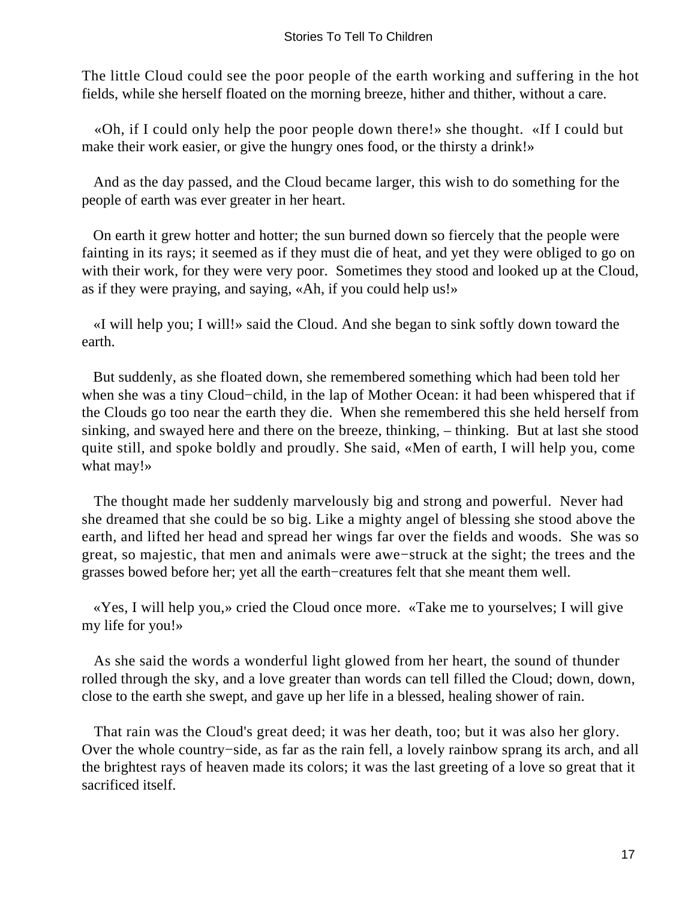The little Cloud could see the poor people of the earth working and suffering in the hot fields, while she herself floated on the morning breeze, hither and thither, without a care.

«Oh, if I could only help the poor people down there!» she thought. «If I could but make their work easier, or give the hungry ones food, or the thirsty a drink!»

And as the day passed, and the Cloud became larger, this wish to do something for the people of earth was ever greater in her heart.

On earth it grew hotter and hotter; the sun burned down so fiercely that the people were fainting in its rays; it seemed as if they must die of heat, and yet they were obliged to go on with their work, for they were very poor. Sometimes they stood and looked up at the Cloud, as if they were praying, and saying, «Ah, if you could help us!»

«I will help you; I will!» said the Cloud. And she began to sink softly down toward the earth.

But suddenly, as she floated down, she remembered something which had been told her when she was a tiny Cloud−child, in the lap of Mother Ocean: it had been whispered that if the Clouds go too near the earth they die. When she remembered this she held herself from sinking, and swayed here and there on the breeze, thinking, – thinking. But at last she stood quite still, and spoke boldly and proudly. She said, «Men of earth, I will help you, come what may!»

The thought made her suddenly marvelously big and strong and powerful. Never had she dreamed that she could be so big. Like a mighty angel of blessing she stood above the earth, and lifted her head and spread her wings far over the fields and woods. She was so great, so majestic, that men and animals were awe−struck at the sight; the trees and the grasses bowed before her; yet all the earth−creatures felt that she meant them well.

«Yes, I will help you,» cried the Cloud once more. «Take me to yourselves; I will give my life for you!»

As she said the words a wonderful light glowed from her heart, the sound of thunder rolled through the sky, and a love greater than words can tell filled the Cloud; down, down, close to the earth she swept, and gave up her life in a blessed, healing shower of rain.

That rain was the Cloud's great deed; it was her death, too; but it was also her glory. Over the whole country−side, as far as the rain fell, a lovely rainbow sprang its arch, and all the brightest rays of heaven made its colors; it was the last greeting of a love so great that it sacrificed itself.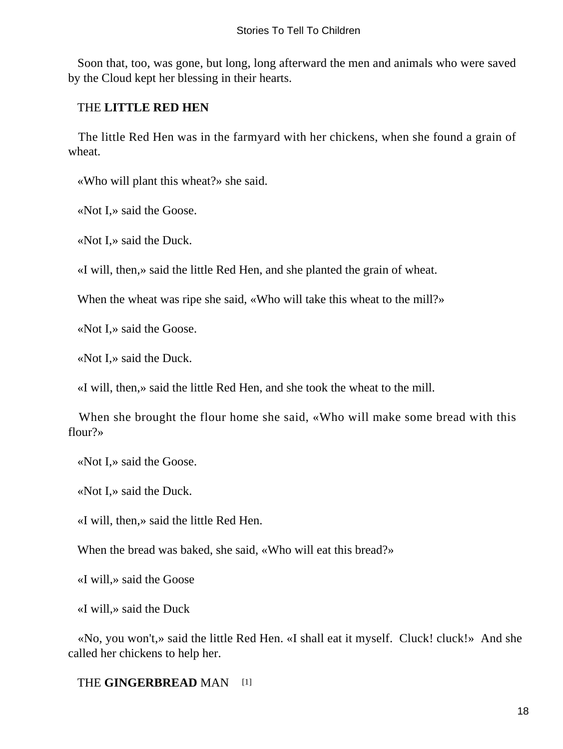Soon that, too, was gone, but long, long afterward the men and animals who were saved by the Cloud kept her blessing in their hearts.

## THE **LITTLE RED HEN**

The little Red Hen was in the farmyard with her chickens, when she found a grain of wheat.

«Who will plant this wheat?» she said.

«Not I,» said the Goose.

«Not I,» said the Duck.

«I will, then,» said the little Red Hen, and she planted the grain of wheat.

When the wheat was ripe she said, «Who will take this wheat to the mill?»

«Not I,» said the Goose.

«Not I,» said the Duck.

«I will, then,» said the little Red Hen, and she took the wheat to the mill.

When she brought the flour home she said, «Who will make some bread with this flour?»

«Not I,» said the Goose.

«Not I,» said the Duck.

«I will, then,» said the little Red Hen.

When the bread was baked, she said, «Who will eat this bread?»

«I will,» said the Goose

«I will,» said the Duck

«No, you won't,» said the little Red Hen. «I shall eat it myself. Cluck! cluck!» And she called her chickens to help her.

## THE **GINGERBREAD** MAN [1]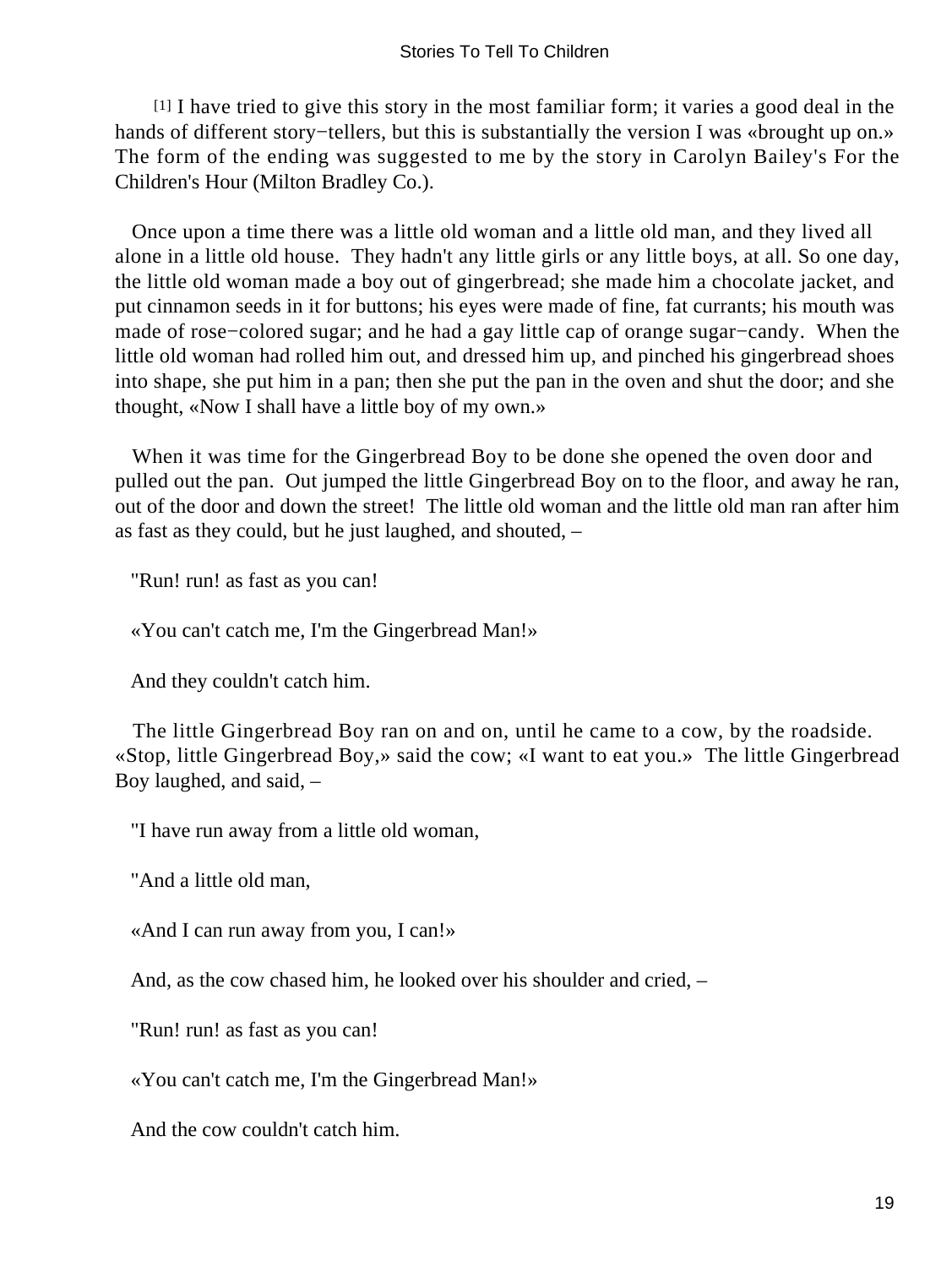[1] I have tried to give this story in the most familiar form; it varies a good deal in the hands of different story−tellers, but this is substantially the version I was «brought up on.» The form of the ending was suggested to me by the story in Carolyn Bailey's For the Children's Hour (Milton Bradley Co.).

Once upon a time there was a little old woman and a little old man, and they lived all alone in a little old house. They hadn't any little girls or any little boys, at all. So one day, the little old woman made a boy out of gingerbread; she made him a chocolate jacket, and put cinnamon seeds in it for buttons; his eyes were made of fine, fat currants; his mouth was made of rose−colored sugar; and he had a gay little cap of orange sugar−candy. When the little old woman had rolled him out, and dressed him up, and pinched his gingerbread shoes into shape, she put him in a pan; then she put the pan in the oven and shut the door; and she thought, «Now I shall have a little boy of my own.»

When it was time for the Gingerbread Boy to be done she opened the oven door and pulled out the pan. Out jumped the little Gingerbread Boy on to the floor, and away he ran, out of the door and down the street! The little old woman and the little old man ran after him as fast as they could, but he just laughed, and shouted, –

"Run! run! as fast as you can!

«You can't catch me, I'm the Gingerbread Man!»

And they couldn't catch him.

The little Gingerbread Boy ran on and on, until he came to a cow, by the roadside. «Stop, little Gingerbread Boy,» said the cow; «I want to eat you.» The little Gingerbread Boy laughed, and said, –

"I have run away from a little old woman,

"And a little old man,

«And I can run away from you, I can!»

And, as the cow chased him, he looked over his shoulder and cried, –

"Run! run! as fast as you can!

«You can't catch me, I'm the Gingerbread Man!»

And the cow couldn't catch him.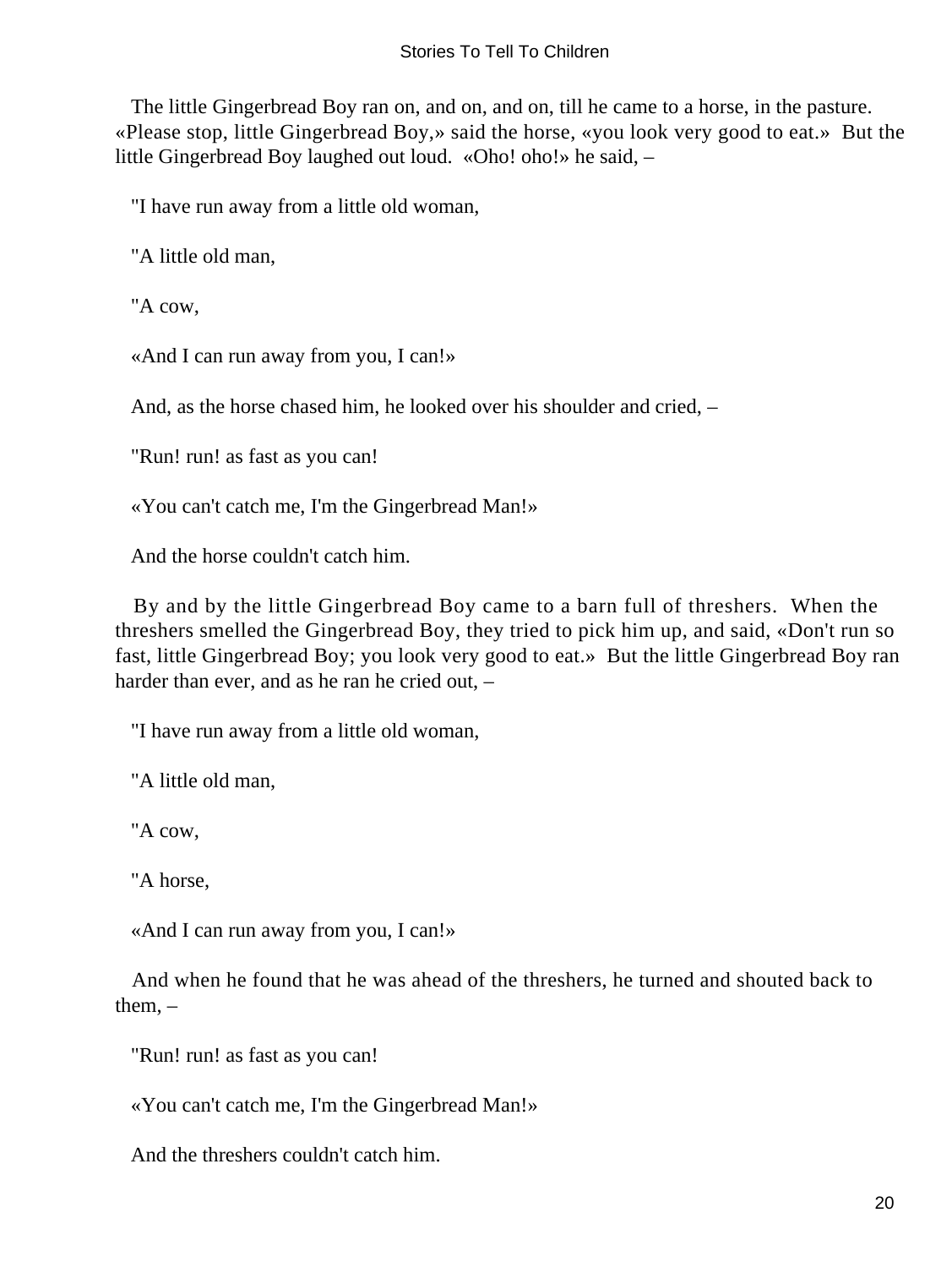The little Gingerbread Boy ran on, and on, and on, till he came to a horse, in the pasture. «Please stop, little Gingerbread Boy,» said the horse, «you look very good to eat.» But the little Gingerbread Boy laughed out loud. «Oho! oho!» he said, –

"I have run away from a little old woman,

"A little old man,

"A cow,

«And I can run away from you, I can!»

And, as the horse chased him, he looked over his shoulder and cried, –

"Run! run! as fast as you can!

«You can't catch me, I'm the Gingerbread Man!»

And the horse couldn't catch him.

By and by the little Gingerbread Boy came to a barn full of threshers. When the threshers smelled the Gingerbread Boy, they tried to pick him up, and said, «Don't run so fast, little Gingerbread Boy; you look very good to eat.» But the little Gingerbread Boy ran harder than ever, and as he ran he cried out, –

"I have run away from a little old woman,

"A little old man,

"A cow,

"A horse,

«And I can run away from you, I can!»

And when he found that he was ahead of the threshers, he turned and shouted back to them, –

"Run! run! as fast as you can!

«You can't catch me, I'm the Gingerbread Man!»

And the threshers couldn't catch him.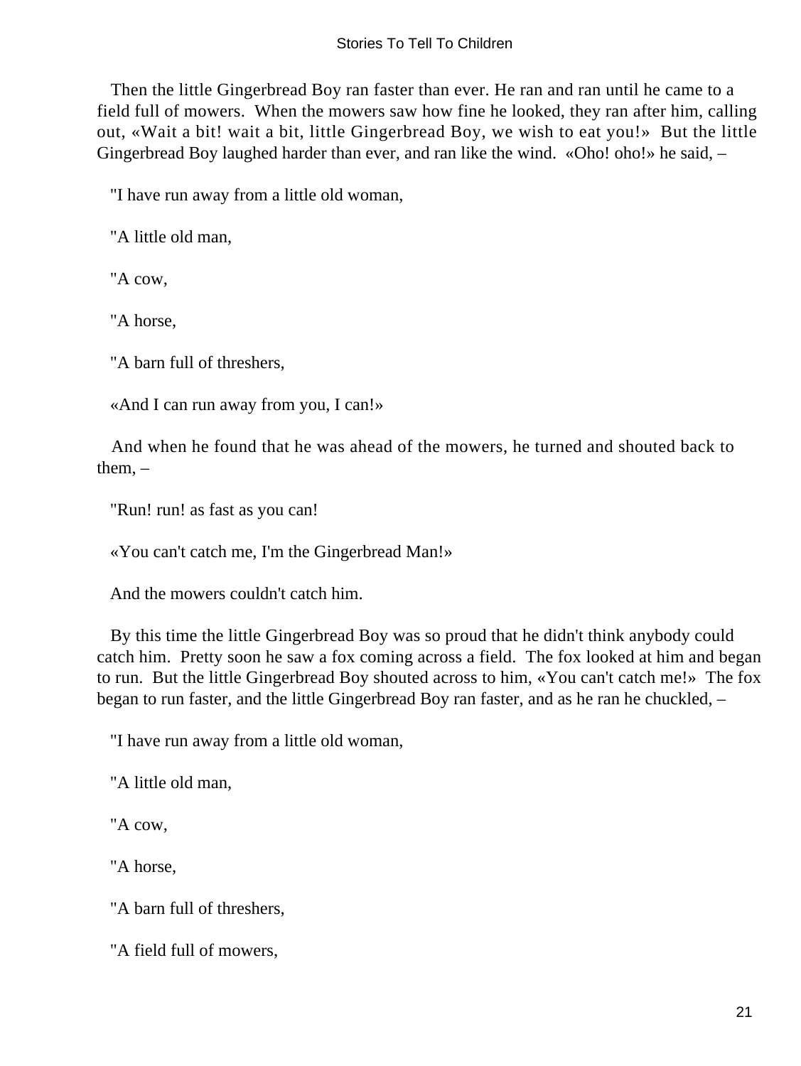Then the little Gingerbread Boy ran faster than ever. He ran and ran until he came to a field full of mowers. When the mowers saw how fine he looked, they ran after him, calling out, «Wait a bit! wait a bit, little Gingerbread Boy, we wish to eat you!» But the little Gingerbread Boy laughed harder than ever, and ran like the wind. «Oho! oho!» he said, –

"I have run away from a little old woman,

"A little old man,

"A cow,

"A horse,

"A barn full of threshers,

«And I can run away from you, I can!»

And when he found that he was ahead of the mowers, he turned and shouted back to them, –

"Run! run! as fast as you can!

«You can't catch me, I'm the Gingerbread Man!»

And the mowers couldn't catch him.

By this time the little Gingerbread Boy was so proud that he didn't think anybody could catch him. Pretty soon he saw a fox coming across a field. The fox looked at him and began to run. But the little Gingerbread Boy shouted across to him, «You can't catch me!» The fox began to run faster, and the little Gingerbread Boy ran faster, and as he ran he chuckled, –

"I have run away from a little old woman,

"A little old man,

"A cow,

"A horse,

"A barn full of threshers,

"A field full of mowers,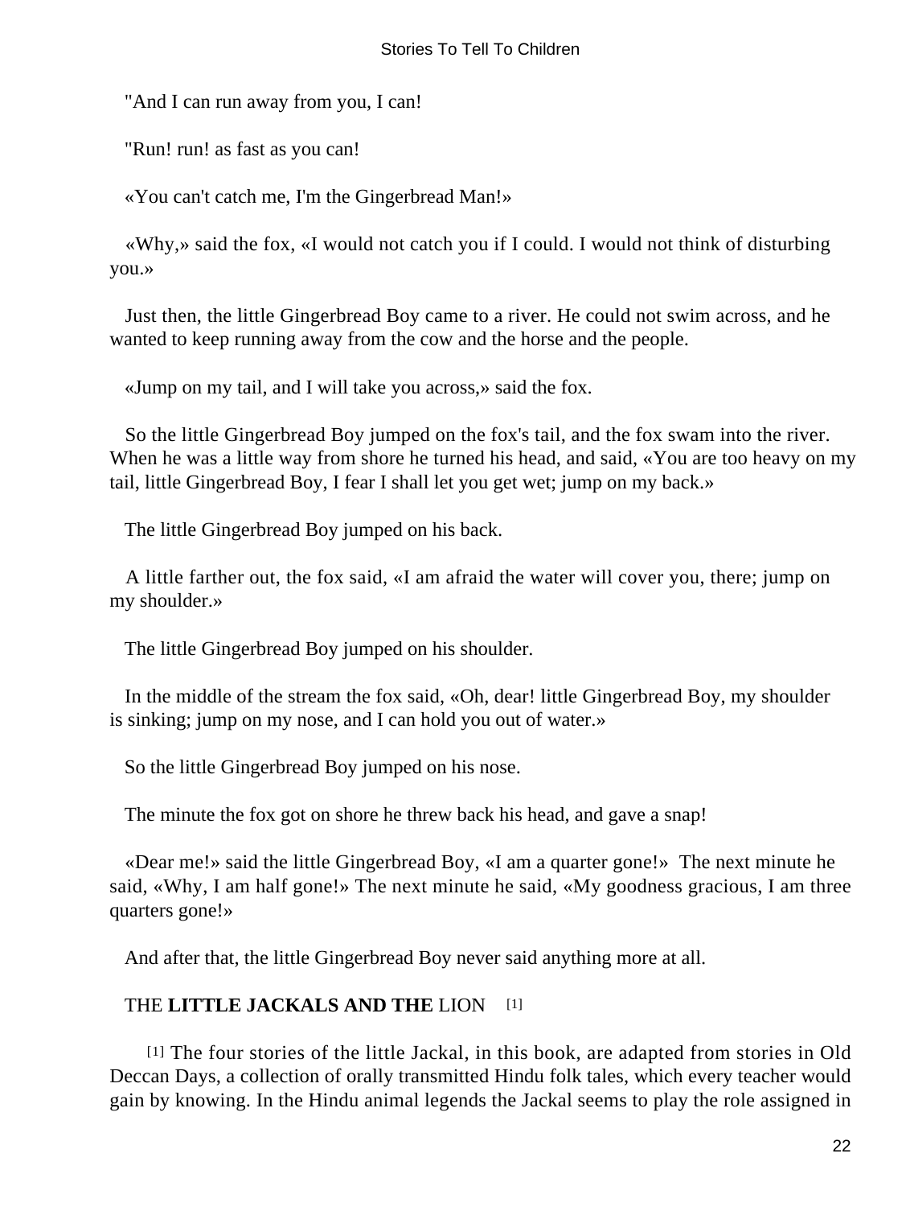"And I can run away from you, I can!

"Run! run! as fast as you can!

«You can't catch me, I'm the Gingerbread Man!»

«Why,» said the fox, «I would not catch you if I could. I would not think of disturbing you.»

Just then, the little Gingerbread Boy came to a river. He could not swim across, and he wanted to keep running away from the cow and the horse and the people.

«Jump on my tail, and I will take you across,» said the fox.

So the little Gingerbread Boy jumped on the fox's tail, and the fox swam into the river. When he was a little way from shore he turned his head, and said, «You are too heavy on my tail, little Gingerbread Boy, I fear I shall let you get wet; jump on my back.»

The little Gingerbread Boy jumped on his back.

A little farther out, the fox said, «I am afraid the water will cover you, there; jump on my shoulder.»

The little Gingerbread Boy jumped on his shoulder.

In the middle of the stream the fox said, «Oh, dear! little Gingerbread Boy, my shoulder is sinking; jump on my nose, and I can hold you out of water.»

So the little Gingerbread Boy jumped on his nose.

The minute the fox got on shore he threw back his head, and gave a snap!

«Dear me!» said the little Gingerbread Boy, «I am a quarter gone!» The next minute he said, «Why, I am half gone!» The next minute he said, «My goodness gracious, I am three quarters gone!»

And after that, the little Gingerbread Boy never said anything more at all.

## THE **LITTLE JACKALS AND THE** LION [1]

[1] The four stories of the little Jackal, in this book, are adapted from stories in Old Deccan Days, a collection of orally transmitted Hindu folk tales, which every teacher would gain by knowing. In the Hindu animal legends the Jackal seems to play the role assigned in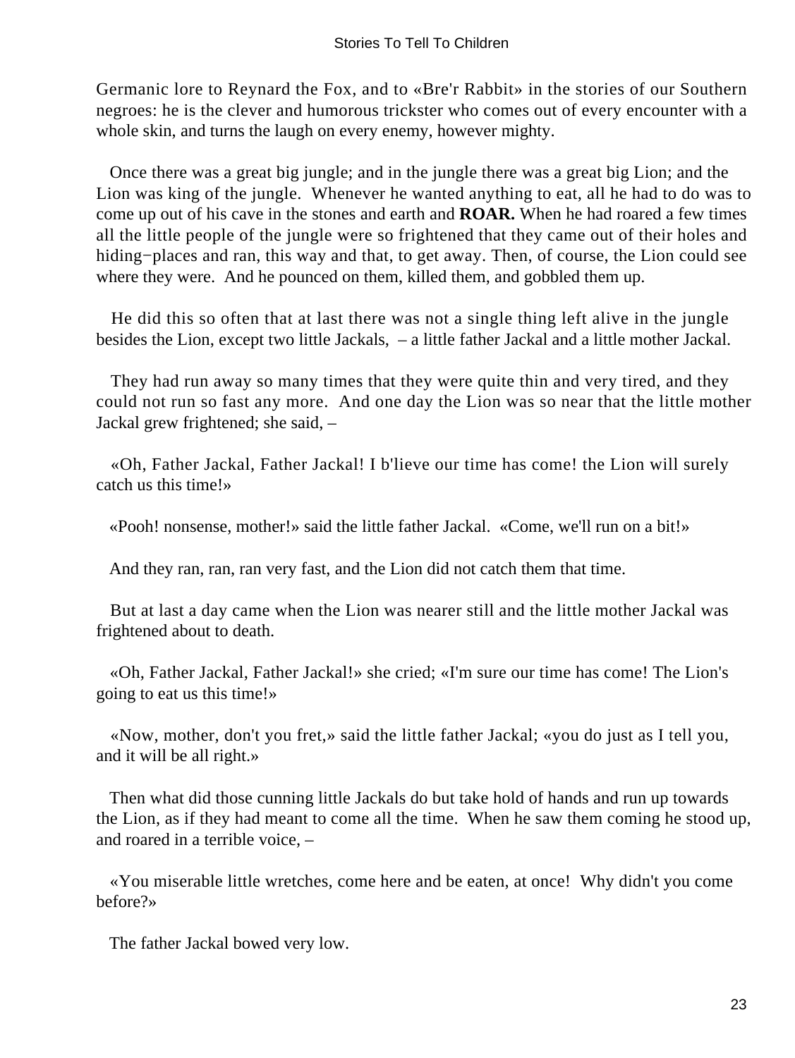Germanic lore to Reynard the Fox, and to «Bre'r Rabbit» in the stories of our Southern negroes: he is the clever and humorous trickster who comes out of every encounter with a whole skin, and turns the laugh on every enemy, however mighty.

Once there was a great big jungle; and in the jungle there was a great big Lion; and the Lion was king of the jungle. Whenever he wanted anything to eat, all he had to do was to come up out of his cave in the stones and earth and **ROAR.** When he had roared a few times all the little people of the jungle were so frightened that they came out of their holes and hiding−places and ran, this way and that, to get away. Then, of course, the Lion could see where they were. And he pounced on them, killed them, and gobbled them up.

He did this so often that at last there was not a single thing left alive in the jungle besides the Lion, except two little Jackals, – a little father Jackal and a little mother Jackal.

They had run away so many times that they were quite thin and very tired, and they could not run so fast any more. And one day the Lion was so near that the little mother Jackal grew frightened; she said, –

«Oh, Father Jackal, Father Jackal! I b'lieve our time has come! the Lion will surely catch us this time!»

«Pooh! nonsense, mother!» said the little father Jackal. «Come, we'll run on a bit!»

And they ran, ran, ran very fast, and the Lion did not catch them that time.

But at last a day came when the Lion was nearer still and the little mother Jackal was frightened about to death.

«Oh, Father Jackal, Father Jackal!» she cried; «I'm sure our time has come! The Lion's going to eat us this time!»

«Now, mother, don't you fret,» said the little father Jackal; «you do just as I tell you, and it will be all right.»

Then what did those cunning little Jackals do but take hold of hands and run up towards the Lion, as if they had meant to come all the time. When he saw them coming he stood up, and roared in a terrible voice, –

«You miserable little wretches, come here and be eaten, at once! Why didn't you come before?»

The father Jackal bowed very low.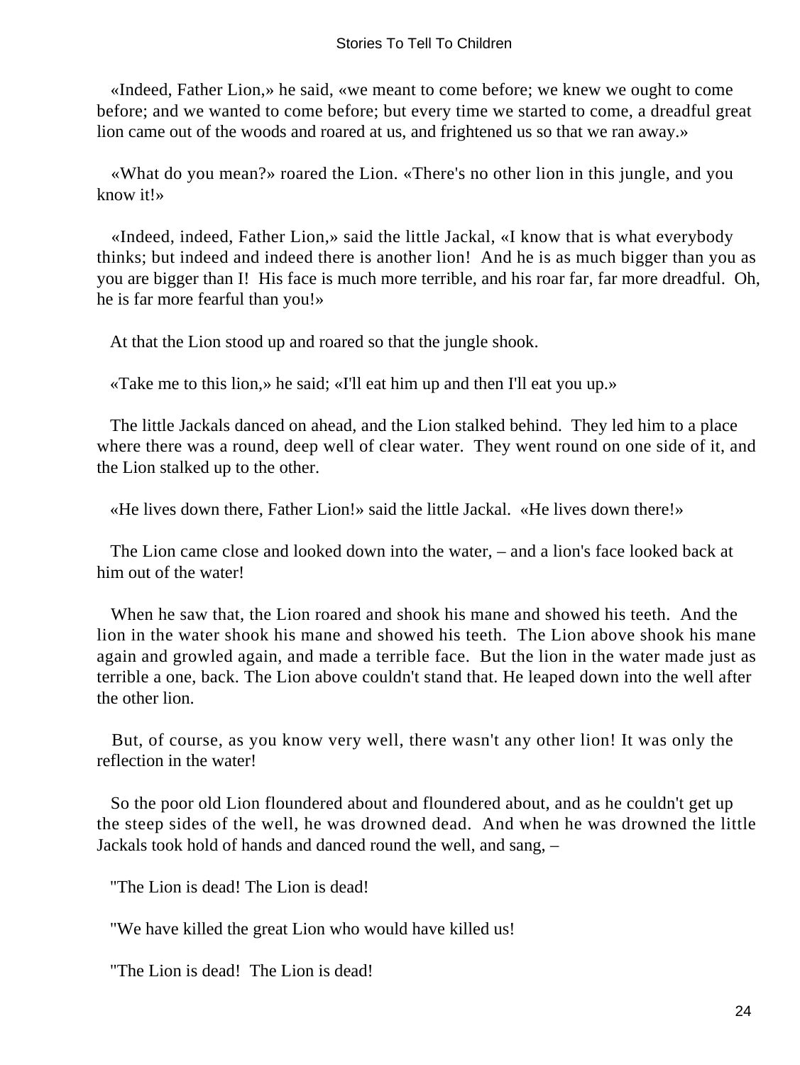«Indeed, Father Lion,» he said, «we meant to come before; we knew we ought to come before; and we wanted to come before; but every time we started to come, a dreadful great lion came out of the woods and roared at us, and frightened us so that we ran away.»

«What do you mean?» roared the Lion. «There's no other lion in this jungle, and you know it!»

«Indeed, indeed, Father Lion,» said the little Jackal, «I know that is what everybody thinks; but indeed and indeed there is another lion! And he is as much bigger than you as you are bigger than I! His face is much more terrible, and his roar far, far more dreadful. Oh, he is far more fearful than you!»

At that the Lion stood up and roared so that the jungle shook.

«Take me to this lion,» he said; «I'll eat him up and then I'll eat you up.»

The little Jackals danced on ahead, and the Lion stalked behind. They led him to a place where there was a round, deep well of clear water. They went round on one side of it, and the Lion stalked up to the other.

«He lives down there, Father Lion!» said the little Jackal. «He lives down there!»

The Lion came close and looked down into the water, – and a lion's face looked back at him out of the water!

When he saw that, the Lion roared and shook his mane and showed his teeth. And the lion in the water shook his mane and showed his teeth. The Lion above shook his mane again and growled again, and made a terrible face. But the lion in the water made just as terrible a one, back. The Lion above couldn't stand that. He leaped down into the well after the other lion.

But, of course, as you know very well, there wasn't any other lion! It was only the reflection in the water!

So the poor old Lion floundered about and floundered about, and as he couldn't get up the steep sides of the well, he was drowned dead. And when he was drowned the little Jackals took hold of hands and danced round the well, and sang, –

"The Lion is dead! The Lion is dead!

"We have killed the great Lion who would have killed us!

"The Lion is dead! The Lion is dead!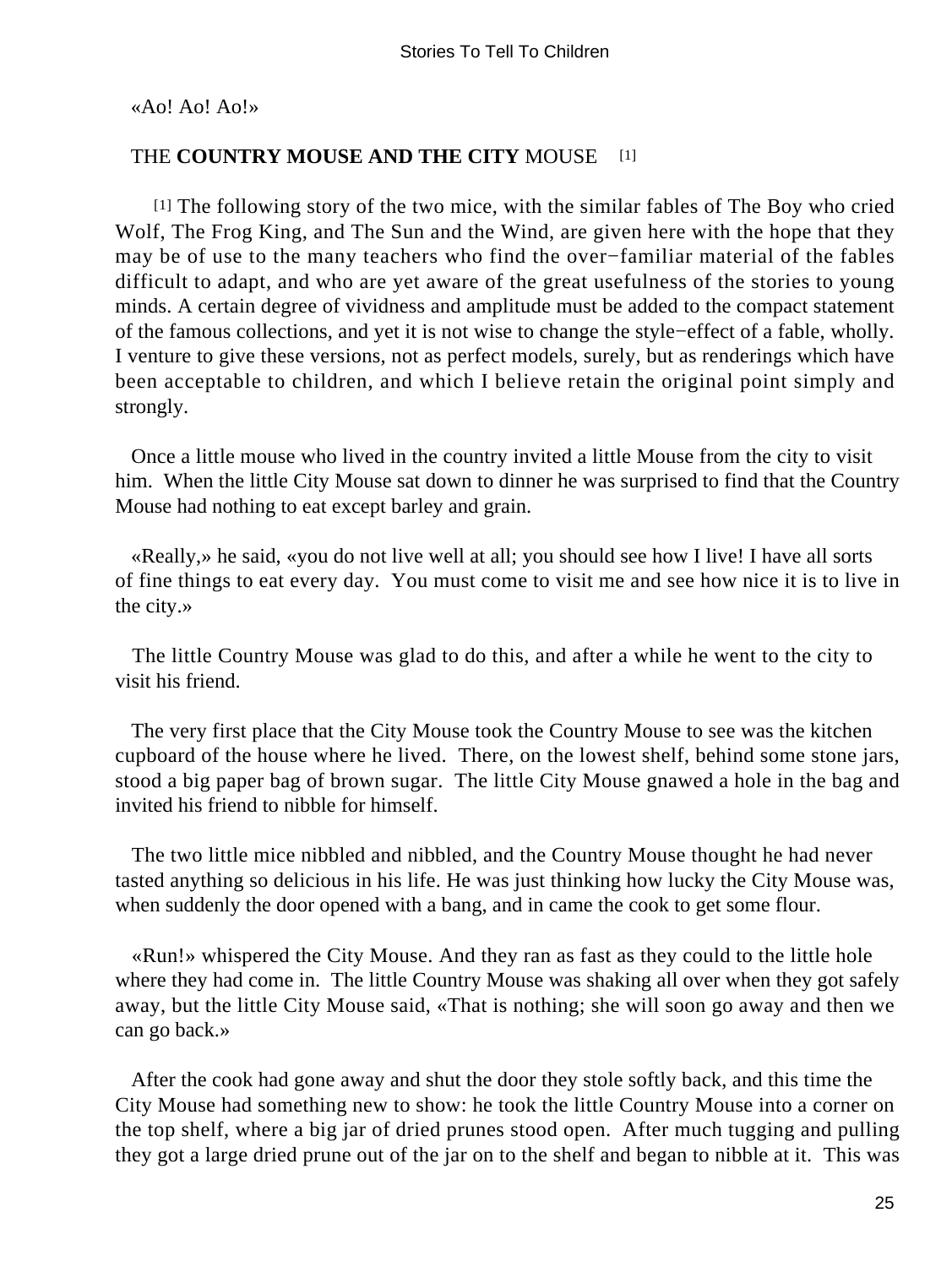«Ao! Ao! Ao!»

## THE **COUNTRY MOUSE AND THE CITY** MOUSE [1]

[1] The following story of the two mice, with the similar fables of The Boy who cried Wolf, The Frog King, and The Sun and the Wind, are given here with the hope that they may be of use to the many teachers who find the over−familiar material of the fables difficult to adapt, and who are yet aware of the great usefulness of the stories to young minds. A certain degree of vividness and amplitude must be added to the compact statement of the famous collections, and yet it is not wise to change the style−effect of a fable, wholly. I venture to give these versions, not as perfect models, surely, but as renderings which have been acceptable to children, and which I believe retain the original point simply and strongly.

Once a little mouse who lived in the country invited a little Mouse from the city to visit him. When the little City Mouse sat down to dinner he was surprised to find that the Country Mouse had nothing to eat except barley and grain.

«Really,» he said, «you do not live well at all; you should see how I live! I have all sorts of fine things to eat every day. You must come to visit me and see how nice it is to live in the city.»

The little Country Mouse was glad to do this, and after a while he went to the city to visit his friend.

The very first place that the City Mouse took the Country Mouse to see was the kitchen cupboard of the house where he lived. There, on the lowest shelf, behind some stone jars, stood a big paper bag of brown sugar. The little City Mouse gnawed a hole in the bag and invited his friend to nibble for himself.

The two little mice nibbled and nibbled, and the Country Mouse thought he had never tasted anything so delicious in his life. He was just thinking how lucky the City Mouse was, when suddenly the door opened with a bang, and in came the cook to get some flour.

«Run!» whispered the City Mouse. And they ran as fast as they could to the little hole where they had come in. The little Country Mouse was shaking all over when they got safely away, but the little City Mouse said, «That is nothing; she will soon go away and then we can go back.»

After the cook had gone away and shut the door they stole softly back, and this time the City Mouse had something new to show: he took the little Country Mouse into a corner on the top shelf, where a big jar of dried prunes stood open. After much tugging and pulling they got a large dried prune out of the jar on to the shelf and began to nibble at it. This was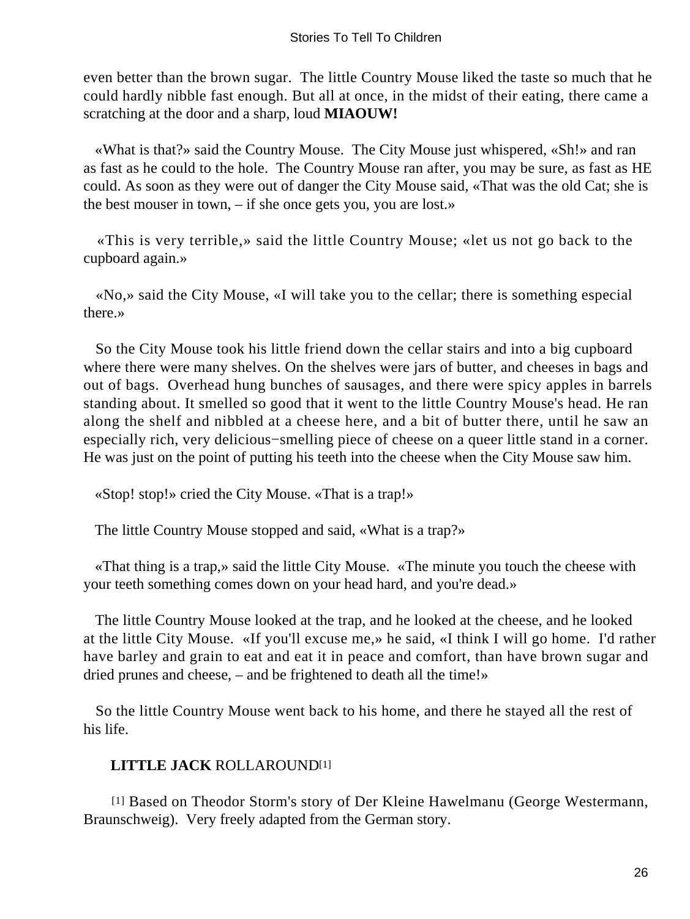even better than the brown sugar. The little Country Mouse liked the taste so much that he could hardly nibble fast enough. But all at once, in the midst of their eating, there came a scratching at the door and a sharp, loud **MIAOUW!**

«What is that?» said the Country Mouse. The City Mouse just whispered, «Sh!» and ran as fast as he could to the hole. The Country Mouse ran after, you may be sure, as fast as HE could. As soon as they were out of danger the City Mouse said, «That was the old Cat; she is the best mouser in town, – if she once gets you, you are lost.»

«This is very terrible,» said the little Country Mouse; «let us not go back to the cupboard again.»

«No,» said the City Mouse, «I will take you to the cellar; there is something especial there.»

So the City Mouse took his little friend down the cellar stairs and into a big cupboard where there were many shelves. On the shelves were jars of butter, and cheeses in bags and out of bags. Overhead hung bunches of sausages, and there were spicy apples in barrels standing about. It smelled so good that it went to the little Country Mouse's head. He ran along the shelf and nibbled at a cheese here, and a bit of butter there, until he saw an especially rich, very delicious−smelling piece of cheese on a queer little stand in a corner. He was just on the point of putting his teeth into the cheese when the City Mouse saw him.

«Stop! stop!» cried the City Mouse. «That is a trap!»

The little Country Mouse stopped and said, «What is a trap?»

«That thing is a trap,» said the little City Mouse. «The minute you touch the cheese with your teeth something comes down on your head hard, and you're dead.»

The little Country Mouse looked at the trap, and he looked at the cheese, and he looked at the little City Mouse. «If you'll excuse me,» he said, «I think I will go home. I'd rather have barley and grain to eat and eat it in peace and comfort, than have brown sugar and dried prunes and cheese, – and be frightened to death all the time!»

So the little Country Mouse went back to his home, and there he stayed all the rest of his life.

## **LITTLE JACK** ROLLAROUND[1]

[1] Based on Theodor Storm's story of Der Kleine Hawelmanu (George Westermann, Braunschweig). Very freely adapted from the German story.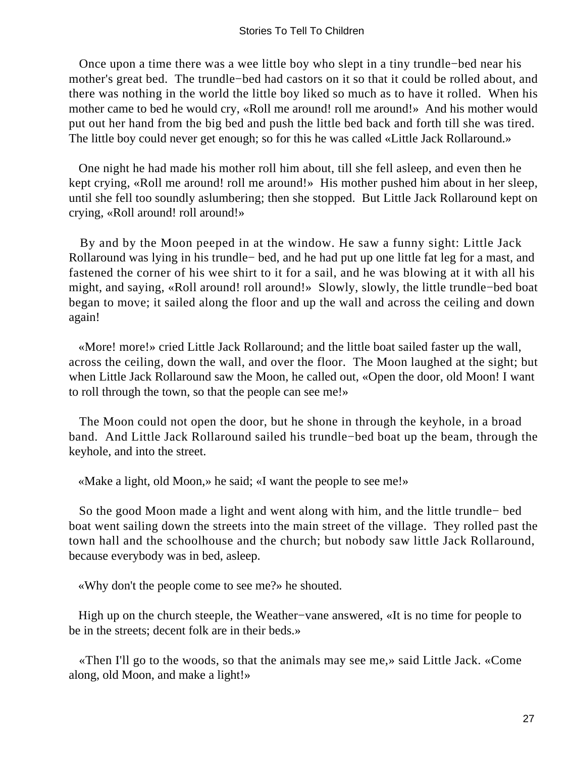Once upon a time there was a wee little boy who slept in a tiny trundle−bed near his mother's great bed. The trundle−bed had castors on it so that it could be rolled about, and there was nothing in the world the little boy liked so much as to have it rolled. When his mother came to bed he would cry, «Roll me around! roll me around!» And his mother would put out her hand from the big bed and push the little bed back and forth till she was tired. The little boy could never get enough; so for this he was called «Little Jack Rollaround.»

One night he had made his mother roll him about, till she fell asleep, and even then he kept crying, «Roll me around! roll me around!» His mother pushed him about in her sleep, until she fell too soundly aslumbering; then she stopped. But Little Jack Rollaround kept on crying, «Roll around! roll around!»

By and by the Moon peeped in at the window. He saw a funny sight: Little Jack Rollaround was lying in his trundle− bed, and he had put up one little fat leg for a mast, and fastened the corner of his wee shirt to it for a sail, and he was blowing at it with all his might, and saying, «Roll around! roll around!» Slowly, slowly, the little trundle−bed boat began to move; it sailed along the floor and up the wall and across the ceiling and down again!

«More! more!» cried Little Jack Rollaround; and the little boat sailed faster up the wall, across the ceiling, down the wall, and over the floor. The Moon laughed at the sight; but when Little Jack Rollaround saw the Moon, he called out, «Open the door, old Moon! I want to roll through the town, so that the people can see me!»

The Moon could not open the door, but he shone in through the keyhole, in a broad band. And Little Jack Rollaround sailed his trundle−bed boat up the beam, through the keyhole, and into the street.

«Make a light, old Moon,» he said; «I want the people to see me!»

So the good Moon made a light and went along with him, and the little trundle− bed boat went sailing down the streets into the main street of the village. They rolled past the town hall and the schoolhouse and the church; but nobody saw little Jack Rollaround, because everybody was in bed, asleep.

«Why don't the people come to see me?» he shouted.

High up on the church steeple, the Weather−vane answered, «It is no time for people to be in the streets; decent folk are in their beds.»

«Then I'll go to the woods, so that the animals may see me,» said Little Jack. «Come along, old Moon, and make a light!»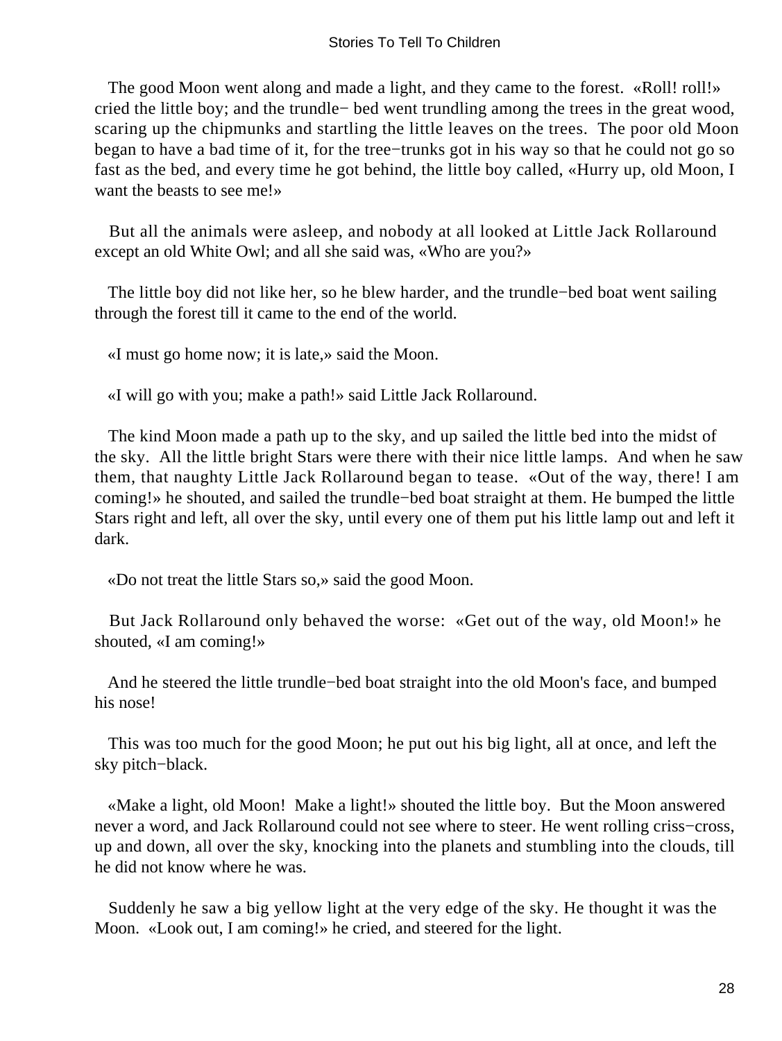The good Moon went along and made a light, and they came to the forest. «Roll! roll!» cried the little boy; and the trundle− bed went trundling among the trees in the great wood, scaring up the chipmunks and startling the little leaves on the trees. The poor old Moon began to have a bad time of it, for the tree−trunks got in his way so that he could not go so fast as the bed, and every time he got behind, the little boy called, «Hurry up, old Moon, I want the beasts to see me!»

But all the animals were asleep, and nobody at all looked at Little Jack Rollaround except an old White Owl; and all she said was, «Who are you?»

The little boy did not like her, so he blew harder, and the trundle−bed boat went sailing through the forest till it came to the end of the world.

«I must go home now; it is late,» said the Moon.

«I will go with you; make a path!» said Little Jack Rollaround.

The kind Moon made a path up to the sky, and up sailed the little bed into the midst of the sky. All the little bright Stars were there with their nice little lamps. And when he saw them, that naughty Little Jack Rollaround began to tease. «Out of the way, there! I am coming!» he shouted, and sailed the trundle−bed boat straight at them. He bumped the little Stars right and left, all over the sky, until every one of them put his little lamp out and left it dark.

«Do not treat the little Stars so,» said the good Moon.

But Jack Rollaround only behaved the worse: «Get out of the way, old Moon!» he shouted, «I am coming!»

And he steered the little trundle−bed boat straight into the old Moon's face, and bumped his nose!

This was too much for the good Moon; he put out his big light, all at once, and left the sky pitch−black.

«Make a light, old Moon! Make a light!» shouted the little boy. But the Moon answered never a word, and Jack Rollaround could not see where to steer. He went rolling criss−cross, up and down, all over the sky, knocking into the planets and stumbling into the clouds, till he did not know where he was.

Suddenly he saw a big yellow light at the very edge of the sky. He thought it was the Moon. «Look out, I am coming!» he cried, and steered for the light.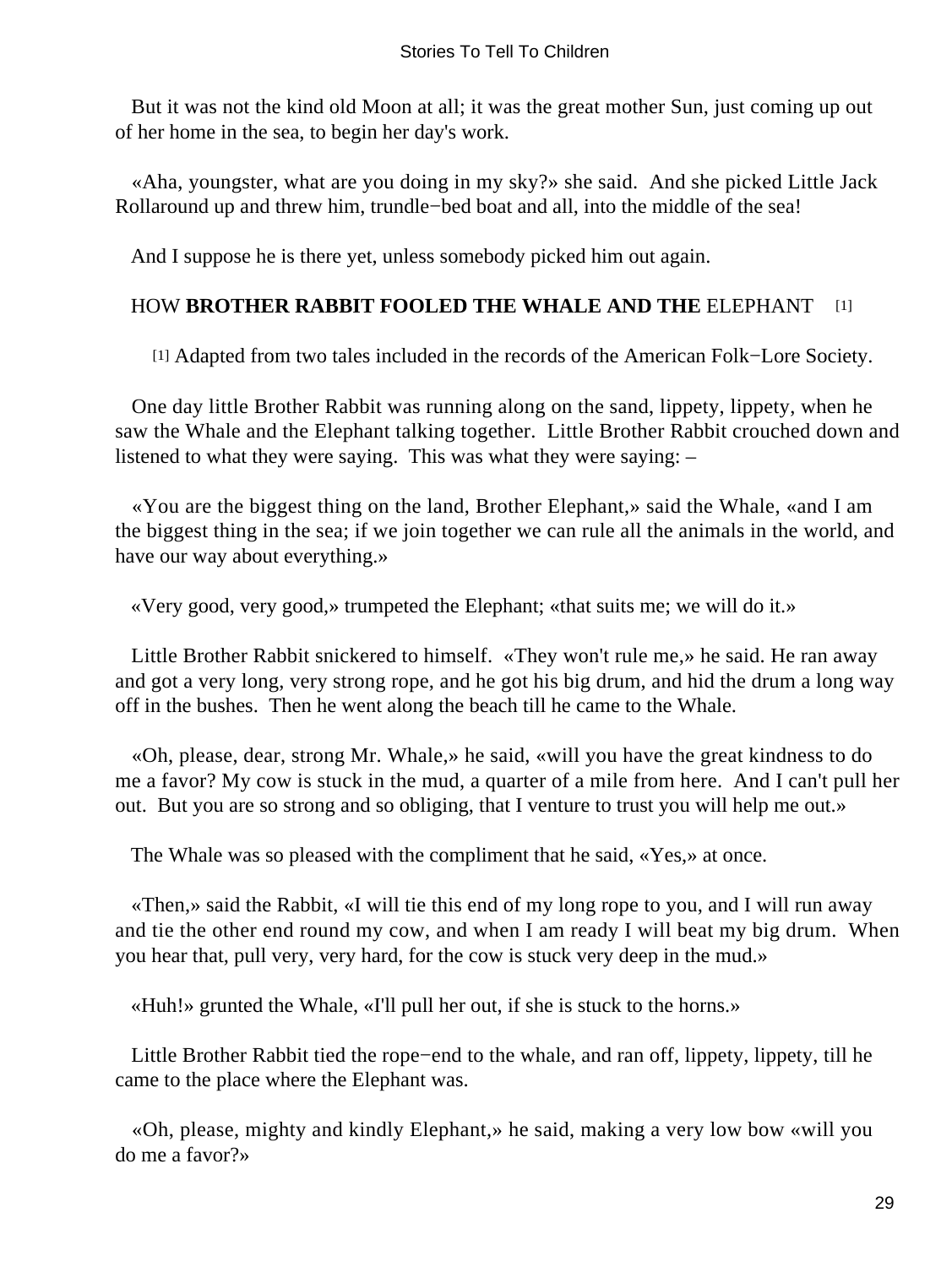But it was not the kind old Moon at all; it was the great mother Sun, just coming up out of her home in the sea, to begin her day's work.

«Aha, youngster, what are you doing in my sky?» she said. And she picked Little Jack Rollaround up and threw him, trundle−bed boat and all, into the middle of the sea!

And I suppose he is there yet, unless somebody picked him out again.

## HOW **BROTHER RABBIT FOOLED THE WHALE AND THE** ELEPHANT [1]

[1] Adapted from two tales included in the records of the American Folk−Lore Society.

One day little Brother Rabbit was running along on the sand, lippety, lippety, when he saw the Whale and the Elephant talking together. Little Brother Rabbit crouched down and listened to what they were saying. This was what they were saying: –

«You are the biggest thing on the land, Brother Elephant,» said the Whale, «and I am the biggest thing in the sea; if we join together we can rule all the animals in the world, and have our way about everything.»

«Very good, very good,» trumpeted the Elephant; «that suits me; we will do it.»

Little Brother Rabbit snickered to himself. «They won't rule me,» he said. He ran away and got a very long, very strong rope, and he got his big drum, and hid the drum a long way off in the bushes. Then he went along the beach till he came to the Whale.

«Oh, please, dear, strong Mr. Whale,» he said, «will you have the great kindness to do me a favor? My cow is stuck in the mud, a quarter of a mile from here. And I can't pull her out. But you are so strong and so obliging, that I venture to trust you will help me out.»

The Whale was so pleased with the compliment that he said, «Yes,» at once.

«Then,» said the Rabbit, «I will tie this end of my long rope to you, and I will run away and tie the other end round my cow, and when I am ready I will beat my big drum. When you hear that, pull very, very hard, for the cow is stuck very deep in the mud.»

«Huh!» grunted the Whale, «I'll pull her out, if she is stuck to the horns.»

Little Brother Rabbit tied the rope−end to the whale, and ran off, lippety, lippety, till he came to the place where the Elephant was.

«Oh, please, mighty and kindly Elephant,» he said, making a very low bow «will you do me a favor?»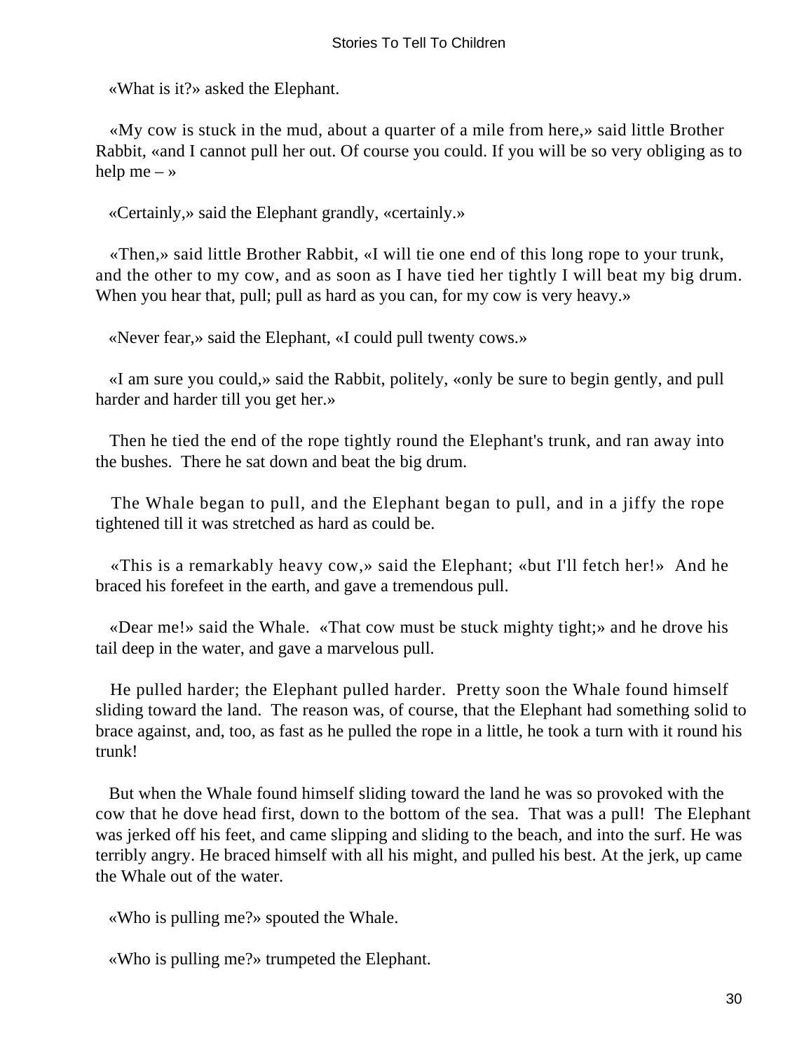«What is it?» asked the Elephant.

«My cow is stuck in the mud, about a quarter of a mile from here,» said little Brother Rabbit, «and I cannot pull her out. Of course you could. If you will be so very obliging as to help me – »

«Certainly,» said the Elephant grandly, «certainly.»

«Then,» said little Brother Rabbit, «I will tie one end of this long rope to your trunk, and the other to my cow, and as soon as I have tied her tightly I will beat my big drum. When you hear that, pull; pull as hard as you can, for my cow is very heavy.»

«Never fear,» said the Elephant, «I could pull twenty cows.»

«I am sure you could,» said the Rabbit, politely, «only be sure to begin gently, and pull harder and harder till you get her.»

Then he tied the end of the rope tightly round the Elephant's trunk, and ran away into the bushes. There he sat down and beat the big drum.

The Whale began to pull, and the Elephant began to pull, and in a jiffy the rope tightened till it was stretched as hard as could be.

«This is a remarkably heavy cow,» said the Elephant; «but I'll fetch her!» And he braced his forefeet in the earth, and gave a tremendous pull.

«Dear me!» said the Whale. «That cow must be stuck mighty tight;» and he drove his tail deep in the water, and gave a marvelous pull.

He pulled harder; the Elephant pulled harder. Pretty soon the Whale found himself sliding toward the land. The reason was, of course, that the Elephant had something solid to brace against, and, too, as fast as he pulled the rope in a little, he took a turn with it round his trunk!

But when the Whale found himself sliding toward the land he was so provoked with the cow that he dove head first, down to the bottom of the sea. That was a pull! The Elephant was jerked off his feet, and came slipping and sliding to the beach, and into the surf. He was terribly angry. He braced himself with all his might, and pulled his best. At the jerk, up came the Whale out of the water.

«Who is pulling me?» spouted the Whale.

«Who is pulling me?» trumpeted the Elephant.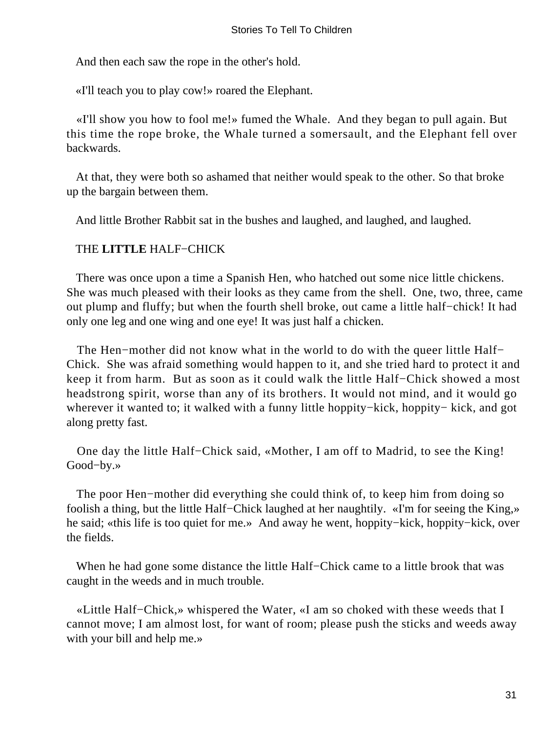And then each saw the rope in the other's hold.

«I'll teach you to play cow!» roared the Elephant.

«I'll show you how to fool me!» fumed the Whale. And they began to pull again. But this time the rope broke, the Whale turned a somersault, and the Elephant fell over backwards.

At that, they were both so ashamed that neither would speak to the other. So that broke up the bargain between them.

And little Brother Rabbit sat in the bushes and laughed, and laughed, and laughed.

## THE **LITTLE** HALF−CHICK

There was once upon a time a Spanish Hen, who hatched out some nice little chickens. She was much pleased with their looks as they came from the shell. One, two, three, came out plump and fluffy; but when the fourth shell broke, out came a little half−chick! It had only one leg and one wing and one eye! It was just half a chicken.

The Hen−mother did not know what in the world to do with the queer little Half−Chick. She was afraid something would happen to it, and she tried hard to protect it and keep it from harm. But as soon as it could walk the little Half−Chick showed a most headstrong spirit, worse than any of its brothers. It would not mind, and it would go wherever it wanted to; it walked with a funny little hoppity−kick, hoppity− kick, and got along pretty fast.

One day the little Half−Chick said, «Mother, I am off to Madrid, to see the King! Good−by.»

The poor Hen−mother did everything she could think of, to keep him from doing so foolish a thing, but the little Half−Chick laughed at her naughtily. «I'm for seeing the King,» he said; «this life is too quiet for me.» And away he went, hoppity−kick, hoppity−kick, over the fields.

When he had gone some distance the little Half−Chick came to a little brook that was caught in the weeds and in much trouble.

«Little Half−Chick,» whispered the Water, «I am so choked with these weeds that I cannot move; I am almost lost, for want of room; please push the sticks and weeds away with your bill and help me.»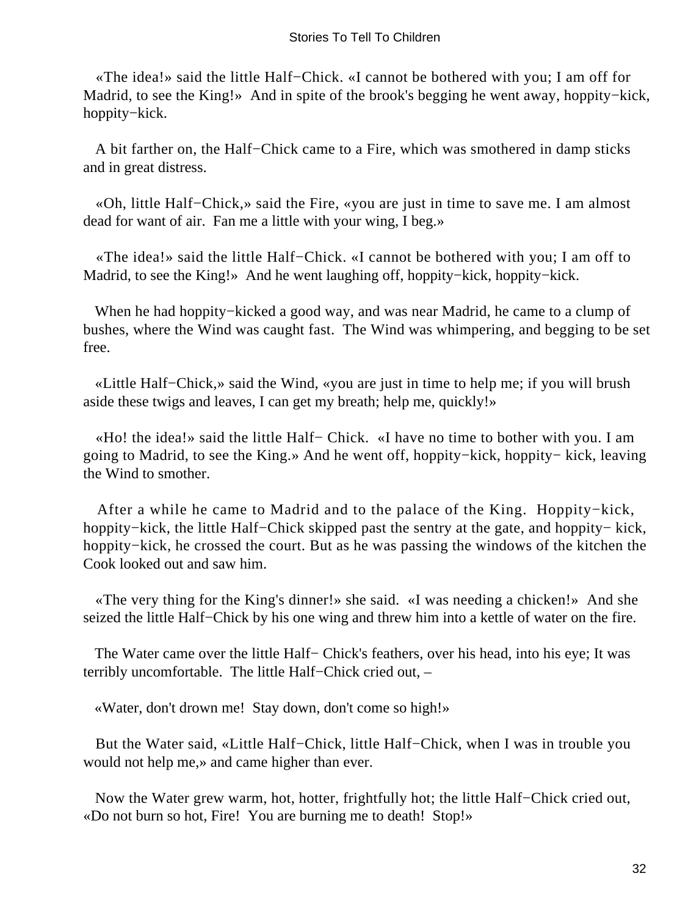«The idea!» said the little Half−Chick. «I cannot be bothered with you; I am off for Madrid, to see the King!» And in spite of the brook's begging he went away, hoppity−kick, hoppity−kick.

A bit farther on, the Half−Chick came to a Fire, which was smothered in damp sticks and in great distress.

«Oh, little Half−Chick,» said the Fire, «you are just in time to save me. I am almost dead for want of air. Fan me a little with your wing, I beg.»

«The idea!» said the little Half−Chick. «I cannot be bothered with you; I am off to Madrid, to see the King!» And he went laughing off, hoppity−kick, hoppity−kick.

When he had hoppity−kicked a good way, and was near Madrid, he came to a clump of bushes, where the Wind was caught fast. The Wind was whimpering, and begging to be set free.

«Little Half−Chick,» said the Wind, «you are just in time to help me; if you will brush aside these twigs and leaves, I can get my breath; help me, quickly!»

«Ho! the idea!» said the little Half− Chick. «I have no time to bother with you. I am going to Madrid, to see the King.» And he went off, hoppity−kick, hoppity− kick, leaving the Wind to smother.

After a while he came to Madrid and to the palace of the King. Hoppity−kick, hoppity−kick, the little Half−Chick skipped past the sentry at the gate, and hoppity− kick, hoppity−kick, he crossed the court. But as he was passing the windows of the kitchen the Cook looked out and saw him.

«The very thing for the King's dinner!» she said. «I was needing a chicken!» And she seized the little Half−Chick by his one wing and threw him into a kettle of water on the fire.

The Water came over the little Half− Chick's feathers, over his head, into his eye; It was terribly uncomfortable. The little Half−Chick cried out, –

«Water, don't drown me! Stay down, don't come so high!»

But the Water said, «Little Half−Chick, little Half−Chick, when I was in trouble you would not help me,» and came higher than ever.

Now the Water grew warm, hot, hotter, frightfully hot; the little Half−Chick cried out, «Do not burn so hot, Fire! You are burning me to death! Stop!»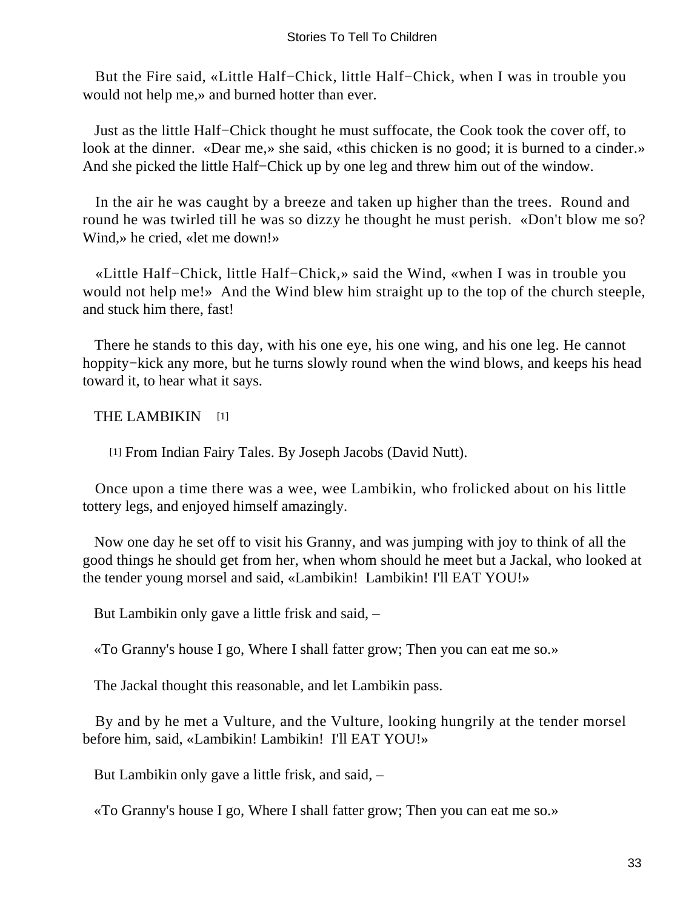But the Fire said, «Little Half−Chick, little Half−Chick, when I was in trouble you would not help me,» and burned hotter than ever.

Just as the little Half−Chick thought he must suffocate, the Cook took the cover off, to look at the dinner. «Dear me,» she said, «this chicken is no good; it is burned to a cinder.» And she picked the little Half−Chick up by one leg and threw him out of the window.

In the air he was caught by a breeze and taken up higher than the trees. Round and round he was twirled till he was so dizzy he thought he must perish. «Don't blow me so? Wind,» he cried, «let me down!»

«Little Half−Chick, little Half−Chick,» said the Wind, «when I was in trouble you would not help me!» And the Wind blew him straight up to the top of the church steeple, and stuck him there, fast!

There he stands to this day, with his one eye, his one wing, and his one leg. He cannot hoppity−kick any more, but he turns slowly round when the wind blows, and keeps his head toward it, to hear what it says.

## THE LAMBIKIN [1]

[1] From Indian Fairy Tales. By Joseph Jacobs (David Nutt).

Once upon a time there was a wee, wee Lambikin, who frolicked about on his little tottery legs, and enjoyed himself amazingly.

Now one day he set off to visit his Granny, and was jumping with joy to think of all the good things he should get from her, when whom should he meet but a Jackal, who looked at the tender young morsel and said, «Lambikin! Lambikin! I'll EAT YOU!»

But Lambikin only gave a little frisk and said, –

«To Granny's house I go, Where I shall fatter grow; Then you can eat me so.»

The Jackal thought this reasonable, and let Lambikin pass.

By and by he met a Vulture, and the Vulture, looking hungrily at the tender morsel before him, said, «Lambikin! Lambikin! I'll EAT YOU!»

But Lambikin only gave a little frisk, and said, –

«To Granny's house I go, Where I shall fatter grow; Then you can eat me so.»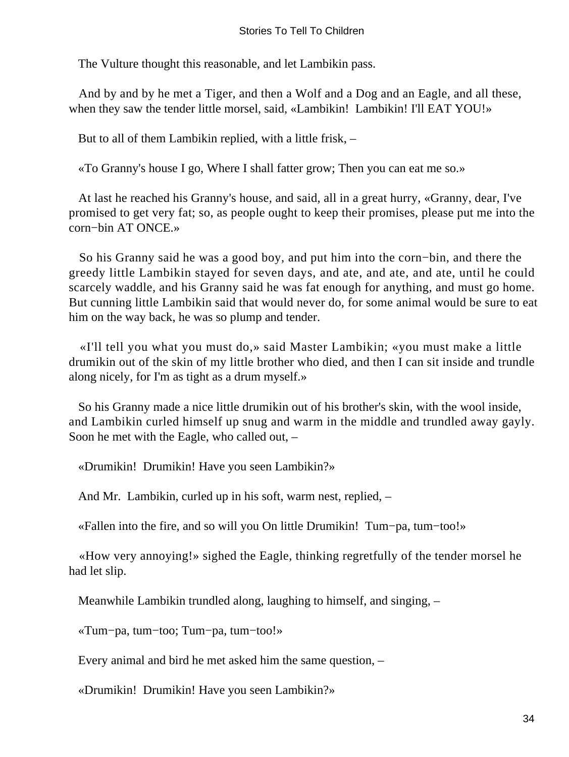The Vulture thought this reasonable, and let Lambikin pass.

And by and by he met a Tiger, and then a Wolf and a Dog and an Eagle, and all these, when they saw the tender little morsel, said, «Lambikin!  Lambikin! I'll EAT YOU!»

But to all of them Lambikin replied, with a little frisk, –

«To Granny's house I go, Where I shall fatter grow; Then you can eat me so.»

At last he reached his Granny's house, and said, all in a great hurry, «Granny, dear, I've promised to get very fat; so, as people ought to keep their promises, please put me into the corn−bin AT ONCE.»

So his Granny said he was a good boy, and put him into the corn−bin, and there the greedy little Lambikin stayed for seven days, and ate, and ate, and ate, until he could scarcely waddle, and his Granny said he was fat enough for anything, and must go home. But cunning little Lambikin said that would never do, for some animal would be sure to eat him on the way back, he was so plump and tender.

«I'll tell you what you must do,» said Master Lambikin; «you must make a little drumikin out of the skin of my little brother who died, and then I can sit inside and trundle along nicely, for I'm as tight as a drum myself.»

So his Granny made a nice little drumikin out of his brother's skin, with the wool inside, and Lambikin curled himself up snug and warm in the middle and trundled away gayly. Soon he met with the Eagle, who called out, –

«Drumikin!  Drumikin! Have you seen Lambikin?»

And Mr.  Lambikin, curled up in his soft, warm nest, replied, –

«Fallen into the fire, and so will you On little Drumikin!  Tum−pa, tum−too!»

«How very annoying!» sighed the Eagle, thinking regretfully of the tender morsel he had let slip.

Meanwhile Lambikin trundled along, laughing to himself, and singing, –

«Tum−pa, tum−too; Tum−pa, tum−too!»

Every animal and bird he met asked him the same question, –

«Drumikin!  Drumikin! Have you seen Lambikin?»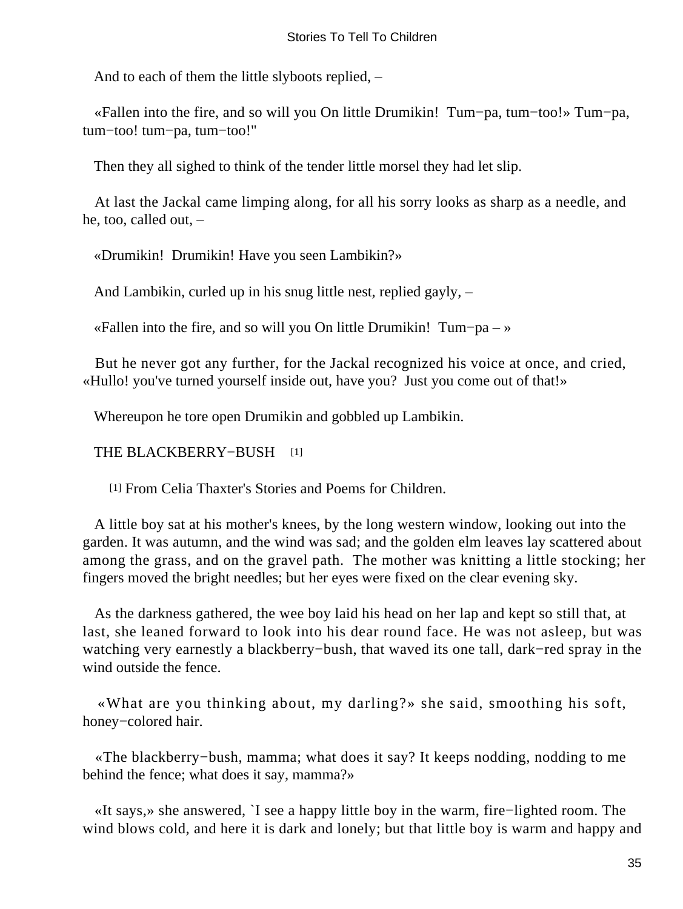And to each of them the little slyboots replied, –

«Fallen into the fire, and so will you On little Drumikin! Tum−pa, tum−too!» Tum−pa, tum−too! tum−pa, tum−too!"

Then they all sighed to think of the tender little morsel they had let slip.

At last the Jackal came limping along, for all his sorry looks as sharp as a needle, and he, too, called out, –

«Drumikin! Drumikin! Have you seen Lambikin?»

And Lambikin, curled up in his snug little nest, replied gayly, –

«Fallen into the fire, and so will you On little Drumikin! Tum−pa – »

But he never got any further, for the Jackal recognized his voice at once, and cried, «Hullo! you've turned yourself inside out, have you? Just you come out of that!»

Whereupon he tore open Drumikin and gobbled up Lambikin.

## THE BLACKBERRY−BUSH [1]

[1] From Celia Thaxter's Stories and Poems for Children.

A little boy sat at his mother's knees, by the long western window, looking out into the garden. It was autumn, and the wind was sad; and the golden elm leaves lay scattered about among the grass, and on the gravel path. The mother was knitting a little stocking; her fingers moved the bright needles; but her eyes were fixed on the clear evening sky.

As the darkness gathered, the wee boy laid his head on her lap and kept so still that, at last, she leaned forward to look into his dear round face. He was not asleep, but was watching very earnestly a blackberry−bush, that waved its one tall, dark−red spray in the wind outside the fence.

«What are you thinking about, my darling?» she said, smoothing his soft, honey−colored hair.

«The blackberry−bush, mamma; what does it say? It keeps nodding, nodding to me behind the fence; what does it say, mamma?»

«It says,» she answered, `I see a happy little boy in the warm, fire−lighted room. The wind blows cold, and here it is dark and lonely; but that little boy is warm and happy and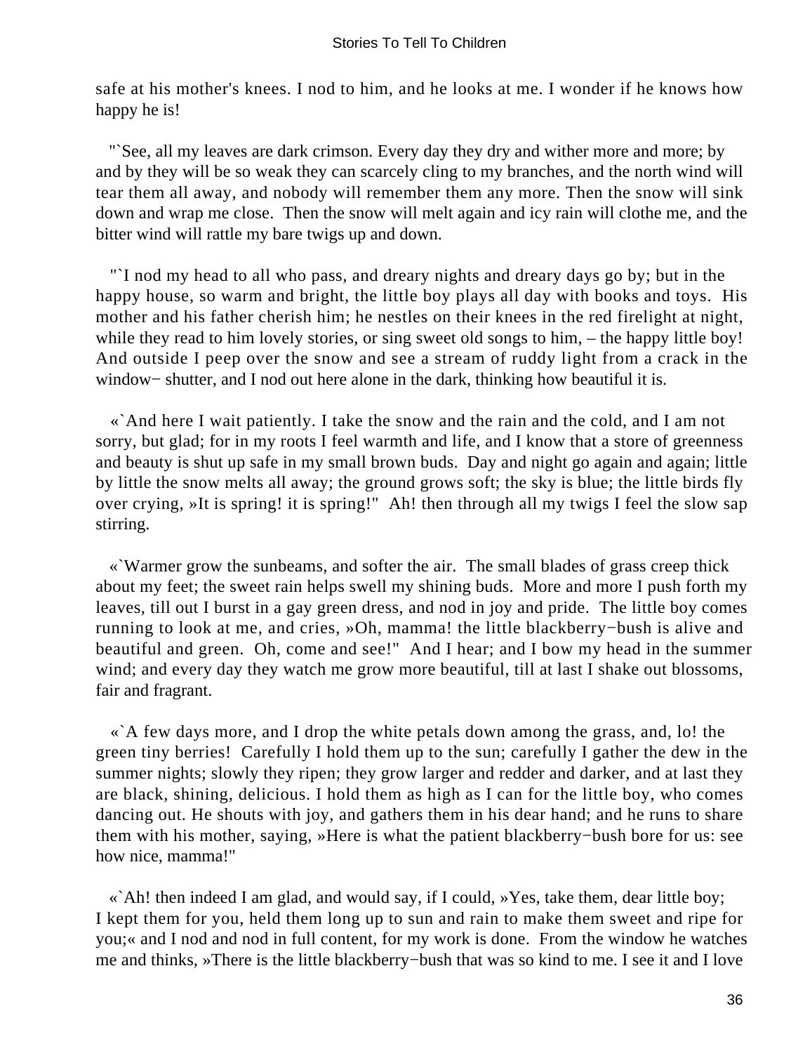safe at his mother's knees. I nod to him, and he looks at me. I wonder if he knows how happy he is!

"`See, all my leaves are dark crimson. Every day they dry and wither more and more; by and by they will be so weak they can scarcely cling to my branches, and the north wind will tear them all away, and nobody will remember them any more. Then the snow will sink down and wrap me close. Then the snow will melt again and icy rain will clothe me, and the bitter wind will rattle my bare twigs up and down.

"`I nod my head to all who pass, and dreary nights and dreary days go by; but in the happy house, so warm and bright, the little boy plays all day with books and toys. His mother and his father cherish him; he nestles on their knees in the red firelight at night, while they read to him lovely stories, or sing sweet old songs to him, – the happy little boy! And outside I peep over the snow and see a stream of ruddy light from a crack in the window− shutter, and I nod out here alone in the dark, thinking how beautiful it is.

«`And here I wait patiently. I take the snow and the rain and the cold, and I am not sorry, but glad; for in my roots I feel warmth and life, and I know that a store of greenness and beauty is shut up safe in my small brown buds. Day and night go again and again; little by little the snow melts all away; the ground grows soft; the sky is blue; the little birds fly over crying, »It is spring! it is spring!" Ah! then through all my twigs I feel the slow sap stirring.

«`Warmer grow the sunbeams, and softer the air. The small blades of grass creep thick about my feet; the sweet rain helps swell my shining buds. More and more I push forth my leaves, till out I burst in a gay green dress, and nod in joy and pride. The little boy comes running to look at me, and cries, »Oh, mamma! the little blackberry−bush is alive and beautiful and green. Oh, come and see!" And I hear; and I bow my head in the summer wind; and every day they watch me grow more beautiful, till at last I shake out blossoms, fair and fragrant.

«`A few days more, and I drop the white petals down among the grass, and, lo! the green tiny berries! Carefully I hold them up to the sun; carefully I gather the dew in the summer nights; slowly they ripen; they grow larger and redder and darker, and at last they are black, shining, delicious. I hold them as high as I can for the little boy, who comes dancing out. He shouts with joy, and gathers them in his dear hand; and he runs to share them with his mother, saying, »Here is what the patient blackberry−bush bore for us: see how nice, mamma!"

«`Ah! then indeed I am glad, and would say, if I could, »Yes, take them, dear little boy; I kept them for you, held them long up to sun and rain to make them sweet and ripe for you;« and I nod and nod in full content, for my work is done. From the window he watches me and thinks, »There is the little blackberry−bush that was so kind to me. I see it and I love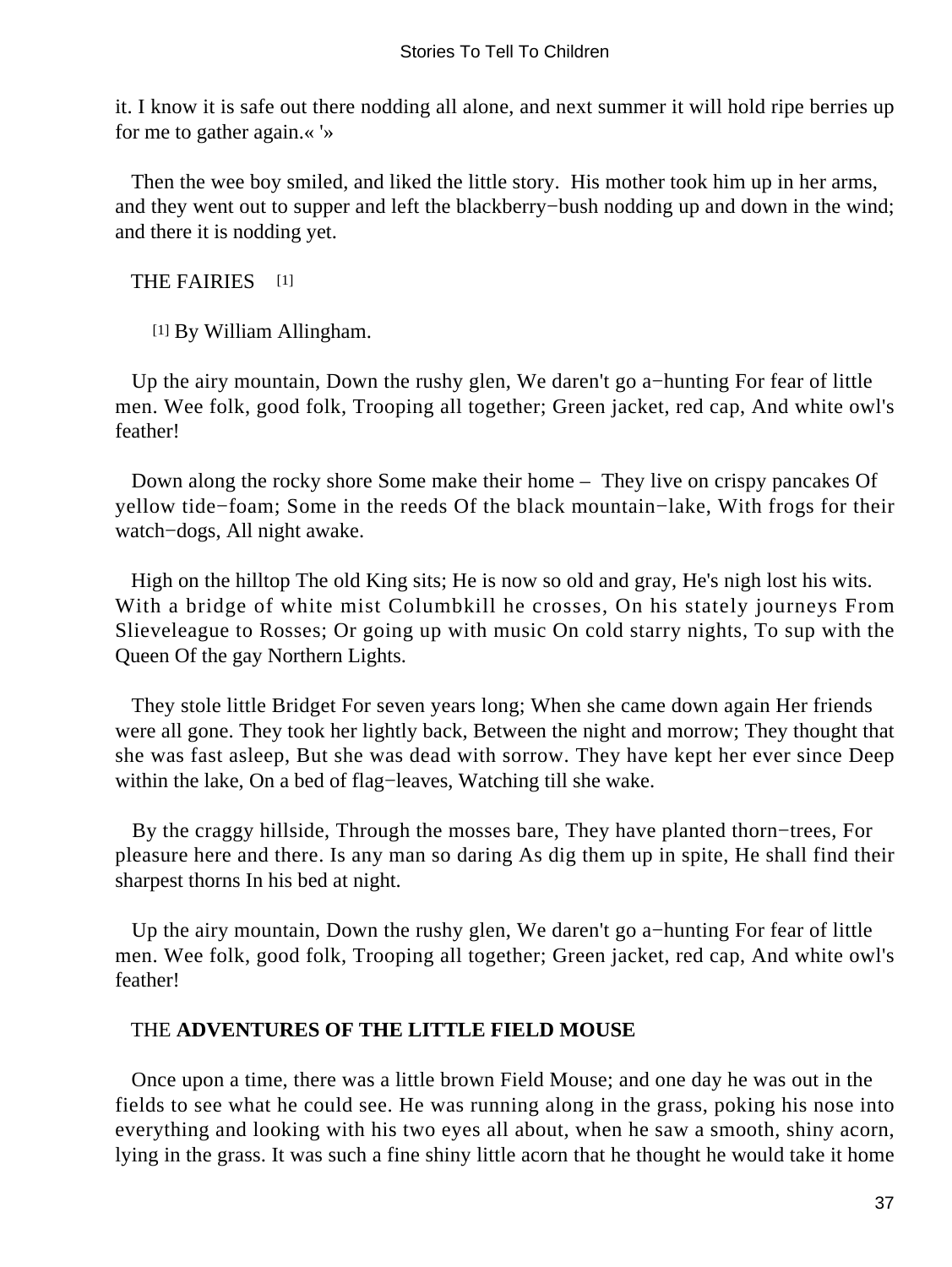it. I know it is safe out there nodding all alone, and next summer it will hold ripe berries up for me to gather again.« '»

Then the wee boy smiled, and liked the little story. His mother took him up in her arms, and they went out to supper and left the blackberry−bush nodding up and down in the wind; and there it is nodding yet.

## THE FAIRIES [1]

[1] By William Allingham.

Up the airy mountain, Down the rushy glen, We daren't go a−hunting For fear of little men. Wee folk, good folk, Trooping all together; Green jacket, red cap, And white owl's feather!

Down along the rocky shore Some make their home – They live on crispy pancakes Of yellow tide−foam; Some in the reeds Of the black mountain−lake, With frogs for their watch−dogs, All night awake.

High on the hilltop The old King sits; He is now so old and gray, He's nigh lost his wits. With a bridge of white mist Columbkill he crosses, On his stately journeys From Slieveleague to Rosses; Or going up with music On cold starry nights, To sup with the Queen Of the gay Northern Lights.

They stole little Bridget For seven years long; When she came down again Her friends were all gone. They took her lightly back, Between the night and morrow; They thought that she was fast asleep, But she was dead with sorrow. They have kept her ever since Deep within the lake, On a bed of flag−leaves, Watching till she wake.

By the craggy hillside, Through the mosses bare, They have planted thorn−trees, For pleasure here and there. Is any man so daring As dig them up in spite, He shall find their sharpest thorns In his bed at night.

Up the airy mountain, Down the rushy glen, We daren't go a−hunting For fear of little men. Wee folk, good folk, Trooping all together; Green jacket, red cap, And white owl's feather!

## THE **ADVENTURES OF THE LITTLE FIELD MOUSE**

Once upon a time, there was a little brown Field Mouse; and one day he was out in the fields to see what he could see. He was running along in the grass, poking his nose into everything and looking with his two eyes all about, when he saw a smooth, shiny acorn, lying in the grass. It was such a fine shiny little acorn that he thought he would take it home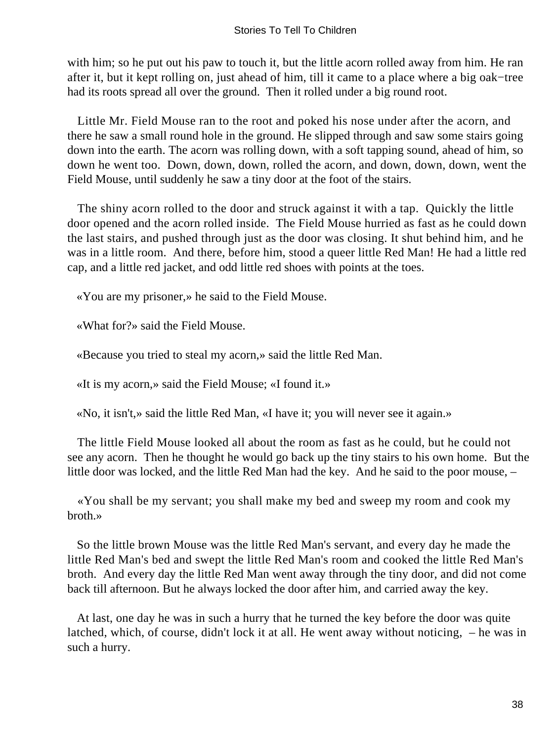with him; so he put out his paw to touch it, but the little acorn rolled away from him. He ran after it, but it kept rolling on, just ahead of him, till it came to a place where a big oak−tree had its roots spread all over the ground. Then it rolled under a big round root.

Little Mr. Field Mouse ran to the root and poked his nose under after the acorn, and there he saw a small round hole in the ground. He slipped through and saw some stairs going down into the earth. The acorn was rolling down, with a soft tapping sound, ahead of him, so down he went too. Down, down, down, rolled the acorn, and down, down, down, went the Field Mouse, until suddenly he saw a tiny door at the foot of the stairs.

The shiny acorn rolled to the door and struck against it with a tap. Quickly the little door opened and the acorn rolled inside. The Field Mouse hurried as fast as he could down the last stairs, and pushed through just as the door was closing. It shut behind him, and he was in a little room. And there, before him, stood a queer little Red Man! He had a little red cap, and a little red jacket, and odd little red shoes with points at the toes.

«You are my prisoner,» he said to the Field Mouse.

«What for?» said the Field Mouse.

«Because you tried to steal my acorn,» said the little Red Man.

«It is my acorn,» said the Field Mouse; «I found it.»

«No, it isn't,» said the little Red Man, «I have it; you will never see it again.»

The little Field Mouse looked all about the room as fast as he could, but he could not see any acorn. Then he thought he would go back up the tiny stairs to his own home. But the little door was locked, and the little Red Man had the key. And he said to the poor mouse, –

«You shall be my servant; you shall make my bed and sweep my room and cook my broth.»

So the little brown Mouse was the little Red Man's servant, and every day he made the little Red Man's bed and swept the little Red Man's room and cooked the little Red Man's broth. And every day the little Red Man went away through the tiny door, and did not come back till afternoon. But he always locked the door after him, and carried away the key.

At last, one day he was in such a hurry that he turned the key before the door was quite latched, which, of course, didn't lock it at all. He went away without noticing, – he was in such a hurry.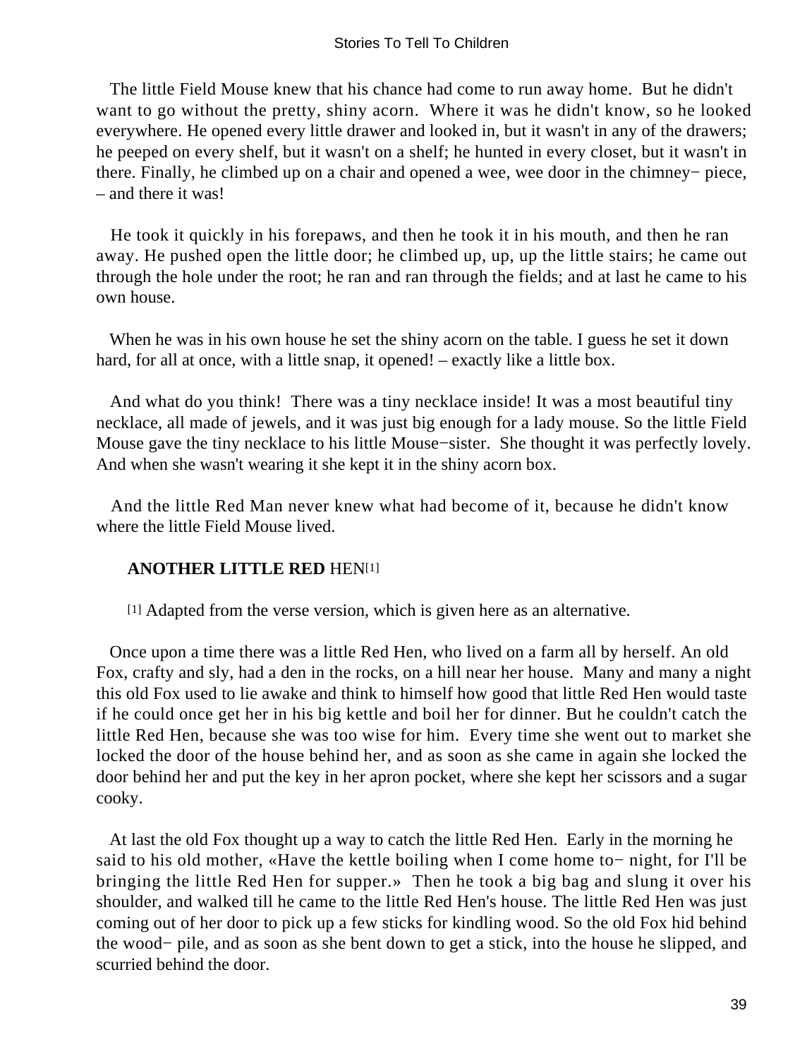The little Field Mouse knew that his chance had come to run away home. But he didn't want to go without the pretty, shiny acorn. Where it was he didn't know, so he looked everywhere. He opened every little drawer and looked in, but it wasn't in any of the drawers; he peeped on every shelf, but it wasn't on a shelf; he hunted in every closet, but it wasn't in there. Finally, he climbed up on a chair and opened a wee, wee door in the chimney− piece, – and there it was!

He took it quickly in his forepaws, and then he took it in his mouth, and then he ran away. He pushed open the little door; he climbed up, up, up the little stairs; he came out through the hole under the root; he ran and ran through the fields; and at last he came to his own house.

When he was in his own house he set the shiny acorn on the table. I guess he set it down hard, for all at once, with a little snap, it opened! – exactly like a little box.

And what do you think! There was a tiny necklace inside! It was a most beautiful tiny necklace, all made of jewels, and it was just big enough for a lady mouse. So the little Field Mouse gave the tiny necklace to his little Mouse−sister. She thought it was perfectly lovely. And when she wasn't wearing it she kept it in the shiny acorn box.

And the little Red Man never knew what had become of it, because he didn't know where the little Field Mouse lived.

### **ANOTHER LITTLE RED** HEN[1]

[1] Adapted from the verse version, which is given here as an alternative.

Once upon a time there was a little Red Hen, who lived on a farm all by herself. An old Fox, crafty and sly, had a den in the rocks, on a hill near her house. Many and many a night this old Fox used to lie awake and think to himself how good that little Red Hen would taste if he could once get her in his big kettle and boil her for dinner. But he couldn't catch the little Red Hen, because she was too wise for him. Every time she went out to market she locked the door of the house behind her, and as soon as she came in again she locked the door behind her and put the key in her apron pocket, where she kept her scissors and a sugar cooky.

At last the old Fox thought up a way to catch the little Red Hen. Early in the morning he said to his old mother, «Have the kettle boiling when I come home to− night, for I'll be bringing the little Red Hen for supper.» Then he took a big bag and slung it over his shoulder, and walked till he came to the little Red Hen's house. The little Red Hen was just coming out of her door to pick up a few sticks for kindling wood. So the old Fox hid behind the wood− pile, and as soon as she bent down to get a stick, into the house he slipped, and scurried behind the door.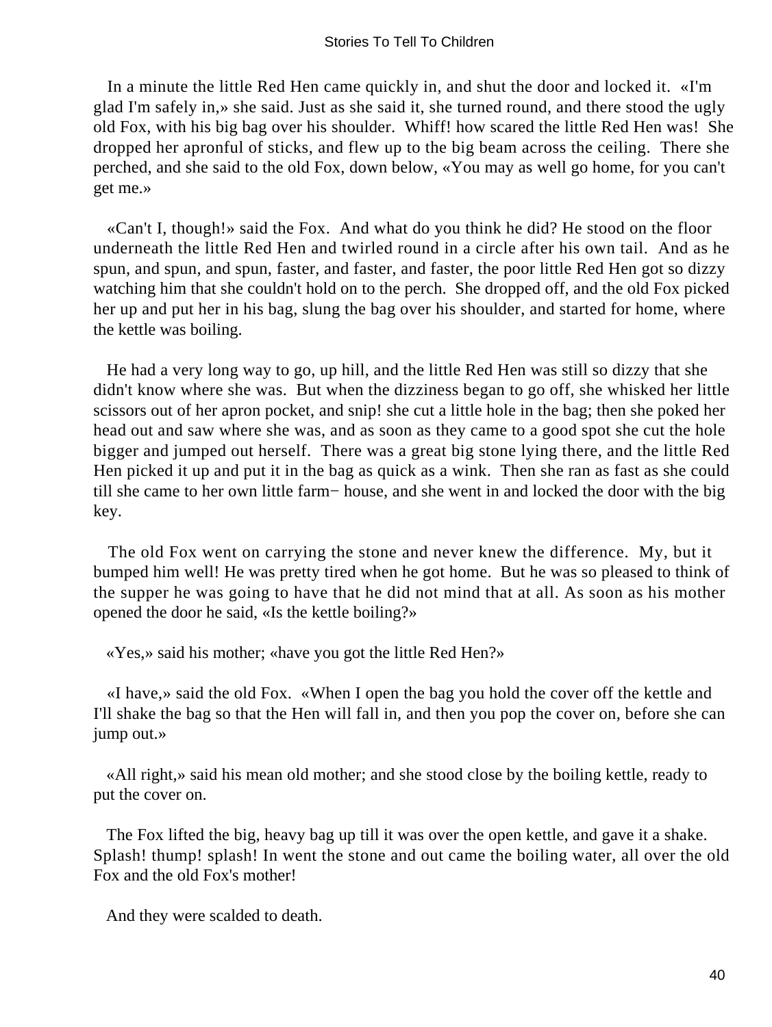In a minute the little Red Hen came quickly in, and shut the door and locked it. «I'm glad I'm safely in,» she said. Just as she said it, she turned round, and there stood the ugly old Fox, with his big bag over his shoulder. Whiff! how scared the little Red Hen was! She dropped her apronful of sticks, and flew up to the big beam across the ceiling. There she perched, and she said to the old Fox, down below, «You may as well go home, for you can't get me.»

«Can't I, though!» said the Fox. And what do you think he did? He stood on the floor underneath the little Red Hen and twirled round in a circle after his own tail. And as he spun, and spun, and spun, faster, and faster, and faster, the poor little Red Hen got so dizzy watching him that she couldn't hold on to the perch. She dropped off, and the old Fox picked her up and put her in his bag, slung the bag over his shoulder, and started for home, where the kettle was boiling.

He had a very long way to go, up hill, and the little Red Hen was still so dizzy that she didn't know where she was. But when the dizziness began to go off, she whisked her little scissors out of her apron pocket, and snip! she cut a little hole in the bag; then she poked her head out and saw where she was, and as soon as they came to a good spot she cut the hole bigger and jumped out herself. There was a great big stone lying there, and the little Red Hen picked it up and put it in the bag as quick as a wink. Then she ran as fast as she could till she came to her own little farm− house, and she went in and locked the door with the big key.

The old Fox went on carrying the stone and never knew the difference. My, but it bumped him well! He was pretty tired when he got home. But he was so pleased to think of the supper he was going to have that he did not mind that at all. As soon as his mother opened the door he said, «Is the kettle boiling?»

«Yes,» said his mother; «have you got the little Red Hen?»

«I have,» said the old Fox. «When I open the bag you hold the cover off the kettle and I'll shake the bag so that the Hen will fall in, and then you pop the cover on, before she can jump out.»

«All right,» said his mean old mother; and she stood close by the boiling kettle, ready to put the cover on.

The Fox lifted the big, heavy bag up till it was over the open kettle, and gave it a shake. Splash! thump! splash! In went the stone and out came the boiling water, all over the old Fox and the old Fox's mother!

And they were scalded to death.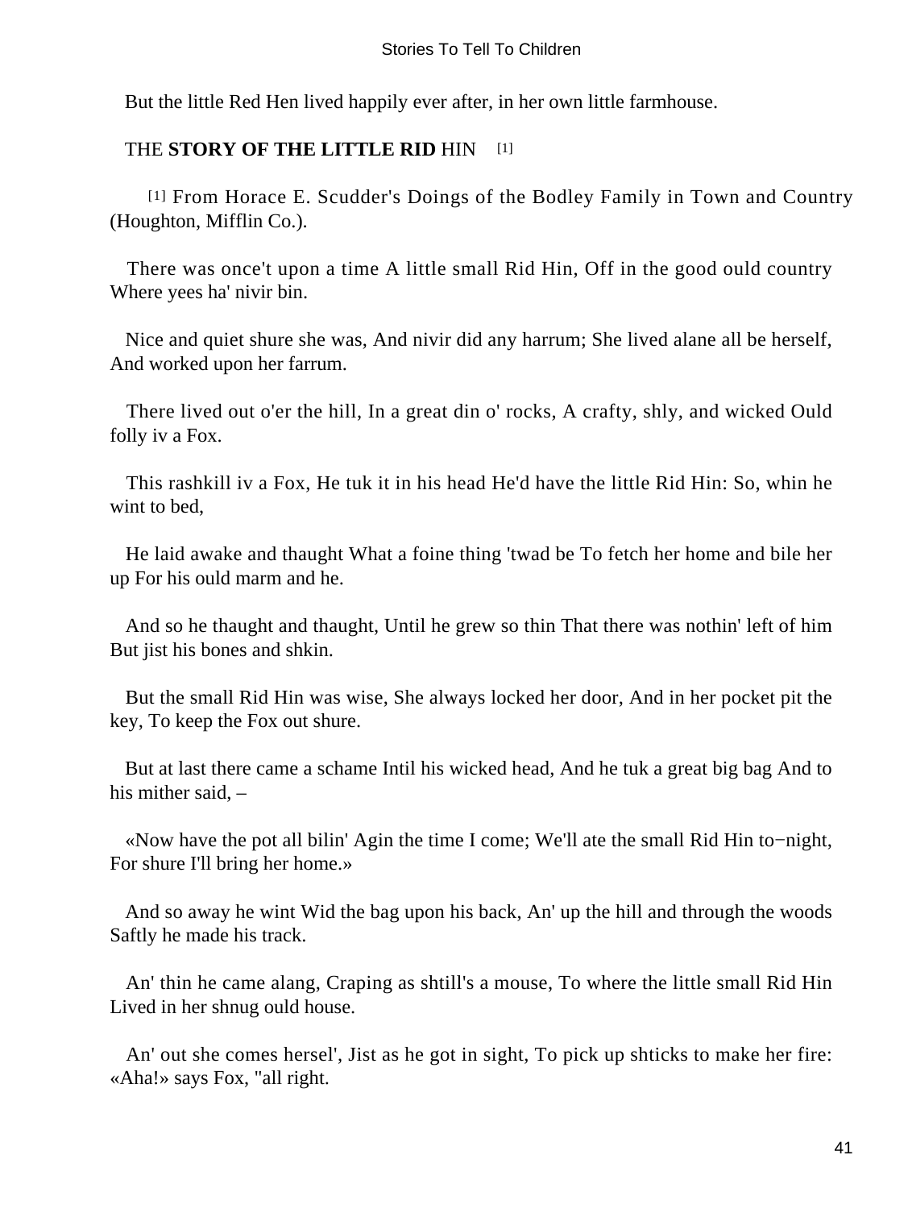But the little Red Hen lived happily ever after, in her own little farmhouse.

## THE **STORY OF THE LITTLE RID** HIN [1]

[1] From Horace E. Scudder's Doings of the Bodley Family in Town and Country (Houghton, Mifflin Co.).

There was once't upon a time A little small Rid Hin, Off in the good ould country Where yees ha' nivir bin.

Nice and quiet shure she was, And nivir did any harrum; She lived alane all be herself, And worked upon her farrum.

There lived out o'er the hill, In a great din o' rocks, A crafty, shly, and wicked Ould folly iv a Fox.

This rashkill iv a Fox, He tuk it in his head He'd have the little Rid Hin: So, whin he wint to bed,

He laid awake and thaught What a foine thing 'twad be To fetch her home and bile her up For his ould marm and he.

And so he thaught and thaught, Until he grew so thin That there was nothin' left of him But jist his bones and shkin.

But the small Rid Hin was wise, She always locked her door, And in her pocket pit the key, To keep the Fox out shure.

But at last there came a schame Intil his wicked head, And he tuk a great big bag And to his mither said, –

«Now have the pot all bilin' Agin the time I come; We'll ate the small Rid Hin to−night, For shure I'll bring her home.»

And so away he wint Wid the bag upon his back, An' up the hill and through the woods Saftly he made his track.

An' thin he came alang, Craping as shtill's a mouse, To where the little small Rid Hin Lived in her shnug ould house.

An' out she comes hersel', Jist as he got in sight, To pick up shticks to make her fire: «Aha!» says Fox, "all right.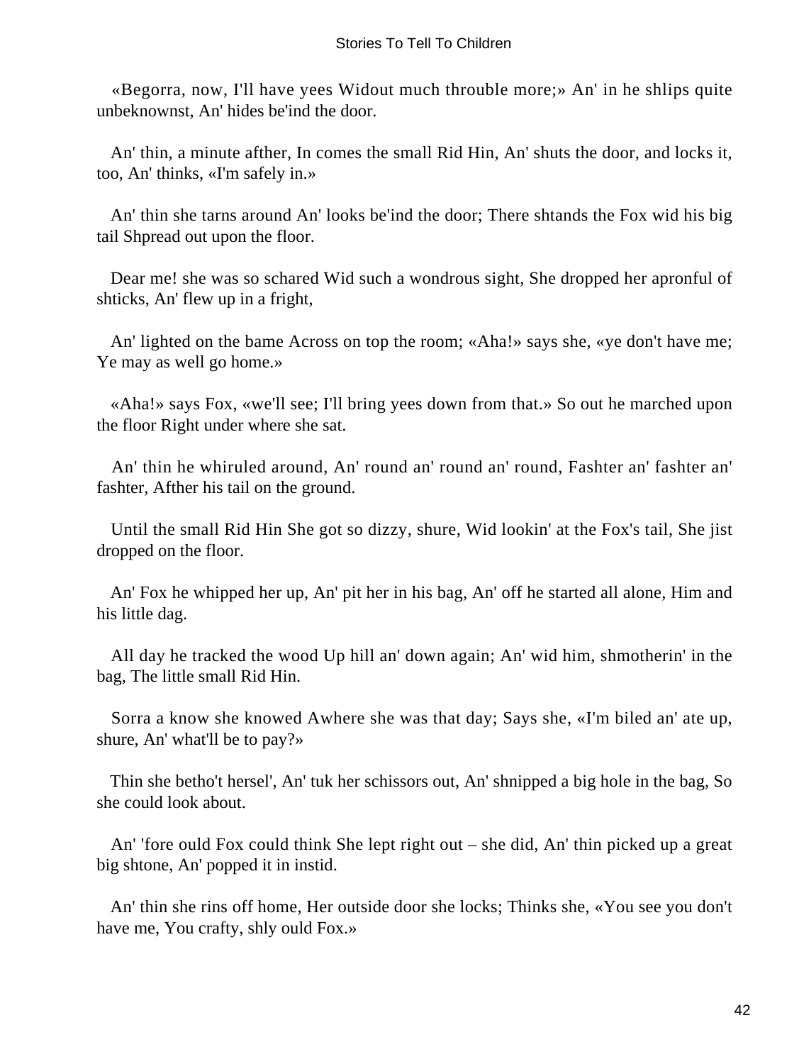«Begorra, now, I'll have yees Widout much throuble more;» An' in he shlips quite unbeknownst, An' hides be'ind the door.

An' thin, a minute afther, In comes the small Rid Hin, An' shuts the door, and locks it, too, An' thinks, «I'm safely in.»

An' thin she tarns around An' looks be'ind the door; There shtands the Fox wid his big tail Shpread out upon the floor.

Dear me! she was so schared Wid such a wondrous sight, She dropped her apronful of shticks, An' flew up in a fright,

An' lighted on the bame Across on top the room; «Aha!» says she, «ye don't have me; Ye may as well go home.»

«Aha!» says Fox, «we'll see; I'll bring yees down from that.» So out he marched upon the floor Right under where she sat.

An' thin he whiruled around, An' round an' round an' round, Fashter an' fashter an' fashter, Afther his tail on the ground.

Until the small Rid Hin She got so dizzy, shure, Wid lookin' at the Fox's tail, She jist dropped on the floor.

An' Fox he whipped her up, An' pit her in his bag, An' off he started all alone, Him and his little dag.

All day he tracked the wood Up hill an' down again; An' wid him, shmotherin' in the bag, The little small Rid Hin.

Sorra a know she knowed Awhere she was that day; Says she, «I'm biled an' ate up, shure, An' what'll be to pay?»

Thin she betho't hersel', An' tuk her schissors out, An' shnipped a big hole in the bag, So she could look about.

An' 'fore ould Fox could think She lept right out – she did, An' thin picked up a great big shtone, An' popped it in instid.

An' thin she rins off home, Her outside door she locks; Thinks she, «You see you don't have me, You crafty, shly ould Fox.»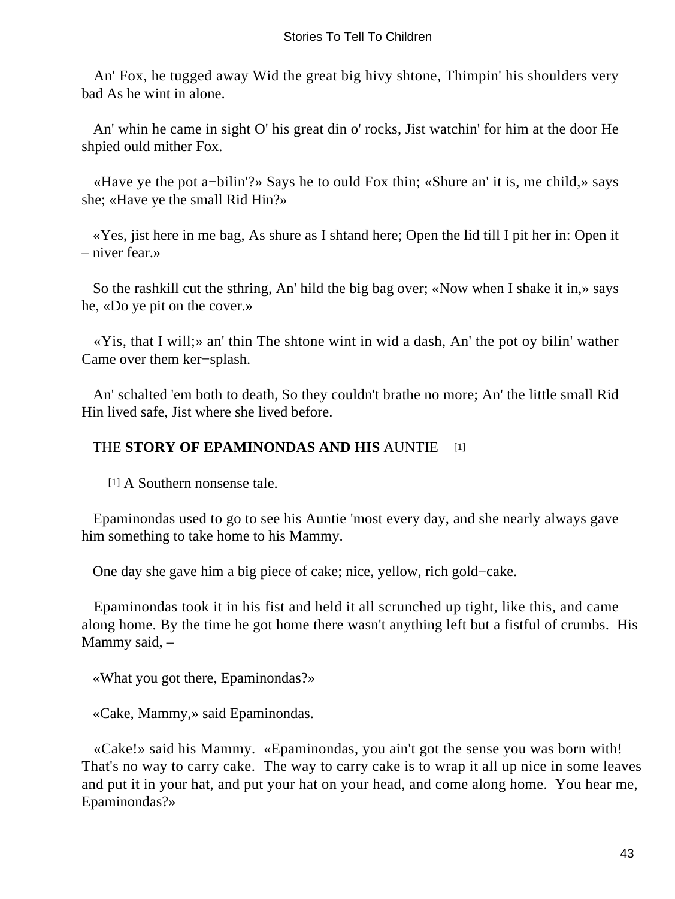An' Fox, he tugged away Wid the great big hivy shtone, Thimpin' his shoulders very bad As he wint in alone.

An' whin he came in sight O' his great din o' rocks, Jist watchin' for him at the door He shpied ould mither Fox.

«Have ye the pot a−bilin'?» Says he to ould Fox thin; «Shure an' it is, me child,» says she; «Have ye the small Rid Hin?»

«Yes, jist here in me bag, As shure as I shtand here; Open the lid till I pit her in: Open it – niver fear.»

So the rashkill cut the sthring, An' hild the big bag over; «Now when I shake it in,» says he, «Do ye pit on the cover.»

«Yis, that I will;» an' thin The shtone wint in wid a dash, An' the pot oy bilin' wather Came over them ker−splash.

An' schalted 'em both to death, So they couldn't brathe no more; An' the little small Rid Hin lived safe, Jist where she lived before.

## THE **STORY OF EPAMINONDAS AND HIS** AUNTIE [1]

[1] A Southern nonsense tale.

Epaminondas used to go to see his Auntie 'most every day, and she nearly always gave him something to take home to his Mammy.

One day she gave him a big piece of cake; nice, yellow, rich gold−cake.

Epaminondas took it in his fist and held it all scrunched up tight, like this, and came along home. By the time he got home there wasn't anything left but a fistful of crumbs. His Mammy said, –

«What you got there, Epaminondas?»

«Cake, Mammy,» said Epaminondas.

«Cake!» said his Mammy. «Epaminondas, you ain't got the sense you was born with! That's no way to carry cake. The way to carry cake is to wrap it all up nice in some leaves and put it in your hat, and put your hat on your head, and come along home. You hear me, Epaminondas?»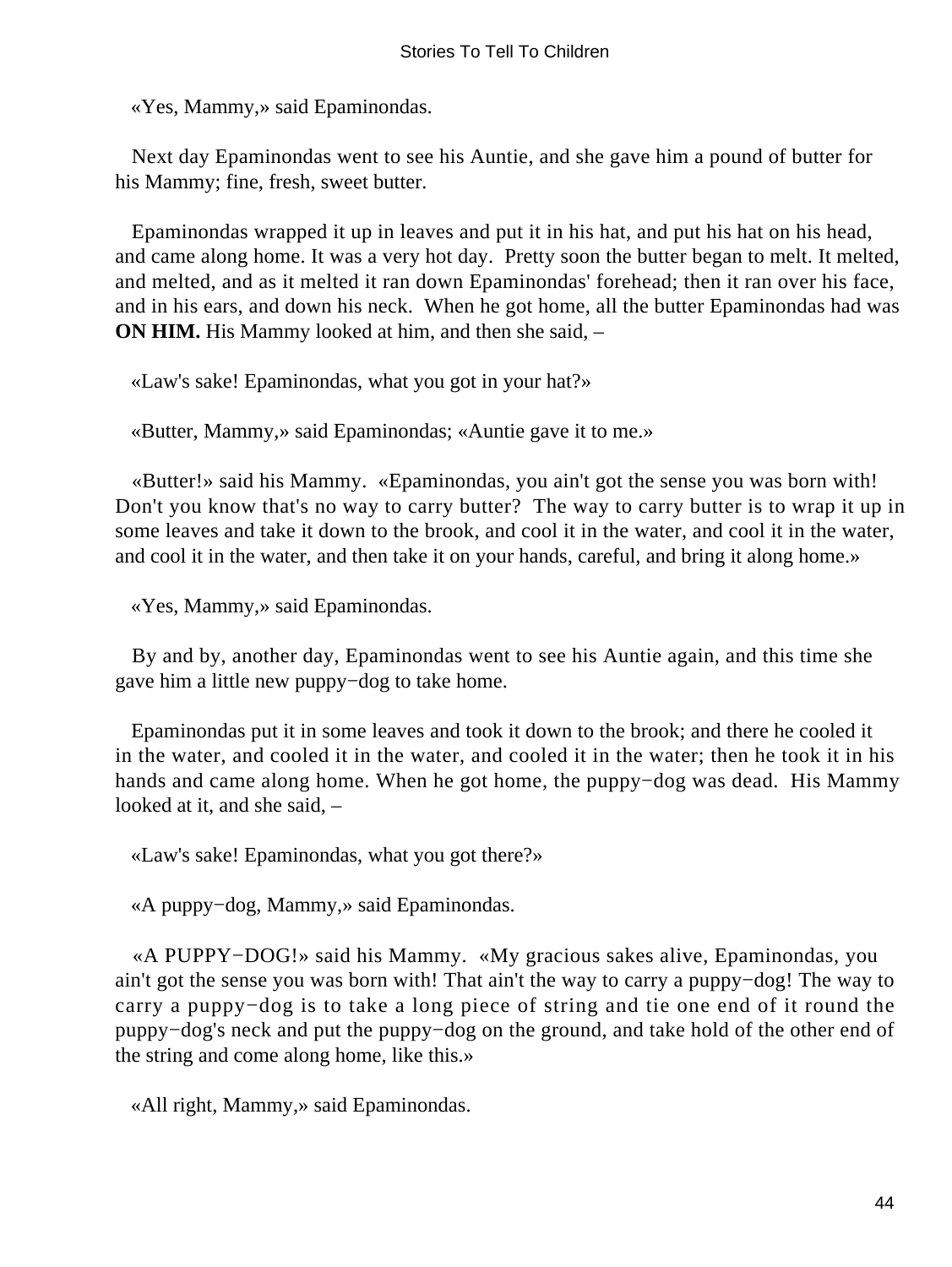«Yes, Mammy,» said Epaminondas.

Next day Epaminondas went to see his Auntie, and she gave him a pound of butter for his Mammy; fine, fresh, sweet butter.

Epaminondas wrapped it up in leaves and put it in his hat, and put his hat on his head, and came along home. It was a very hot day. Pretty soon the butter began to melt. It melted, and melted, and as it melted it ran down Epaminondas' forehead; then it ran over his face, and in his ears, and down his neck. When he got home, all the butter Epaminondas had was **ON HIM.** His Mammy looked at him, and then she said, –

«Law's sake! Epaminondas, what you got in your hat?»

«Butter, Mammy,» said Epaminondas; «Auntie gave it to me.»

«Butter!» said his Mammy. «Epaminondas, you ain't got the sense you was born with! Don't you know that's no way to carry butter? The way to carry butter is to wrap it up in some leaves and take it down to the brook, and cool it in the water, and cool it in the water, and cool it in the water, and then take it on your hands, careful, and bring it along home.»

«Yes, Mammy,» said Epaminondas.

By and by, another day, Epaminondas went to see his Auntie again, and this time she gave him a little new puppy−dog to take home.

Epaminondas put it in some leaves and took it down to the brook; and there he cooled it in the water, and cooled it in the water, and cooled it in the water; then he took it in his hands and came along home. When he got home, the puppy−dog was dead. His Mammy looked at it, and she said, –

«Law's sake! Epaminondas, what you got there?»

«A puppy−dog, Mammy,» said Epaminondas.

«A PUPPY−DOG!» said his Mammy. «My gracious sakes alive, Epaminondas, you ain't got the sense you was born with! That ain't the way to carry a puppy−dog! The way to carry a puppy−dog is to take a long piece of string and tie one end of it round the puppy−dog's neck and put the puppy−dog on the ground, and take hold of the other end of the string and come along home, like this.»

«All right, Mammy,» said Epaminondas.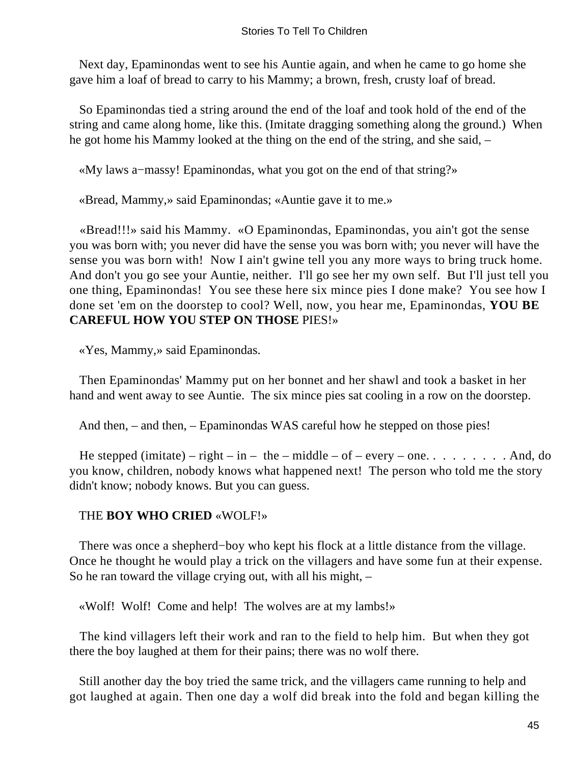Next day, Epaminondas went to see his Auntie again, and when he came to go home she gave him a loaf of bread to carry to his Mammy; a brown, fresh, crusty loaf of bread.

So Epaminondas tied a string around the end of the loaf and took hold of the end of the string and came along home, like this. (Imitate dragging something along the ground.) When he got home his Mammy looked at the thing on the end of the string, and she said, –

«My laws a−massy! Epaminondas, what you got on the end of that string?»

«Bread, Mammy,» said Epaminondas; «Auntie gave it to me.»

«Bread!!!» said his Mammy. «O Epaminondas, Epaminondas, you ain't got the sense you was born with; you never did have the sense you was born with; you never will have the sense you was born with! Now I ain't gwine tell you any more ways to bring truck home. And don't you go see your Auntie, neither. I'll go see her my own self. But I'll just tell you one thing, Epaminondas! You see these here six mince pies I done make? You see how I done set 'em on the doorstep to cool? Well, now, you hear me, Epaminondas, **YOU BE CAREFUL HOW YOU STEP ON THOSE** PIES!»

«Yes, Mammy,» said Epaminondas.

Then Epaminondas' Mammy put on her bonnet and her shawl and took a basket in her hand and went away to see Auntie. The six mince pies sat cooling in a row on the doorstep.

And then, – and then, – Epaminondas WAS careful how he stepped on those pies!

He stepped (imitate) – right – in – the – middle – of – every – one. . . . . . . . . And, do you know, children, nobody knows what happened next! The person who told me the story didn't know; nobody knows. But you can guess.

## THE **BOY WHO CRIED** «WOLF!»

There was once a shepherd−boy who kept his flock at a little distance from the village. Once he thought he would play a trick on the villagers and have some fun at their expense. So he ran toward the village crying out, with all his might, –

«Wolf! Wolf! Come and help! The wolves are at my lambs!»

The kind villagers left their work and ran to the field to help him. But when they got there the boy laughed at them for their pains; there was no wolf there.

Still another day the boy tried the same trick, and the villagers came running to help and got laughed at again. Then one day a wolf did break into the fold and began killing the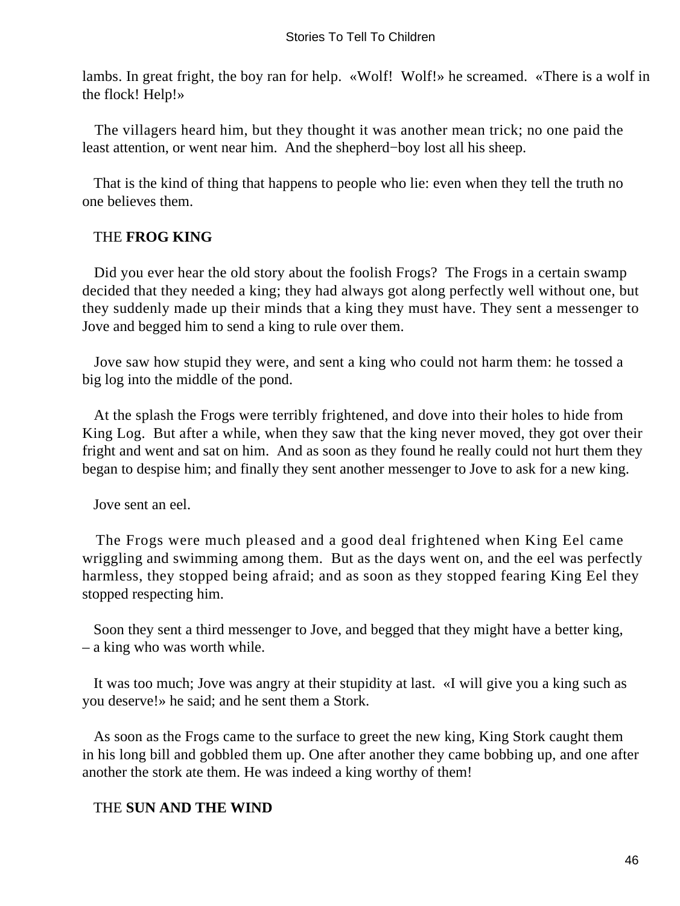lambs. In great fright, the boy ran for help. «Wolf! Wolf!» he screamed. «There is a wolf in the flock! Help!»

The villagers heard him, but they thought it was another mean trick; no one paid the least attention, or went near him. And the shepherd−boy lost all his sheep.

That is the kind of thing that happens to people who lie: even when they tell the truth no one believes them.

## THE **FROG KING**

Did you ever hear the old story about the foolish Frogs? The Frogs in a certain swamp decided that they needed a king; they had always got along perfectly well without one, but they suddenly made up their minds that a king they must have. They sent a messenger to Jove and begged him to send a king to rule over them.

Jove saw how stupid they were, and sent a king who could not harm them: he tossed a big log into the middle of the pond.

At the splash the Frogs were terribly frightened, and dove into their holes to hide from King Log. But after a while, when they saw that the king never moved, they got over their fright and went and sat on him. And as soon as they found he really could not hurt them they began to despise him; and finally they sent another messenger to Jove to ask for a new king.

Jove sent an eel.

The Frogs were much pleased and a good deal frightened when King Eel came wriggling and swimming among them. But as the days went on, and the eel was perfectly harmless, they stopped being afraid; and as soon as they stopped fearing King Eel they stopped respecting him.

Soon they sent a third messenger to Jove, and begged that they might have a better king, – a king who was worth while.

It was too much; Jove was angry at their stupidity at last. «I will give you a king such as you deserve!» he said; and he sent them a Stork.

As soon as the Frogs came to the surface to greet the new king, King Stork caught them in his long bill and gobbled them up. One after another they came bobbing up, and one after another the stork ate them. He was indeed a king worthy of them!

## THE **SUN AND THE WIND**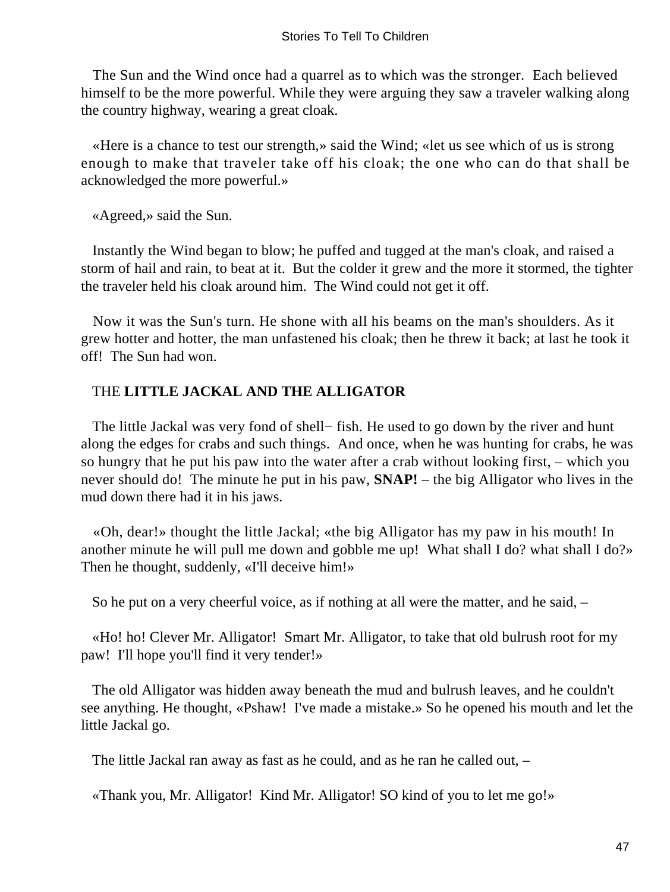The Sun and the Wind once had a quarrel as to which was the stronger. Each believed himself to be the more powerful. While they were arguing they saw a traveler walking along the country highway, wearing a great cloak.

«Here is a chance to test our strength,» said the Wind; «let us see which of us is strong enough to make that traveler take off his cloak; the one who can do that shall be acknowledged the more powerful.»

«Agreed,» said the Sun.

Instantly the Wind began to blow; he puffed and tugged at the man's cloak, and raised a storm of hail and rain, to beat at it. But the colder it grew and the more it stormed, the tighter the traveler held his cloak around him. The Wind could not get it off.

Now it was the Sun's turn. He shone with all his beams on the man's shoulders. As it grew hotter and hotter, the man unfastened his cloak; then he threw it back; at last he took it off! The Sun had won.

## THE **LITTLE JACKAL AND THE ALLIGATOR**

The little Jackal was very fond of shell− fish. He used to go down by the river and hunt along the edges for crabs and such things. And once, when he was hunting for crabs, he was so hungry that he put his paw into the water after a crab without looking first, – which you never should do! The minute he put in his paw, **SNAP!** – the big Alligator who lives in the mud down there had it in his jaws.

«Oh, dear!» thought the little Jackal; «the big Alligator has my paw in his mouth! In another minute he will pull me down and gobble me up! What shall I do? what shall I do?» Then he thought, suddenly, «I'll deceive him!»

So he put on a very cheerful voice, as if nothing at all were the matter, and he said, –

«Ho! ho! Clever Mr. Alligator! Smart Mr. Alligator, to take that old bulrush root for my paw! I'll hope you'll find it very tender!»

The old Alligator was hidden away beneath the mud and bulrush leaves, and he couldn't see anything. He thought, «Pshaw! I've made a mistake.» So he opened his mouth and let the little Jackal go.

The little Jackal ran away as fast as he could, and as he ran he called out, –

«Thank you, Mr. Alligator! Kind Mr. Alligator! SO kind of you to let me go!»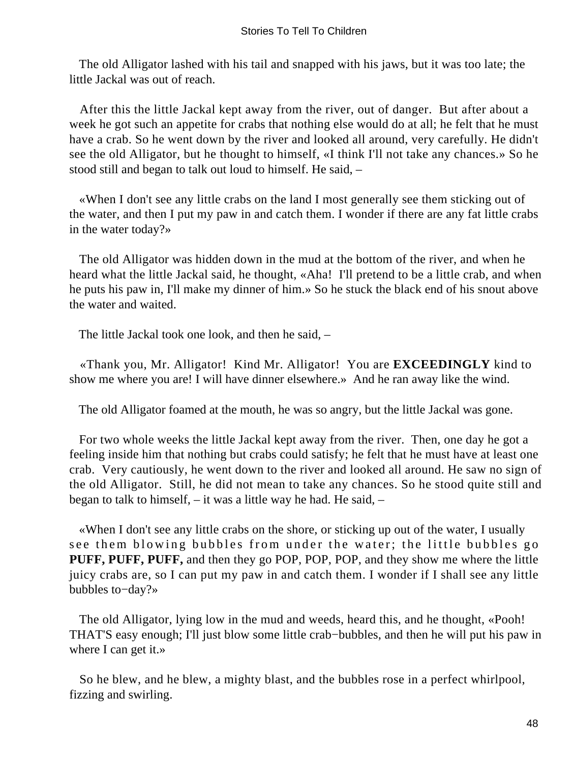The old Alligator lashed with his tail and snapped with his jaws, but it was too late; the little Jackal was out of reach.

After this the little Jackal kept away from the river, out of danger. But after about a week he got such an appetite for crabs that nothing else would do at all; he felt that he must have a crab. So he went down by the river and looked all around, very carefully. He didn't see the old Alligator, but he thought to himself, «I think I'll not take any chances.» So he stood still and began to talk out loud to himself. He said, –

«When I don't see any little crabs on the land I most generally see them sticking out of the water, and then I put my paw in and catch them. I wonder if there are any fat little crabs in the water today?»

The old Alligator was hidden down in the mud at the bottom of the river, and when he heard what the little Jackal said, he thought, «Aha! I'll pretend to be a little crab, and when he puts his paw in, I'll make my dinner of him.» So he stuck the black end of his snout above the water and waited.

The little Jackal took one look, and then he said, –

«Thank you, Mr. Alligator! Kind Mr. Alligator! You are **EXCEEDINGLY** kind to show me where you are! I will have dinner elsewhere.» And he ran away like the wind.

The old Alligator foamed at the mouth, he was so angry, but the little Jackal was gone.

For two whole weeks the little Jackal kept away from the river. Then, one day he got a feeling inside him that nothing but crabs could satisfy; he felt that he must have at least one crab. Very cautiously, he went down to the river and looked all around. He saw no sign of the old Alligator. Still, he did not mean to take any chances. So he stood quite still and began to talk to himself, – it was a little way he had. He said, –

«When I don't see any little crabs on the shore, or sticking up out of the water, I usually see them blowing bubbles from under the water; the little bubbles go **PUFF, PUFF, PUFF,** and then they go POP, POP, POP, and they show me where the little juicy crabs are, so I can put my paw in and catch them. I wonder if I shall see any little bubbles to−day?»

The old Alligator, lying low in the mud and weeds, heard this, and he thought, «Pooh! THAT'S easy enough; I'll just blow some little crab−bubbles, and then he will put his paw in where I can get it.»

So he blew, and he blew, a mighty blast, and the bubbles rose in a perfect whirlpool, fizzing and swirling.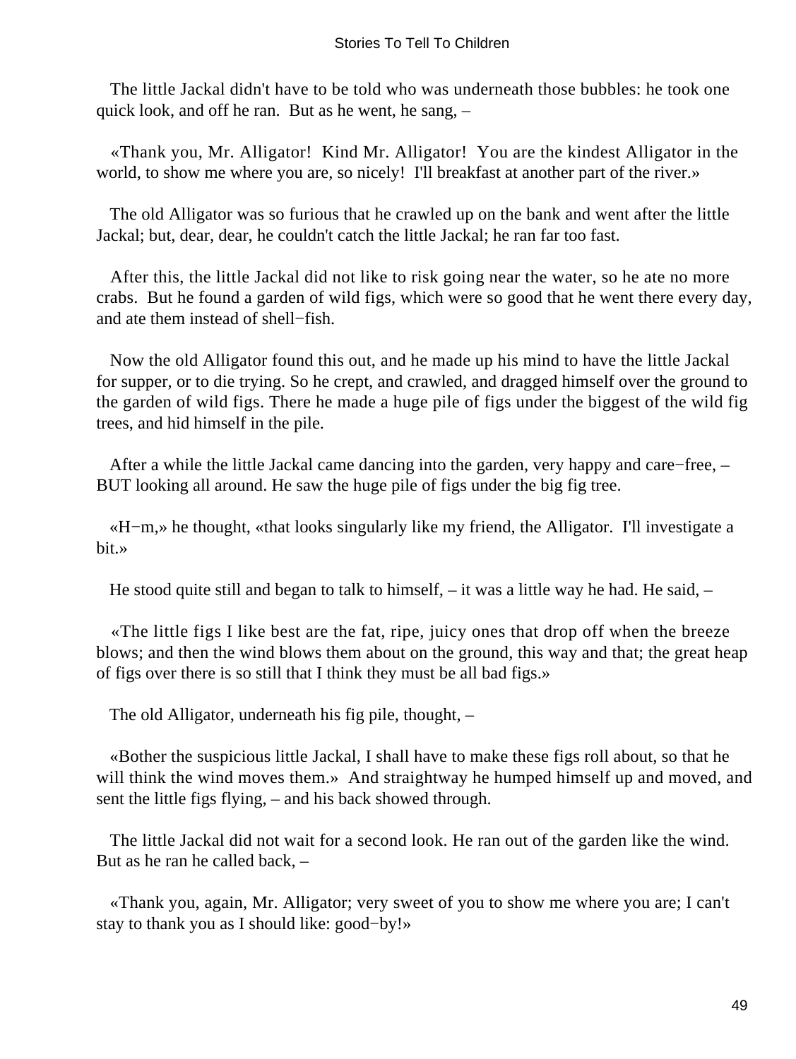The little Jackal didn't have to be told who was underneath those bubbles: he took one quick look, and off he ran. But as he went, he sang, –

«Thank you, Mr. Alligator! Kind Mr. Alligator! You are the kindest Alligator in the world, to show me where you are, so nicely! I'll breakfast at another part of the river.»

The old Alligator was so furious that he crawled up on the bank and went after the little Jackal; but, dear, dear, he couldn't catch the little Jackal; he ran far too fast.

After this, the little Jackal did not like to risk going near the water, so he ate no more crabs. But he found a garden of wild figs, which were so good that he went there every day, and ate them instead of shell−fish.

Now the old Alligator found this out, and he made up his mind to have the little Jackal for supper, or to die trying. So he crept, and crawled, and dragged himself over the ground to the garden of wild figs. There he made a huge pile of figs under the biggest of the wild fig trees, and hid himself in the pile.

After a while the little Jackal came dancing into the garden, very happy and care−free, – BUT looking all around. He saw the huge pile of figs under the big fig tree.

«H−m,» he thought, «that looks singularly like my friend, the Alligator. I'll investigate a bit.»

He stood quite still and began to talk to himself, – it was a little way he had. He said, –

«The little figs I like best are the fat, ripe, juicy ones that drop off when the breeze blows; and then the wind blows them about on the ground, this way and that; the great heap of figs over there is so still that I think they must be all bad figs.»

The old Alligator, underneath his fig pile, thought, –

«Bother the suspicious little Jackal, I shall have to make these figs roll about, so that he will think the wind moves them.» And straightway he humped himself up and moved, and sent the little figs flying, – and his back showed through.

The little Jackal did not wait for a second look. He ran out of the garden like the wind. But as he ran he called back, –

«Thank you, again, Mr. Alligator; very sweet of you to show me where you are; I can't stay to thank you as I should like: good−by!»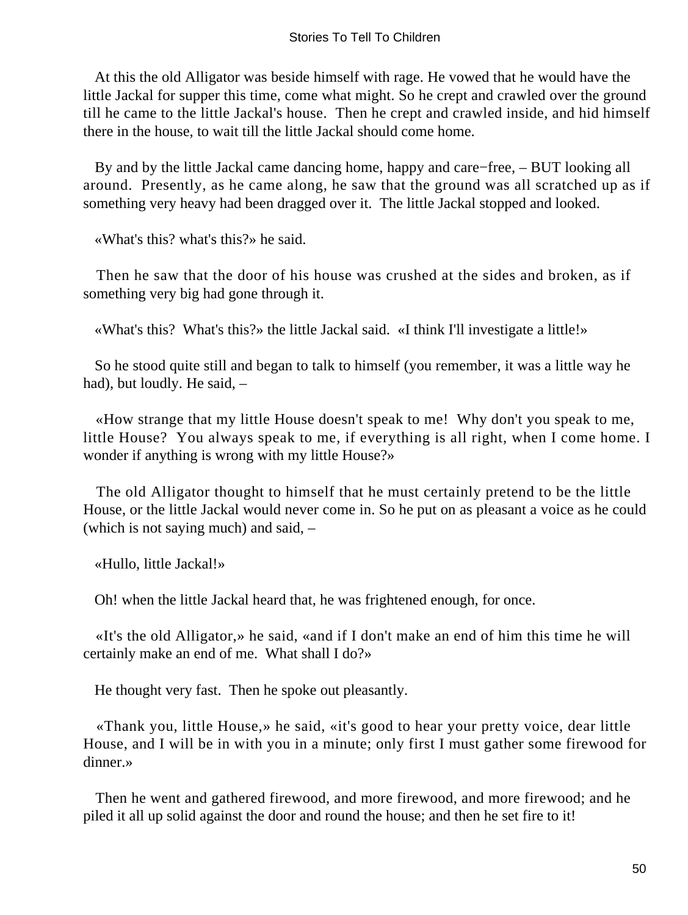At this the old Alligator was beside himself with rage. He vowed that he would have the little Jackal for supper this time, come what might. So he crept and crawled over the ground till he came to the little Jackal's house. Then he crept and crawled inside, and hid himself there in the house, to wait till the little Jackal should come home.

By and by the little Jackal came dancing home, happy and care−free, – BUT looking all around. Presently, as he came along, he saw that the ground was all scratched up as if something very heavy had been dragged over it. The little Jackal stopped and looked.

«What's this? what's this?» he said.

Then he saw that the door of his house was crushed at the sides and broken, as if something very big had gone through it.

«What's this? What's this?» the little Jackal said. «I think I'll investigate a little!»

So he stood quite still and began to talk to himself (you remember, it was a little way he had), but loudly. He said, –

«How strange that my little House doesn't speak to me! Why don't you speak to me, little House? You always speak to me, if everything is all right, when I come home. I wonder if anything is wrong with my little House?»

The old Alligator thought to himself that he must certainly pretend to be the little House, or the little Jackal would never come in. So he put on as pleasant a voice as he could (which is not saying much) and said, –

«Hullo, little Jackal!»

Oh! when the little Jackal heard that, he was frightened enough, for once.

«It's the old Alligator,» he said, «and if I don't make an end of him this time he will certainly make an end of me. What shall I do?»

He thought very fast. Then he spoke out pleasantly.

«Thank you, little House,» he said, «it's good to hear your pretty voice, dear little House, and I will be in with you in a minute; only first I must gather some firewood for dinner.»

Then he went and gathered firewood, and more firewood, and more firewood; and he piled it all up solid against the door and round the house; and then he set fire to it!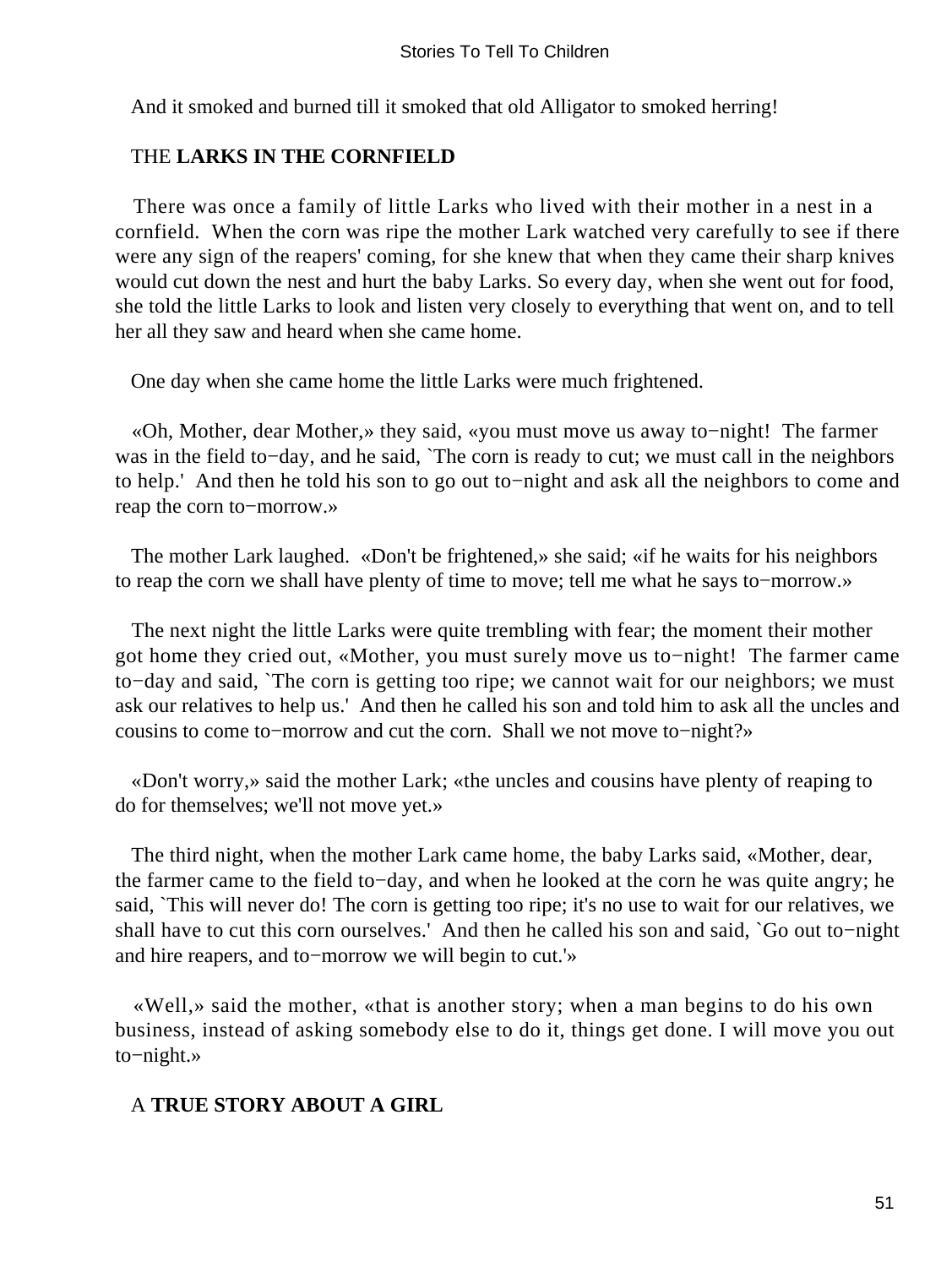And it smoked and burned till it smoked that old Alligator to smoked herring!

## THE LARKS IN THE CORNFIELD

There was once a family of little Larks who lived with their mother in a nest in a cornfield. When the corn was ripe the mother Lark watched very carefully to see if there were any sign of the reapers' coming, for she knew that when they came their sharp knives would cut down the nest and hurt the baby Larks. So every day, when she went out for food, she told the little Larks to look and listen very closely to everything that went on, and to tell her all they saw and heard when she came home.

One day when she came home the little Larks were much frightened.

«Oh, Mother, dear Mother,» they said, «you must move us away to−night! The farmer was in the field to−day, and he said, `The corn is ready to cut; we must call in the neighbors to help.' And then he told his son to go out to−night and ask all the neighbors to come and reap the corn to−morrow.»

The mother Lark laughed. «Don't be frightened,» she said; «if he waits for his neighbors to reap the corn we shall have plenty of time to move; tell me what he says to−morrow.»

The next night the little Larks were quite trembling with fear; the moment their mother got home they cried out, «Mother, you must surely move us to−night! The farmer came to−day and said, `The corn is getting too ripe; we cannot wait for our neighbors; we must ask our relatives to help us.' And then he called his son and told him to ask all the uncles and cousins to come to−morrow and cut the corn. Shall we not move to−night?»

«Don't worry,» said the mother Lark; «the uncles and cousins have plenty of reaping to do for themselves; we'll not move yet.»

The third night, when the mother Lark came home, the baby Larks said, «Mother, dear, the farmer came to the field to−day, and when he looked at the corn he was quite angry; he said, `This will never do! The corn is getting too ripe; it's no use to wait for our relatives, we shall have to cut this corn ourselves.' And then he called his son and said, `Go out to−night and hire reapers, and to−morrow we will begin to cut.'»

«Well,» said the mother, «that is another story; when a man begins to do his own business, instead of asking somebody else to do it, things get done. I will move you out to−night.»

## A TRUE STORY ABOUT A GIRL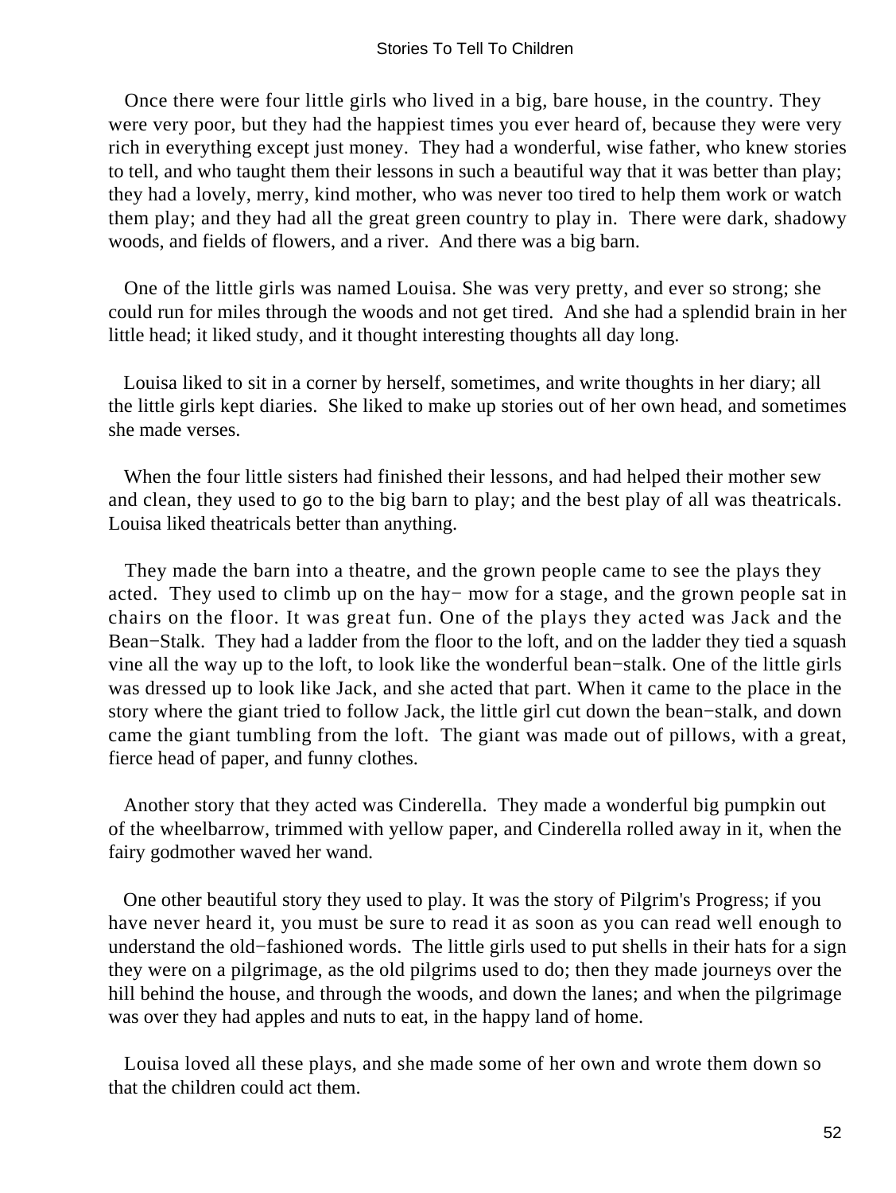Once there were four little girls who lived in a big, bare house, in the country. They were very poor, but they had the happiest times you ever heard of, because they were very rich in everything except just money. They had a wonderful, wise father, who knew stories to tell, and who taught them their lessons in such a beautiful way that it was better than play; they had a lovely, merry, kind mother, who was never too tired to help them work or watch them play; and they had all the great green country to play in. There were dark, shadowy woods, and fields of flowers, and a river. And there was a big barn.

One of the little girls was named Louisa. She was very pretty, and ever so strong; she could run for miles through the woods and not get tired. And she had a splendid brain in her little head; it liked study, and it thought interesting thoughts all day long.

Louisa liked to sit in a corner by herself, sometimes, and write thoughts in her diary; all the little girls kept diaries. She liked to make up stories out of her own head, and sometimes she made verses.

When the four little sisters had finished their lessons, and had helped their mother sew and clean, they used to go to the big barn to play; and the best play of all was theatricals. Louisa liked theatricals better than anything.

They made the barn into a theatre, and the grown people came to see the plays they acted. They used to climb up on the hay− mow for a stage, and the grown people sat in chairs on the floor. It was great fun. One of the plays they acted was Jack and the Bean−Stalk. They had a ladder from the floor to the loft, and on the ladder they tied a squash vine all the way up to the loft, to look like the wonderful bean−stalk. One of the little girls was dressed up to look like Jack, and she acted that part. When it came to the place in the story where the giant tried to follow Jack, the little girl cut down the bean−stalk, and down came the giant tumbling from the loft. The giant was made out of pillows, with a great, fierce head of paper, and funny clothes.

Another story that they acted was Cinderella. They made a wonderful big pumpkin out of the wheelbarrow, trimmed with yellow paper, and Cinderella rolled away in it, when the fairy godmother waved her wand.

One other beautiful story they used to play. It was the story of Pilgrim's Progress; if you have never heard it, you must be sure to read it as soon as you can read well enough to understand the old−fashioned words. The little girls used to put shells in their hats for a sign they were on a pilgrimage, as the old pilgrims used to do; then they made journeys over the hill behind the house, and through the woods, and down the lanes; and when the pilgrimage was over they had apples and nuts to eat, in the happy land of home.

Louisa loved all these plays, and she made some of her own and wrote them down so that the children could act them.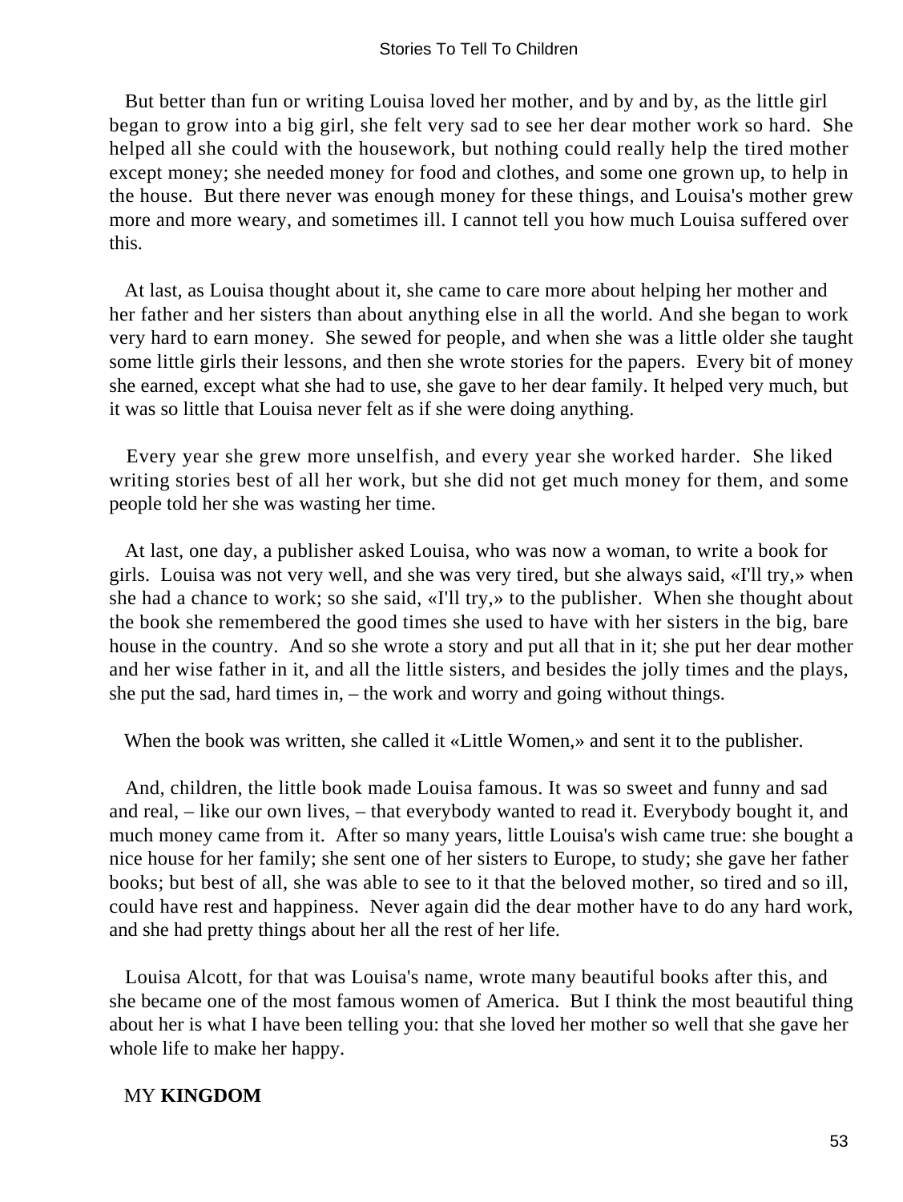But better than fun or writing Louisa loved her mother, and by and by, as the little girl began to grow into a big girl, she felt very sad to see her dear mother work so hard. She helped all she could with the housework, but nothing could really help the tired mother except money; she needed money for food and clothes, and some one grown up, to help in the house. But there never was enough money for these things, and Louisa's mother grew more and more weary, and sometimes ill. I cannot tell you how much Louisa suffered over this.

At last, as Louisa thought about it, she came to care more about helping her mother and her father and her sisters than about anything else in all the world. And she began to work very hard to earn money. She sewed for people, and when she was a little older she taught some little girls their lessons, and then she wrote stories for the papers. Every bit of money she earned, except what she had to use, she gave to her dear family. It helped very much, but it was so little that Louisa never felt as if she were doing anything.

Every year she grew more unselfish, and every year she worked harder. She liked writing stories best of all her work, but she did not get much money for them, and some people told her she was wasting her time.

At last, one day, a publisher asked Louisa, who was now a woman, to write a book for girls. Louisa was not very well, and she was very tired, but she always said, «I'll try,» when she had a chance to work; so she said, «I'll try,» to the publisher. When she thought about the book she remembered the good times she used to have with her sisters in the big, bare house in the country. And so she wrote a story and put all that in it; she put her dear mother and her wise father in it, and all the little sisters, and besides the jolly times and the plays, she put the sad, hard times in, – the work and worry and going without things.

When the book was written, she called it «Little Women,» and sent it to the publisher.

And, children, the little book made Louisa famous. It was so sweet and funny and sad and real, – like our own lives, – that everybody wanted to read it. Everybody bought it, and much money came from it. After so many years, little Louisa's wish came true: she bought a nice house for her family; she sent one of her sisters to Europe, to study; she gave her father books; but best of all, she was able to see to it that the beloved mother, so tired and so ill, could have rest and happiness. Never again did the dear mother have to do any hard work, and she had pretty things about her all the rest of her life.

Louisa Alcott, for that was Louisa's name, wrote many beautiful books after this, and she became one of the most famous women of America. But I think the most beautiful thing about her is what I have been telling you: that she loved her mother so well that she gave her whole life to make her happy.

## MY **KINGDOM**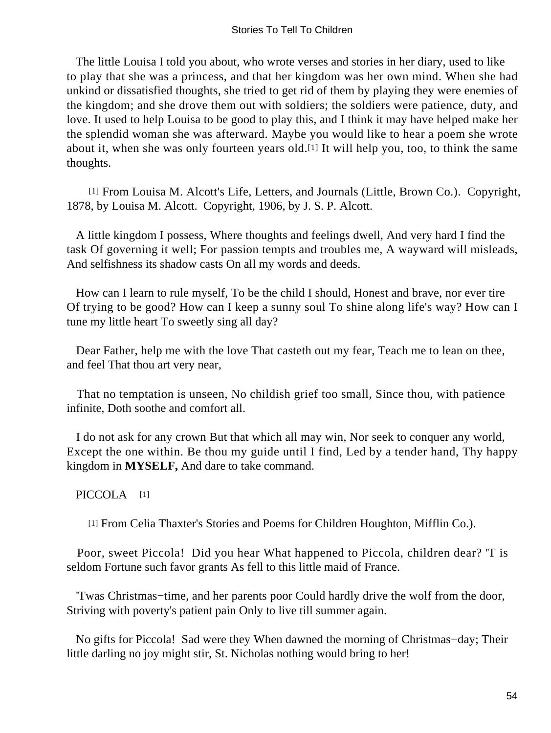The little Louisa I told you about, who wrote verses and stories in her diary, used to like to play that she was a princess, and that her kingdom was her own mind. When she had unkind or dissatisfied thoughts, she tried to get rid of them by playing they were enemies of the kingdom; and she drove them out with soldiers; the soldiers were patience, duty, and love. It used to help Louisa to be good to play this, and I think it may have helped make her the splendid woman she was afterward. Maybe you would like to hear a poem she wrote about it, when she was only fourteen years old.[1] It will help you, too, to think the same thoughts.

[1] From Louisa M. Alcott's Life, Letters, and Journals (Little, Brown Co.). Copyright, 1878, by Louisa M. Alcott. Copyright, 1906, by J. S. P. Alcott.

A little kingdom I possess, Where thoughts and feelings dwell, And very hard I find the task Of governing it well; For passion tempts and troubles me, A wayward will misleads, And selfishness its shadow casts On all my words and deeds.

How can I learn to rule myself, To be the child I should, Honest and brave, nor ever tire Of trying to be good? How can I keep a sunny soul To shine along life's way? How can I tune my little heart To sweetly sing all day?

Dear Father, help me with the love That casteth out my fear, Teach me to lean on thee, and feel That thou art very near,

That no temptation is unseen, No childish grief too small, Since thou, with patience infinite, Doth soothe and comfort all.

I do not ask for any crown But that which all may win, Nor seek to conquer any world, Except the one within. Be thou my guide until I find, Led by a tender hand, Thy happy kingdom in **MYSELF,** And dare to take command.

PICCOLA [1]

[1] From Celia Thaxter's Stories and Poems for Children Houghton, Mifflin Co.).

Poor, sweet Piccola! Did you hear What happened to Piccola, children dear? 'T is seldom Fortune such favor grants As fell to this little maid of France.

'Twas Christmas−time, and her parents poor Could hardly drive the wolf from the door, Striving with poverty's patient pain Only to live till summer again.

No gifts for Piccola! Sad were they When dawned the morning of Christmas−day; Their little darling no joy might stir, St. Nicholas nothing would bring to her!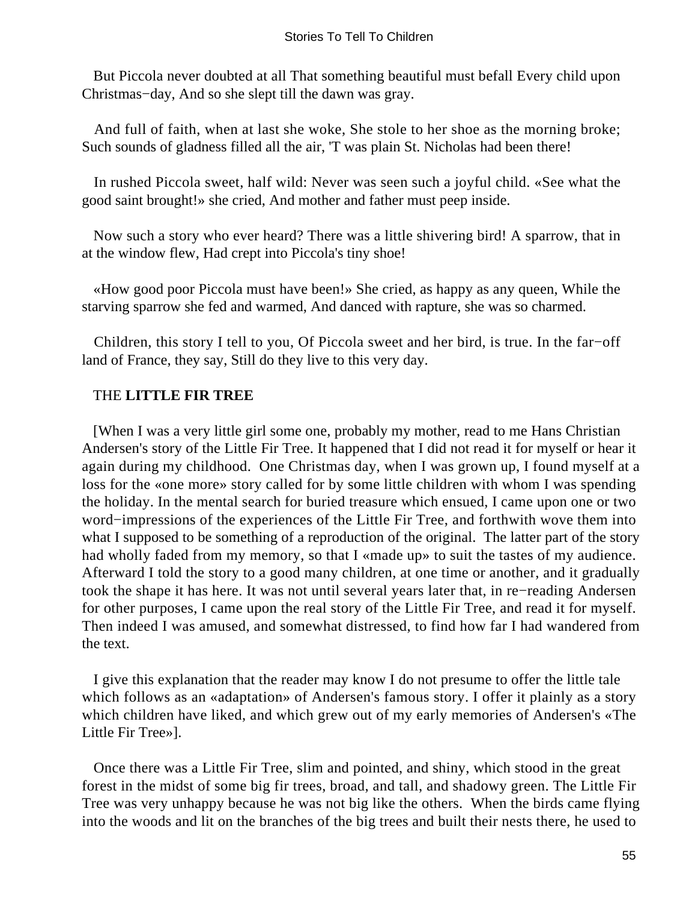But Piccola never doubted at all That something beautiful must befall Every child upon Christmas−day, And so she slept till the dawn was gray.

And full of faith, when at last she woke, She stole to her shoe as the morning broke; Such sounds of gladness filled all the air, 'T was plain St. Nicholas had been there!

In rushed Piccola sweet, half wild: Never was seen such a joyful child. «See what the good saint brought!» she cried, And mother and father must peep inside.

Now such a story who ever heard? There was a little shivering bird! A sparrow, that in at the window flew, Had crept into Piccola's tiny shoe!

«How good poor Piccola must have been!» She cried, as happy as any queen, While the starving sparrow she fed and warmed, And danced with rapture, she was so charmed.

Children, this story I tell to you, Of Piccola sweet and her bird, is true. In the far−off land of France, they say, Still do they live to this very day.

## THE **LITTLE FIR TREE**

[When I was a very little girl some one, probably my mother, read to me Hans Christian Andersen's story of the Little Fir Tree. It happened that I did not read it for myself or hear it again during my childhood. One Christmas day, when I was grown up, I found myself at a loss for the «one more» story called for by some little children with whom I was spending the holiday. In the mental search for buried treasure which ensued, I came upon one or two word−impressions of the experiences of the Little Fir Tree, and forthwith wove them into what I supposed to be something of a reproduction of the original. The latter part of the story had wholly faded from my memory, so that I «made up» to suit the tastes of my audience. Afterward I told the story to a good many children, at one time or another, and it gradually took the shape it has here. It was not until several years later that, in re−reading Andersen for other purposes, I came upon the real story of the Little Fir Tree, and read it for myself. Then indeed I was amused, and somewhat distressed, to find how far I had wandered from the text.

I give this explanation that the reader may know I do not presume to offer the little tale which follows as an «adaptation» of Andersen's famous story. I offer it plainly as a story which children have liked, and which grew out of my early memories of Andersen's «The Little Fir Tree»].

Once there was a Little Fir Tree, slim and pointed, and shiny, which stood in the great forest in the midst of some big fir trees, broad, and tall, and shadowy green. The Little Fir Tree was very unhappy because he was not big like the others. When the birds came flying into the woods and lit on the branches of the big trees and built their nests there, he used to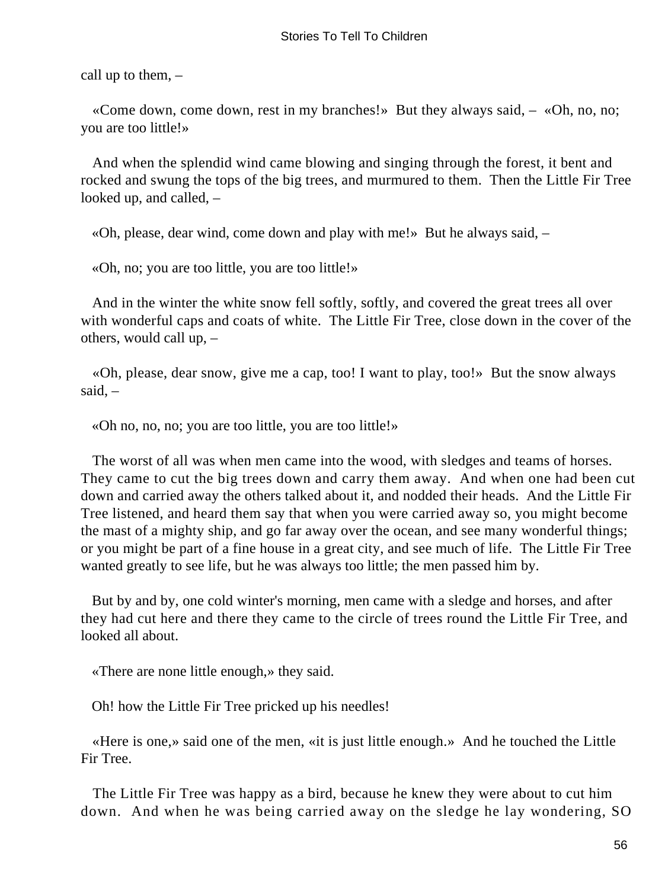call up to them, –

«Come down, come down, rest in my branches!» But they always said, – «Oh, no, no; you are too little!»

And when the splendid wind came blowing and singing through the forest, it bent and rocked and swung the tops of the big trees, and murmured to them. Then the Little Fir Tree looked up, and called, –

«Oh, please, dear wind, come down and play with me!» But he always said, –

«Oh, no; you are too little, you are too little!»

And in the winter the white snow fell softly, softly, and covered the great trees all over with wonderful caps and coats of white. The Little Fir Tree, close down in the cover of the others, would call up, –

«Oh, please, dear snow, give me a cap, too! I want to play, too!» But the snow always said, –

«Oh no, no, no; you are too little, you are too little!»

The worst of all was when men came into the wood, with sledges and teams of horses. They came to cut the big trees down and carry them away. And when one had been cut down and carried away the others talked about it, and nodded their heads. And the Little Fir Tree listened, and heard them say that when you were carried away so, you might become the mast of a mighty ship, and go far away over the ocean, and see many wonderful things; or you might be part of a fine house in a great city, and see much of life. The Little Fir Tree wanted greatly to see life, but he was always too little; the men passed him by.

But by and by, one cold winter's morning, men came with a sledge and horses, and after they had cut here and there they came to the circle of trees round the Little Fir Tree, and looked all about.

«There are none little enough,» they said.

Oh! how the Little Fir Tree pricked up his needles!

«Here is one,» said one of the men, «it is just little enough.» And he touched the Little Fir Tree.

The Little Fir Tree was happy as a bird, because he knew they were about to cut him down. And when he was being carried away on the sledge he lay wondering, SO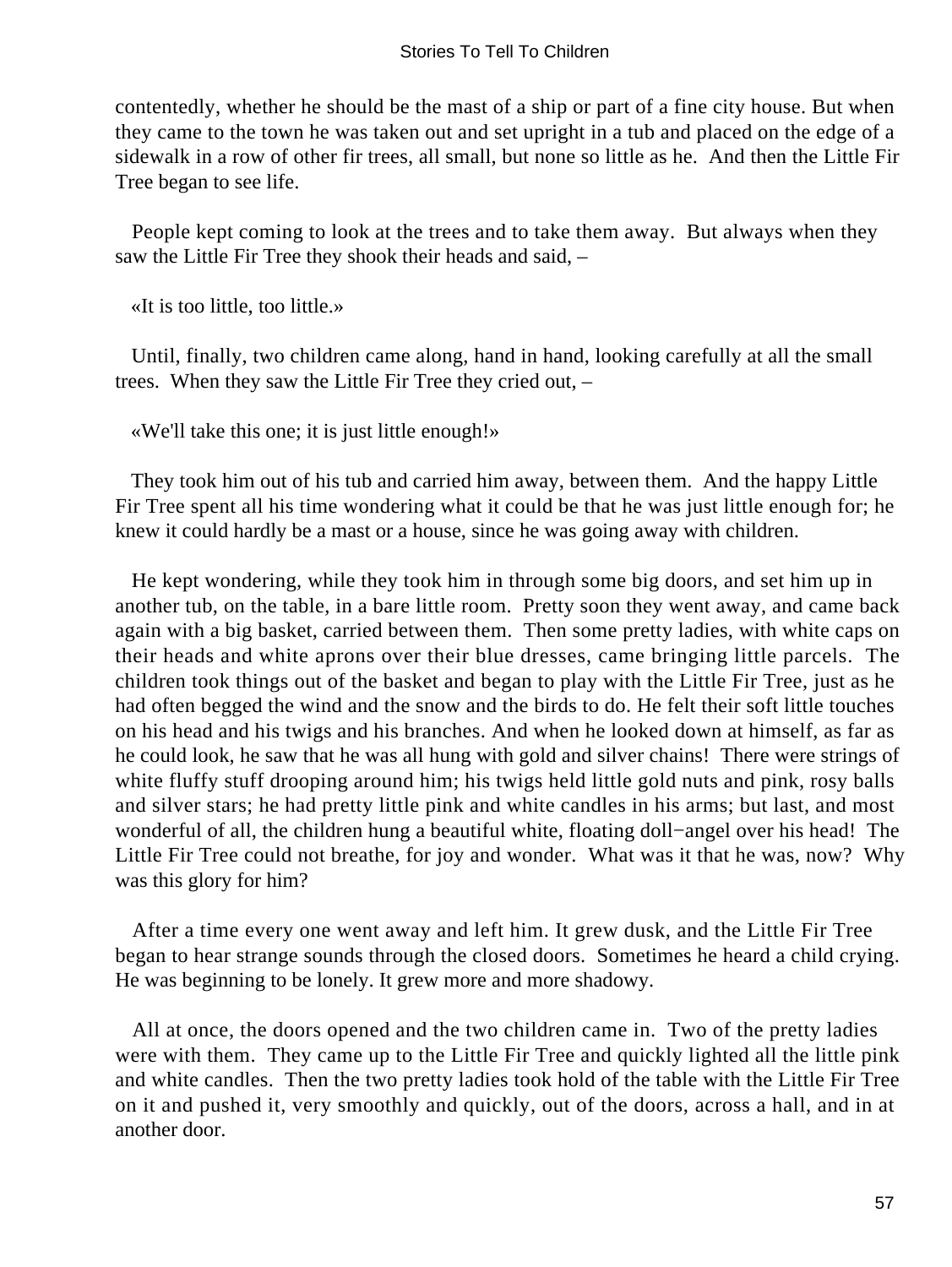contentedly, whether he should be the mast of a ship or part of a fine city house. But when they came to the town he was taken out and set upright in a tub and placed on the edge of a sidewalk in a row of other fir trees, all small, but none so little as he. And then the Little Fir Tree began to see life.

People kept coming to look at the trees and to take them away. But always when they saw the Little Fir Tree they shook their heads and said, –

«It is too little, too little.»

Until, finally, two children came along, hand in hand, looking carefully at all the small trees. When they saw the Little Fir Tree they cried out, –

«We'll take this one; it is just little enough!»

They took him out of his tub and carried him away, between them. And the happy Little Fir Tree spent all his time wondering what it could be that he was just little enough for; he knew it could hardly be a mast or a house, since he was going away with children.

He kept wondering, while they took him in through some big doors, and set him up in another tub, on the table, in a bare little room. Pretty soon they went away, and came back again with a big basket, carried between them. Then some pretty ladies, with white caps on their heads and white aprons over their blue dresses, came bringing little parcels. The children took things out of the basket and began to play with the Little Fir Tree, just as he had often begged the wind and the snow and the birds to do. He felt their soft little touches on his head and his twigs and his branches. And when he looked down at himself, as far as he could look, he saw that he was all hung with gold and silver chains! There were strings of white fluffy stuff drooping around him; his twigs held little gold nuts and pink, rosy balls and silver stars; he had pretty little pink and white candles in his arms; but last, and most wonderful of all, the children hung a beautiful white, floating doll−angel over his head! The Little Fir Tree could not breathe, for joy and wonder. What was it that he was, now? Why was this glory for him?

After a time every one went away and left him. It grew dusk, and the Little Fir Tree began to hear strange sounds through the closed doors. Sometimes he heard a child crying. He was beginning to be lonely. It grew more and more shadowy.

All at once, the doors opened and the two children came in. Two of the pretty ladies were with them. They came up to the Little Fir Tree and quickly lighted all the little pink and white candles. Then the two pretty ladies took hold of the table with the Little Fir Tree on it and pushed it, very smoothly and quickly, out of the doors, across a hall, and in at another door.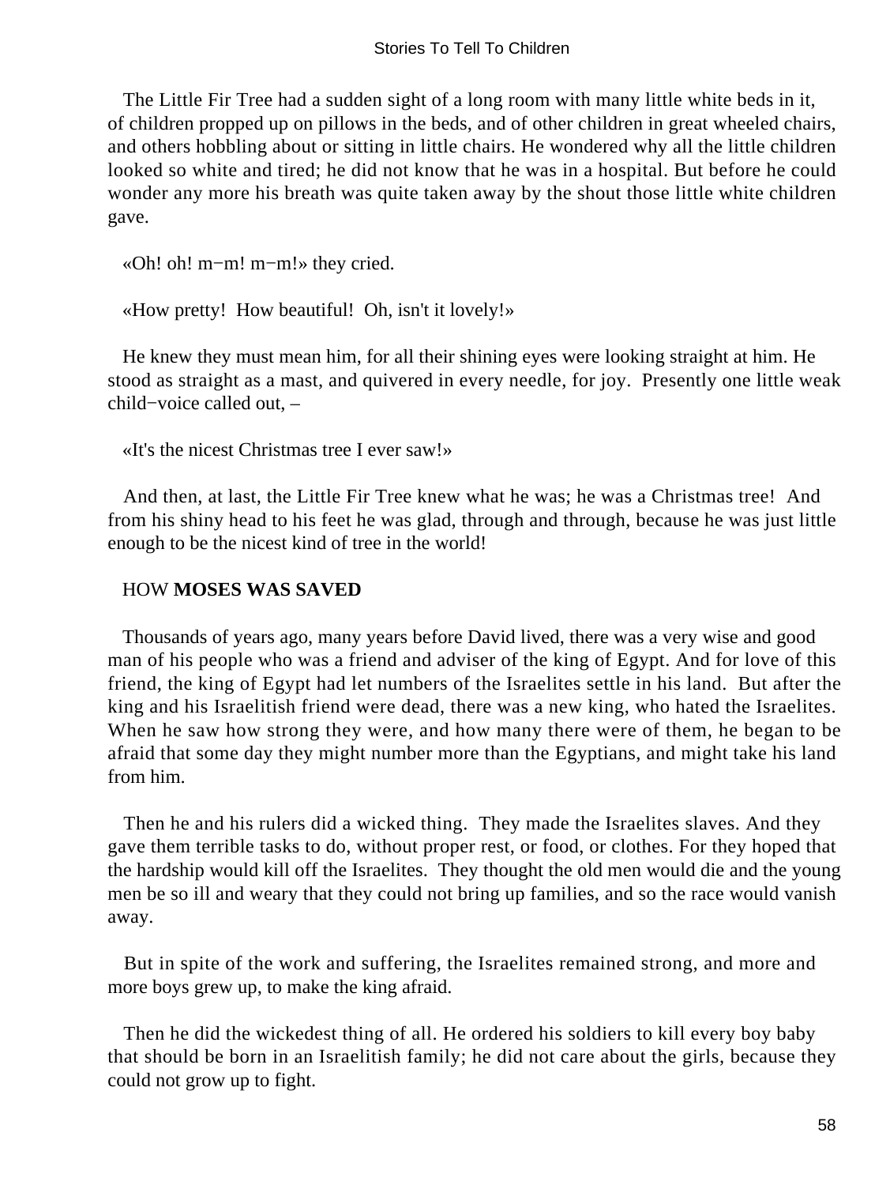The Little Fir Tree had a sudden sight of a long room with many little white beds in it, of children propped up on pillows in the beds, and of other children in great wheeled chairs, and others hobbling about or sitting in little chairs. He wondered why all the little children looked so white and tired; he did not know that he was in a hospital. But before he could wonder any more his breath was quite taken away by the shout those little white children gave.

«Oh! oh! m−m! m−m!» they cried.

«How pretty! How beautiful! Oh, isn't it lovely!»

He knew they must mean him, for all their shining eyes were looking straight at him. He stood as straight as a mast, and quivered in every needle, for joy. Presently one little weak child−voice called out, –

«It's the nicest Christmas tree I ever saw!»

And then, at last, the Little Fir Tree knew what he was; he was a Christmas tree! And from his shiny head to his feet he was glad, through and through, because he was just little enough to be the nicest kind of tree in the world!

## HOW **MOSES WAS SAVED**

Thousands of years ago, many years before David lived, there was a very wise and good man of his people who was a friend and adviser of the king of Egypt. And for love of this friend, the king of Egypt had let numbers of the Israelites settle in his land. But after the king and his Israelitish friend were dead, there was a new king, who hated the Israelites. When he saw how strong they were, and how many there were of them, he began to be afraid that some day they might number more than the Egyptians, and might take his land from him.

Then he and his rulers did a wicked thing. They made the Israelites slaves. And they gave them terrible tasks to do, without proper rest, or food, or clothes. For they hoped that the hardship would kill off the Israelites. They thought the old men would die and the young men be so ill and weary that they could not bring up families, and so the race would vanish away.

But in spite of the work and suffering, the Israelites remained strong, and more and more boys grew up, to make the king afraid.

Then he did the wickedest thing of all. He ordered his soldiers to kill every boy baby that should be born in an Israelitish family; he did not care about the girls, because they could not grow up to fight.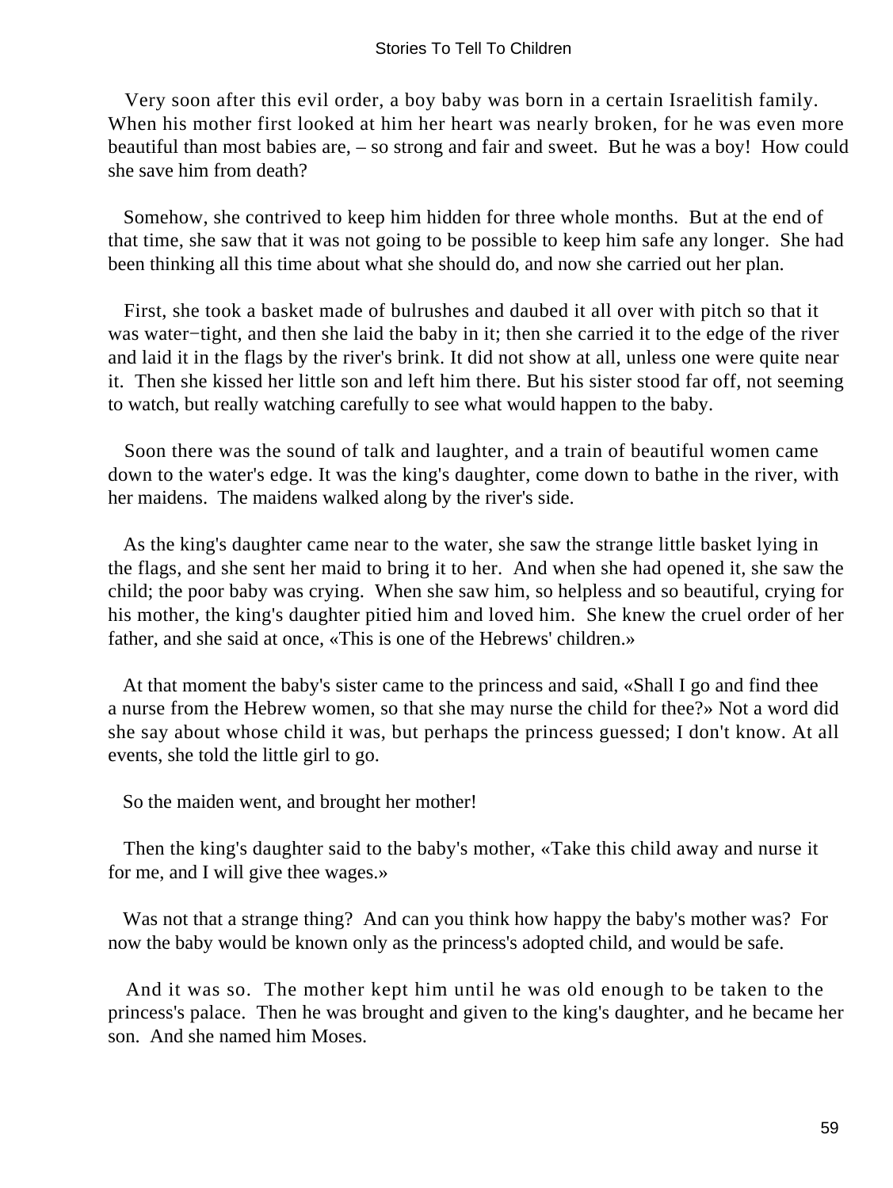Very soon after this evil order, a boy baby was born in a certain Israelitish family. When his mother first looked at him her heart was nearly broken, for he was even more beautiful than most babies are, – so strong and fair and sweet. But he was a boy! How could she save him from death?

Somehow, she contrived to keep him hidden for three whole months. But at the end of that time, she saw that it was not going to be possible to keep him safe any longer. She had been thinking all this time about what she should do, and now she carried out her plan.

First, she took a basket made of bulrushes and daubed it all over with pitch so that it was water−tight, and then she laid the baby in it; then she carried it to the edge of the river and laid it in the flags by the river's brink. It did not show at all, unless one were quite near it. Then she kissed her little son and left him there. But his sister stood far off, not seeming to watch, but really watching carefully to see what would happen to the baby.

Soon there was the sound of talk and laughter, and a train of beautiful women came down to the water's edge. It was the king's daughter, come down to bathe in the river, with her maidens. The maidens walked along by the river's side.

As the king's daughter came near to the water, she saw the strange little basket lying in the flags, and she sent her maid to bring it to her. And when she had opened it, she saw the child; the poor baby was crying. When she saw him, so helpless and so beautiful, crying for his mother, the king's daughter pitied him and loved him. She knew the cruel order of her father, and she said at once, «This is one of the Hebrews' children.»

At that moment the baby's sister came to the princess and said, «Shall I go and find thee a nurse from the Hebrew women, so that she may nurse the child for thee?» Not a word did she say about whose child it was, but perhaps the princess guessed; I don't know. At all events, she told the little girl to go.

So the maiden went, and brought her mother!

Then the king's daughter said to the baby's mother, «Take this child away and nurse it for me, and I will give thee wages.»

Was not that a strange thing? And can you think how happy the baby's mother was? For now the baby would be known only as the princess's adopted child, and would be safe.

And it was so. The mother kept him until he was old enough to be taken to the princess's palace. Then he was brought and given to the king's daughter, and he became her son. And she named him Moses.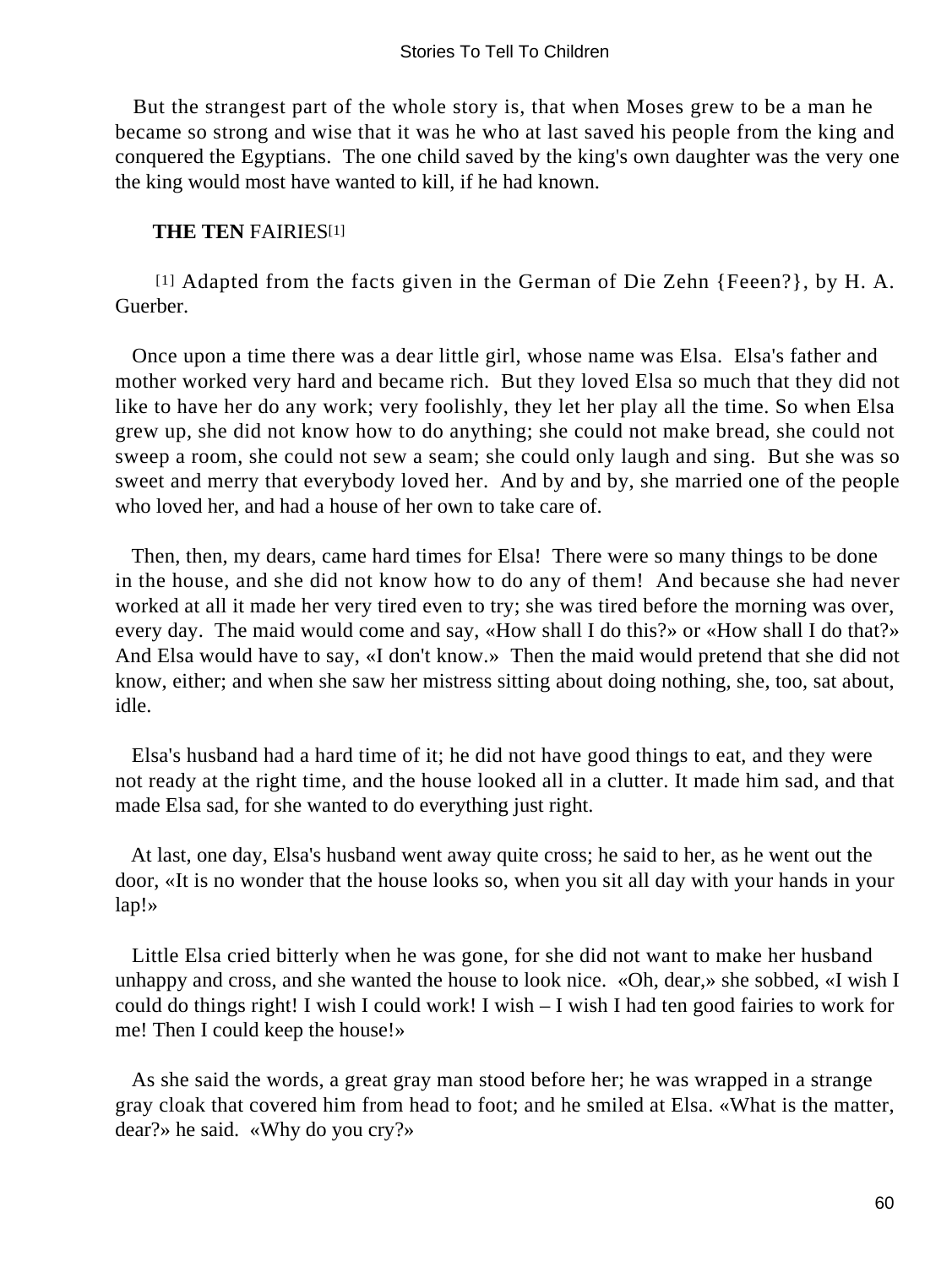But the strangest part of the whole story is, that when Moses grew to be a man he became so strong and wise that it was he who at last saved his people from the king and conquered the Egyptians. The one child saved by the king's own daughter was the very one the king would most have wanted to kill, if he had known.

## THE TEN FAIRIES[1]

[1] Adapted from the facts given in the German of Die Zehn {Feeen?}, by H. A. Guerber.

Once upon a time there was a dear little girl, whose name was Elsa. Elsa's father and mother worked very hard and became rich. But they loved Elsa so much that they did not like to have her do any work; very foolishly, they let her play all the time. So when Elsa grew up, she did not know how to do anything; she could not make bread, she could not sweep a room, she could not sew a seam; she could only laugh and sing. But she was so sweet and merry that everybody loved her. And by and by, she married one of the people who loved her, and had a house of her own to take care of.

Then, then, my dears, came hard times for Elsa! There were so many things to be done in the house, and she did not know how to do any of them! And because she had never worked at all it made her very tired even to try; she was tired before the morning was over, every day. The maid would come and say, «How shall I do this?» or «How shall I do that?» And Elsa would have to say, «I don't know.» Then the maid would pretend that she did not know, either; and when she saw her mistress sitting about doing nothing, she, too, sat about, idle.

Elsa's husband had a hard time of it; he did not have good things to eat, and they were not ready at the right time, and the house looked all in a clutter. It made him sad, and that made Elsa sad, for she wanted to do everything just right.

At last, one day, Elsa's husband went away quite cross; he said to her, as he went out the door, «It is no wonder that the house looks so, when you sit all day with your hands in your lap!»

Little Elsa cried bitterly when he was gone, for she did not want to make her husband unhappy and cross, and she wanted the house to look nice. «Oh, dear,» she sobbed, «I wish I could do things right! I wish I could work! I wish – I wish I had ten good fairies to work for me! Then I could keep the house!»

As she said the words, a great gray man stood before her; he was wrapped in a strange gray cloak that covered him from head to foot; and he smiled at Elsa. «What is the matter, dear?» he said. «Why do you cry?»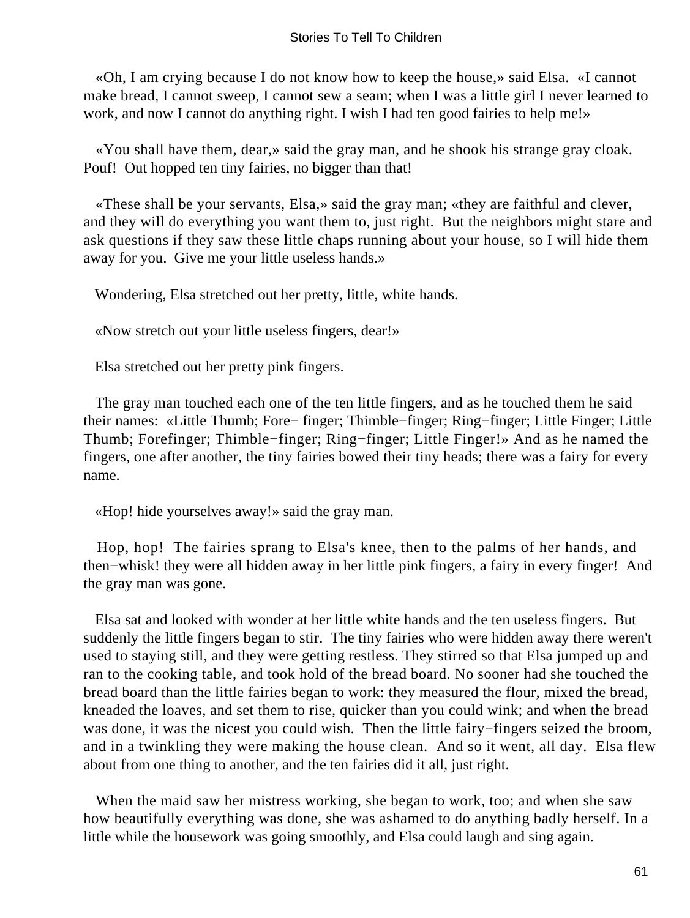«Oh, I am crying because I do not know how to keep the house,» said Elsa. «I cannot make bread, I cannot sweep, I cannot sew a seam; when I was a little girl I never learned to work, and now I cannot do anything right. I wish I had ten good fairies to help me!»

«You shall have them, dear,» said the gray man, and he shook his strange gray cloak. Pouf! Out hopped ten tiny fairies, no bigger than that!

«These shall be your servants, Elsa,» said the gray man; «they are faithful and clever, and they will do everything you want them to, just right. But the neighbors might stare and ask questions if they saw these little chaps running about your house, so I will hide them away for you. Give me your little useless hands.»

Wondering, Elsa stretched out her pretty, little, white hands.

«Now stretch out your little useless fingers, dear!»

Elsa stretched out her pretty pink fingers.

The gray man touched each one of the ten little fingers, and as he touched them he said their names: «Little Thumb; Fore− finger; Thimble−finger; Ring−finger; Little Finger; Little Thumb; Forefinger; Thimble−finger; Ring−finger; Little Finger!» And as he named the fingers, one after another, the tiny fairies bowed their tiny heads; there was a fairy for every name.

«Hop! hide yourselves away!» said the gray man.

Hop, hop! The fairies sprang to Elsa's knee, then to the palms of her hands, and then−whisk! they were all hidden away in her little pink fingers, a fairy in every finger! And the gray man was gone.

Elsa sat and looked with wonder at her little white hands and the ten useless fingers. But suddenly the little fingers began to stir. The tiny fairies who were hidden away there weren't used to staying still, and they were getting restless. They stirred so that Elsa jumped up and ran to the cooking table, and took hold of the bread board. No sooner had she touched the bread board than the little fairies began to work: they measured the flour, mixed the bread, kneaded the loaves, and set them to rise, quicker than you could wink; and when the bread was done, it was the nicest you could wish. Then the little fairy−fingers seized the broom, and in a twinkling they were making the house clean. And so it went, all day. Elsa flew about from one thing to another, and the ten fairies did it all, just right.

When the maid saw her mistress working, she began to work, too; and when she saw how beautifully everything was done, she was ashamed to do anything badly herself. In a little while the housework was going smoothly, and Elsa could laugh and sing again.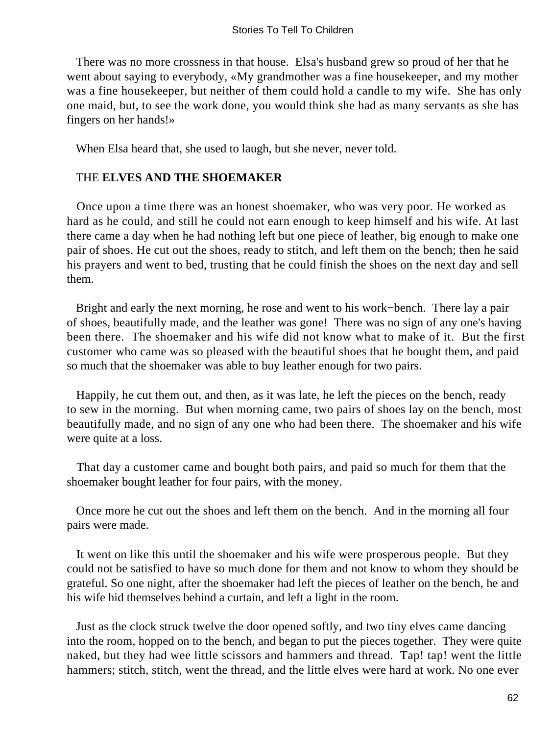There was no more crossness in that house. Elsa's husband grew so proud of her that he went about saying to everybody, «My grandmother was a fine housekeeper, and my mother was a fine housekeeper, but neither of them could hold a candle to my wife. She has only one maid, but, to see the work done, you would think she had as many servants as she has fingers on her hands!»

When Elsa heard that, she used to laugh, but she never, never told.

## THE **ELVES AND THE SHOEMAKER**

Once upon a time there was an honest shoemaker, who was very poor. He worked as hard as he could, and still he could not earn enough to keep himself and his wife. At last there came a day when he had nothing left but one piece of leather, big enough to make one pair of shoes. He cut out the shoes, ready to stitch, and left them on the bench; then he said his prayers and went to bed, trusting that he could finish the shoes on the next day and sell them.

Bright and early the next morning, he rose and went to his work−bench. There lay a pair of shoes, beautifully made, and the leather was gone! There was no sign of any one's having been there. The shoemaker and his wife did not know what to make of it. But the first customer who came was so pleased with the beautiful shoes that he bought them, and paid so much that the shoemaker was able to buy leather enough for two pairs.

Happily, he cut them out, and then, as it was late, he left the pieces on the bench, ready to sew in the morning. But when morning came, two pairs of shoes lay on the bench, most beautifully made, and no sign of any one who had been there. The shoemaker and his wife were quite at a loss.

That day a customer came and bought both pairs, and paid so much for them that the shoemaker bought leather for four pairs, with the money.

Once more he cut out the shoes and left them on the bench. And in the morning all four pairs were made.

It went on like this until the shoemaker and his wife were prosperous people. But they could not be satisfied to have so much done for them and not know to whom they should be grateful. So one night, after the shoemaker had left the pieces of leather on the bench, he and his wife hid themselves behind a curtain, and left a light in the room.

Just as the clock struck twelve the door opened softly, and two tiny elves came dancing into the room, hopped on to the bench, and began to put the pieces together. They were quite naked, but they had wee little scissors and hammers and thread. Tap! tap! went the little hammers; stitch, stitch, went the thread, and the little elves were hard at work. No one ever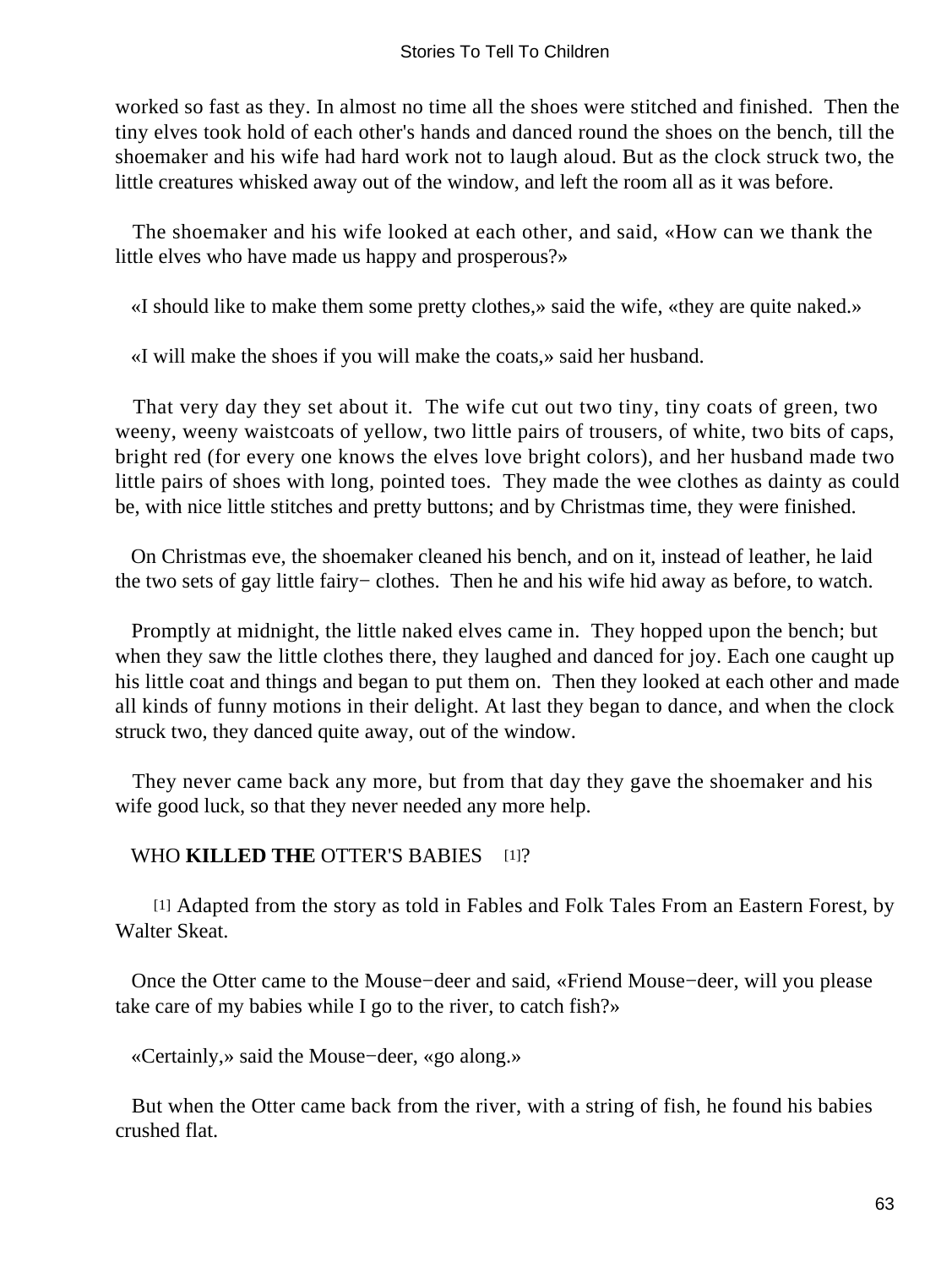worked so fast as they. In almost no time all the shoes were stitched and finished. Then the tiny elves took hold of each other's hands and danced round the shoes on the bench, till the shoemaker and his wife had hard work not to laugh aloud. But as the clock struck two, the little creatures whisked away out of the window, and left the room all as it was before.

The shoemaker and his wife looked at each other, and said, «How can we thank the little elves who have made us happy and prosperous?»

«I should like to make them some pretty clothes,» said the wife, «they are quite naked.»

«I will make the shoes if you will make the coats,» said her husband.

That very day they set about it. The wife cut out two tiny, tiny coats of green, two weeny, weeny waistcoats of yellow, two little pairs of trousers, of white, two bits of caps, bright red (for every one knows the elves love bright colors), and her husband made two little pairs of shoes with long, pointed toes. They made the wee clothes as dainty as could be, with nice little stitches and pretty buttons; and by Christmas time, they were finished.

On Christmas eve, the shoemaker cleaned his bench, and on it, instead of leather, he laid the two sets of gay little fairy− clothes. Then he and his wife hid away as before, to watch.

Promptly at midnight, the little naked elves came in. They hopped upon the bench; but when they saw the little clothes there, they laughed and danced for joy. Each one caught up his little coat and things and began to put them on. Then they looked at each other and made all kinds of funny motions in their delight. At last they began to dance, and when the clock struck two, they danced quite away, out of the window.

They never came back any more, but from that day they gave the shoemaker and his wife good luck, so that they never needed any more help.

## WHO **KILLED THE** OTTER'S BABIES [1]?

[1] Adapted from the story as told in Fables and Folk Tales From an Eastern Forest, by Walter Skeat.

Once the Otter came to the Mouse−deer and said, «Friend Mouse−deer, will you please take care of my babies while I go to the river, to catch fish?»

«Certainly,» said the Mouse−deer, «go along.»

But when the Otter came back from the river, with a string of fish, he found his babies crushed flat.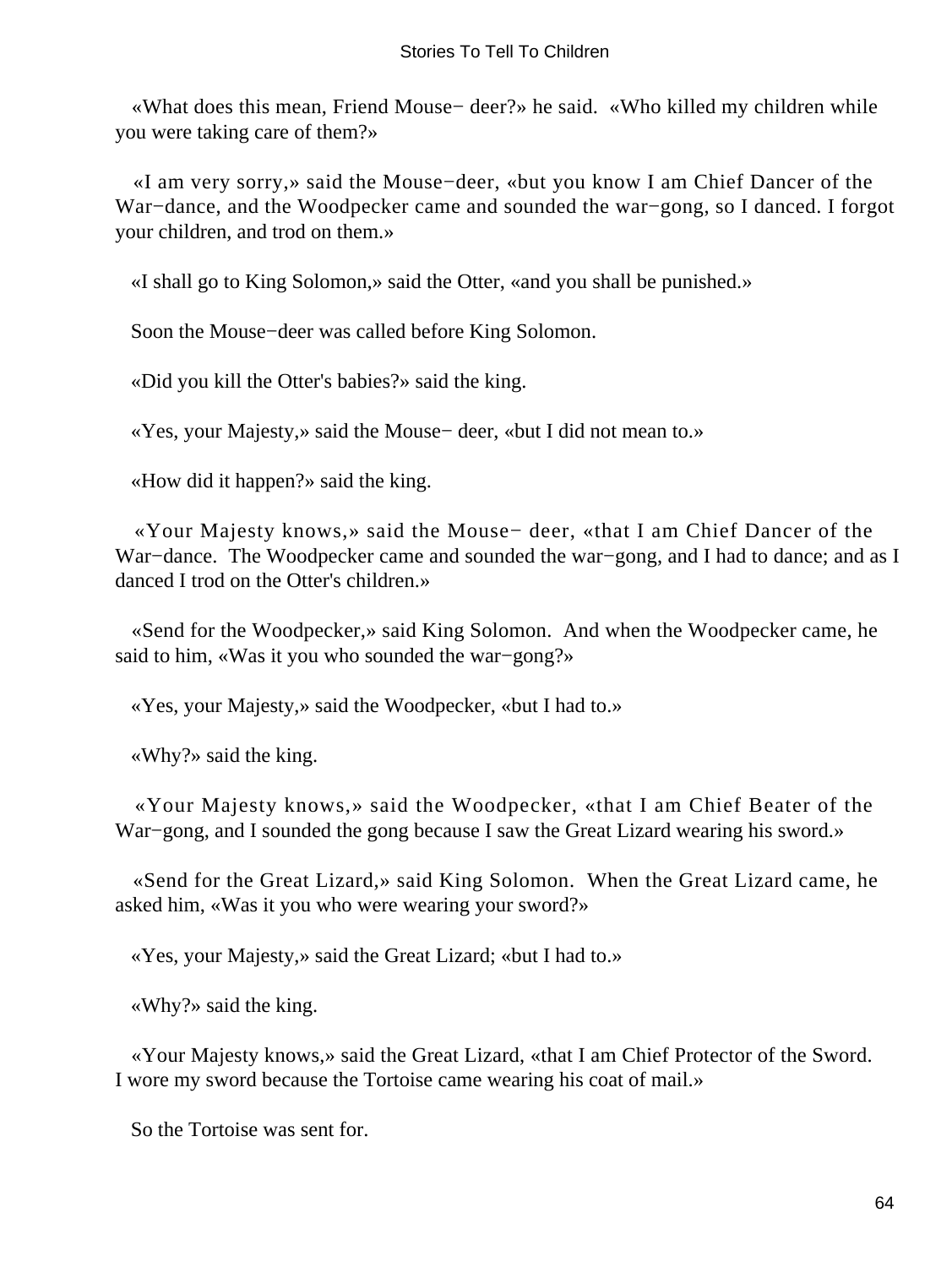«What does this mean, Friend Mouse− deer?» he said. «Who killed my children while you were taking care of them?»

«I am very sorry,» said the Mouse−deer, «but you know I am Chief Dancer of the War−dance, and the Woodpecker came and sounded the war−gong, so I danced. I forgot your children, and trod on them.»

«I shall go to King Solomon,» said the Otter, «and you shall be punished.»

Soon the Mouse−deer was called before King Solomon.

«Did you kill the Otter's babies?» said the king.

«Yes, your Majesty,» said the Mouse− deer, «but I did not mean to.»

«How did it happen?» said the king.

«Your Majesty knows,» said the Mouse− deer, «that I am Chief Dancer of the War−dance. The Woodpecker came and sounded the war−gong, and I had to dance; and as I danced I trod on the Otter's children.»

«Send for the Woodpecker,» said King Solomon. And when the Woodpecker came, he said to him, «Was it you who sounded the war−gong?»

«Yes, your Majesty,» said the Woodpecker, «but I had to.»

«Why?» said the king.

«Your Majesty knows,» said the Woodpecker, «that I am Chief Beater of the War−gong, and I sounded the gong because I saw the Great Lizard wearing his sword.»

«Send for the Great Lizard,» said King Solomon. When the Great Lizard came, he asked him, «Was it you who were wearing your sword?»

«Yes, your Majesty,» said the Great Lizard; «but I had to.»

«Why?» said the king.

«Your Majesty knows,» said the Great Lizard, «that I am Chief Protector of the Sword. I wore my sword because the Tortoise came wearing his coat of mail.»

So the Tortoise was sent for.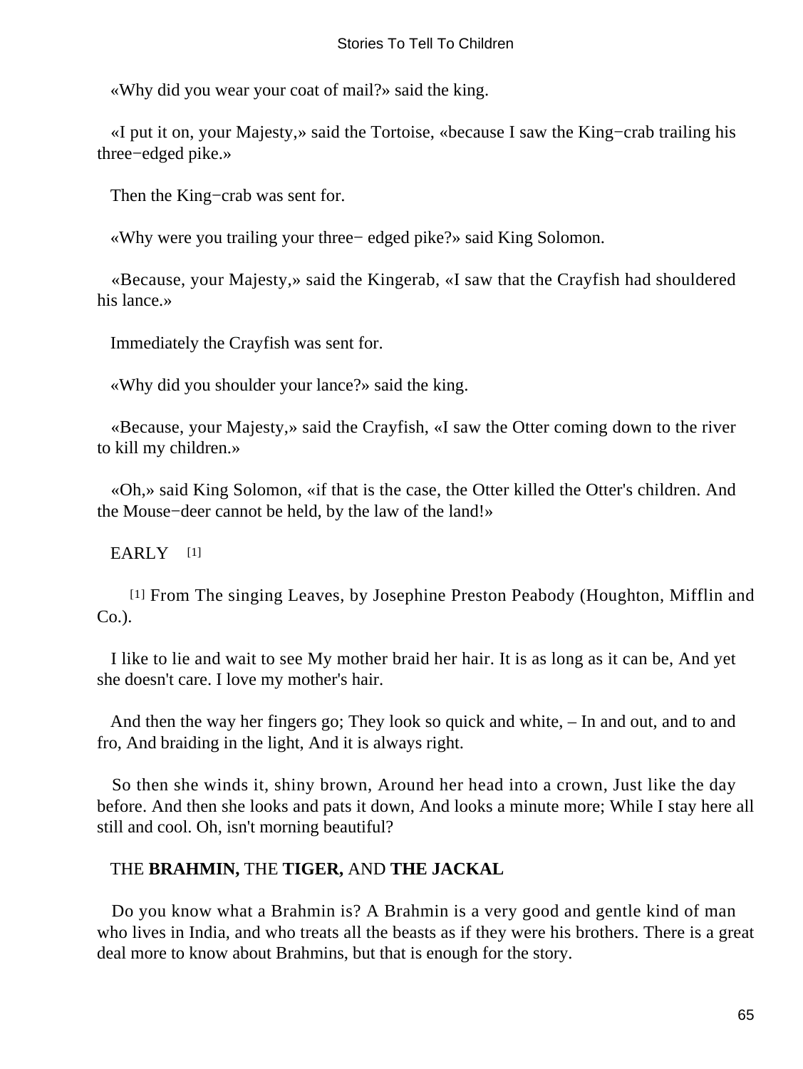«Why did you wear your coat of mail?» said the king.

«I put it on, your Majesty,» said the Tortoise, «because I saw the King−crab trailing his three−edged pike.»

Then the King−crab was sent for.

«Why were you trailing your three− edged pike?» said King Solomon.

«Because, your Majesty,» said the Kingerab, «I saw that the Crayfish had shouldered his lance.»

Immediately the Crayfish was sent for.

«Why did you shoulder your lance?» said the king.

«Because, your Majesty,» said the Crayfish, «I saw the Otter coming down to the river to kill my children.»

«Oh,» said King Solomon, «if that is the case, the Otter killed the Otter's children. And the Mouse−deer cannot be held, by the law of the land!»

EARLY [1]

[1] From The singing Leaves, by Josephine Preston Peabody (Houghton, Mifflin and Co.).

I like to lie and wait to see My mother braid her hair. It is as long as it can be, And yet she doesn't care. I love my mother's hair.

And then the way her fingers go; They look so quick and white, – In and out, and to and fro, And braiding in the light, And it is always right.

So then she winds it, shiny brown, Around her head into a crown, Just like the day before. And then she looks and pats it down, And looks a minute more; While I stay here all still and cool. Oh, isn't morning beautiful?

## THE **BRAHMIN,** THE **TIGER,** AND **THE JACKAL**

Do you know what a Brahmin is? A Brahmin is a very good and gentle kind of man who lives in India, and who treats all the beasts as if they were his brothers. There is a great deal more to know about Brahmins, but that is enough for the story.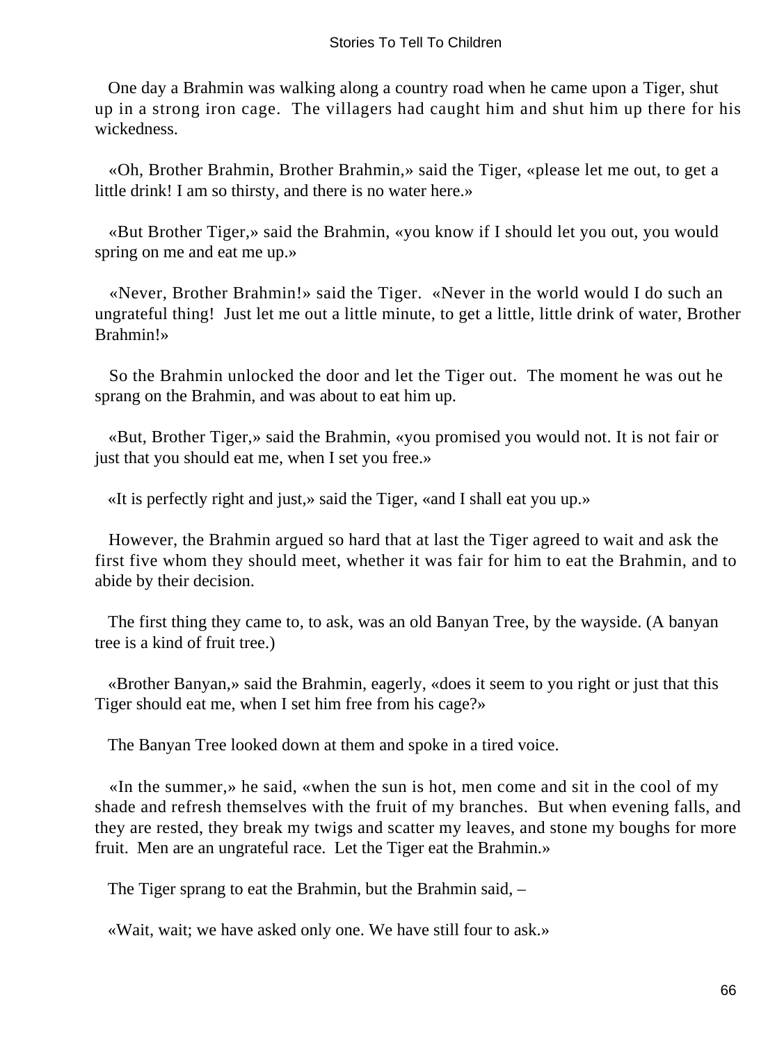One day a Brahmin was walking along a country road when he came upon a Tiger, shut up in a strong iron cage. The villagers had caught him and shut him up there for his wickedness.

«Oh, Brother Brahmin, Brother Brahmin,» said the Tiger, «please let me out, to get a little drink! I am so thirsty, and there is no water here.»

«But Brother Tiger,» said the Brahmin, «you know if I should let you out, you would spring on me and eat me up.»

«Never, Brother Brahmin!» said the Tiger. «Never in the world would I do such an ungrateful thing! Just let me out a little minute, to get a little, little drink of water, Brother Brahmin!»

So the Brahmin unlocked the door and let the Tiger out. The moment he was out he sprang on the Brahmin, and was about to eat him up.

«But, Brother Tiger,» said the Brahmin, «you promised you would not. It is not fair or just that you should eat me, when I set you free.»

«It is perfectly right and just,» said the Tiger, «and I shall eat you up.»

However, the Brahmin argued so hard that at last the Tiger agreed to wait and ask the first five whom they should meet, whether it was fair for him to eat the Brahmin, and to abide by their decision.

The first thing they came to, to ask, was an old Banyan Tree, by the wayside. (A banyan tree is a kind of fruit tree.)

«Brother Banyan,» said the Brahmin, eagerly, «does it seem to you right or just that this Tiger should eat me, when I set him free from his cage?»

The Banyan Tree looked down at them and spoke in a tired voice.

«In the summer,» he said, «when the sun is hot, men come and sit in the cool of my shade and refresh themselves with the fruit of my branches. But when evening falls, and they are rested, they break my twigs and scatter my leaves, and stone my boughs for more fruit. Men are an ungrateful race. Let the Tiger eat the Brahmin.»

The Tiger sprang to eat the Brahmin, but the Brahmin said, –

«Wait, wait; we have asked only one. We have still four to ask.»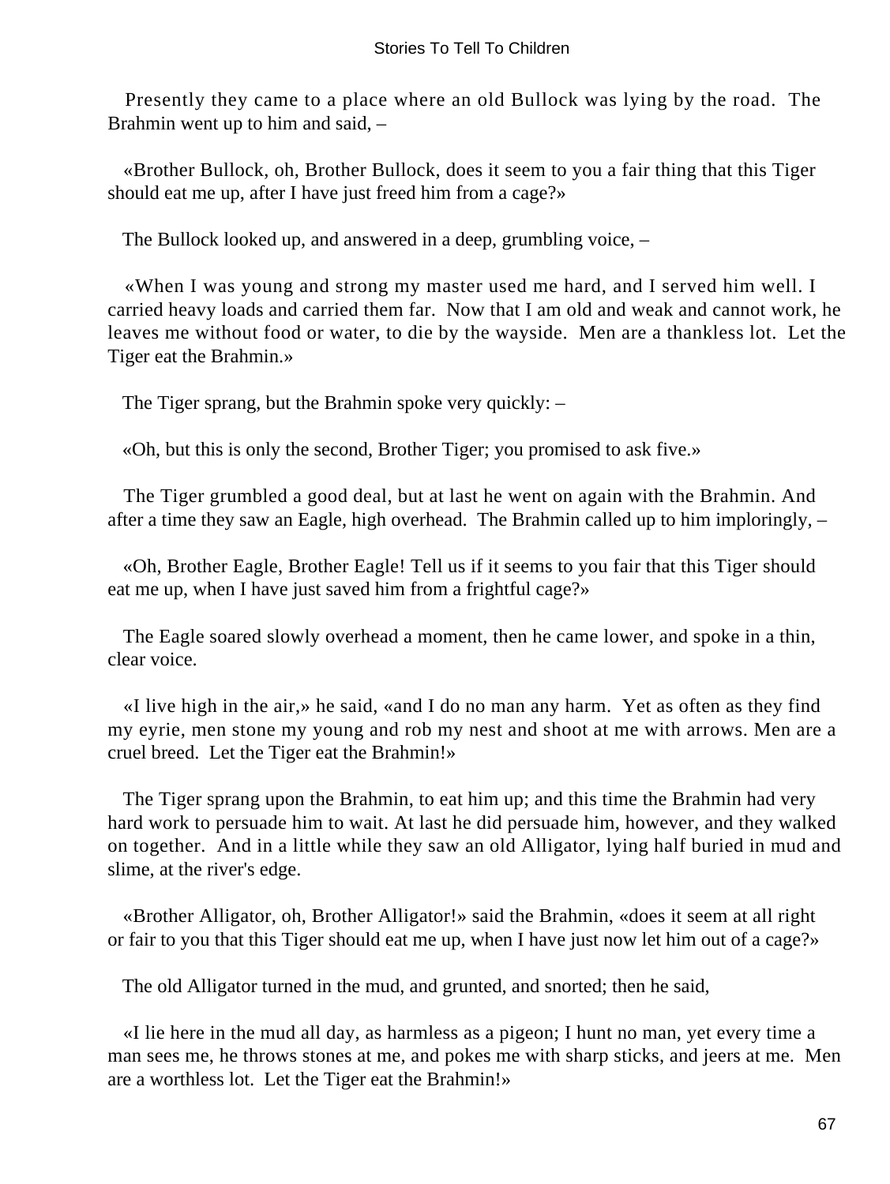Presently they came to a place where an old Bullock was lying by the road. The Brahmin went up to him and said, –

«Brother Bullock, oh, Brother Bullock, does it seem to you a fair thing that this Tiger should eat me up, after I have just freed him from a cage?»

The Bullock looked up, and answered in a deep, grumbling voice, –

«When I was young and strong my master used me hard, and I served him well. I carried heavy loads and carried them far. Now that I am old and weak and cannot work, he leaves me without food or water, to die by the wayside. Men are a thankless lot. Let the Tiger eat the Brahmin.»

The Tiger sprang, but the Brahmin spoke very quickly: –

«Oh, but this is only the second, Brother Tiger; you promised to ask five.»

The Tiger grumbled a good deal, but at last he went on again with the Brahmin. And after a time they saw an Eagle, high overhead. The Brahmin called up to him imploringly, –

«Oh, Brother Eagle, Brother Eagle! Tell us if it seems to you fair that this Tiger should eat me up, when I have just saved him from a frightful cage?»

The Eagle soared slowly overhead a moment, then he came lower, and spoke in a thin, clear voice.

«I live high in the air,» he said, «and I do no man any harm. Yet as often as they find my eyrie, men stone my young and rob my nest and shoot at me with arrows. Men are a cruel breed. Let the Tiger eat the Brahmin!»

The Tiger sprang upon the Brahmin, to eat him up; and this time the Brahmin had very hard work to persuade him to wait. At last he did persuade him, however, and they walked on together. And in a little while they saw an old Alligator, lying half buried in mud and slime, at the river's edge.

«Brother Alligator, oh, Brother Alligator!» said the Brahmin, «does it seem at all right or fair to you that this Tiger should eat me up, when I have just now let him out of a cage?»

The old Alligator turned in the mud, and grunted, and snorted; then he said,

«I lie here in the mud all day, as harmless as a pigeon; I hunt no man, yet every time a man sees me, he throws stones at me, and pokes me with sharp sticks, and jeers at me. Men are a worthless lot. Let the Tiger eat the Brahmin!»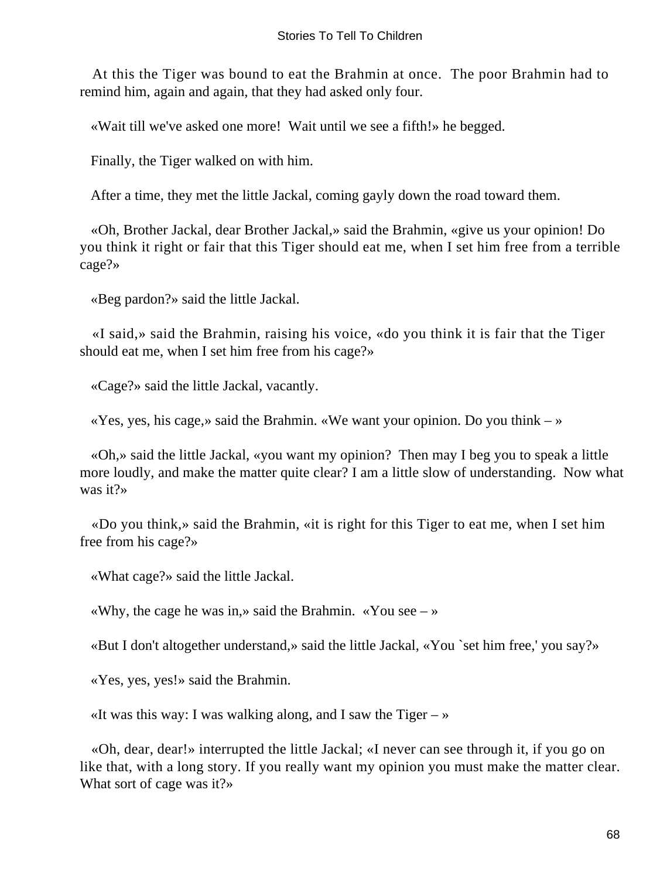At this the Tiger was bound to eat the Brahmin at once. The poor Brahmin had to remind him, again and again, that they had asked only four.

«Wait till we've asked one more! Wait until we see a fifth!» he begged.

Finally, the Tiger walked on with him.

After a time, they met the little Jackal, coming gayly down the road toward them.

«Oh, Brother Jackal, dear Brother Jackal,» said the Brahmin, «give us your opinion! Do you think it right or fair that this Tiger should eat me, when I set him free from a terrible cage?»

«Beg pardon?» said the little Jackal.

«I said,» said the Brahmin, raising his voice, «do you think it is fair that the Tiger should eat me, when I set him free from his cage?»

«Cage?» said the little Jackal, vacantly.

«Yes, yes, his cage,» said the Brahmin. «We want your opinion. Do you think – »

«Oh,» said the little Jackal, «you want my opinion? Then may I beg you to speak a little more loudly, and make the matter quite clear? I am a little slow of understanding. Now what was it?»

«Do you think,» said the Brahmin, «it is right for this Tiger to eat me, when I set him free from his cage?»

«What cage?» said the little Jackal.

«Why, the cage he was in,» said the Brahmin. «You see – »

«But I don't altogether understand,» said the little Jackal, «You `set him free,' you say?»

«Yes, yes, yes!» said the Brahmin.

«It was this way: I was walking along, and I saw the Tiger – »

«Oh, dear, dear!» interrupted the little Jackal; «I never can see through it, if you go on like that, with a long story. If you really want my opinion you must make the matter clear. What sort of cage was it?»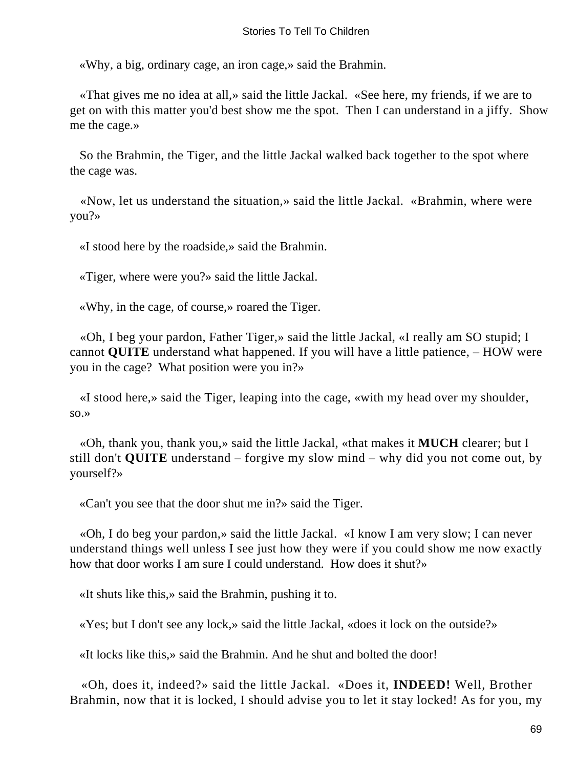«Why, a big, ordinary cage, an iron cage,» said the Brahmin.

«That gives me no idea at all,» said the little Jackal. «See here, my friends, if we are to get on with this matter you'd best show me the spot. Then I can understand in a jiffy. Show me the cage.»

So the Brahmin, the Tiger, and the little Jackal walked back together to the spot where the cage was.

«Now, let us understand the situation,» said the little Jackal. «Brahmin, where were you?»

«I stood here by the roadside,» said the Brahmin.

«Tiger, where were you?» said the little Jackal.

«Why, in the cage, of course,» roared the Tiger.

«Oh, I beg your pardon, Father Tiger,» said the little Jackal, «I really am SO stupid; I cannot **QUITE** understand what happened. If you will have a little patience, – HOW were you in the cage? What position were you in?»

«I stood here,» said the Tiger, leaping into the cage, «with my head over my shoulder, so.»

«Oh, thank you, thank you,» said the little Jackal, «that makes it **MUCH** clearer; but I still don't **QUITE** understand – forgive my slow mind – why did you not come out, by yourself?»

«Can't you see that the door shut me in?» said the Tiger.

«Oh, I do beg your pardon,» said the little Jackal. «I know I am very slow; I can never understand things well unless I see just how they were if you could show me now exactly how that door works I am sure I could understand. How does it shut?»

«It shuts like this,» said the Brahmin, pushing it to.

«Yes; but I don't see any lock,» said the little Jackal, «does it lock on the outside?»

«It locks like this,» said the Brahmin. And he shut and bolted the door!

«Oh, does it, indeed?» said the little Jackal. «Does it, **INDEED!** Well, Brother Brahmin, now that it is locked, I should advise you to let it stay locked! As for you, my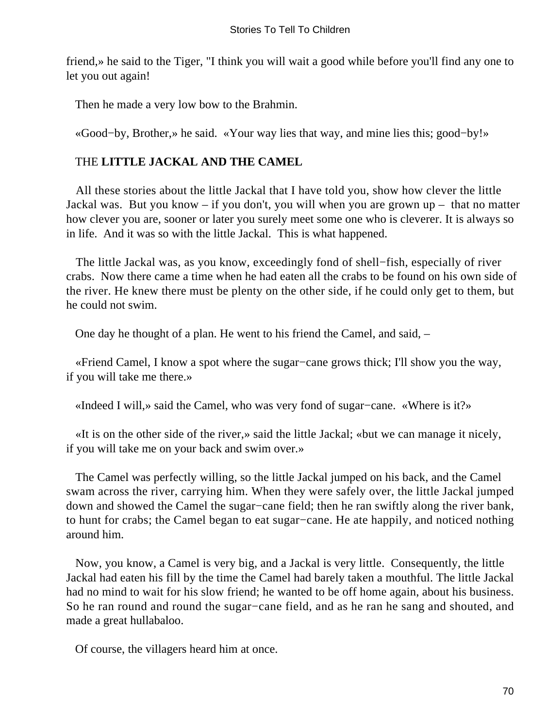friend,» he said to the Tiger, "I think you will wait a good while before you'll find any one to let you out again!

Then he made a very low bow to the Brahmin.

«Good−by, Brother,» he said. «Your way lies that way, and mine lies this; good−by!»

## THE **LITTLE JACKAL AND THE CAMEL**

All these stories about the little Jackal that I have told you, show how clever the little Jackal was. But you know – if you don't, you will when you are grown up – that no matter how clever you are, sooner or later you surely meet some one who is cleverer. It is always so in life. And it was so with the little Jackal. This is what happened.

The little Jackal was, as you know, exceedingly fond of shell−fish, especially of river crabs. Now there came a time when he had eaten all the crabs to be found on his own side of the river. He knew there must be plenty on the other side, if he could only get to them, but he could not swim.

One day he thought of a plan. He went to his friend the Camel, and said, –

«Friend Camel, I know a spot where the sugar−cane grows thick; I'll show you the way, if you will take me there.»

«Indeed I will,» said the Camel, who was very fond of sugar−cane. «Where is it?»

«It is on the other side of the river,» said the little Jackal; «but we can manage it nicely, if you will take me on your back and swim over.»

The Camel was perfectly willing, so the little Jackal jumped on his back, and the Camel swam across the river, carrying him. When they were safely over, the little Jackal jumped down and showed the Camel the sugar−cane field; then he ran swiftly along the river bank, to hunt for crabs; the Camel began to eat sugar−cane. He ate happily, and noticed nothing around him.

Now, you know, a Camel is very big, and a Jackal is very little. Consequently, the little Jackal had eaten his fill by the time the Camel had barely taken a mouthful. The little Jackal had no mind to wait for his slow friend; he wanted to be off home again, about his business. So he ran round and round the sugar−cane field, and as he ran he sang and shouted, and made a great hullabaloo.

Of course, the villagers heard him at once.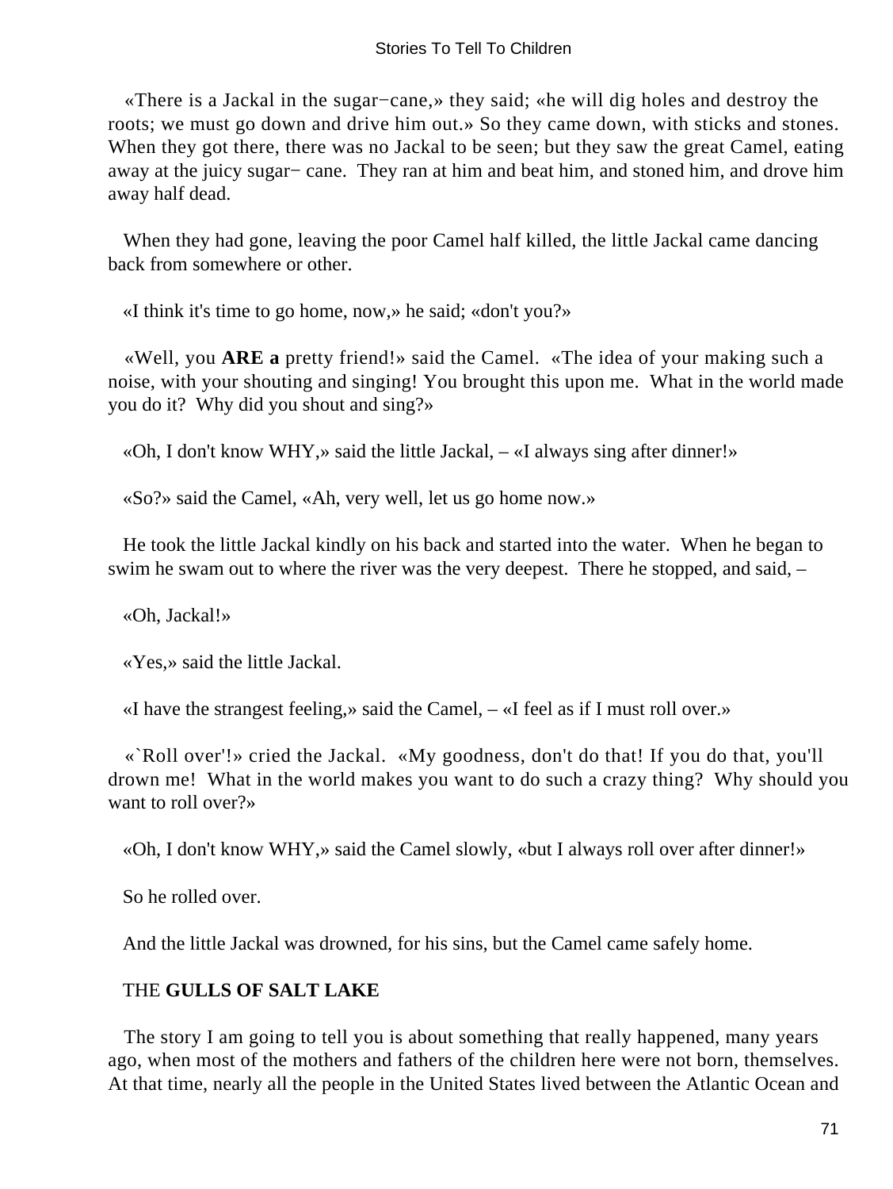«There is a Jackal in the sugar−cane,» they said; «he will dig holes and destroy the roots; we must go down and drive him out.» So they came down, with sticks and stones. When they got there, there was no Jackal to be seen; but they saw the great Camel, eating away at the juicy sugar− cane. They ran at him and beat him, and stoned him, and drove him away half dead.

When they had gone, leaving the poor Camel half killed, the little Jackal came dancing back from somewhere or other.

«I think it's time to go home, now,» he said; «don't you?»

«Well, you **ARE a** pretty friend!» said the Camel. «The idea of your making such a noise, with your shouting and singing! You brought this upon me. What in the world made you do it? Why did you shout and sing?»

«Oh, I don't know WHY,» said the little Jackal, – «I always sing after dinner!»

«So?» said the Camel, «Ah, very well, let us go home now.»

He took the little Jackal kindly on his back and started into the water. When he began to swim he swam out to where the river was the very deepest. There he stopped, and said, –

«Oh, Jackal!»

«Yes,» said the little Jackal.

«I have the strangest feeling,» said the Camel, – «I feel as if I must roll over.»

«`Roll over'!» cried the Jackal. «My goodness, don't do that! If you do that, you'll drown me! What in the world makes you want to do such a crazy thing? Why should you want to roll over?»

«Oh, I don't know WHY,» said the Camel slowly, «but I always roll over after dinner!»

So he rolled over.

And the little Jackal was drowned, for his sins, but the Camel came safely home.

## THE **GULLS OF SALT LAKE**

The story I am going to tell you is about something that really happened, many years ago, when most of the mothers and fathers of the children here were not born, themselves. At that time, nearly all the people in the United States lived between the Atlantic Ocean and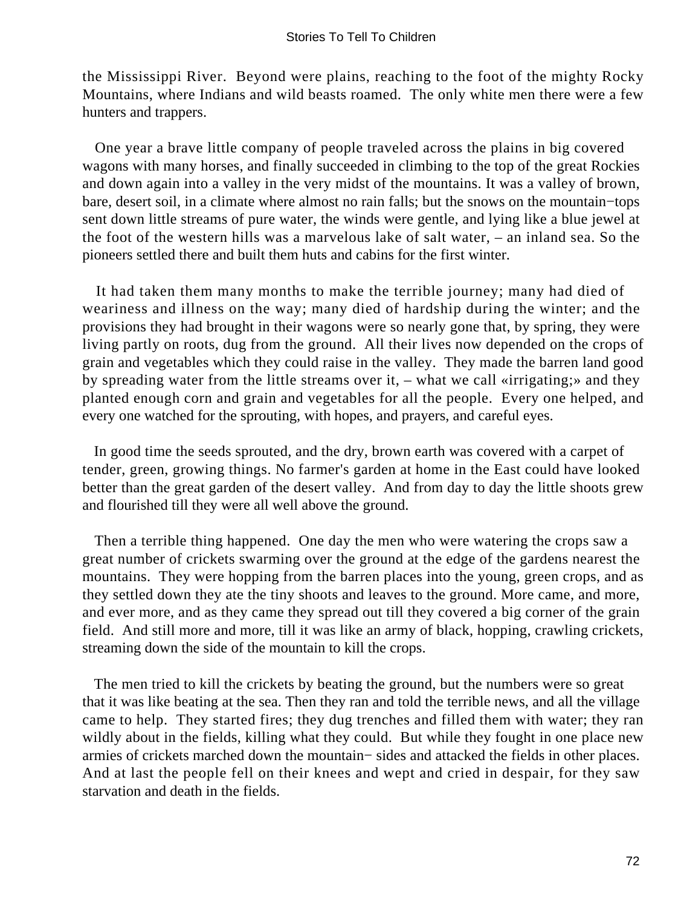the Mississippi River. Beyond were plains, reaching to the foot of the mighty Rocky Mountains, where Indians and wild beasts roamed. The only white men there were a few hunters and trappers.

One year a brave little company of people traveled across the plains in big covered wagons with many horses, and finally succeeded in climbing to the top of the great Rockies and down again into a valley in the very midst of the mountains. It was a valley of brown, bare, desert soil, in a climate where almost no rain falls; but the snows on the mountain−tops sent down little streams of pure water, the winds were gentle, and lying like a blue jewel at the foot of the western hills was a marvelous lake of salt water, – an inland sea. So the pioneers settled there and built them huts and cabins for the first winter.

It had taken them many months to make the terrible journey; many had died of weariness and illness on the way; many died of hardship during the winter; and the provisions they had brought in their wagons were so nearly gone that, by spring, they were living partly on roots, dug from the ground. All their lives now depended on the crops of grain and vegetables which they could raise in the valley. They made the barren land good by spreading water from the little streams over it, – what we call «irrigating;» and they planted enough corn and grain and vegetables for all the people. Every one helped, and every one watched for the sprouting, with hopes, and prayers, and careful eyes.

In good time the seeds sprouted, and the dry, brown earth was covered with a carpet of tender, green, growing things. No farmer's garden at home in the East could have looked better than the great garden of the desert valley. And from day to day the little shoots grew and flourished till they were all well above the ground.

Then a terrible thing happened. One day the men who were watering the crops saw a great number of crickets swarming over the ground at the edge of the gardens nearest the mountains. They were hopping from the barren places into the young, green crops, and as they settled down they ate the tiny shoots and leaves to the ground. More came, and more, and ever more, and as they came they spread out till they covered a big corner of the grain field. And still more and more, till it was like an army of black, hopping, crawling crickets, streaming down the side of the mountain to kill the crops.

The men tried to kill the crickets by beating the ground, but the numbers were so great that it was like beating at the sea. Then they ran and told the terrible news, and all the village came to help. They started fires; they dug trenches and filled them with water; they ran wildly about in the fields, killing what they could. But while they fought in one place new armies of crickets marched down the mountain− sides and attacked the fields in other places. And at last the people fell on their knees and wept and cried in despair, for they saw starvation and death in the fields.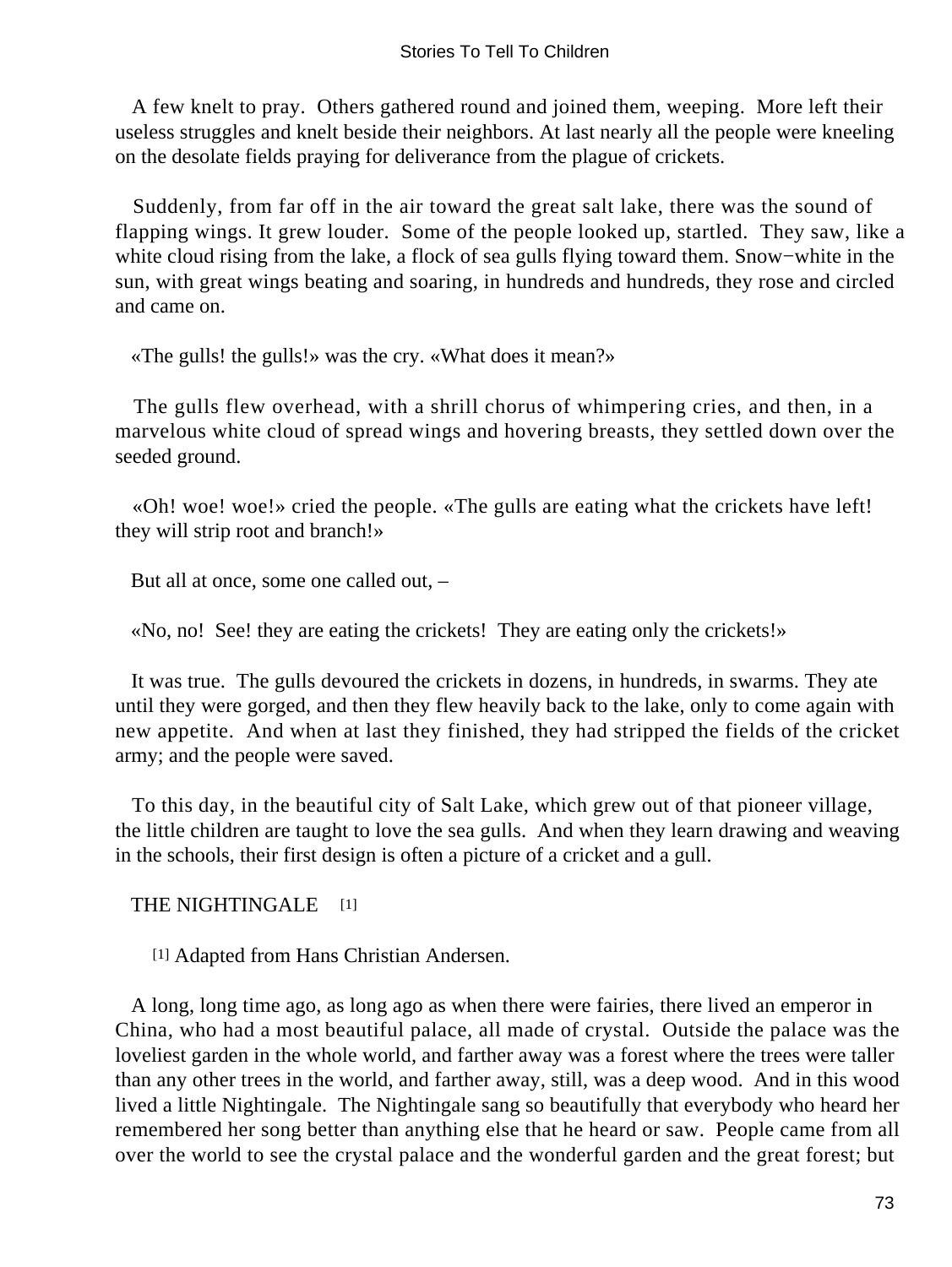A few knelt to pray. Others gathered round and joined them, weeping. More left their useless struggles and knelt beside their neighbors. At last nearly all the people were kneeling on the desolate fields praying for deliverance from the plague of crickets.

Suddenly, from far off in the air toward the great salt lake, there was the sound of flapping wings. It grew louder. Some of the people looked up, startled. They saw, like a white cloud rising from the lake, a flock of sea gulls flying toward them. Snow−white in the sun, with great wings beating and soaring, in hundreds and hundreds, they rose and circled and came on.

«The gulls! the gulls!» was the cry. «What does it mean?»

The gulls flew overhead, with a shrill chorus of whimpering cries, and then, in a marvelous white cloud of spread wings and hovering breasts, they settled down over the seeded ground.

«Oh! woe! woe!» cried the people. «The gulls are eating what the crickets have left! they will strip root and branch!»

But all at once, some one called out, –

«No, no! See! they are eating the crickets! They are eating only the crickets!»

It was true. The gulls devoured the crickets in dozens, in hundreds, in swarms. They ate until they were gorged, and then they flew heavily back to the lake, only to come again with new appetite. And when at last they finished, they had stripped the fields of the cricket army; and the people were saved.

To this day, in the beautiful city of Salt Lake, which grew out of that pioneer village, the little children are taught to love the sea gulls. And when they learn drawing and weaving in the schools, their first design is often a picture of a cricket and a gull.

## THE NIGHTINGALE [1]

[1] Adapted from Hans Christian Andersen.

A long, long time ago, as long ago as when there were fairies, there lived an emperor in China, who had a most beautiful palace, all made of crystal. Outside the palace was the loveliest garden in the whole world, and farther away was a forest where the trees were taller than any other trees in the world, and farther away, still, was a deep wood. And in this wood lived a little Nightingale. The Nightingale sang so beautifully that everybody who heard her remembered her song better than anything else that he heard or saw. People came from all over the world to see the crystal palace and the wonderful garden and the great forest; but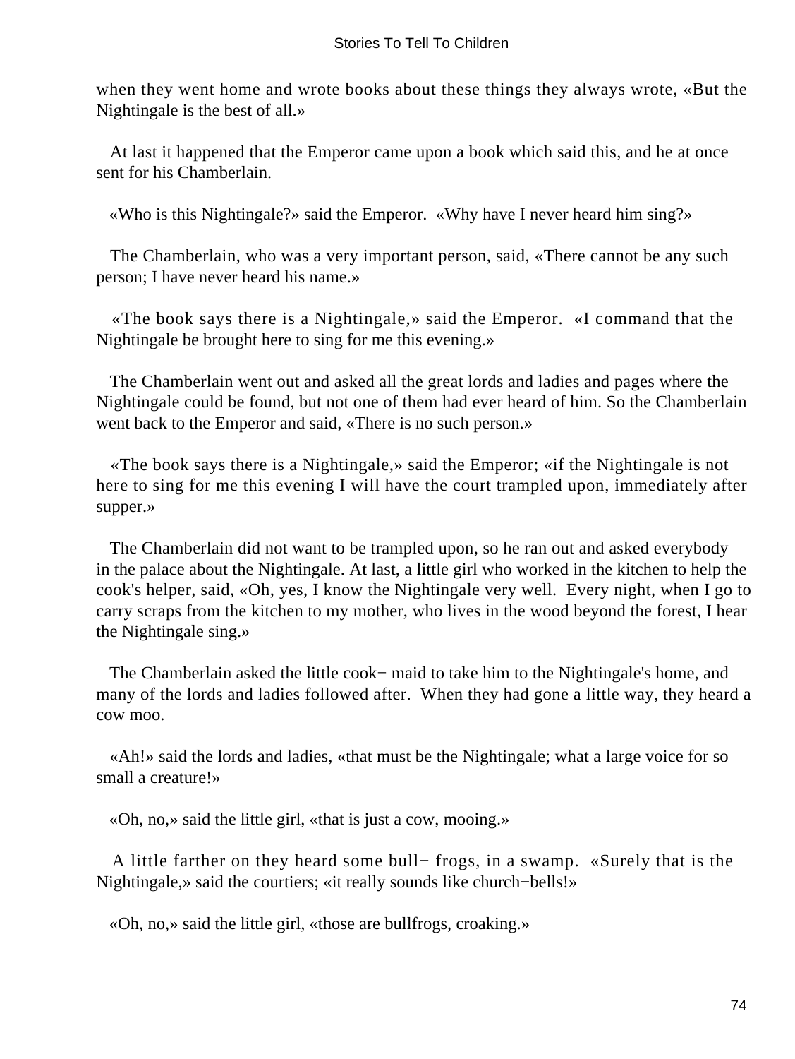when they went home and wrote books about these things they always wrote, «But the Nightingale is the best of all.»

At last it happened that the Emperor came upon a book which said this, and he at once sent for his Chamberlain.

«Who is this Nightingale?» said the Emperor. «Why have I never heard him sing?»

The Chamberlain, who was a very important person, said, «There cannot be any such person; I have never heard his name.»

«The book says there is a Nightingale,» said the Emperor. «I command that the Nightingale be brought here to sing for me this evening.»

The Chamberlain went out and asked all the great lords and ladies and pages where the Nightingale could be found, but not one of them had ever heard of him. So the Chamberlain went back to the Emperor and said, «There is no such person.»

«The book says there is a Nightingale,» said the Emperor; «if the Nightingale is not here to sing for me this evening I will have the court trampled upon, immediately after supper.»

The Chamberlain did not want to be trampled upon, so he ran out and asked everybody in the palace about the Nightingale. At last, a little girl who worked in the kitchen to help the cook's helper, said, «Oh, yes, I know the Nightingale very well. Every night, when I go to carry scraps from the kitchen to my mother, who lives in the wood beyond the forest, I hear the Nightingale sing.»

The Chamberlain asked the little cook− maid to take him to the Nightingale's home, and many of the lords and ladies followed after. When they had gone a little way, they heard a cow moo.

«Ah!» said the lords and ladies, «that must be the Nightingale; what a large voice for so small a creature!»

«Oh, no,» said the little girl, «that is just a cow, mooing.»

A little farther on they heard some bull− frogs, in a swamp. «Surely that is the Nightingale,» said the courtiers; «it really sounds like church−bells!»

«Oh, no,» said the little girl, «those are bullfrogs, croaking.»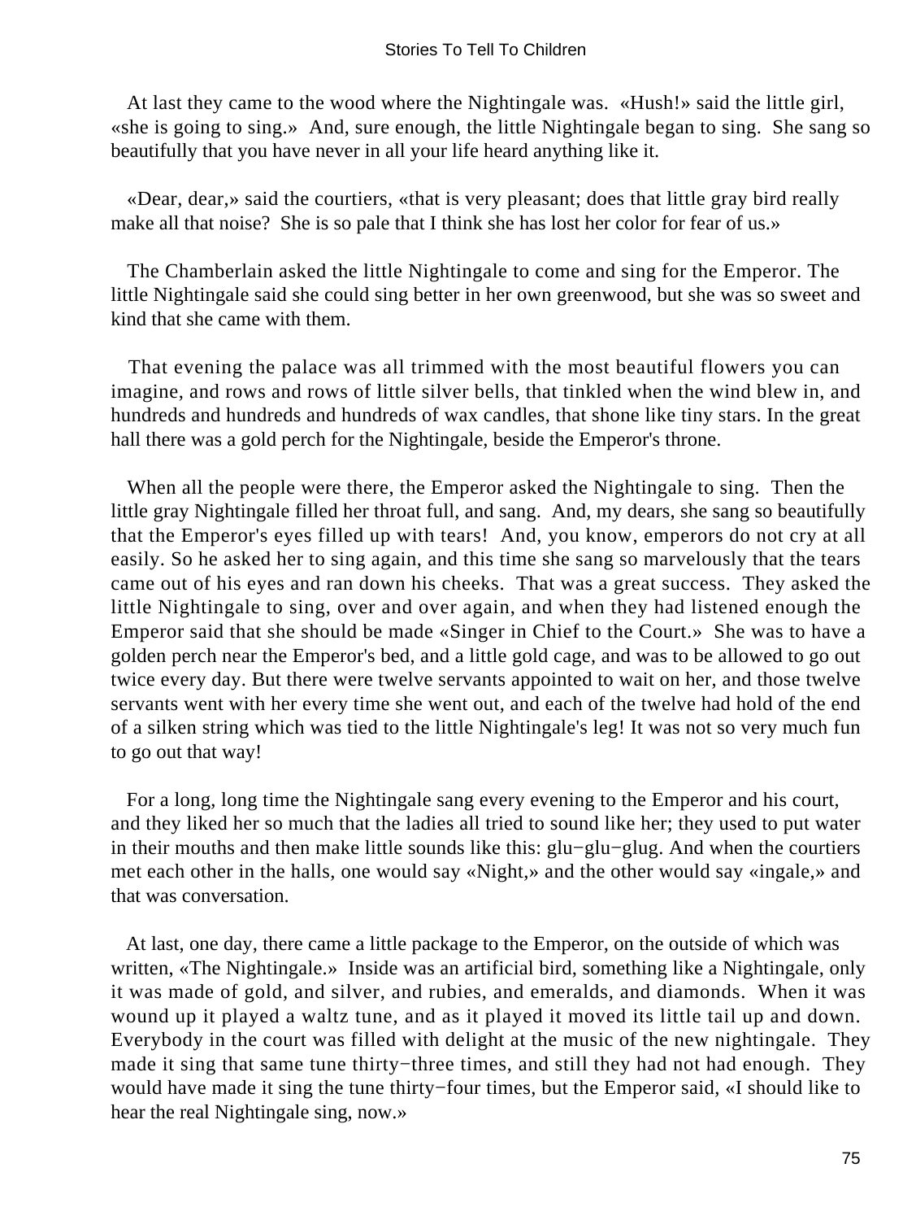At last they came to the wood where the Nightingale was. «Hush!» said the little girl, «she is going to sing.» And, sure enough, the little Nightingale began to sing. She sang so beautifully that you have never in all your life heard anything like it.

«Dear, dear,» said the courtiers, «that is very pleasant; does that little gray bird really make all that noise? She is so pale that I think she has lost her color for fear of us.»

The Chamberlain asked the little Nightingale to come and sing for the Emperor. The little Nightingale said she could sing better in her own greenwood, but she was so sweet and kind that she came with them.

That evening the palace was all trimmed with the most beautiful flowers you can imagine, and rows and rows of little silver bells, that tinkled when the wind blew in, and hundreds and hundreds and hundreds of wax candles, that shone like tiny stars. In the great hall there was a gold perch for the Nightingale, beside the Emperor's throne.

When all the people were there, the Emperor asked the Nightingale to sing. Then the little gray Nightingale filled her throat full, and sang. And, my dears, she sang so beautifully that the Emperor's eyes filled up with tears! And, you know, emperors do not cry at all easily. So he asked her to sing again, and this time she sang so marvelously that the tears came out of his eyes and ran down his cheeks. That was a great success. They asked the little Nightingale to sing, over and over again, and when they had listened enough the Emperor said that she should be made «Singer in Chief to the Court.» She was to have a golden perch near the Emperor's bed, and a little gold cage, and was to be allowed to go out twice every day. But there were twelve servants appointed to wait on her, and those twelve servants went with her every time she went out, and each of the twelve had hold of the end of a silken string which was tied to the little Nightingale's leg! It was not so very much fun to go out that way!

For a long, long time the Nightingale sang every evening to the Emperor and his court, and they liked her so much that the ladies all tried to sound like her; they used to put water in their mouths and then make little sounds like this: glu−glu−glug. And when the courtiers met each other in the halls, one would say «Night,» and the other would say «ingale,» and that was conversation.

At last, one day, there came a little package to the Emperor, on the outside of which was written, «The Nightingale.» Inside was an artificial bird, something like a Nightingale, only it was made of gold, and silver, and rubies, and emeralds, and diamonds. When it was wound up it played a waltz tune, and as it played it moved its little tail up and down. Everybody in the court was filled with delight at the music of the new nightingale. They made it sing that same tune thirty−three times, and still they had not had enough. They would have made it sing the tune thirty−four times, but the Emperor said, «I should like to hear the real Nightingale sing, now.»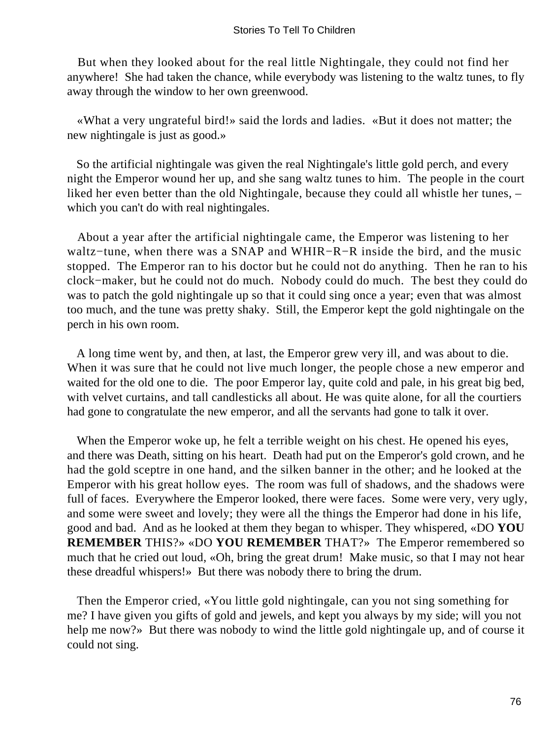But when they looked about for the real little Nightingale, they could not find her anywhere! She had taken the chance, while everybody was listening to the waltz tunes, to fly away through the window to her own greenwood.

«What a very ungrateful bird!» said the lords and ladies. «But it does not matter; the new nightingale is just as good.»

So the artificial nightingale was given the real Nightingale's little gold perch, and every night the Emperor wound her up, and she sang waltz tunes to him. The people in the court liked her even better than the old Nightingale, because they could all whistle her tunes, – which you can't do with real nightingales.

About a year after the artificial nightingale came, the Emperor was listening to her waltz−tune, when there was a SNAP and WHIR−R−R inside the bird, and the music stopped. The Emperor ran to his doctor but he could not do anything. Then he ran to his clock−maker, but he could not do much. Nobody could do much. The best they could do was to patch the gold nightingale up so that it could sing once a year; even that was almost too much, and the tune was pretty shaky. Still, the Emperor kept the gold nightingale on the perch in his own room.

A long time went by, and then, at last, the Emperor grew very ill, and was about to die. When it was sure that he could not live much longer, the people chose a new emperor and waited for the old one to die. The poor Emperor lay, quite cold and pale, in his great big bed, with velvet curtains, and tall candlesticks all about. He was quite alone, for all the courtiers had gone to congratulate the new emperor, and all the servants had gone to talk it over.

When the Emperor woke up, he felt a terrible weight on his chest. He opened his eyes, and there was Death, sitting on his heart. Death had put on the Emperor's gold crown, and he had the gold sceptre in one hand, and the silken banner in the other; and he looked at the Emperor with his great hollow eyes. The room was full of shadows, and the shadows were full of faces. Everywhere the Emperor looked, there were faces. Some were very, very ugly, and some were sweet and lovely; they were all the things the Emperor had done in his life, good and bad. And as he looked at them they began to whisper. They whispered, «DO **YOU REMEMBER** THIS?» «DO **YOU REMEMBER** THAT?» The Emperor remembered so much that he cried out loud, «Oh, bring the great drum! Make music, so that I may not hear these dreadful whispers!» But there was nobody there to bring the drum.

Then the Emperor cried, «You little gold nightingale, can you not sing something for me? I have given you gifts of gold and jewels, and kept you always by my side; will you not help me now?» But there was nobody to wind the little gold nightingale up, and of course it could not sing.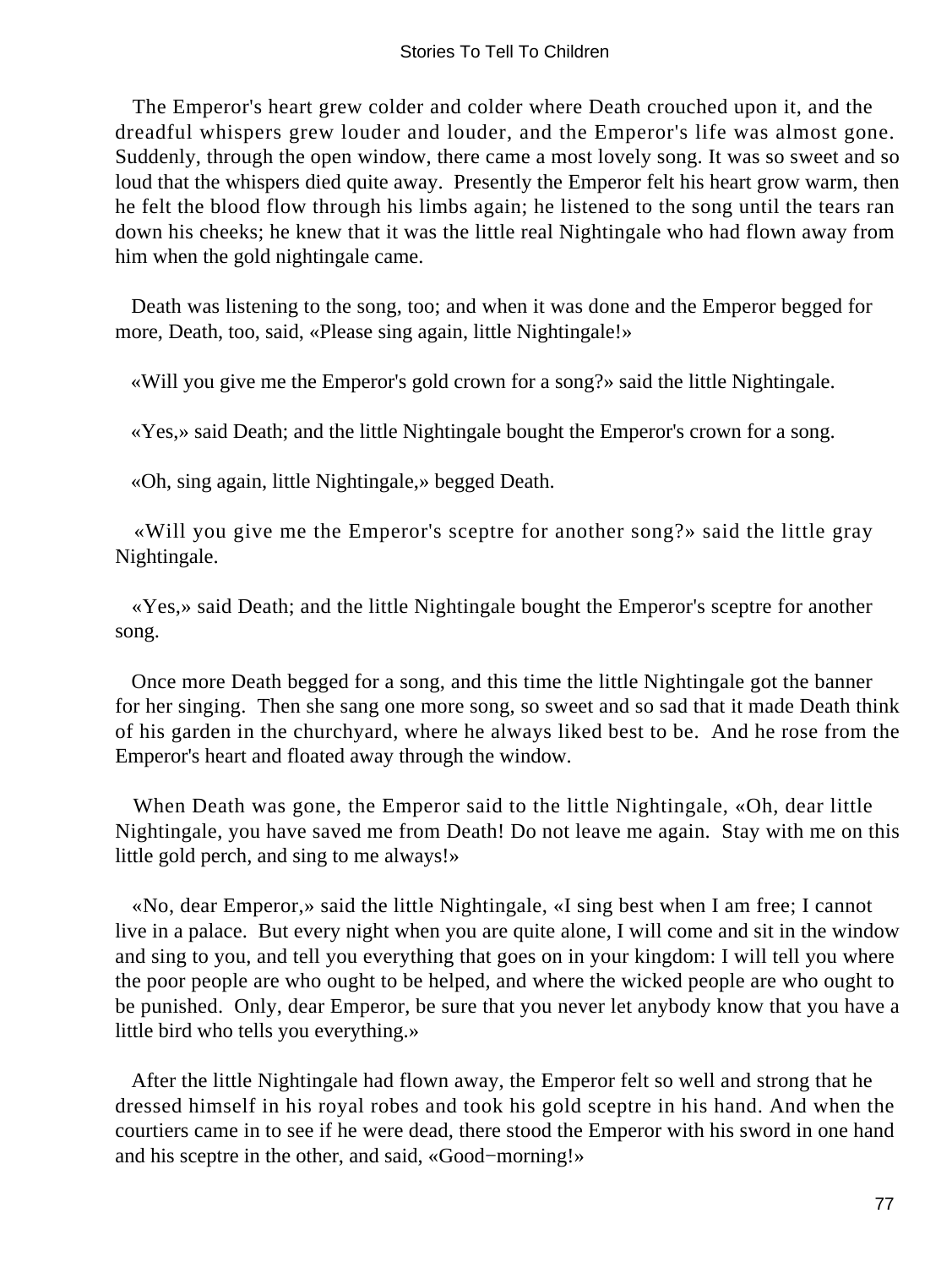The Emperor's heart grew colder and colder where Death crouched upon it, and the dreadful whispers grew louder and louder, and the Emperor's life was almost gone. Suddenly, through the open window, there came a most lovely song. It was so sweet and so loud that the whispers died quite away. Presently the Emperor felt his heart grow warm, then he felt the blood flow through his limbs again; he listened to the song until the tears ran down his cheeks; he knew that it was the little real Nightingale who had flown away from him when the gold nightingale came.

Death was listening to the song, too; and when it was done and the Emperor begged for more, Death, too, said, «Please sing again, little Nightingale!»

«Will you give me the Emperor's gold crown for a song?» said the little Nightingale.

«Yes,» said Death; and the little Nightingale bought the Emperor's crown for a song.

«Oh, sing again, little Nightingale,» begged Death.

«Will you give me the Emperor's sceptre for another song?» said the little gray Nightingale.

«Yes,» said Death; and the little Nightingale bought the Emperor's sceptre for another song.

Once more Death begged for a song, and this time the little Nightingale got the banner for her singing. Then she sang one more song, so sweet and so sad that it made Death think of his garden in the churchyard, where he always liked best to be. And he rose from the Emperor's heart and floated away through the window.

When Death was gone, the Emperor said to the little Nightingale, «Oh, dear little Nightingale, you have saved me from Death! Do not leave me again. Stay with me on this little gold perch, and sing to me always!»

«No, dear Emperor,» said the little Nightingale, «I sing best when I am free; I cannot live in a palace. But every night when you are quite alone, I will come and sit in the window and sing to you, and tell you everything that goes on in your kingdom: I will tell you where the poor people are who ought to be helped, and where the wicked people are who ought to be punished. Only, dear Emperor, be sure that you never let anybody know that you have a little bird who tells you everything.»

After the little Nightingale had flown away, the Emperor felt so well and strong that he dressed himself in his royal robes and took his gold sceptre in his hand. And when the courtiers came in to see if he were dead, there stood the Emperor with his sword in one hand and his sceptre in the other, and said, «Good−morning!»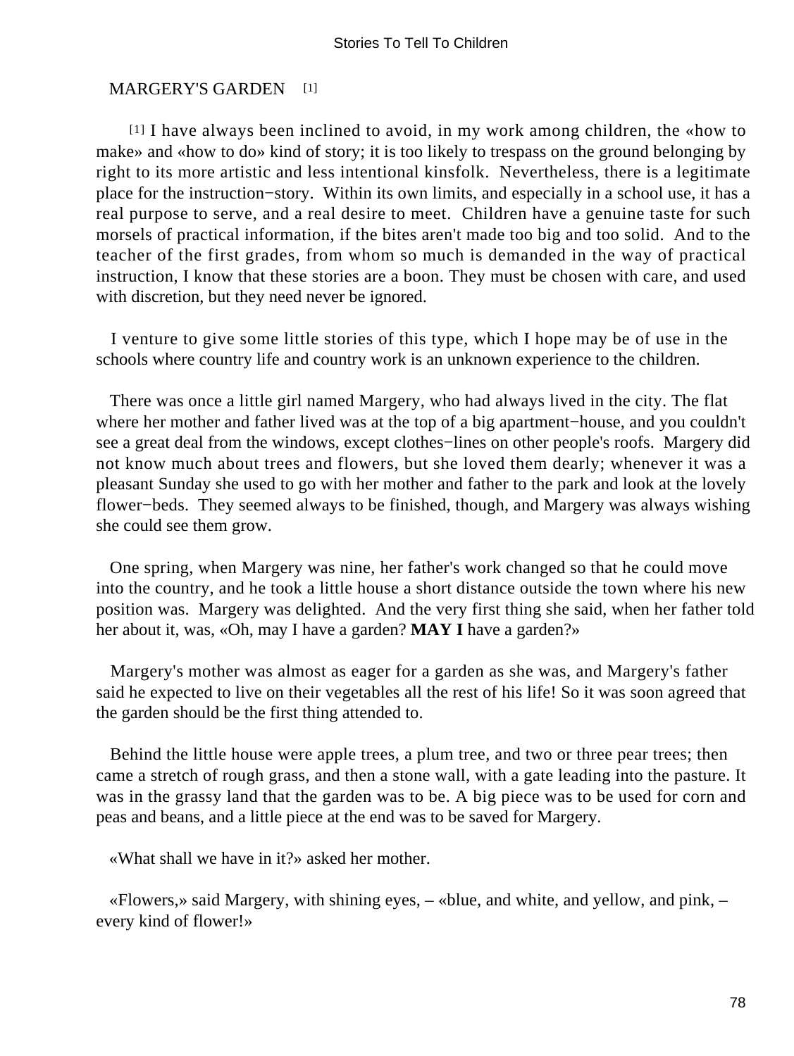## MARGERY'S GARDEN [1]

[1] I have always been inclined to avoid, in my work among children, the «how to make» and «how to do» kind of story; it is too likely to trespass on the ground belonging by right to its more artistic and less intentional kinsfolk. Nevertheless, there is a legitimate place for the instruction−story. Within its own limits, and especially in a school use, it has a real purpose to serve, and a real desire to meet. Children have a genuine taste for such morsels of practical information, if the bites aren't made too big and too solid. And to the teacher of the first grades, from whom so much is demanded in the way of practical instruction, I know that these stories are a boon. They must be chosen with care, and used with discretion, but they need never be ignored.

I venture to give some little stories of this type, which I hope may be of use in the schools where country life and country work is an unknown experience to the children.

There was once a little girl named Margery, who had always lived in the city. The flat where her mother and father lived was at the top of a big apartment−house, and you couldn't see a great deal from the windows, except clothes−lines on other people's roofs. Margery did not know much about trees and flowers, but she loved them dearly; whenever it was a pleasant Sunday she used to go with her mother and father to the park and look at the lovely flower−beds. They seemed always to be finished, though, and Margery was always wishing she could see them grow.

One spring, when Margery was nine, her father's work changed so that he could move into the country, and he took a little house a short distance outside the town where his new position was. Margery was delighted. And the very first thing she said, when her father told her about it, was, «Oh, may I have a garden? **MAY I** have a garden?»

Margery's mother was almost as eager for a garden as she was, and Margery's father said he expected to live on their vegetables all the rest of his life! So it was soon agreed that the garden should be the first thing attended to.

Behind the little house were apple trees, a plum tree, and two or three pear trees; then came a stretch of rough grass, and then a stone wall, with a gate leading into the pasture. It was in the grassy land that the garden was to be. A big piece was to be used for corn and peas and beans, and a little piece at the end was to be saved for Margery.

«What shall we have in it?» asked her mother.

«Flowers,» said Margery, with shining eyes, – «blue, and white, and yellow, and pink, – every kind of flower!»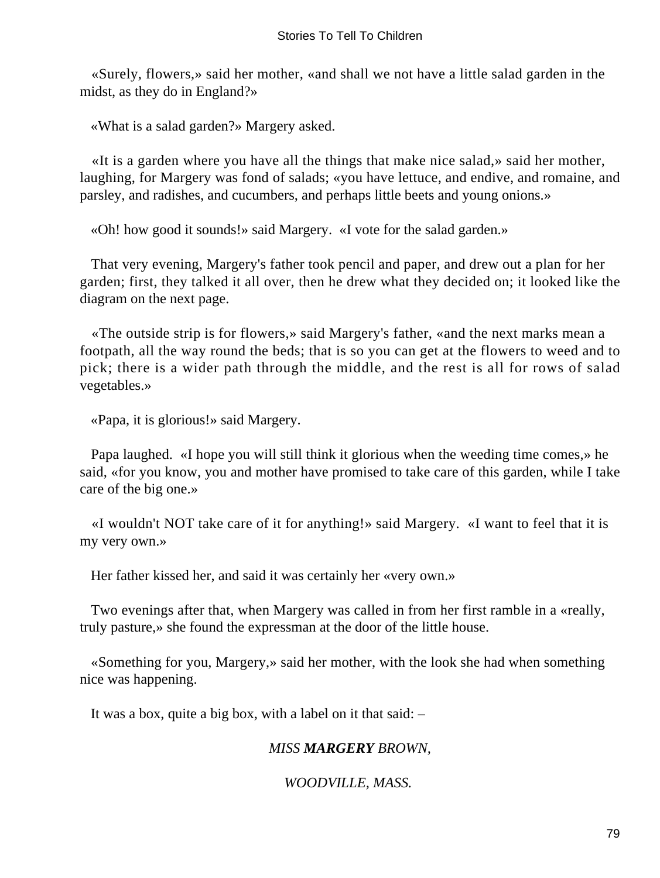«Surely, flowers,» said her mother, «and shall we not have a little salad garden in the midst, as they do in England?»

«What is a salad garden?» Margery asked.

«It is a garden where you have all the things that make nice salad,» said her mother, laughing, for Margery was fond of salads; «you have lettuce, and endive, and romaine, and parsley, and radishes, and cucumbers, and perhaps little beets and young onions.»

«Oh! how good it sounds!» said Margery. «I vote for the salad garden.»

That very evening, Margery's father took pencil and paper, and drew out a plan for her garden; first, they talked it all over, then he drew what they decided on; it looked like the diagram on the next page.

«The outside strip is for flowers,» said Margery's father, «and the next marks mean a footpath, all the way round the beds; that is so you can get at the flowers to weed and to pick; there is a wider path through the middle, and the rest is all for rows of salad vegetables.»

«Papa, it is glorious!» said Margery.

Papa laughed. «I hope you will still think it glorious when the weeding time comes,» he said, «for you know, you and mother have promised to take care of this garden, while I take care of the big one.»

«I wouldn't NOT take care of it for anything!» said Margery. «I want to feel that it is my very own.»

Her father kissed her, and said it was certainly her «very own.»

Two evenings after that, when Margery was called in from her first ramble in a «really, truly pasture,» she found the expressman at the door of the little house.

«Something for you, Margery,» said her mother, with the look she had when something nice was happening.

It was a box, quite a big box, with a label on it that said: –

*MISS **MARGERY** BROWN,*

*WOODVILLE, MASS.*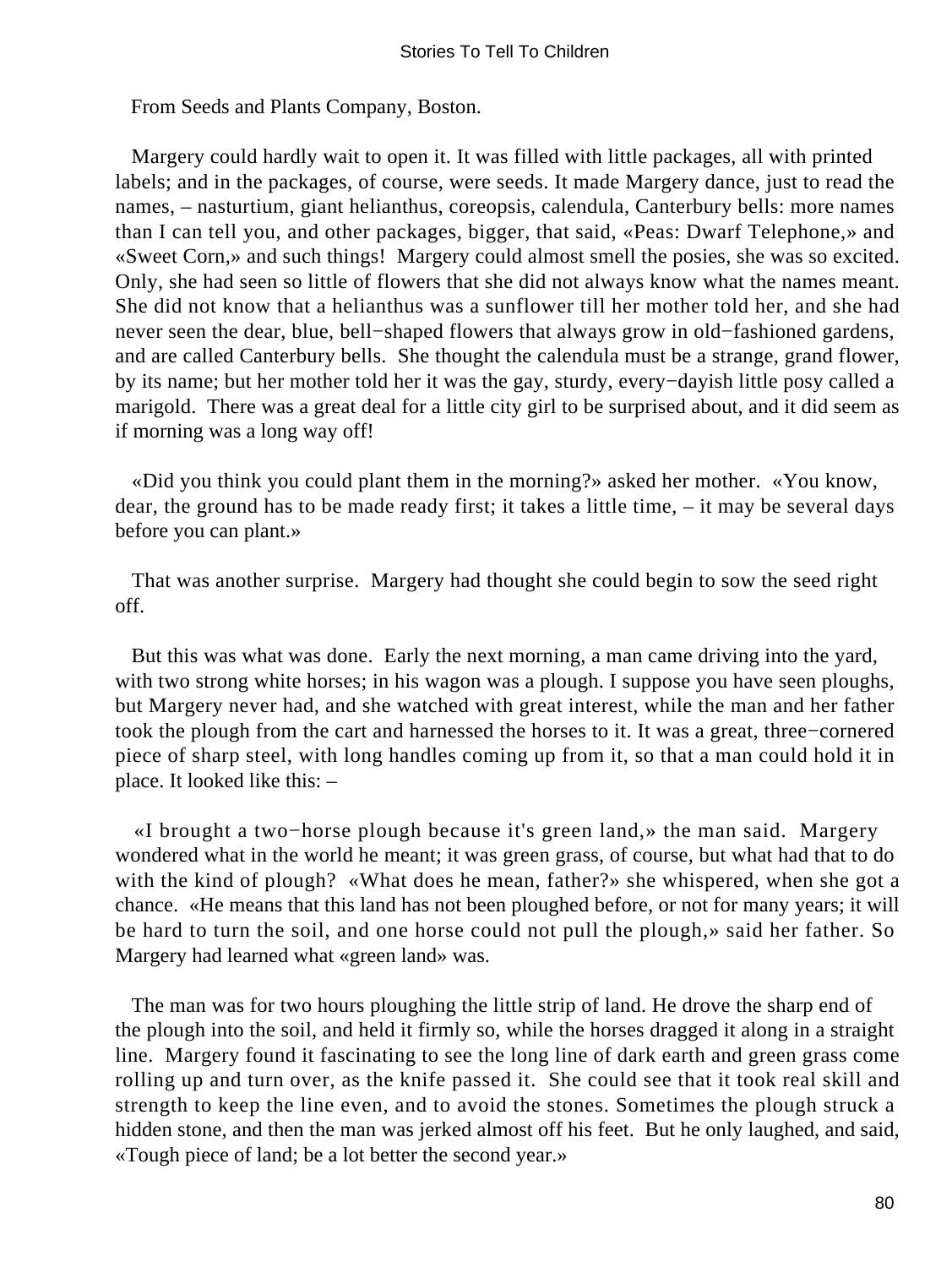From Seeds and Plants Company, Boston.

Margery could hardly wait to open it. It was filled with little packages, all with printed labels; and in the packages, of course, were seeds. It made Margery dance, just to read the names, – nasturtium, giant helianthus, coreopsis, calendula, Canterbury bells: more names than I can tell you, and other packages, bigger, that said, «Peas: Dwarf Telephone,» and «Sweet Corn,» and such things! Margery could almost smell the posies, she was so excited. Only, she had seen so little of flowers that she did not always know what the names meant. She did not know that a helianthus was a sunflower till her mother told her, and she had never seen the dear, blue, bell−shaped flowers that always grow in old−fashioned gardens, and are called Canterbury bells. She thought the calendula must be a strange, grand flower, by its name; but her mother told her it was the gay, sturdy, every−dayish little posy called a marigold. There was a great deal for a little city girl to be surprised about, and it did seem as if morning was a long way off!

«Did you think you could plant them in the morning?» asked her mother. «You know, dear, the ground has to be made ready first; it takes a little time, – it may be several days before you can plant.»

That was another surprise. Margery had thought she could begin to sow the seed right off.

But this was what was done. Early the next morning, a man came driving into the yard, with two strong white horses; in his wagon was a plough. I suppose you have seen ploughs, but Margery never had, and she watched with great interest, while the man and her father took the plough from the cart and harnessed the horses to it. It was a great, three−cornered piece of sharp steel, with long handles coming up from it, so that a man could hold it in place. It looked like this: –

«I brought a two−horse plough because it's green land,» the man said. Margery wondered what in the world he meant; it was green grass, of course, but what had that to do with the kind of plough? «What does he mean, father?» she whispered, when she got a chance. «He means that this land has not been ploughed before, or not for many years; it will be hard to turn the soil, and one horse could not pull the plough,» said her father. So Margery had learned what «green land» was.

The man was for two hours ploughing the little strip of land. He drove the sharp end of the plough into the soil, and held it firmly so, while the horses dragged it along in a straight line. Margery found it fascinating to see the long line of dark earth and green grass come rolling up and turn over, as the knife passed it. She could see that it took real skill and strength to keep the line even, and to avoid the stones. Sometimes the plough struck a hidden stone, and then the man was jerked almost off his feet. But he only laughed, and said, «Tough piece of land; be a lot better the second year.»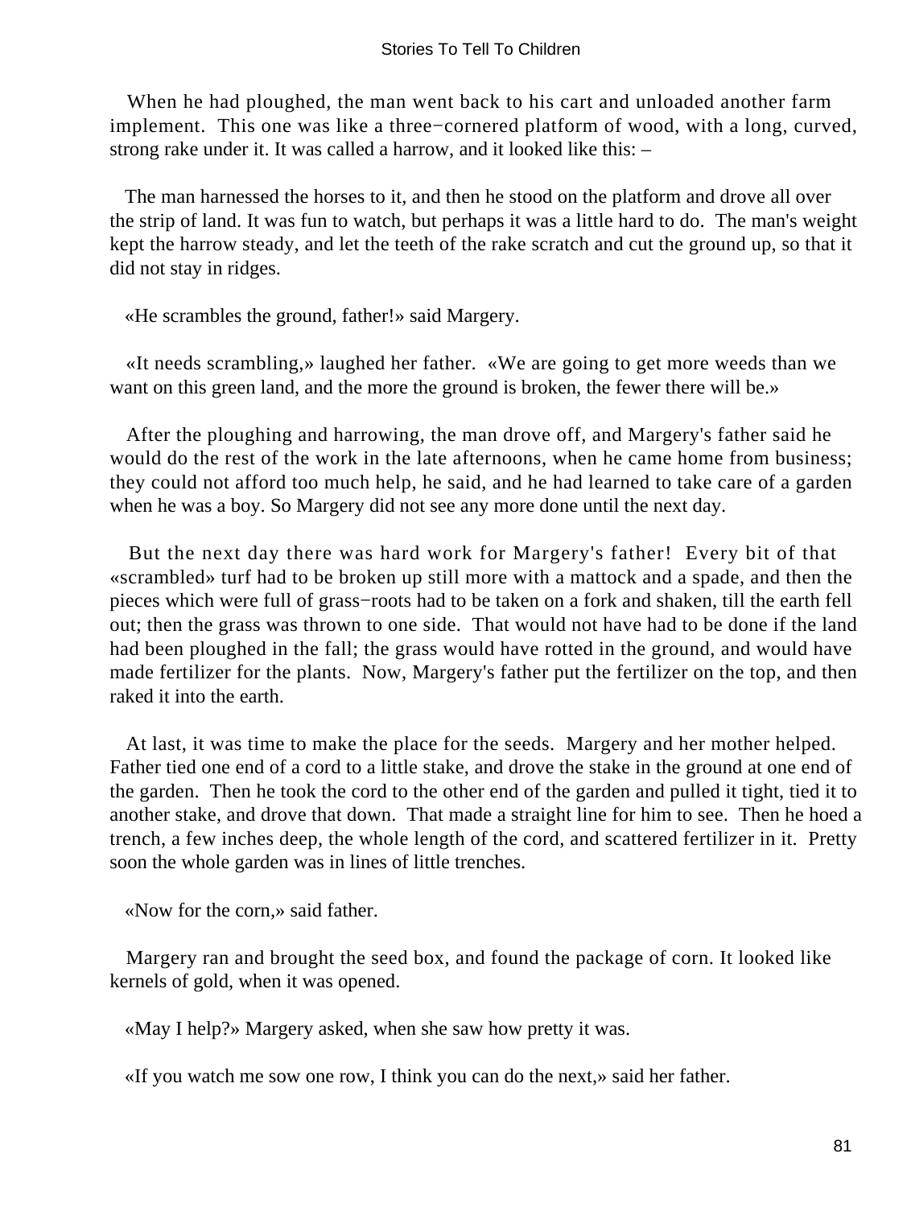When he had ploughed, the man went back to his cart and unloaded another farm implement. This one was like a three−cornered platform of wood, with a long, curved, strong rake under it. It was called a harrow, and it looked like this: –

The man harnessed the horses to it, and then he stood on the platform and drove all over the strip of land. It was fun to watch, but perhaps it was a little hard to do. The man's weight kept the harrow steady, and let the teeth of the rake scratch and cut the ground up, so that it did not stay in ridges.

«He scrambles the ground, father!» said Margery.

«It needs scrambling,» laughed her father. «We are going to get more weeds than we want on this green land, and the more the ground is broken, the fewer there will be.»

After the ploughing and harrowing, the man drove off, and Margery's father said he would do the rest of the work in the late afternoons, when he came home from business; they could not afford too much help, he said, and he had learned to take care of a garden when he was a boy. So Margery did not see any more done until the next day.

But the next day there was hard work for Margery's father! Every bit of that «scrambled» turf had to be broken up still more with a mattock and a spade, and then the pieces which were full of grass−roots had to be taken on a fork and shaken, till the earth fell out; then the grass was thrown to one side. That would not have had to be done if the land had been ploughed in the fall; the grass would have rotted in the ground, and would have made fertilizer for the plants. Now, Margery's father put the fertilizer on the top, and then raked it into the earth.

At last, it was time to make the place for the seeds. Margery and her mother helped. Father tied one end of a cord to a little stake, and drove the stake in the ground at one end of the garden. Then he took the cord to the other end of the garden and pulled it tight, tied it to another stake, and drove that down. That made a straight line for him to see. Then he hoed a trench, a few inches deep, the whole length of the cord, and scattered fertilizer in it. Pretty soon the whole garden was in lines of little trenches.

«Now for the corn,» said father.

Margery ran and brought the seed box, and found the package of corn. It looked like kernels of gold, when it was opened.

«May I help?» Margery asked, when she saw how pretty it was.

«If you watch me sow one row, I think you can do the next,» said her father.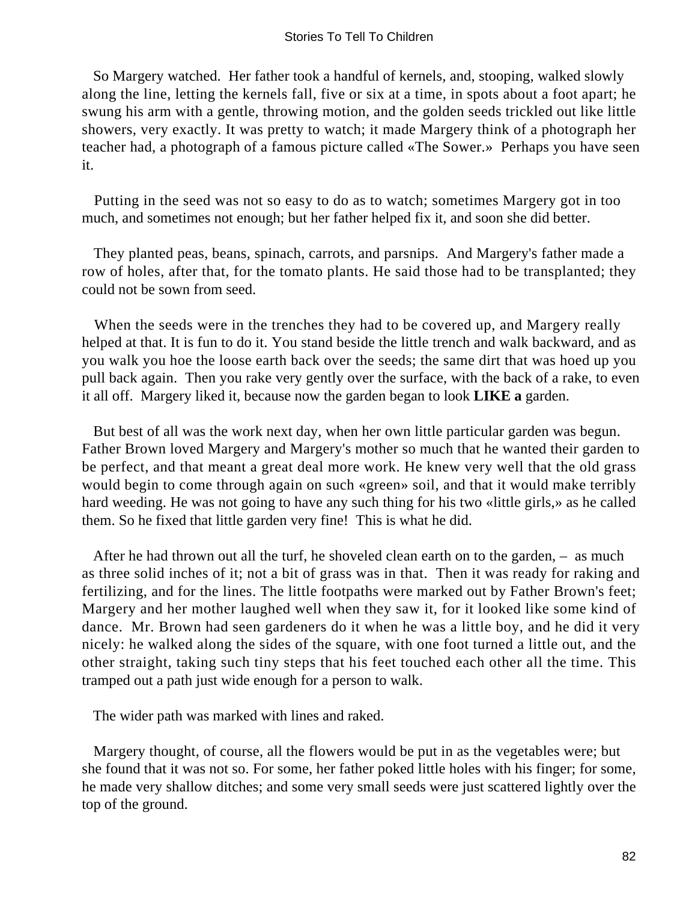So Margery watched. Her father took a handful of kernels, and, stooping, walked slowly along the line, letting the kernels fall, five or six at a time, in spots about a foot apart; he swung his arm with a gentle, throwing motion, and the golden seeds trickled out like little showers, very exactly. It was pretty to watch; it made Margery think of a photograph her teacher had, a photograph of a famous picture called «The Sower.» Perhaps you have seen it.

Putting in the seed was not so easy to do as to watch; sometimes Margery got in too much, and sometimes not enough; but her father helped fix it, and soon she did better.

They planted peas, beans, spinach, carrots, and parsnips. And Margery's father made a row of holes, after that, for the tomato plants. He said those had to be transplanted; they could not be sown from seed.

When the seeds were in the trenches they had to be covered up, and Margery really helped at that. It is fun to do it. You stand beside the little trench and walk backward, and as you walk you hoe the loose earth back over the seeds; the same dirt that was hoed up you pull back again. Then you rake very gently over the surface, with the back of a rake, to even it all off. Margery liked it, because now the garden began to look **LIKE a** garden.

But best of all was the work next day, when her own little particular garden was begun. Father Brown loved Margery and Margery's mother so much that he wanted their garden to be perfect, and that meant a great deal more work. He knew very well that the old grass would begin to come through again on such «green» soil, and that it would make terribly hard weeding. He was not going to have any such thing for his two «little girls,» as he called them. So he fixed that little garden very fine! This is what he did.

After he had thrown out all the turf, he shoveled clean earth on to the garden, – as much as three solid inches of it; not a bit of grass was in that. Then it was ready for raking and fertilizing, and for the lines. The little footpaths were marked out by Father Brown's feet; Margery and her mother laughed well when they saw it, for it looked like some kind of dance. Mr. Brown had seen gardeners do it when he was a little boy, and he did it very nicely: he walked along the sides of the square, with one foot turned a little out, and the other straight, taking such tiny steps that his feet touched each other all the time. This tramped out a path just wide enough for a person to walk.

The wider path was marked with lines and raked.

Margery thought, of course, all the flowers would be put in as the vegetables were; but she found that it was not so. For some, her father poked little holes with his finger; for some, he made very shallow ditches; and some very small seeds were just scattered lightly over the top of the ground.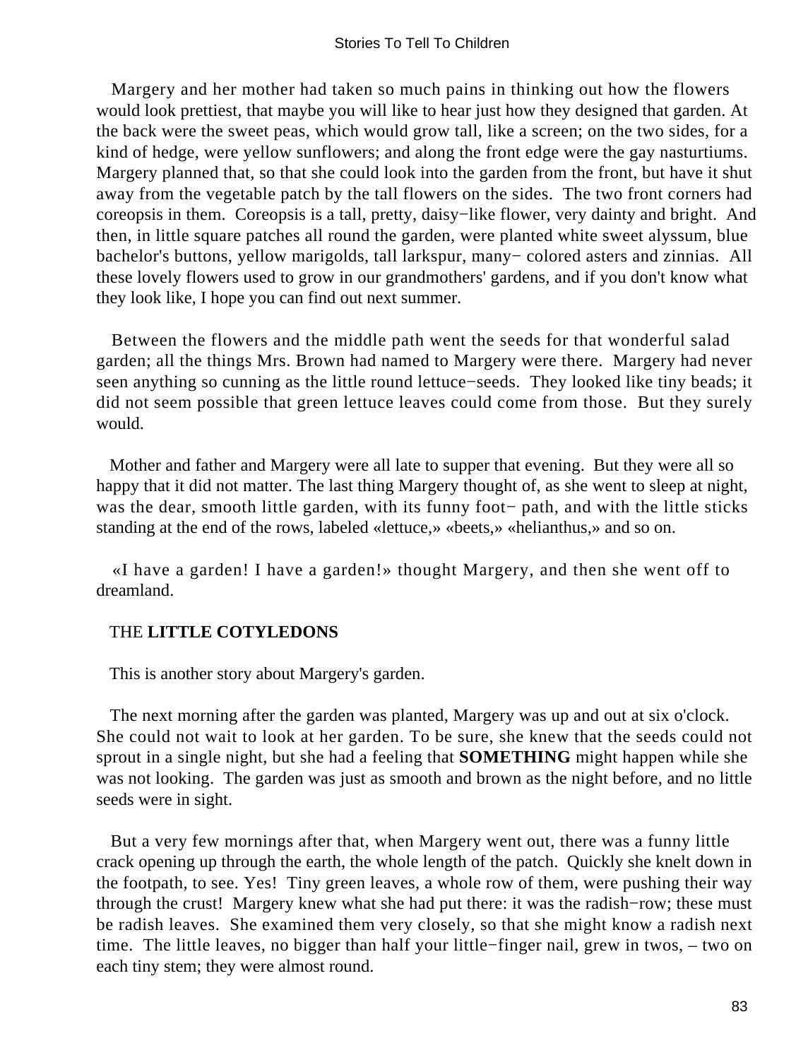Margery and her mother had taken so much pains in thinking out how the flowers would look prettiest, that maybe you will like to hear just how they designed that garden. At the back were the sweet peas, which would grow tall, like a screen; on the two sides, for a kind of hedge, were yellow sunflowers; and along the front edge were the gay nasturtiums. Margery planned that, so that she could look into the garden from the front, but have it shut away from the vegetable patch by the tall flowers on the sides. The two front corners had coreopsis in them. Coreopsis is a tall, pretty, daisy−like flower, very dainty and bright. And then, in little square patches all round the garden, were planted white sweet alyssum, blue bachelor's buttons, yellow marigolds, tall larkspur, many− colored asters and zinnias. All these lovely flowers used to grow in our grandmothers' gardens, and if you don't know what they look like, I hope you can find out next summer.

Between the flowers and the middle path went the seeds for that wonderful salad garden; all the things Mrs. Brown had named to Margery were there. Margery had never seen anything so cunning as the little round lettuce−seeds. They looked like tiny beads; it did not seem possible that green lettuce leaves could come from those. But they surely would.

Mother and father and Margery were all late to supper that evening. But they were all so happy that it did not matter. The last thing Margery thought of, as she went to sleep at night, was the dear, smooth little garden, with its funny foot− path, and with the little sticks standing at the end of the rows, labeled «lettuce,» «beets,» «helianthus,» and so on.

«I have a garden! I have a garden!» thought Margery, and then she went off to dreamland.

## THE **LITTLE COTYLEDONS**

This is another story about Margery's garden.

The next morning after the garden was planted, Margery was up and out at six o'clock. She could not wait to look at her garden. To be sure, she knew that the seeds could not sprout in a single night, but she had a feeling that **SOMETHING** might happen while she was not looking. The garden was just as smooth and brown as the night before, and no little seeds were in sight.

But a very few mornings after that, when Margery went out, there was a funny little crack opening up through the earth, the whole length of the patch. Quickly she knelt down in the footpath, to see. Yes! Tiny green leaves, a whole row of them, were pushing their way through the crust! Margery knew what she had put there: it was the radish−row; these must be radish leaves. She examined them very closely, so that she might know a radish next time. The little leaves, no bigger than half your little−finger nail, grew in twos, – two on each tiny stem; they were almost round.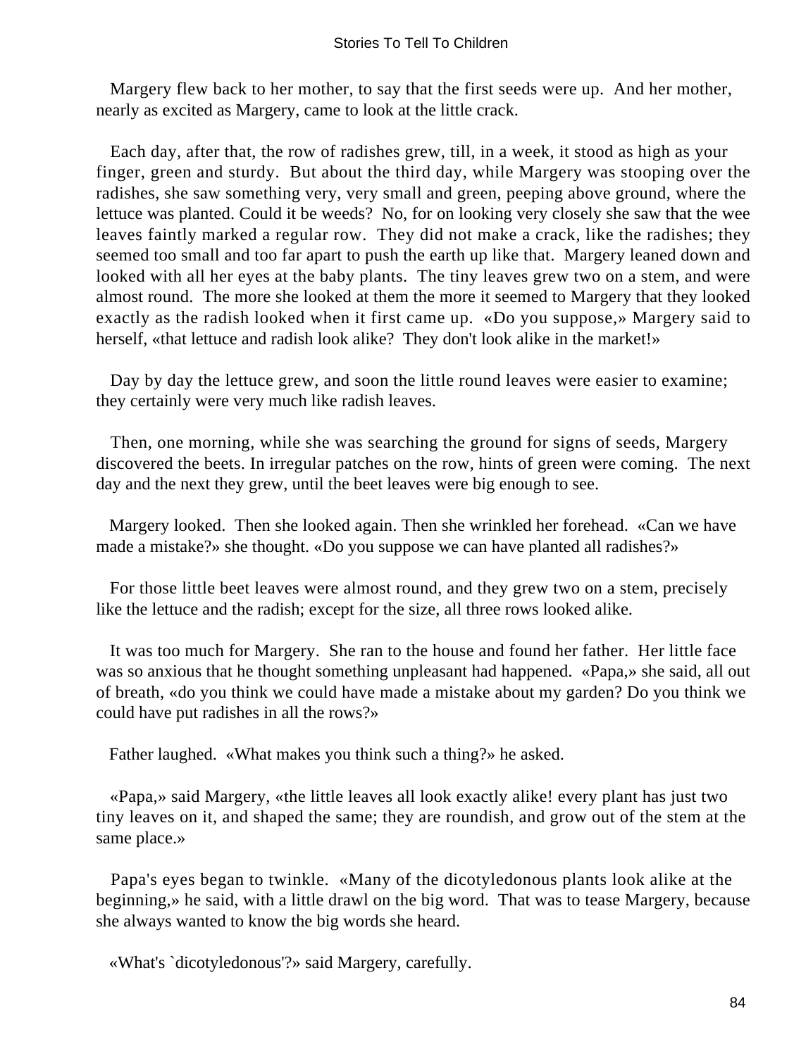Margery flew back to her mother, to say that the first seeds were up. And her mother, nearly as excited as Margery, came to look at the little crack.

Each day, after that, the row of radishes grew, till, in a week, it stood as high as your finger, green and sturdy. But about the third day, while Margery was stooping over the radishes, she saw something very, very small and green, peeping above ground, where the lettuce was planted. Could it be weeds? No, for on looking very closely she saw that the wee leaves faintly marked a regular row. They did not make a crack, like the radishes; they seemed too small and too far apart to push the earth up like that. Margery leaned down and looked with all her eyes at the baby plants. The tiny leaves grew two on a stem, and were almost round. The more she looked at them the more it seemed to Margery that they looked exactly as the radish looked when it first came up. «Do you suppose,» Margery said to herself, «that lettuce and radish look alike? They don't look alike in the market!»

Day by day the lettuce grew, and soon the little round leaves were easier to examine; they certainly were very much like radish leaves.

Then, one morning, while she was searching the ground for signs of seeds, Margery discovered the beets. In irregular patches on the row, hints of green were coming. The next day and the next they grew, until the beet leaves were big enough to see.

Margery looked. Then she looked again. Then she wrinkled her forehead. «Can we have made a mistake?» she thought. «Do you suppose we can have planted all radishes?»

For those little beet leaves were almost round, and they grew two on a stem, precisely like the lettuce and the radish; except for the size, all three rows looked alike.

It was too much for Margery. She ran to the house and found her father. Her little face was so anxious that he thought something unpleasant had happened. «Papa,» she said, all out of breath, «do you think we could have made a mistake about my garden? Do you think we could have put radishes in all the rows?»

Father laughed. «What makes you think such a thing?» he asked.

«Papa,» said Margery, «the little leaves all look exactly alike! every plant has just two tiny leaves on it, and shaped the same; they are roundish, and grow out of the stem at the same place.»

Papa's eyes began to twinkle. «Many of the dicotyledonous plants look alike at the beginning,» he said, with a little drawl on the big word. That was to tease Margery, because she always wanted to know the big words she heard.

«What's `dicotyledonous'?» said Margery, carefully.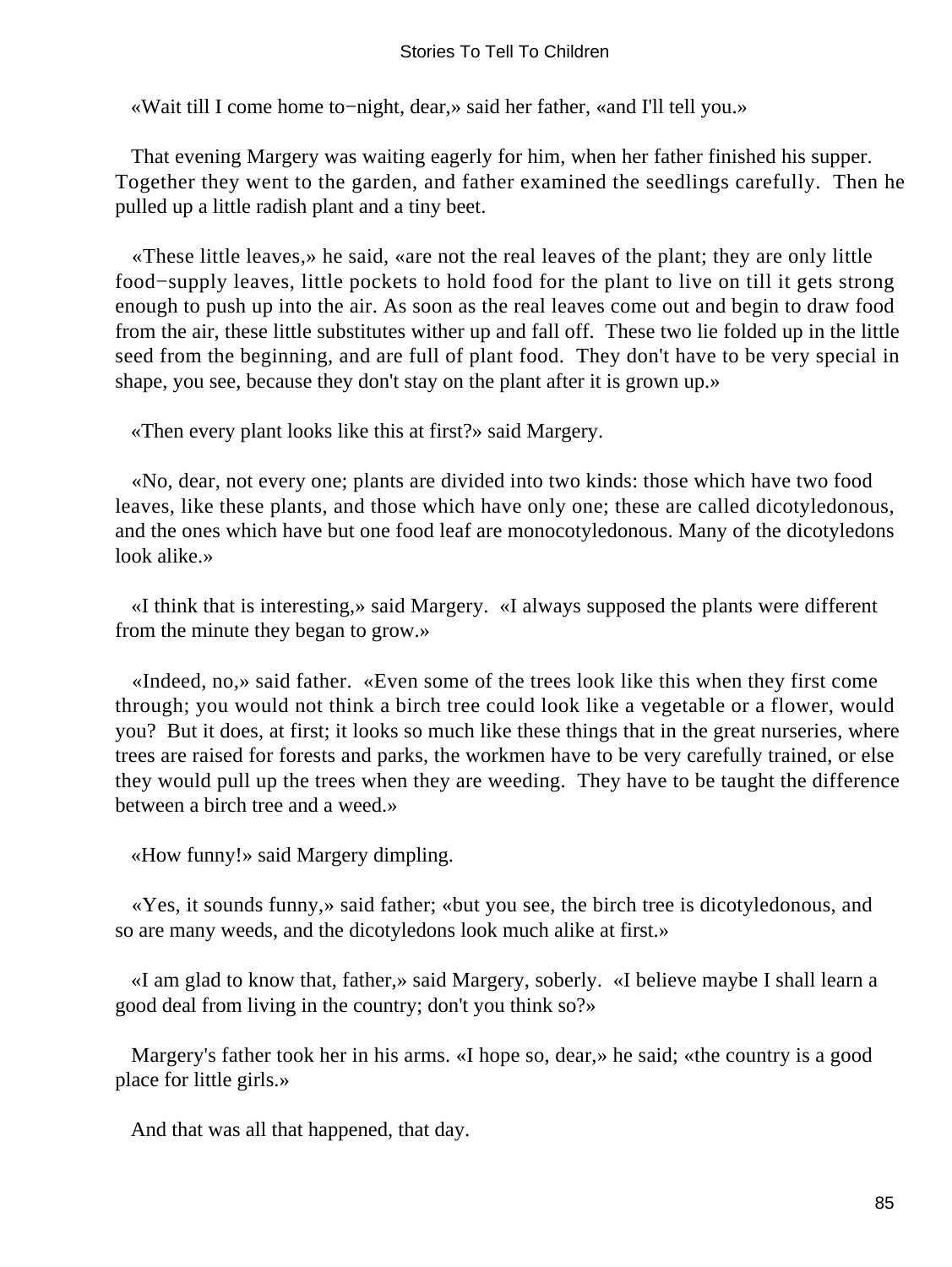«Wait till I come home to−night, dear,» said her father, «and I'll tell you.»

That evening Margery was waiting eagerly for him, when her father finished his supper. Together they went to the garden, and father examined the seedlings carefully. Then he pulled up a little radish plant and a tiny beet.

«These little leaves,» he said, «are not the real leaves of the plant; they are only little food−supply leaves, little pockets to hold food for the plant to live on till it gets strong enough to push up into the air. As soon as the real leaves come out and begin to draw food from the air, these little substitutes wither up and fall off. These two lie folded up in the little seed from the beginning, and are full of plant food. They don't have to be very special in shape, you see, because they don't stay on the plant after it is grown up.»

«Then every plant looks like this at first?» said Margery.

«No, dear, not every one; plants are divided into two kinds: those which have two food leaves, like these plants, and those which have only one; these are called dicotyledonous, and the ones which have but one food leaf are monocotyledonous. Many of the dicotyledons look alike.»

«I think that is interesting,» said Margery. «I always supposed the plants were different from the minute they began to grow.»

«Indeed, no,» said father. «Even some of the trees look like this when they first come through; you would not think a birch tree could look like a vegetable or a flower, would you? But it does, at first; it looks so much like these things that in the great nurseries, where trees are raised for forests and parks, the workmen have to be very carefully trained, or else they would pull up the trees when they are weeding. They have to be taught the difference between a birch tree and a weed.»

«How funny!» said Margery dimpling.

«Yes, it sounds funny,» said father; «but you see, the birch tree is dicotyledonous, and so are many weeds, and the dicotyledons look much alike at first.»

«I am glad to know that, father,» said Margery, soberly. «I believe maybe I shall learn a good deal from living in the country; don't you think so?»

Margery's father took her in his arms. «I hope so, dear,» he said; «the country is a good place for little girls.»

And that was all that happened, that day.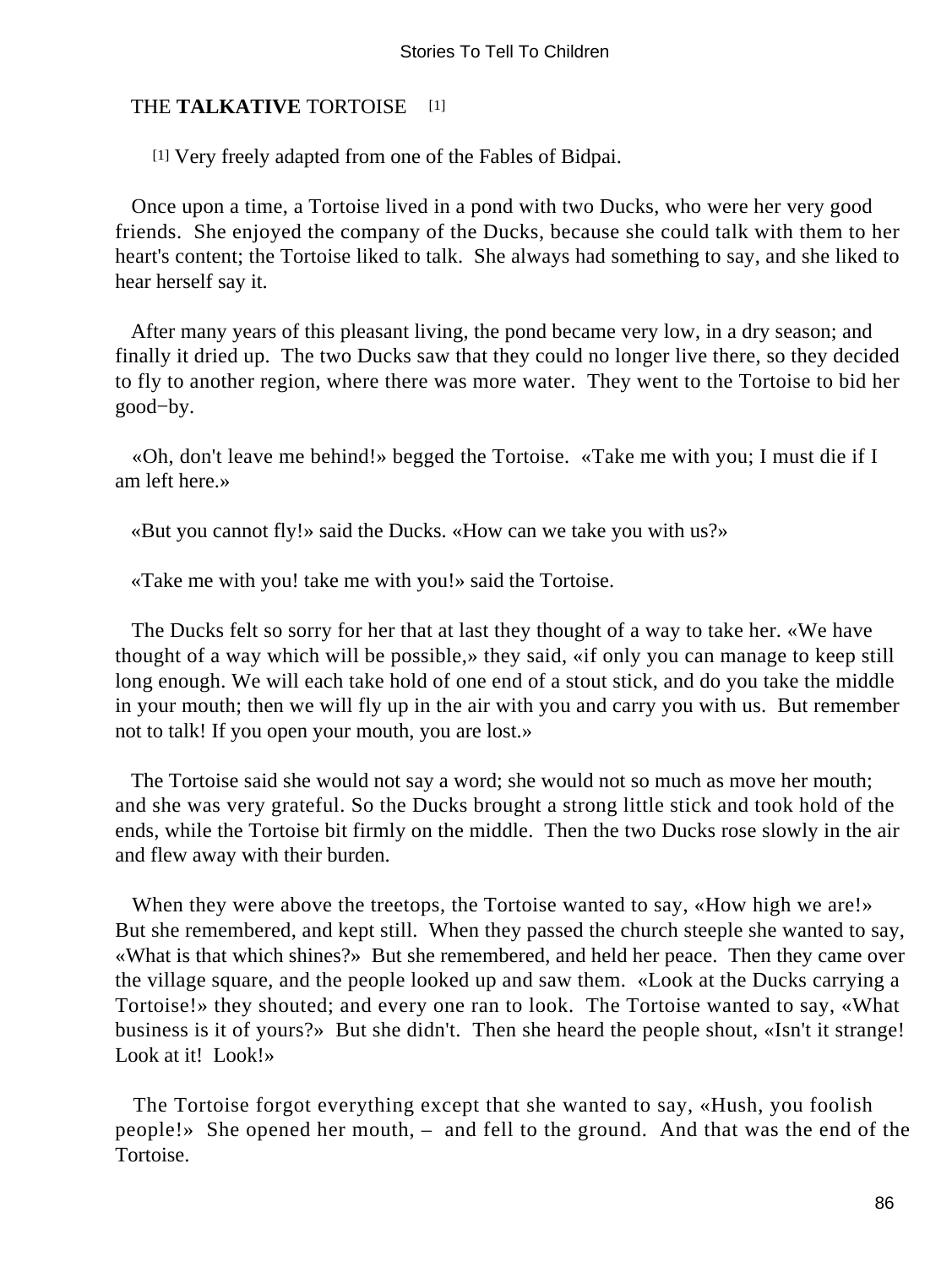## THE **TALKATIVE** TORTOISE [1]

[1] Very freely adapted from one of the Fables of Bidpai.

Once upon a time, a Tortoise lived in a pond with two Ducks, who were her very good friends. She enjoyed the company of the Ducks, because she could talk with them to her heart's content; the Tortoise liked to talk. She always had something to say, and she liked to hear herself say it.

After many years of this pleasant living, the pond became very low, in a dry season; and finally it dried up. The two Ducks saw that they could no longer live there, so they decided to fly to another region, where there was more water. They went to the Tortoise to bid her good−by.

«Oh, don't leave me behind!» begged the Tortoise. «Take me with you; I must die if I am left here.»

«But you cannot fly!» said the Ducks. «How can we take you with us?»

«Take me with you! take me with you!» said the Tortoise.

The Ducks felt so sorry for her that at last they thought of a way to take her. «We have thought of a way which will be possible,» they said, «if only you can manage to keep still long enough. We will each take hold of one end of a stout stick, and do you take the middle in your mouth; then we will fly up in the air with you and carry you with us. But remember not to talk! If you open your mouth, you are lost.»

The Tortoise said she would not say a word; she would not so much as move her mouth; and she was very grateful. So the Ducks brought a strong little stick and took hold of the ends, while the Tortoise bit firmly on the middle. Then the two Ducks rose slowly in the air and flew away with their burden.

When they were above the treetops, the Tortoise wanted to say, «How high we are!» But she remembered, and kept still. When they passed the church steeple she wanted to say, «What is that which shines?» But she remembered, and held her peace. Then they came over the village square, and the people looked up and saw them. «Look at the Ducks carrying a Tortoise!» they shouted; and every one ran to look. The Tortoise wanted to say, «What business is it of yours?» But she didn't. Then she heard the people shout, «Isn't it strange! Look at it! Look!»

The Tortoise forgot everything except that she wanted to say, «Hush, you foolish people!» She opened her mouth, – and fell to the ground. And that was the end of the Tortoise.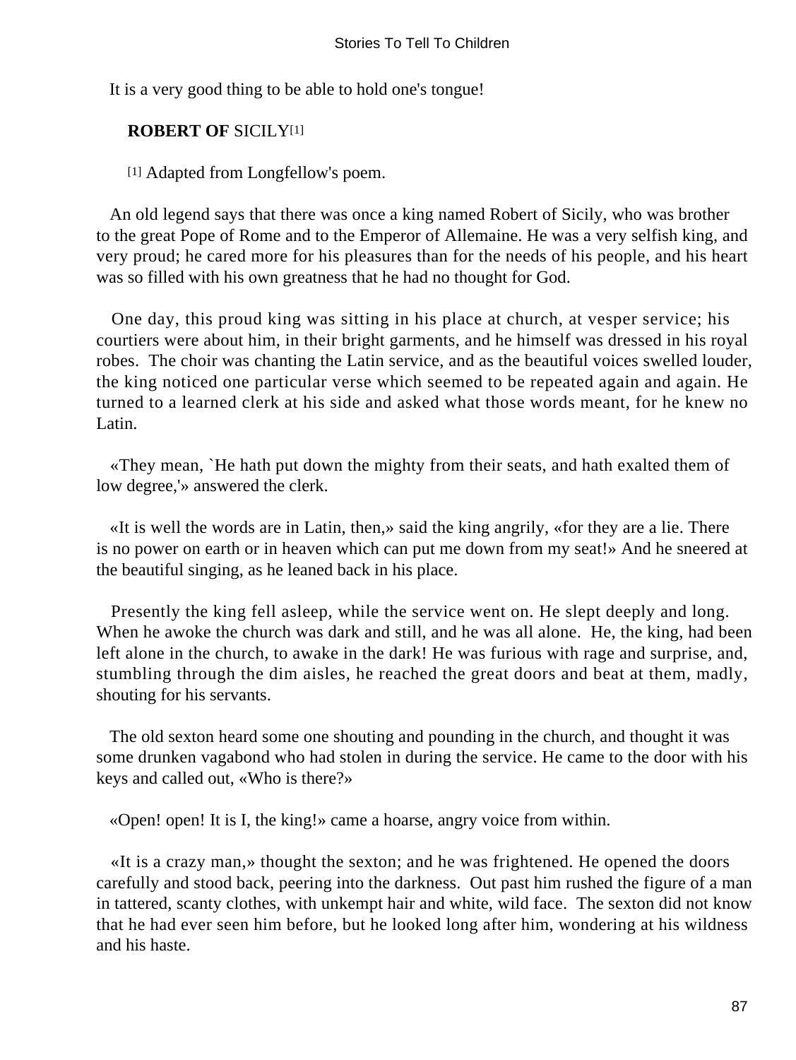It is a very good thing to be able to hold one's tongue!

## ROBERT OF SICILY[1]

[1] Adapted from Longfellow's poem.

An old legend says that there was once a king named Robert of Sicily, who was brother to the great Pope of Rome and to the Emperor of Allemaine. He was a very selfish king, and very proud; he cared more for his pleasures than for the needs of his people, and his heart was so filled with his own greatness that he had no thought for God.

One day, this proud king was sitting in his place at church, at vesper service; his courtiers were about him, in their bright garments, and he himself was dressed in his royal robes. The choir was chanting the Latin service, and as the beautiful voices swelled louder, the king noticed one particular verse which seemed to be repeated again and again. He turned to a learned clerk at his side and asked what those words meant, for he knew no Latin.

«They mean, `He hath put down the mighty from their seats, and hath exalted them of low degree,'» answered the clerk.

«It is well the words are in Latin, then,» said the king angrily, «for they are a lie. There is no power on earth or in heaven which can put me down from my seat!» And he sneered at the beautiful singing, as he leaned back in his place.

Presently the king fell asleep, while the service went on. He slept deeply and long. When he awoke the church was dark and still, and he was all alone. He, the king, had been left alone in the church, to awake in the dark! He was furious with rage and surprise, and, stumbling through the dim aisles, he reached the great doors and beat at them, madly, shouting for his servants.

The old sexton heard some one shouting and pounding in the church, and thought it was some drunken vagabond who had stolen in during the service. He came to the door with his keys and called out, «Who is there?»

«Open! open! It is I, the king!» came a hoarse, angry voice from within.

«It is a crazy man,» thought the sexton; and he was frightened. He opened the doors carefully and stood back, peering into the darkness. Out past him rushed the figure of a man in tattered, scanty clothes, with unkempt hair and white, wild face. The sexton did not know that he had ever seen him before, but he looked long after him, wondering at his wildness and his haste.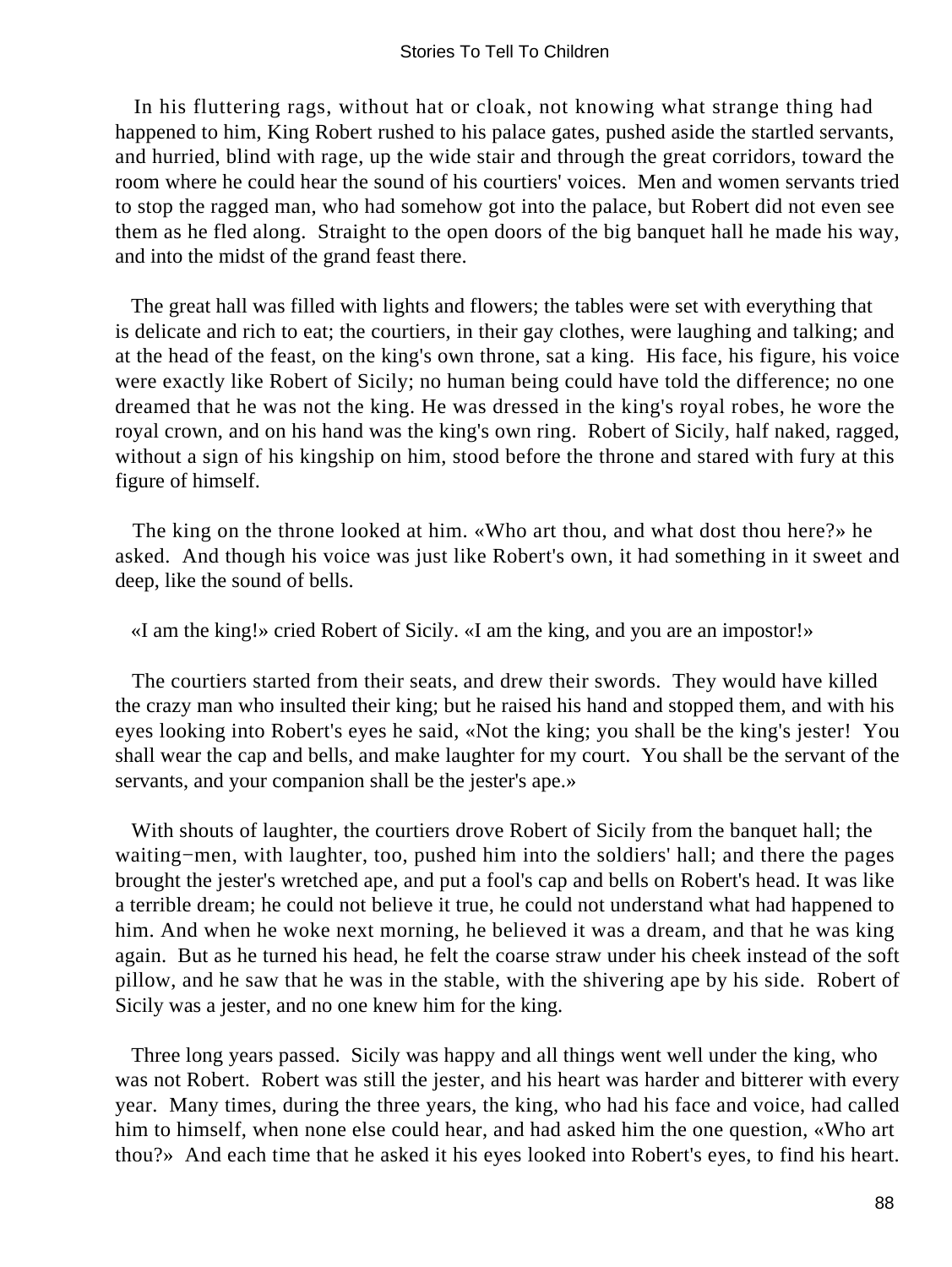In his fluttering rags, without hat or cloak, not knowing what strange thing had happened to him, King Robert rushed to his palace gates, pushed aside the startled servants, and hurried, blind with rage, up the wide stair and through the great corridors, toward the room where he could hear the sound of his courtiers' voices. Men and women servants tried to stop the ragged man, who had somehow got into the palace, but Robert did not even see them as he fled along. Straight to the open doors of the big banquet hall he made his way, and into the midst of the grand feast there.

The great hall was filled with lights and flowers; the tables were set with everything that is delicate and rich to eat; the courtiers, in their gay clothes, were laughing and talking; and at the head of the feast, on the king's own throne, sat a king. His face, his figure, his voice were exactly like Robert of Sicily; no human being could have told the difference; no one dreamed that he was not the king. He was dressed in the king's royal robes, he wore the royal crown, and on his hand was the king's own ring. Robert of Sicily, half naked, ragged, without a sign of his kingship on him, stood before the throne and stared with fury at this figure of himself.

The king on the throne looked at him. «Who art thou, and what dost thou here?» he asked. And though his voice was just like Robert's own, it had something in it sweet and deep, like the sound of bells.

«I am the king!» cried Robert of Sicily. «I am the king, and you are an impostor!»

The courtiers started from their seats, and drew their swords. They would have killed the crazy man who insulted their king; but he raised his hand and stopped them, and with his eyes looking into Robert's eyes he said, «Not the king; you shall be the king's jester! You shall wear the cap and bells, and make laughter for my court. You shall be the servant of the servants, and your companion shall be the jester's ape.»

With shouts of laughter, the courtiers drove Robert of Sicily from the banquet hall; the waiting−men, with laughter, too, pushed him into the soldiers' hall; and there the pages brought the jester's wretched ape, and put a fool's cap and bells on Robert's head. It was like a terrible dream; he could not believe it true, he could not understand what had happened to him. And when he woke next morning, he believed it was a dream, and that he was king again. But as he turned his head, he felt the coarse straw under his cheek instead of the soft pillow, and he saw that he was in the stable, with the shivering ape by his side. Robert of Sicily was a jester, and no one knew him for the king.

Three long years passed. Sicily was happy and all things went well under the king, who was not Robert. Robert was still the jester, and his heart was harder and bitterer with every year. Many times, during the three years, the king, who had his face and voice, had called him to himself, when none else could hear, and had asked him the one question, «Who art thou?» And each time that he asked it his eyes looked into Robert's eyes, to find his heart.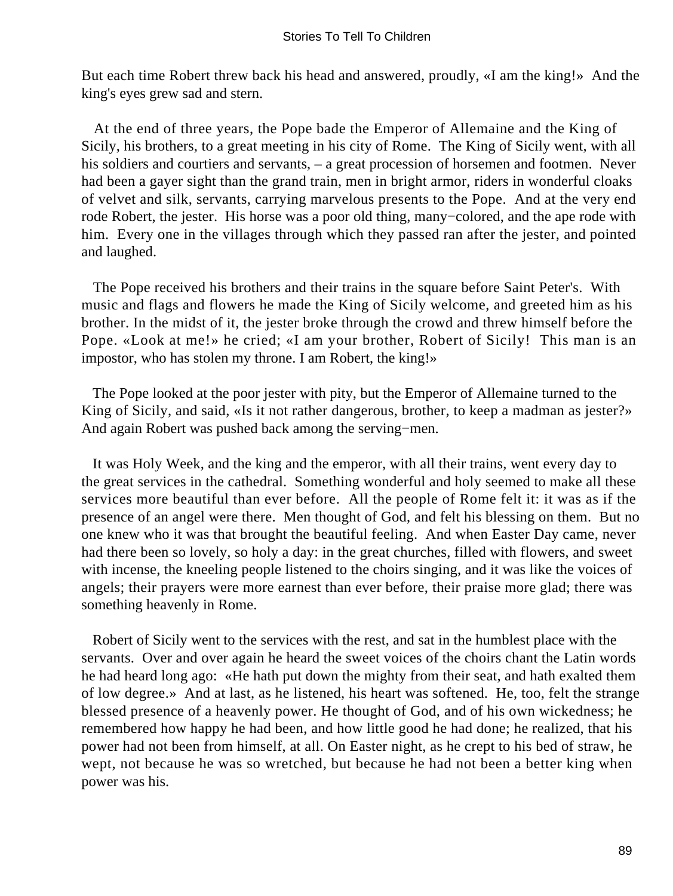But each time Robert threw back his head and answered, proudly, «I am the king!» And the king's eyes grew sad and stern.

At the end of three years, the Pope bade the Emperor of Allemaine and the King of Sicily, his brothers, to a great meeting in his city of Rome. The King of Sicily went, with all his soldiers and courtiers and servants, – a great procession of horsemen and footmen. Never had been a gayer sight than the grand train, men in bright armor, riders in wonderful cloaks of velvet and silk, servants, carrying marvelous presents to the Pope. And at the very end rode Robert, the jester. His horse was a poor old thing, many−colored, and the ape rode with him. Every one in the villages through which they passed ran after the jester, and pointed and laughed.

The Pope received his brothers and their trains in the square before Saint Peter's. With music and flags and flowers he made the King of Sicily welcome, and greeted him as his brother. In the midst of it, the jester broke through the crowd and threw himself before the Pope. «Look at me!» he cried; «I am your brother, Robert of Sicily! This man is an impostor, who has stolen my throne. I am Robert, the king!»

The Pope looked at the poor jester with pity, but the Emperor of Allemaine turned to the King of Sicily, and said, «Is it not rather dangerous, brother, to keep a madman as jester?» And again Robert was pushed back among the serving−men.

It was Holy Week, and the king and the emperor, with all their trains, went every day to the great services in the cathedral. Something wonderful and holy seemed to make all these services more beautiful than ever before. All the people of Rome felt it: it was as if the presence of an angel were there. Men thought of God, and felt his blessing on them. But no one knew who it was that brought the beautiful feeling. And when Easter Day came, never had there been so lovely, so holy a day: in the great churches, filled with flowers, and sweet with incense, the kneeling people listened to the choirs singing, and it was like the voices of angels; their prayers were more earnest than ever before, their praise more glad; there was something heavenly in Rome.

Robert of Sicily went to the services with the rest, and sat in the humblest place with the servants. Over and over again he heard the sweet voices of the choirs chant the Latin words he had heard long ago: «He hath put down the mighty from their seat, and hath exalted them of low degree.» And at last, as he listened, his heart was softened. He, too, felt the strange blessed presence of a heavenly power. He thought of God, and of his own wickedness; he remembered how happy he had been, and how little good he had done; he realized, that his power had not been from himself, at all. On Easter night, as he crept to his bed of straw, he wept, not because he was so wretched, but because he had not been a better king when power was his.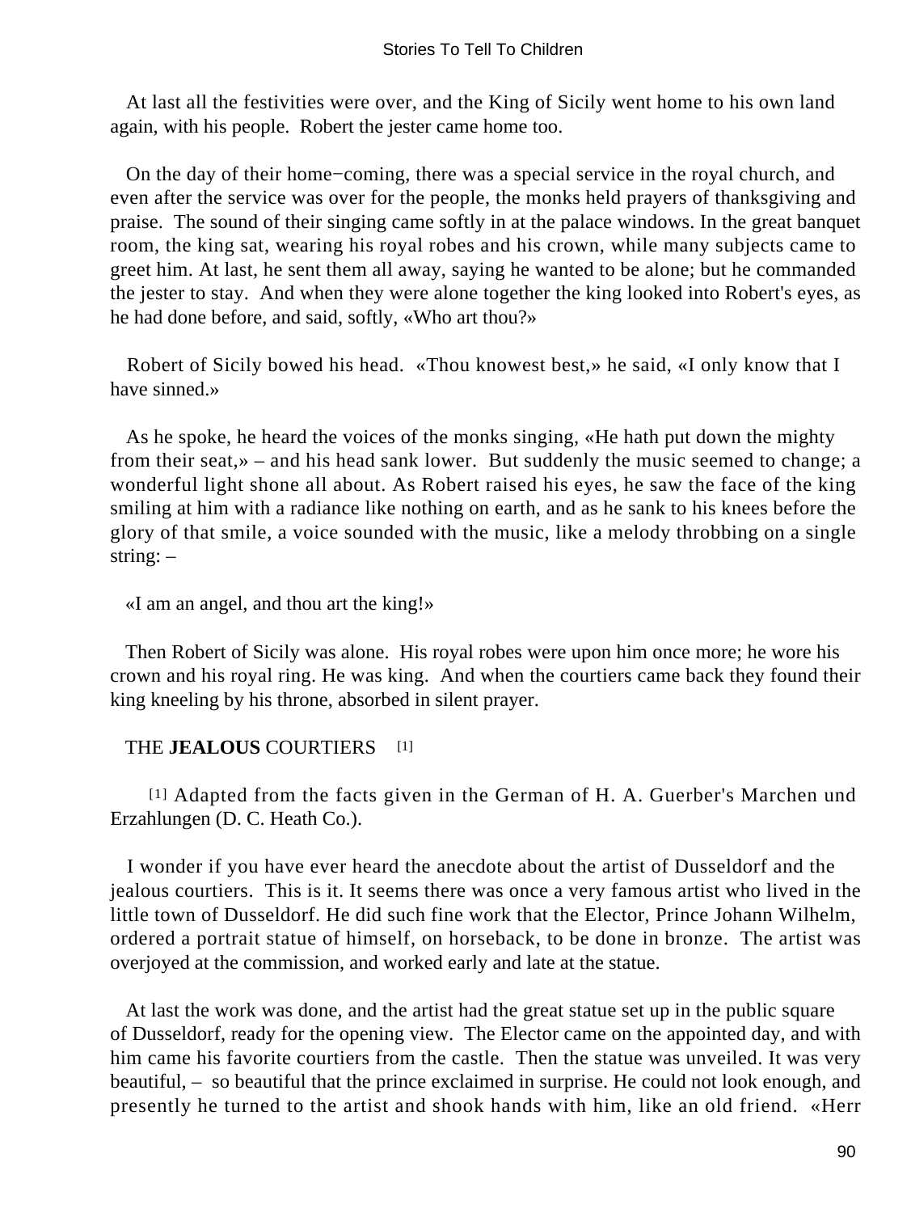At last all the festivities were over, and the King of Sicily went home to his own land again, with his people. Robert the jester came home too.

On the day of their home−coming, there was a special service in the royal church, and even after the service was over for the people, the monks held prayers of thanksgiving and praise. The sound of their singing came softly in at the palace windows. In the great banquet room, the king sat, wearing his royal robes and his crown, while many subjects came to greet him. At last, he sent them all away, saying he wanted to be alone; but he commanded the jester to stay. And when they were alone together the king looked into Robert's eyes, as he had done before, and said, softly, «Who art thou?»

Robert of Sicily bowed his head. «Thou knowest best,» he said, «I only know that I have sinned.»

As he spoke, he heard the voices of the monks singing, «He hath put down the mighty from their seat,» – and his head sank lower. But suddenly the music seemed to change; a wonderful light shone all about. As Robert raised his eyes, he saw the face of the king smiling at him with a radiance like nothing on earth, and as he sank to his knees before the glory of that smile, a voice sounded with the music, like a melody throbbing on a single string: –

«I am an angel, and thou art the king!»

Then Robert of Sicily was alone. His royal robes were upon him once more; he wore his crown and his royal ring. He was king. And when the courtiers came back they found their king kneeling by his throne, absorbed in silent prayer.

## THE **JEALOUS** COURTIERS [1]

[1] Adapted from the facts given in the German of H. A. Guerber's Marchen und Erzahlungen (D. C. Heath Co.).

I wonder if you have ever heard the anecdote about the artist of Dusseldorf and the jealous courtiers. This is it. It seems there was once a very famous artist who lived in the little town of Dusseldorf. He did such fine work that the Elector, Prince Johann Wilhelm, ordered a portrait statue of himself, on horseback, to be done in bronze. The artist was overjoyed at the commission, and worked early and late at the statue.

At last the work was done, and the artist had the great statue set up in the public square of Dusseldorf, ready for the opening view. The Elector came on the appointed day, and with him came his favorite courtiers from the castle. Then the statue was unveiled. It was very beautiful, – so beautiful that the prince exclaimed in surprise. He could not look enough, and presently he turned to the artist and shook hands with him, like an old friend. «Herr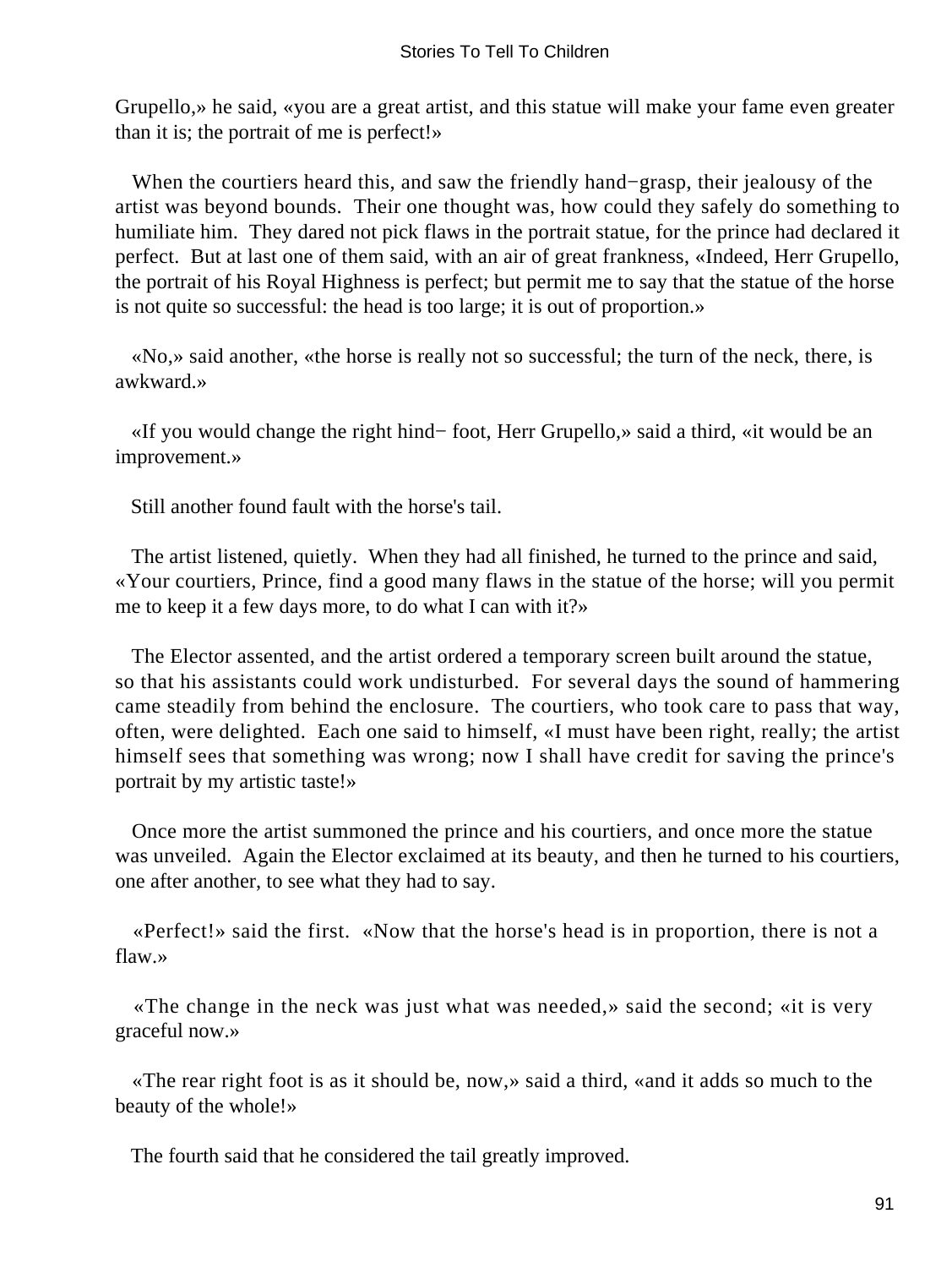Grupello,» he said, «you are a great artist, and this statue will make your fame even greater than it is; the portrait of me is perfect!»

When the courtiers heard this, and saw the friendly hand−grasp, their jealousy of the artist was beyond bounds. Their one thought was, how could they safely do something to humiliate him. They dared not pick flaws in the portrait statue, for the prince had declared it perfect. But at last one of them said, with an air of great frankness, «Indeed, Herr Grupello, the portrait of his Royal Highness is perfect; but permit me to say that the statue of the horse is not quite so successful: the head is too large; it is out of proportion.»

«No,» said another, «the horse is really not so successful; the turn of the neck, there, is awkward.»

«If you would change the right hind− foot, Herr Grupello,» said a third, «it would be an improvement.»

Still another found fault with the horse's tail.

The artist listened, quietly. When they had all finished, he turned to the prince and said, «Your courtiers, Prince, find a good many flaws in the statue of the horse; will you permit me to keep it a few days more, to do what I can with it?»

The Elector assented, and the artist ordered a temporary screen built around the statue, so that his assistants could work undisturbed. For several days the sound of hammering came steadily from behind the enclosure. The courtiers, who took care to pass that way, often, were delighted. Each one said to himself, «I must have been right, really; the artist himself sees that something was wrong; now I shall have credit for saving the prince's portrait by my artistic taste!»

Once more the artist summoned the prince and his courtiers, and once more the statue was unveiled. Again the Elector exclaimed at its beauty, and then he turned to his courtiers, one after another, to see what they had to say.

«Perfect!» said the first. «Now that the horse's head is in proportion, there is not a flaw.»

«The change in the neck was just what was needed,» said the second; «it is very graceful now.»

«The rear right foot is as it should be, now,» said a third, «and it adds so much to the beauty of the whole!»

The fourth said that he considered the tail greatly improved.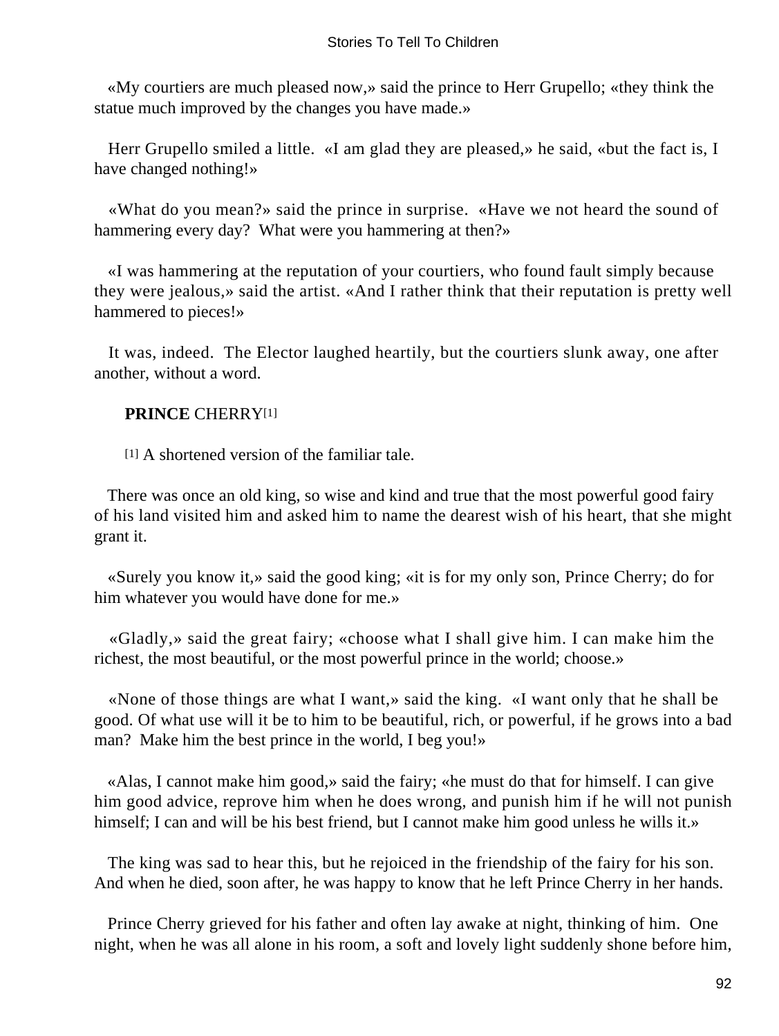«My courtiers are much pleased now,» said the prince to Herr Grupello; «they think the statue much improved by the changes you have made.»

Herr Grupello smiled a little. «I am glad they are pleased,» he said, «but the fact is, I have changed nothing!»

«What do you mean?» said the prince in surprise. «Have we not heard the sound of hammering every day? What were you hammering at then?»

«I was hammering at the reputation of your courtiers, who found fault simply because they were jealous,» said the artist. «And I rather think that their reputation is pretty well hammered to pieces!»

It was, indeed. The Elector laughed heartily, but the courtiers slunk away, one after another, without a word.

## PRINCE CHERRY[1]

[1] A shortened version of the familiar tale.

There was once an old king, so wise and kind and true that the most powerful good fairy of his land visited him and asked him to name the dearest wish of his heart, that she might grant it.

«Surely you know it,» said the good king; «it is for my only son, Prince Cherry; do for him whatever you would have done for me.»

«Gladly,» said the great fairy; «choose what I shall give him. I can make him the richest, the most beautiful, or the most powerful prince in the world; choose.»

«None of those things are what I want,» said the king. «I want only that he shall be good. Of what use will it be to him to be beautiful, rich, or powerful, if he grows into a bad man? Make him the best prince in the world, I beg you!»

«Alas, I cannot make him good,» said the fairy; «he must do that for himself. I can give him good advice, reprove him when he does wrong, and punish him if he will not punish himself; I can and will be his best friend, but I cannot make him good unless he wills it.»

The king was sad to hear this, but he rejoiced in the friendship of the fairy for his son. And when he died, soon after, he was happy to know that he left Prince Cherry in her hands.

Prince Cherry grieved for his father and often lay awake at night, thinking of him. One night, when he was all alone in his room, a soft and lovely light suddenly shone before him,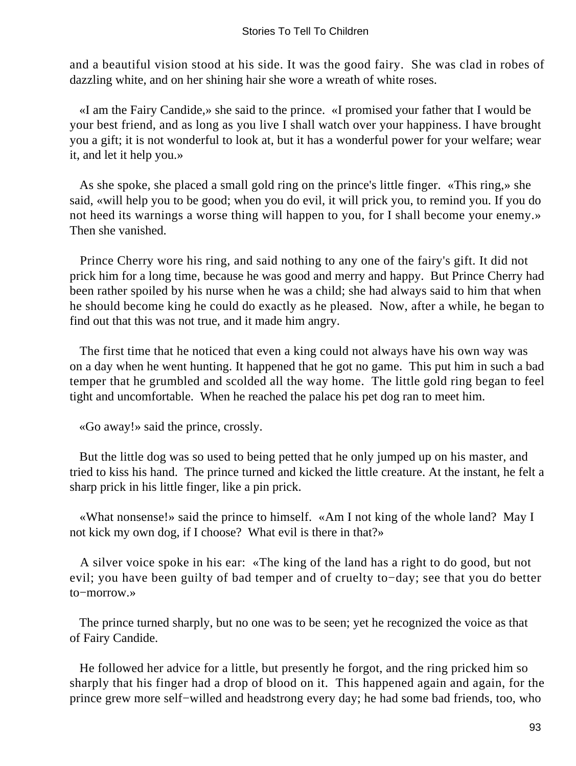and a beautiful vision stood at his side. It was the good fairy. She was clad in robes of dazzling white, and on her shining hair she wore a wreath of white roses.

«I am the Fairy Candide,» she said to the prince. «I promised your father that I would be your best friend, and as long as you live I shall watch over your happiness. I have brought you a gift; it is not wonderful to look at, but it has a wonderful power for your welfare; wear it, and let it help you.»

As she spoke, she placed a small gold ring on the prince's little finger. «This ring,» she said, «will help you to be good; when you do evil, it will prick you, to remind you. If you do not heed its warnings a worse thing will happen to you, for I shall become your enemy.» Then she vanished.

Prince Cherry wore his ring, and said nothing to any one of the fairy's gift. It did not prick him for a long time, because he was good and merry and happy. But Prince Cherry had been rather spoiled by his nurse when he was a child; she had always said to him that when he should become king he could do exactly as he pleased. Now, after a while, he began to find out that this was not true, and it made him angry.

The first time that he noticed that even a king could not always have his own way was on a day when he went hunting. It happened that he got no game. This put him in such a bad temper that he grumbled and scolded all the way home. The little gold ring began to feel tight and uncomfortable. When he reached the palace his pet dog ran to meet him.

«Go away!» said the prince, crossly.

But the little dog was so used to being petted that he only jumped up on his master, and tried to kiss his hand. The prince turned and kicked the little creature. At the instant, he felt a sharp prick in his little finger, like a pin prick.

«What nonsense!» said the prince to himself. «Am I not king of the whole land? May I not kick my own dog, if I choose? What evil is there in that?»

A silver voice spoke in his ear: «The king of the land has a right to do good, but not evil; you have been guilty of bad temper and of cruelty to−day; see that you do better to−morrow.»

The prince turned sharply, but no one was to be seen; yet he recognized the voice as that of Fairy Candide.

He followed her advice for a little, but presently he forgot, and the ring pricked him so sharply that his finger had a drop of blood on it. This happened again and again, for the prince grew more self−willed and headstrong every day; he had some bad friends, too, who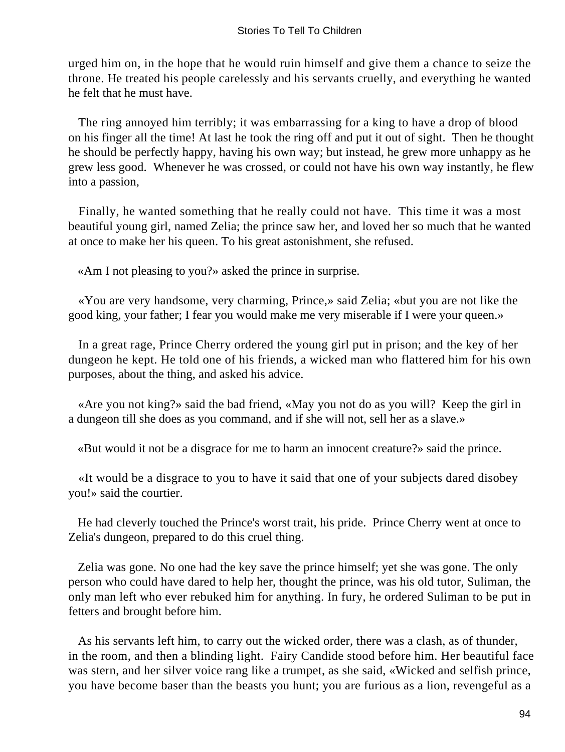urged him on, in the hope that he would ruin himself and give them a chance to seize the throne. He treated his people carelessly and his servants cruelly, and everything he wanted he felt that he must have.

The ring annoyed him terribly; it was embarrassing for a king to have a drop of blood on his finger all the time! At last he took the ring off and put it out of sight. Then he thought he should be perfectly happy, having his own way; but instead, he grew more unhappy as he grew less good. Whenever he was crossed, or could not have his own way instantly, he flew into a passion,

Finally, he wanted something that he really could not have. This time it was a most beautiful young girl, named Zelia; the prince saw her, and loved her so much that he wanted at once to make her his queen. To his great astonishment, she refused.

«Am I not pleasing to you?» asked the prince in surprise.

«You are very handsome, very charming, Prince,» said Zelia; «but you are not like the good king, your father; I fear you would make me very miserable if I were your queen.»

In a great rage, Prince Cherry ordered the young girl put in prison; and the key of her dungeon he kept. He told one of his friends, a wicked man who flattered him for his own purposes, about the thing, and asked his advice.

«Are you not king?» said the bad friend, «May you not do as you will? Keep the girl in a dungeon till she does as you command, and if she will not, sell her as a slave.»

«But would it not be a disgrace for me to harm an innocent creature?» said the prince.

«It would be a disgrace to you to have it said that one of your subjects dared disobey you!» said the courtier.

He had cleverly touched the Prince's worst trait, his pride. Prince Cherry went at once to Zelia's dungeon, prepared to do this cruel thing.

Zelia was gone. No one had the key save the prince himself; yet she was gone. The only person who could have dared to help her, thought the prince, was his old tutor, Suliman, the only man left who ever rebuked him for anything. In fury, he ordered Suliman to be put in fetters and brought before him.

As his servants left him, to carry out the wicked order, there was a clash, as of thunder, in the room, and then a blinding light. Fairy Candide stood before him. Her beautiful face was stern, and her silver voice rang like a trumpet, as she said, «Wicked and selfish prince, you have become baser than the beasts you hunt; you are furious as a lion, revengeful as a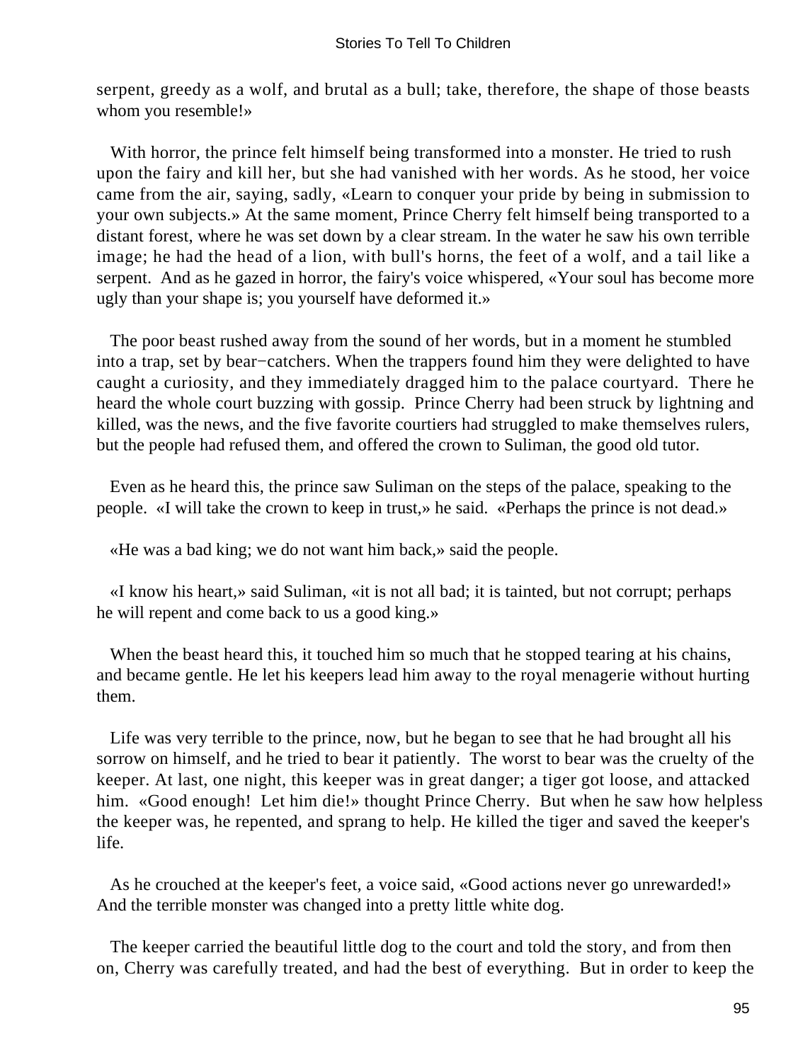serpent, greedy as a wolf, and brutal as a bull; take, therefore, the shape of those beasts whom you resemble!»

With horror, the prince felt himself being transformed into a monster. He tried to rush upon the fairy and kill her, but she had vanished with her words. As he stood, her voice came from the air, saying, sadly, «Learn to conquer your pride by being in submission to your own subjects.» At the same moment, Prince Cherry felt himself being transported to a distant forest, where he was set down by a clear stream. In the water he saw his own terrible image; he had the head of a lion, with bull's horns, the feet of a wolf, and a tail like a serpent. And as he gazed in horror, the fairy's voice whispered, «Your soul has become more ugly than your shape is; you yourself have deformed it.»

The poor beast rushed away from the sound of her words, but in a moment he stumbled into a trap, set by bear−catchers. When the trappers found him they were delighted to have caught a curiosity, and they immediately dragged him to the palace courtyard. There he heard the whole court buzzing with gossip. Prince Cherry had been struck by lightning and killed, was the news, and the five favorite courtiers had struggled to make themselves rulers, but the people had refused them, and offered the crown to Suliman, the good old tutor.

Even as he heard this, the prince saw Suliman on the steps of the palace, speaking to the people. «I will take the crown to keep in trust,» he said. «Perhaps the prince is not dead.»

«He was a bad king; we do not want him back,» said the people.

«I know his heart,» said Suliman, «it is not all bad; it is tainted, but not corrupt; perhaps he will repent and come back to us a good king.»

When the beast heard this, it touched him so much that he stopped tearing at his chains, and became gentle. He let his keepers lead him away to the royal menagerie without hurting them.

Life was very terrible to the prince, now, but he began to see that he had brought all his sorrow on himself, and he tried to bear it patiently. The worst to bear was the cruelty of the keeper. At last, one night, this keeper was in great danger; a tiger got loose, and attacked him. «Good enough! Let him die!» thought Prince Cherry. But when he saw how helpless the keeper was, he repented, and sprang to help. He killed the tiger and saved the keeper's life.

As he crouched at the keeper's feet, a voice said, «Good actions never go unrewarded!» And the terrible monster was changed into a pretty little white dog.

The keeper carried the beautiful little dog to the court and told the story, and from then on, Cherry was carefully treated, and had the best of everything. But in order to keep the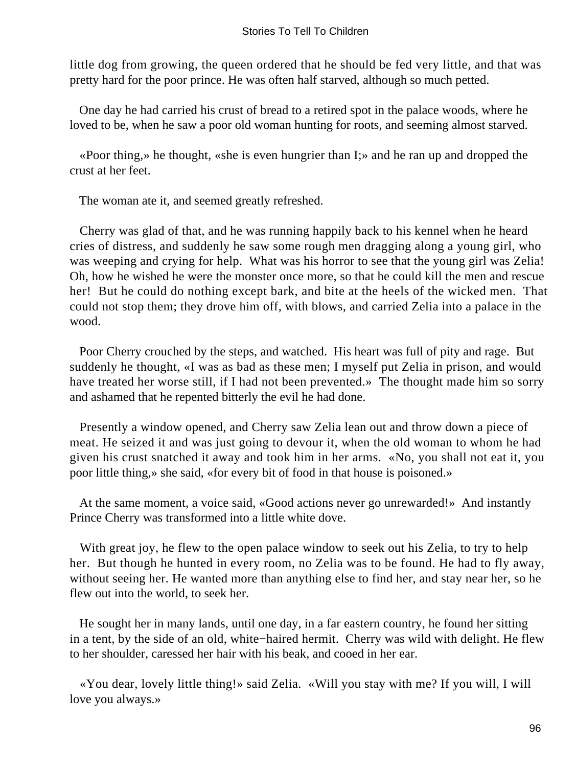little dog from growing, the queen ordered that he should be fed very little, and that was pretty hard for the poor prince. He was often half starved, although so much petted.

One day he had carried his crust of bread to a retired spot in the palace woods, where he loved to be, when he saw a poor old woman hunting for roots, and seeming almost starved.

«Poor thing,» he thought, «she is even hungrier than I;» and he ran up and dropped the crust at her feet.

The woman ate it, and seemed greatly refreshed.

Cherry was glad of that, and he was running happily back to his kennel when he heard cries of distress, and suddenly he saw some rough men dragging along a young girl, who was weeping and crying for help. What was his horror to see that the young girl was Zelia! Oh, how he wished he were the monster once more, so that he could kill the men and rescue her! But he could do nothing except bark, and bite at the heels of the wicked men. That could not stop them; they drove him off, with blows, and carried Zelia into a palace in the wood.

Poor Cherry crouched by the steps, and watched. His heart was full of pity and rage. But suddenly he thought, «I was as bad as these men; I myself put Zelia in prison, and would have treated her worse still, if I had not been prevented.» The thought made him so sorry and ashamed that he repented bitterly the evil he had done.

Presently a window opened, and Cherry saw Zelia lean out and throw down a piece of meat. He seized it and was just going to devour it, when the old woman to whom he had given his crust snatched it away and took him in her arms. «No, you shall not eat it, you poor little thing,» she said, «for every bit of food in that house is poisoned.»

At the same moment, a voice said, «Good actions never go unrewarded!» And instantly Prince Cherry was transformed into a little white dove.

With great joy, he flew to the open palace window to seek out his Zelia, to try to help her. But though he hunted in every room, no Zelia was to be found. He had to fly away, without seeing her. He wanted more than anything else to find her, and stay near her, so he flew out into the world, to seek her.

He sought her in many lands, until one day, in a far eastern country, he found her sitting in a tent, by the side of an old, white−haired hermit. Cherry was wild with delight. He flew to her shoulder, caressed her hair with his beak, and cooed in her ear.

«You dear, lovely little thing!» said Zelia. «Will you stay with me? If you will, I will love you always.»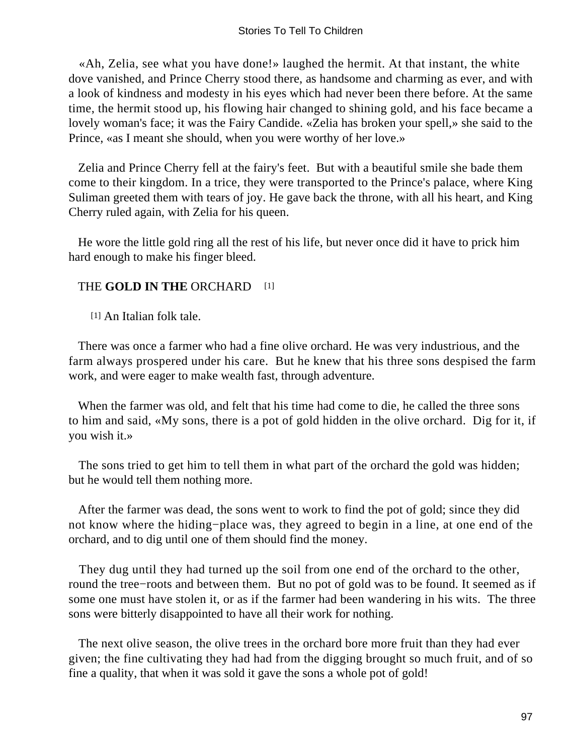«Ah, Zelia, see what you have done!» laughed the hermit. At that instant, the white dove vanished, and Prince Cherry stood there, as handsome and charming as ever, and with a look of kindness and modesty in his eyes which had never been there before. At the same time, the hermit stood up, his flowing hair changed to shining gold, and his face became a lovely woman's face; it was the Fairy Candide. «Zelia has broken your spell,» she said to the Prince, «as I meant she should, when you were worthy of her love.»

Zelia and Prince Cherry fell at the fairy's feet. But with a beautiful smile she bade them come to their kingdom. In a trice, they were transported to the Prince's palace, where King Suliman greeted them with tears of joy. He gave back the throne, with all his heart, and King Cherry ruled again, with Zelia for his queen.

He wore the little gold ring all the rest of his life, but never once did it have to prick him hard enough to make his finger bleed.

## THE **GOLD IN THE** ORCHARD [1]

[1] An Italian folk tale.

There was once a farmer who had a fine olive orchard. He was very industrious, and the farm always prospered under his care. But he knew that his three sons despised the farm work, and were eager to make wealth fast, through adventure.

When the farmer was old, and felt that his time had come to die, he called the three sons to him and said, «My sons, there is a pot of gold hidden in the olive orchard. Dig for it, if you wish it.»

The sons tried to get him to tell them in what part of the orchard the gold was hidden; but he would tell them nothing more.

After the farmer was dead, the sons went to work to find the pot of gold; since they did not know where the hiding−place was, they agreed to begin in a line, at one end of the orchard, and to dig until one of them should find the money.

They dug until they had turned up the soil from one end of the orchard to the other, round the tree−roots and between them. But no pot of gold was to be found. It seemed as if some one must have stolen it, or as if the farmer had been wandering in his wits. The three sons were bitterly disappointed to have all their work for nothing.

The next olive season, the olive trees in the orchard bore more fruit than they had ever given; the fine cultivating they had had from the digging brought so much fruit, and of so fine a quality, that when it was sold it gave the sons a whole pot of gold!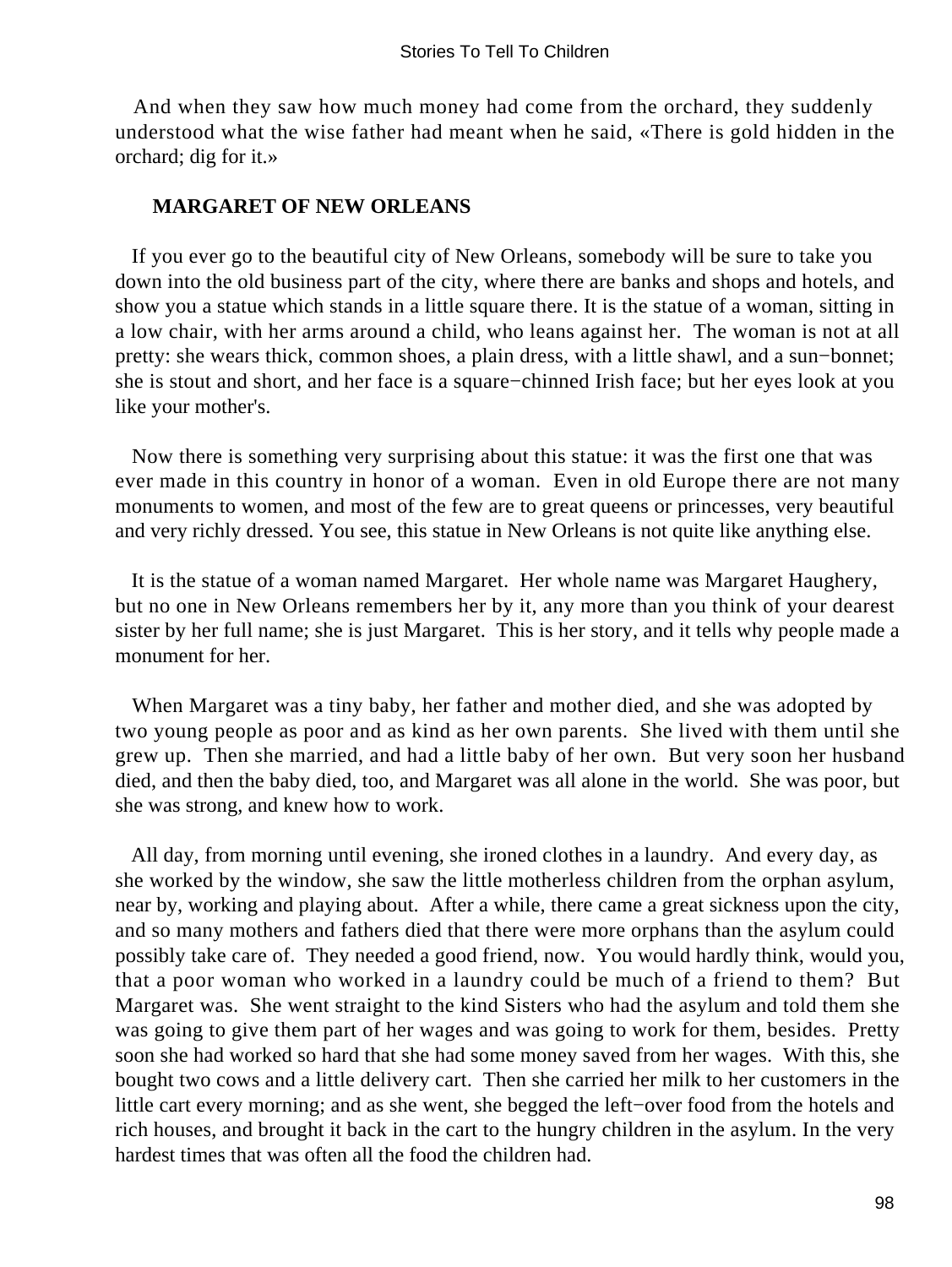And when they saw how much money had come from the orchard, they suddenly understood what the wise father had meant when he said, «There is gold hidden in the orchard; dig for it.»

## MARGARET OF NEW ORLEANS

If you ever go to the beautiful city of New Orleans, somebody will be sure to take you down into the old business part of the city, where there are banks and shops and hotels, and show you a statue which stands in a little square there. It is the statue of a woman, sitting in a low chair, with her arms around a child, who leans against her. The woman is not at all pretty: she wears thick, common shoes, a plain dress, with a little shawl, and a sun−bonnet; she is stout and short, and her face is a square−chinned Irish face; but her eyes look at you like your mother's.

Now there is something very surprising about this statue: it was the first one that was ever made in this country in honor of a woman. Even in old Europe there are not many monuments to women, and most of the few are to great queens or princesses, very beautiful and very richly dressed. You see, this statue in New Orleans is not quite like anything else.

It is the statue of a woman named Margaret. Her whole name was Margaret Haughery, but no one in New Orleans remembers her by it, any more than you think of your dearest sister by her full name; she is just Margaret. This is her story, and it tells why people made a monument for her.

When Margaret was a tiny baby, her father and mother died, and she was adopted by two young people as poor and as kind as her own parents. She lived with them until she grew up. Then she married, and had a little baby of her own. But very soon her husband died, and then the baby died, too, and Margaret was all alone in the world. She was poor, but she was strong, and knew how to work.

All day, from morning until evening, she ironed clothes in a laundry. And every day, as she worked by the window, she saw the little motherless children from the orphan asylum, near by, working and playing about. After a while, there came a great sickness upon the city, and so many mothers and fathers died that there were more orphans than the asylum could possibly take care of. They needed a good friend, now. You would hardly think, would you, that a poor woman who worked in a laundry could be much of a friend to them? But Margaret was. She went straight to the kind Sisters who had the asylum and told them she was going to give them part of her wages and was going to work for them, besides. Pretty soon she had worked so hard that she had some money saved from her wages. With this, she bought two cows and a little delivery cart. Then she carried her milk to her customers in the little cart every morning; and as she went, she begged the left−over food from the hotels and rich houses, and brought it back in the cart to the hungry children in the asylum. In the very hardest times that was often all the food the children had.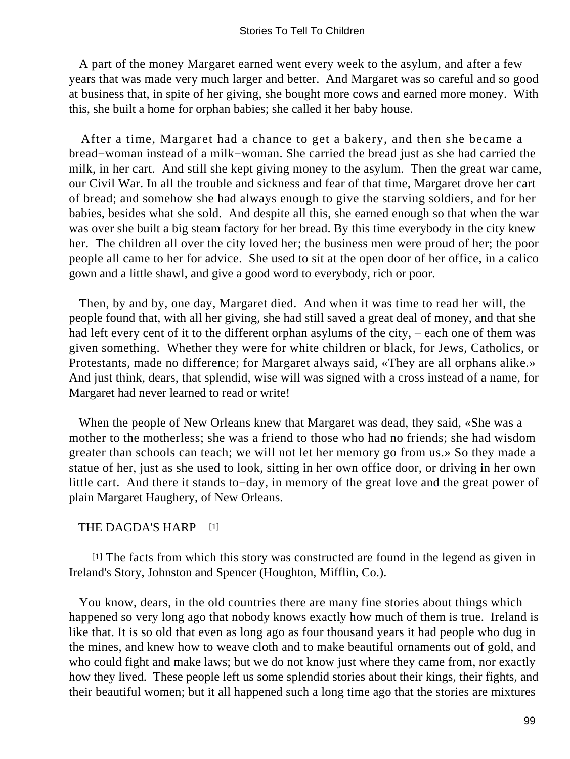A part of the money Margaret earned went every week to the asylum, and after a few years that was made very much larger and better. And Margaret was so careful and so good at business that, in spite of her giving, she bought more cows and earned more money. With this, she built a home for orphan babies; she called it her baby house.

After a time, Margaret had a chance to get a bakery, and then she became a bread−woman instead of a milk−woman. She carried the bread just as she had carried the milk, in her cart. And still she kept giving money to the asylum. Then the great war came, our Civil War. In all the trouble and sickness and fear of that time, Margaret drove her cart of bread; and somehow she had always enough to give the starving soldiers, and for her babies, besides what she sold. And despite all this, she earned enough so that when the war was over she built a big steam factory for her bread. By this time everybody in the city knew her. The children all over the city loved her; the business men were proud of her; the poor people all came to her for advice. She used to sit at the open door of her office, in a calico gown and a little shawl, and give a good word to everybody, rich or poor.

Then, by and by, one day, Margaret died. And when it was time to read her will, the people found that, with all her giving, she had still saved a great deal of money, and that she had left every cent of it to the different orphan asylums of the city, – each one of them was given something. Whether they were for white children or black, for Jews, Catholics, or Protestants, made no difference; for Margaret always said, «They are all orphans alike.» And just think, dears, that splendid, wise will was signed with a cross instead of a name, for Margaret had never learned to read or write!

When the people of New Orleans knew that Margaret was dead, they said, «She was a mother to the motherless; she was a friend to those who had no friends; she had wisdom greater than schools can teach; we will not let her memory go from us.» So they made a statue of her, just as she used to look, sitting in her own office door, or driving in her own little cart. And there it stands to−day, in memory of the great love and the great power of plain Margaret Haughery, of New Orleans.

## THE DAGDA'S HARP [1]

[1] The facts from which this story was constructed are found in the legend as given in Ireland's Story, Johnston and Spencer (Houghton, Mifflin, Co.).

You know, dears, in the old countries there are many fine stories about things which happened so very long ago that nobody knows exactly how much of them is true. Ireland is like that. It is so old that even as long ago as four thousand years it had people who dug in the mines, and knew how to weave cloth and to make beautiful ornaments out of gold, and who could fight and make laws; but we do not know just where they came from, nor exactly how they lived. These people left us some splendid stories about their kings, their fights, and their beautiful women; but it all happened such a long time ago that the stories are mixtures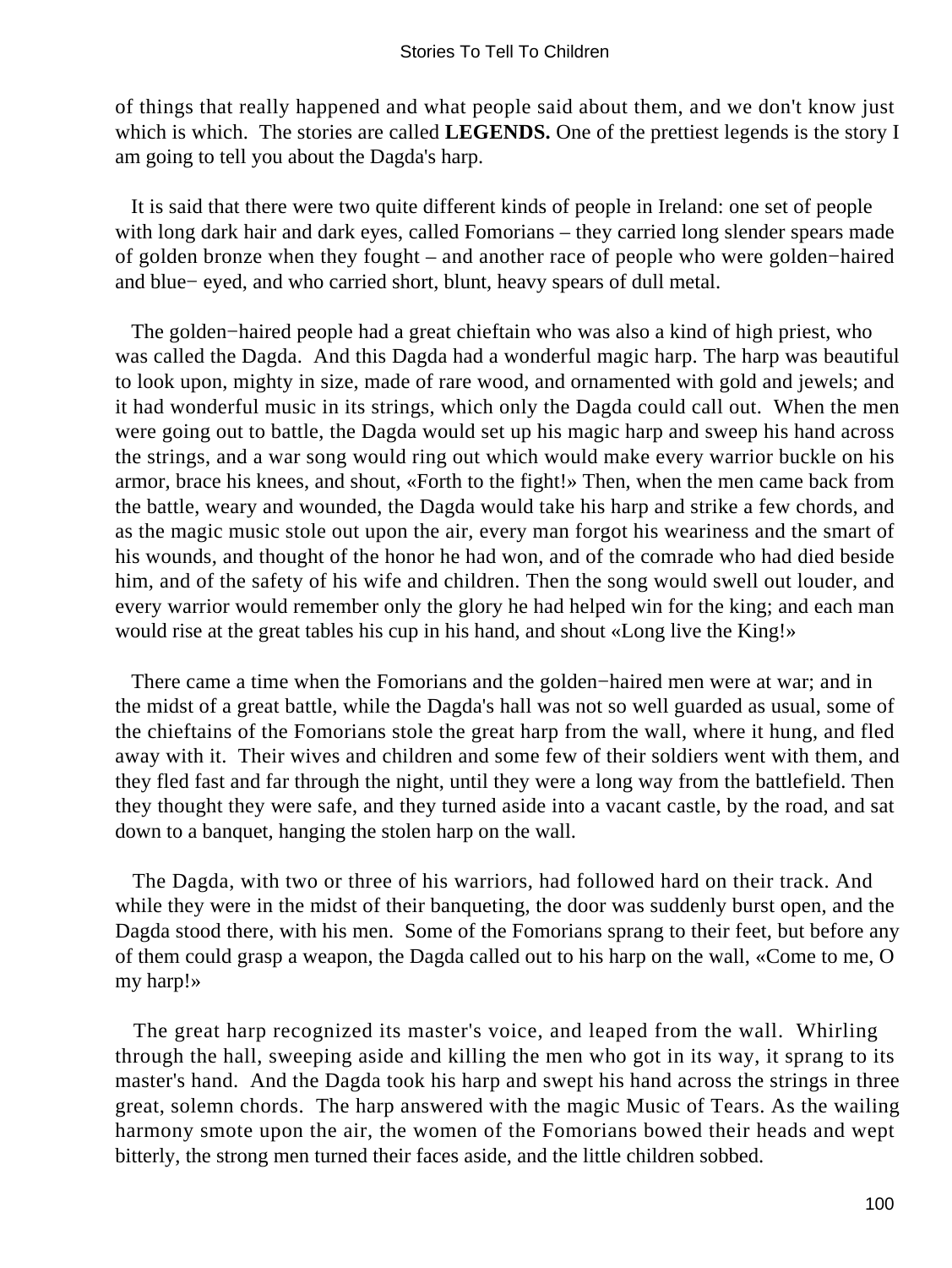of things that really happened and what people said about them, and we don't know just which is which. The stories are called **LEGENDS.** One of the prettiest legends is the story I am going to tell you about the Dagda's harp.

It is said that there were two quite different kinds of people in Ireland: one set of people with long dark hair and dark eyes, called Fomorians – they carried long slender spears made of golden bronze when they fought – and another race of people who were golden−haired and blue− eyed, and who carried short, blunt, heavy spears of dull metal.

The golden−haired people had a great chieftain who was also a kind of high priest, who was called the Dagda. And this Dagda had a wonderful magic harp. The harp was beautiful to look upon, mighty in size, made of rare wood, and ornamented with gold and jewels; and it had wonderful music in its strings, which only the Dagda could call out. When the men were going out to battle, the Dagda would set up his magic harp and sweep his hand across the strings, and a war song would ring out which would make every warrior buckle on his armor, brace his knees, and shout, «Forth to the fight!» Then, when the men came back from the battle, weary and wounded, the Dagda would take his harp and strike a few chords, and as the magic music stole out upon the air, every man forgot his weariness and the smart of his wounds, and thought of the honor he had won, and of the comrade who had died beside him, and of the safety of his wife and children. Then the song would swell out louder, and every warrior would remember only the glory he had helped win for the king; and each man would rise at the great tables his cup in his hand, and shout «Long live the King!»

There came a time when the Fomorians and the golden−haired men were at war; and in the midst of a great battle, while the Dagda's hall was not so well guarded as usual, some of the chieftains of the Fomorians stole the great harp from the wall, where it hung, and fled away with it. Their wives and children and some few of their soldiers went with them, and they fled fast and far through the night, until they were a long way from the battlefield. Then they thought they were safe, and they turned aside into a vacant castle, by the road, and sat down to a banquet, hanging the stolen harp on the wall.

The Dagda, with two or three of his warriors, had followed hard on their track. And while they were in the midst of their banqueting, the door was suddenly burst open, and the Dagda stood there, with his men. Some of the Fomorians sprang to their feet, but before any of them could grasp a weapon, the Dagda called out to his harp on the wall, «Come to me, O my harp!»

The great harp recognized its master's voice, and leaped from the wall. Whirling through the hall, sweeping aside and killing the men who got in its way, it sprang to its master's hand. And the Dagda took his harp and swept his hand across the strings in three great, solemn chords. The harp answered with the magic Music of Tears. As the wailing harmony smote upon the air, the women of the Fomorians bowed their heads and wept bitterly, the strong men turned their faces aside, and the little children sobbed.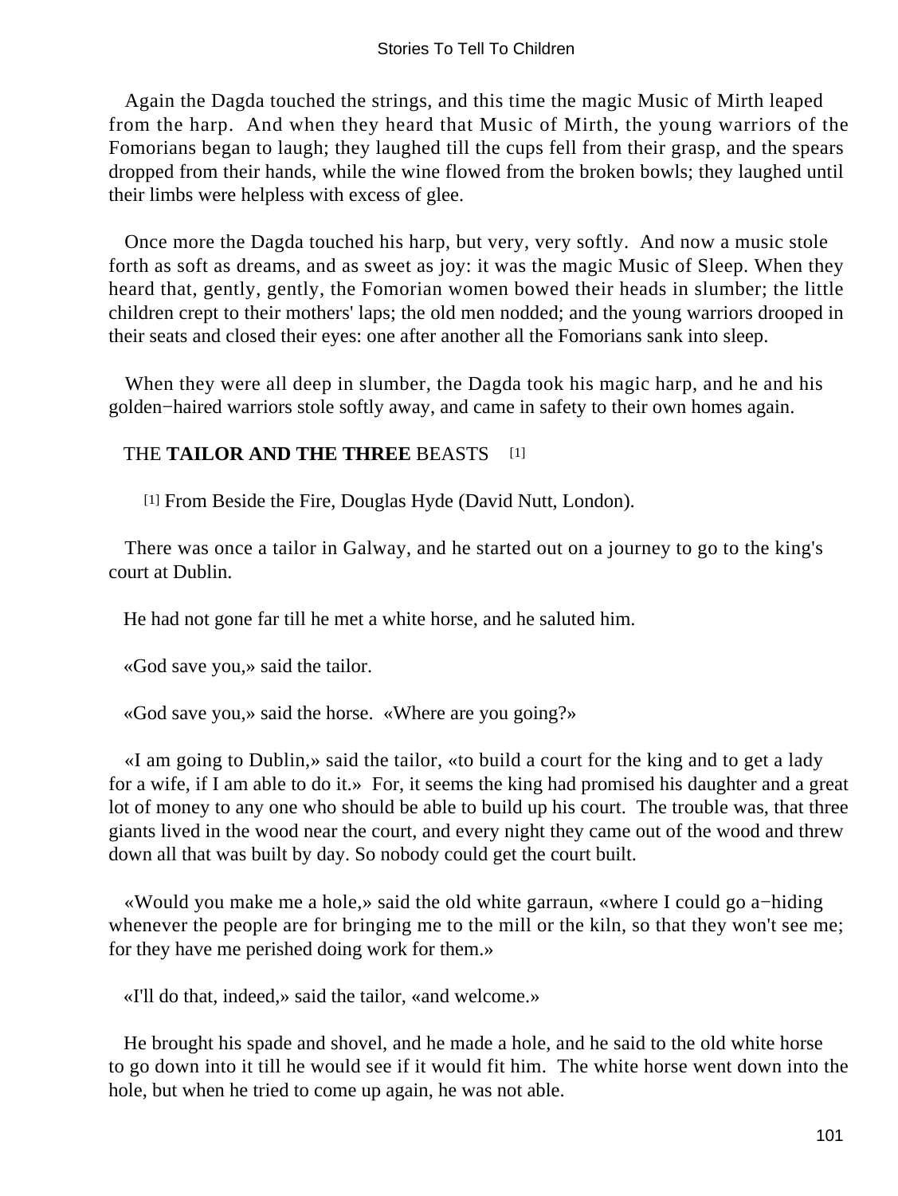Again the Dagda touched the strings, and this time the magic Music of Mirth leaped from the harp. And when they heard that Music of Mirth, the young warriors of the Fomorians began to laugh; they laughed till the cups fell from their grasp, and the spears dropped from their hands, while the wine flowed from the broken bowls; they laughed until their limbs were helpless with excess of glee.

Once more the Dagda touched his harp, but very, very softly. And now a music stole forth as soft as dreams, and as sweet as joy: it was the magic Music of Sleep. When they heard that, gently, gently, the Fomorian women bowed their heads in slumber; the little children crept to their mothers' laps; the old men nodded; and the young warriors drooped in their seats and closed their eyes: one after another all the Fomorians sank into sleep.

When they were all deep in slumber, the Dagda took his magic harp, and he and his golden−haired warriors stole softly away, and came in safety to their own homes again.

## THE **TAILOR AND THE THREE** BEASTS [1]

[1] From Beside the Fire, Douglas Hyde (David Nutt, London).

There was once a tailor in Galway, and he started out on a journey to go to the king's court at Dublin.

He had not gone far till he met a white horse, and he saluted him.

«God save you,» said the tailor.

«God save you,» said the horse. «Where are you going?»

«I am going to Dublin,» said the tailor, «to build a court for the king and to get a lady for a wife, if I am able to do it.» For, it seems the king had promised his daughter and a great lot of money to any one who should be able to build up his court. The trouble was, that three giants lived in the wood near the court, and every night they came out of the wood and threw down all that was built by day. So nobody could get the court built.

«Would you make me a hole,» said the old white garraun, «where I could go a−hiding whenever the people are for bringing me to the mill or the kiln, so that they won't see me; for they have me perished doing work for them.»

«I'll do that, indeed,» said the tailor, «and welcome.»

He brought his spade and shovel, and he made a hole, and he said to the old white horse to go down into it till he would see if it would fit him. The white horse went down into the hole, but when he tried to come up again, he was not able.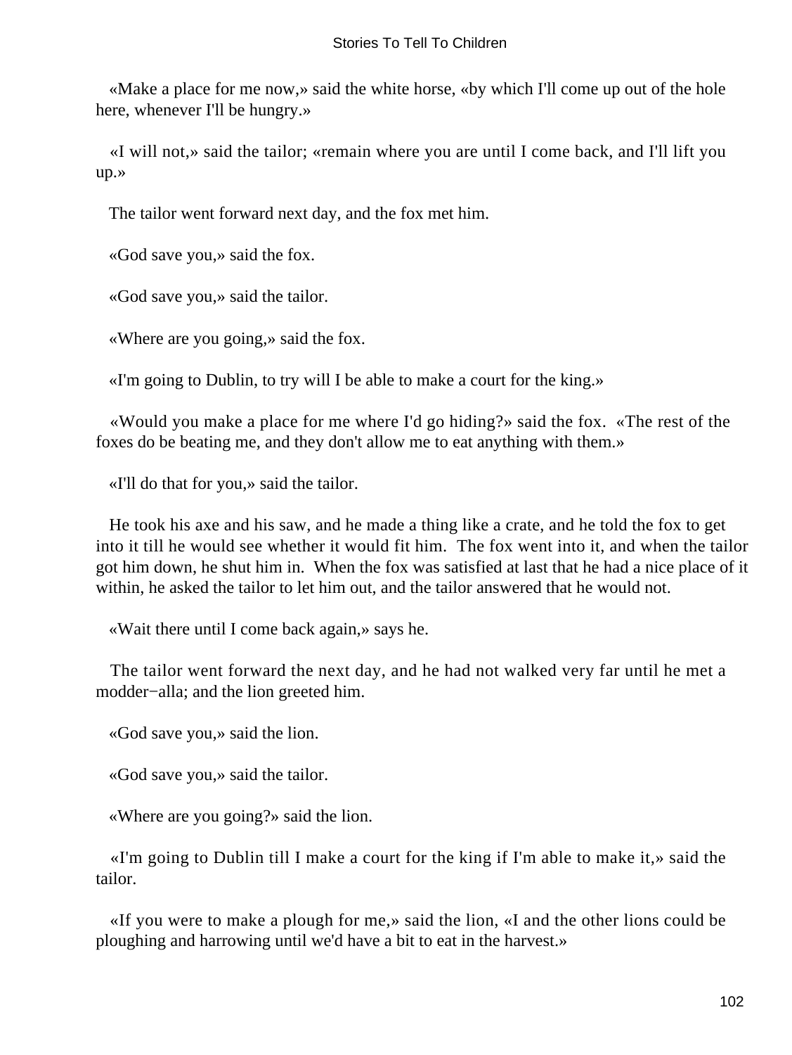«Make a place for me now,» said the white horse, «by which I'll come up out of the hole here, whenever I'll be hungry.»

«I will not,» said the tailor; «remain where you are until I come back, and I'll lift you up.»

The tailor went forward next day, and the fox met him.

«God save you,» said the fox.

«God save you,» said the tailor.

«Where are you going,» said the fox.

«I'm going to Dublin, to try will I be able to make a court for the king.»

«Would you make a place for me where I'd go hiding?» said the fox. «The rest of the foxes do be beating me, and they don't allow me to eat anything with them.»

«I'll do that for you,» said the tailor.

He took his axe and his saw, and he made a thing like a crate, and he told the fox to get into it till he would see whether it would fit him. The fox went into it, and when the tailor got him down, he shut him in. When the fox was satisfied at last that he had a nice place of it within, he asked the tailor to let him out, and the tailor answered that he would not.

«Wait there until I come back again,» says he.

The tailor went forward the next day, and he had not walked very far until he met a modder−alla; and the lion greeted him.

«God save you,» said the lion.

«God save you,» said the tailor.

«Where are you going?» said the lion.

«I'm going to Dublin till I make a court for the king if I'm able to make it,» said the tailor.

«If you were to make a plough for me,» said the lion, «I and the other lions could be ploughing and harrowing until we'd have a bit to eat in the harvest.»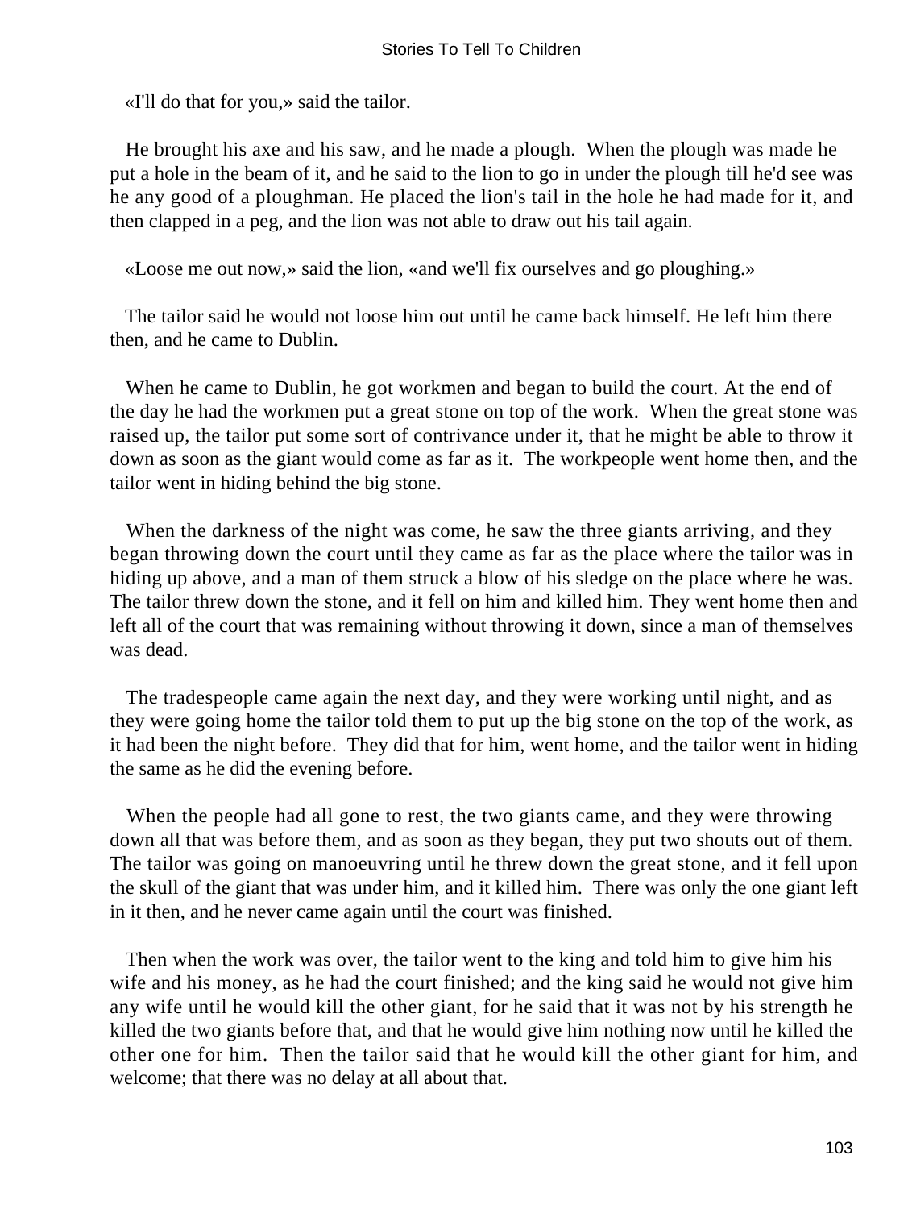«I'll do that for you,» said the tailor.

He brought his axe and his saw, and he made a plough. When the plough was made he put a hole in the beam of it, and he said to the lion to go in under the plough till he'd see was he any good of a ploughman. He placed the lion's tail in the hole he had made for it, and then clapped in a peg, and the lion was not able to draw out his tail again.

«Loose me out now,» said the lion, «and we'll fix ourselves and go ploughing.»

The tailor said he would not loose him out until he came back himself. He left him there then, and he came to Dublin.

When he came to Dublin, he got workmen and began to build the court. At the end of the day he had the workmen put a great stone on top of the work. When the great stone was raised up, the tailor put some sort of contrivance under it, that he might be able to throw it down as soon as the giant would come as far as it. The workpeople went home then, and the tailor went in hiding behind the big stone.

When the darkness of the night was come, he saw the three giants arriving, and they began throwing down the court until they came as far as the place where the tailor was in hiding up above, and a man of them struck a blow of his sledge on the place where he was. The tailor threw down the stone, and it fell on him and killed him. They went home then and left all of the court that was remaining without throwing it down, since a man of themselves was dead.

The tradespeople came again the next day, and they were working until night, and as they were going home the tailor told them to put up the big stone on the top of the work, as it had been the night before. They did that for him, went home, and the tailor went in hiding the same as he did the evening before.

When the people had all gone to rest, the two giants came, and they were throwing down all that was before them, and as soon as they began, they put two shouts out of them. The tailor was going on manoeuvring until he threw down the great stone, and it fell upon the skull of the giant that was under him, and it killed him. There was only the one giant left in it then, and he never came again until the court was finished.

Then when the work was over, the tailor went to the king and told him to give him his wife and his money, as he had the court finished; and the king said he would not give him any wife until he would kill the other giant, for he said that it was not by his strength he killed the two giants before that, and that he would give him nothing now until he killed the other one for him. Then the tailor said that he would kill the other giant for him, and welcome; that there was no delay at all about that.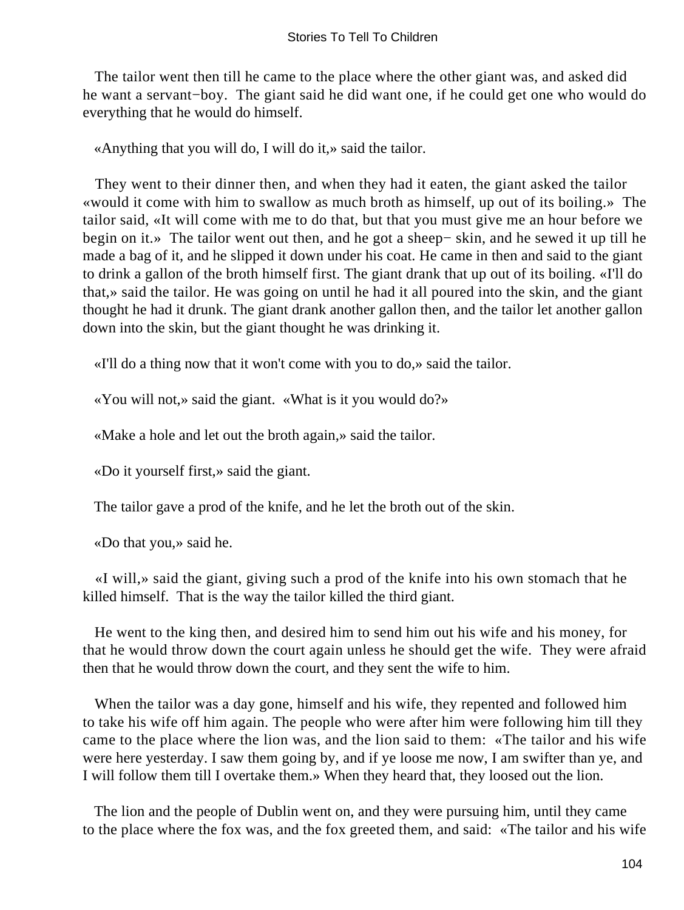The tailor went then till he came to the place where the other giant was, and asked did he want a servant−boy. The giant said he did want one, if he could get one who would do everything that he would do himself.

«Anything that you will do, I will do it,» said the tailor.

They went to their dinner then, and when they had it eaten, the giant asked the tailor «would it come with him to swallow as much broth as himself, up out of its boiling.» The tailor said, «It will come with me to do that, but that you must give me an hour before we begin on it.» The tailor went out then, and he got a sheep− skin, and he sewed it up till he made a bag of it, and he slipped it down under his coat. He came in then and said to the giant to drink a gallon of the broth himself first. The giant drank that up out of its boiling. «I'll do that,» said the tailor. He was going on until he had it all poured into the skin, and the giant thought he had it drunk. The giant drank another gallon then, and the tailor let another gallon down into the skin, but the giant thought he was drinking it.

«I'll do a thing now that it won't come with you to do,» said the tailor.

«You will not,» said the giant. «What is it you would do?»

«Make a hole and let out the broth again,» said the tailor.

«Do it yourself first,» said the giant.

The tailor gave a prod of the knife, and he let the broth out of the skin.

«Do that you,» said he.

«I will,» said the giant, giving such a prod of the knife into his own stomach that he killed himself. That is the way the tailor killed the third giant.

He went to the king then, and desired him to send him out his wife and his money, for that he would throw down the court again unless he should get the wife. They were afraid then that he would throw down the court, and they sent the wife to him.

When the tailor was a day gone, himself and his wife, they repented and followed him to take his wife off him again. The people who were after him were following him till they came to the place where the lion was, and the lion said to them: «The tailor and his wife were here yesterday. I saw them going by, and if ye loose me now, I am swifter than ye, and I will follow them till I overtake them.» When they heard that, they loosed out the lion.

The lion and the people of Dublin went on, and they were pursuing him, until they came to the place where the fox was, and the fox greeted them, and said: «The tailor and his wife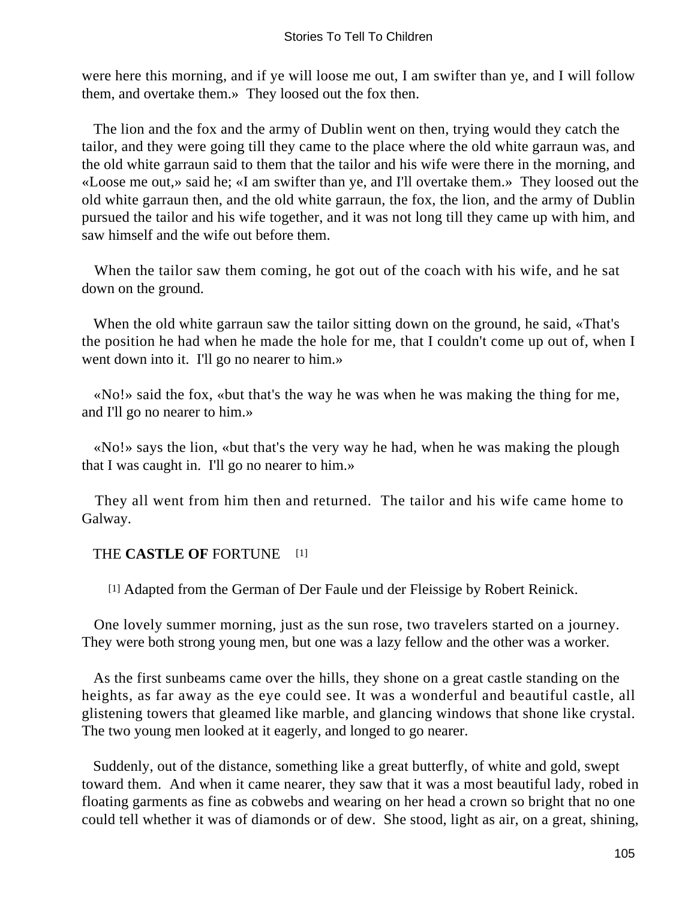were here this morning, and if ye will loose me out, I am swifter than ye, and I will follow them, and overtake them.» They loosed out the fox then.

The lion and the fox and the army of Dublin went on then, trying would they catch the tailor, and they were going till they came to the place where the old white garraun was, and the old white garraun said to them that the tailor and his wife were there in the morning, and «Loose me out,» said he; «I am swifter than ye, and I'll overtake them.» They loosed out the old white garraun then, and the old white garraun, the fox, the lion, and the army of Dublin pursued the tailor and his wife together, and it was not long till they came up with him, and saw himself and the wife out before them.

When the tailor saw them coming, he got out of the coach with his wife, and he sat down on the ground.

When the old white garraun saw the tailor sitting down on the ground, he said, «That's the position he had when he made the hole for me, that I couldn't come up out of, when I went down into it. I'll go no nearer to him.»

«No!» said the fox, «but that's the way he was when he was making the thing for me, and I'll go no nearer to him.»

«No!» says the lion, «but that's the very way he had, when he was making the plough that I was caught in. I'll go no nearer to him.»

They all went from him then and returned. The tailor and his wife came home to Galway.

## THE **CASTLE OF** FORTUNE [1]

[1] Adapted from the German of Der Faule und der Fleissige by Robert Reinick.

One lovely summer morning, just as the sun rose, two travelers started on a journey. They were both strong young men, but one was a lazy fellow and the other was a worker.

As the first sunbeams came over the hills, they shone on a great castle standing on the heights, as far away as the eye could see. It was a wonderful and beautiful castle, all glistening towers that gleamed like marble, and glancing windows that shone like crystal. The two young men looked at it eagerly, and longed to go nearer.

Suddenly, out of the distance, something like a great butterfly, of white and gold, swept toward them. And when it came nearer, they saw that it was a most beautiful lady, robed in floating garments as fine as cobwebs and wearing on her head a crown so bright that no one could tell whether it was of diamonds or of dew. She stood, light as air, on a great, shining,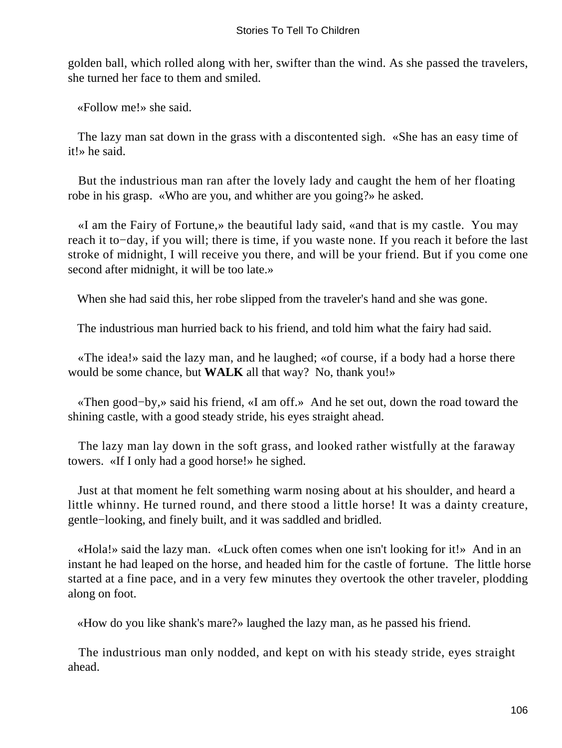golden ball, which rolled along with her, swifter than the wind. As she passed the travelers, she turned her face to them and smiled.

«Follow me!» she said.

The lazy man sat down in the grass with a discontented sigh. «She has an easy time of it!» he said.

But the industrious man ran after the lovely lady and caught the hem of her floating robe in his grasp. «Who are you, and whither are you going?» he asked.

«I am the Fairy of Fortune,» the beautiful lady said, «and that is my castle. You may reach it to−day, if you will; there is time, if you waste none. If you reach it before the last stroke of midnight, I will receive you there, and will be your friend. But if you come one second after midnight, it will be too late.»

When she had said this, her robe slipped from the traveler's hand and she was gone.

The industrious man hurried back to his friend, and told him what the fairy had said.

«The idea!» said the lazy man, and he laughed; «of course, if a body had a horse there would be some chance, but **WALK** all that way? No, thank you!»

«Then good−by,» said his friend, «I am off.» And he set out, down the road toward the shining castle, with a good steady stride, his eyes straight ahead.

The lazy man lay down in the soft grass, and looked rather wistfully at the faraway towers. «If I only had a good horse!» he sighed.

Just at that moment he felt something warm nosing about at his shoulder, and heard a little whinny. He turned round, and there stood a little horse! It was a dainty creature, gentle−looking, and finely built, and it was saddled and bridled.

«Hola!» said the lazy man. «Luck often comes when one isn't looking for it!» And in an instant he had leaped on the horse, and headed him for the castle of fortune. The little horse started at a fine pace, and in a very few minutes they overtook the other traveler, plodding along on foot.

«How do you like shank's mare?» laughed the lazy man, as he passed his friend.

The industrious man only nodded, and kept on with his steady stride, eyes straight ahead.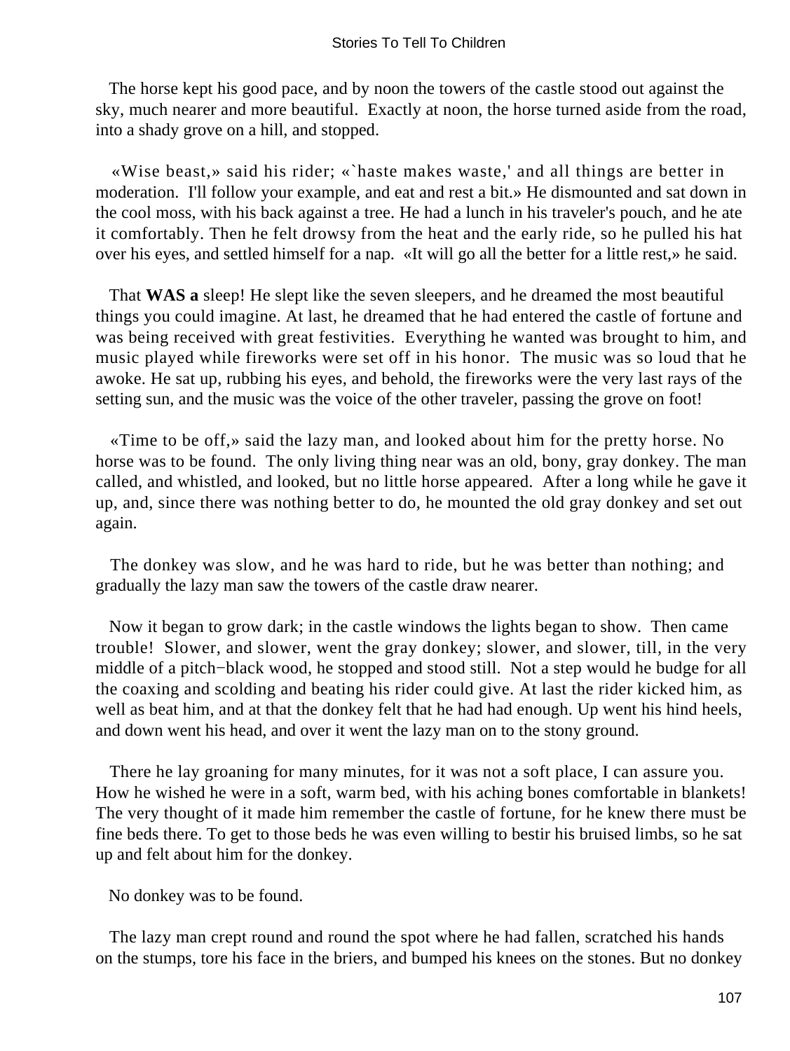The horse kept his good pace, and by noon the towers of the castle stood out against the sky, much nearer and more beautiful. Exactly at noon, the horse turned aside from the road, into a shady grove on a hill, and stopped.

«Wise beast,» said his rider; «`haste makes waste,' and all things are better in moderation. I'll follow your example, and eat and rest a bit.» He dismounted and sat down in the cool moss, with his back against a tree. He had a lunch in his traveler's pouch, and he ate it comfortably. Then he felt drowsy from the heat and the early ride, so he pulled his hat over his eyes, and settled himself for a nap. «It will go all the better for a little rest,» he said.

That **WAS a** sleep! He slept like the seven sleepers, and he dreamed the most beautiful things you could imagine. At last, he dreamed that he had entered the castle of fortune and was being received with great festivities. Everything he wanted was brought to him, and music played while fireworks were set off in his honor. The music was so loud that he awoke. He sat up, rubbing his eyes, and behold, the fireworks were the very last rays of the setting sun, and the music was the voice of the other traveler, passing the grove on foot!

«Time to be off,» said the lazy man, and looked about him for the pretty horse. No horse was to be found. The only living thing near was an old, bony, gray donkey. The man called, and whistled, and looked, but no little horse appeared. After a long while he gave it up, and, since there was nothing better to do, he mounted the old gray donkey and set out again.

The donkey was slow, and he was hard to ride, but he was better than nothing; and gradually the lazy man saw the towers of the castle draw nearer.

Now it began to grow dark; in the castle windows the lights began to show. Then came trouble! Slower, and slower, went the gray donkey; slower, and slower, till, in the very middle of a pitch−black wood, he stopped and stood still. Not a step would he budge for all the coaxing and scolding and beating his rider could give. At last the rider kicked him, as well as beat him, and at that the donkey felt that he had had enough. Up went his hind heels, and down went his head, and over it went the lazy man on to the stony ground.

There he lay groaning for many minutes, for it was not a soft place, I can assure you. How he wished he were in a soft, warm bed, with his aching bones comfortable in blankets! The very thought of it made him remember the castle of fortune, for he knew there must be fine beds there. To get to those beds he was even willing to bestir his bruised limbs, so he sat up and felt about him for the donkey.

No donkey was to be found.

The lazy man crept round and round the spot where he had fallen, scratched his hands on the stumps, tore his face in the briers, and bumped his knees on the stones. But no donkey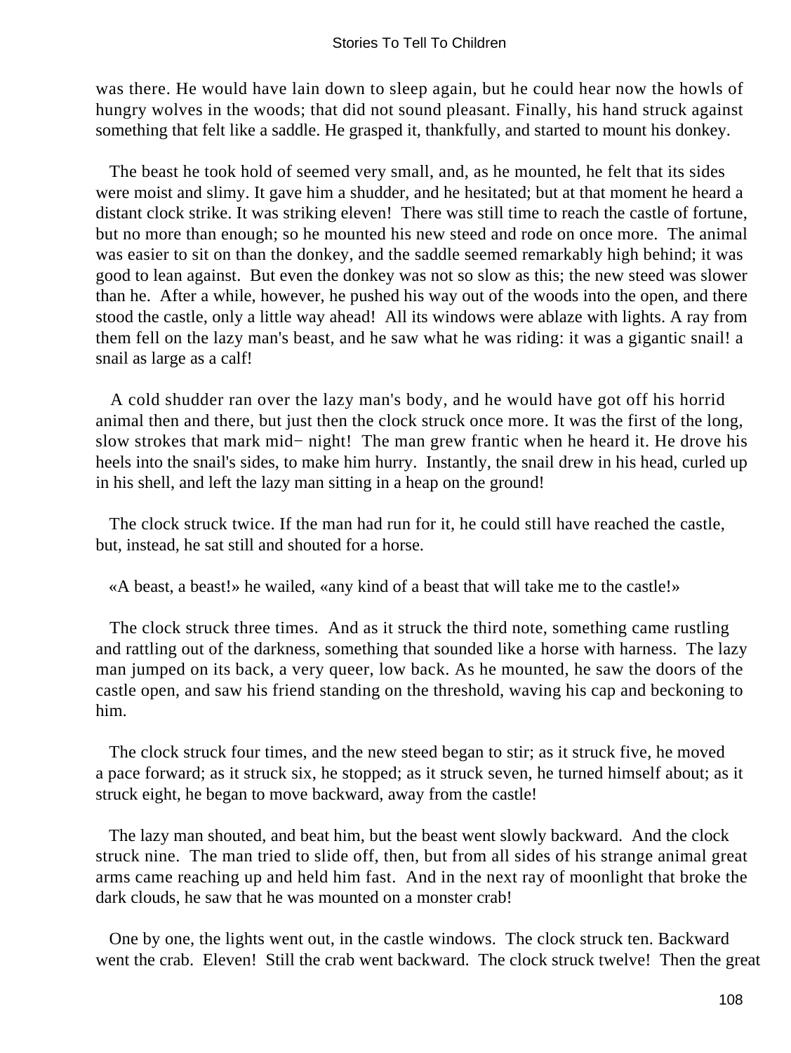was there. He would have lain down to sleep again, but he could hear now the howls of hungry wolves in the woods; that did not sound pleasant. Finally, his hand struck against something that felt like a saddle. He grasped it, thankfully, and started to mount his donkey.

The beast he took hold of seemed very small, and, as he mounted, he felt that its sides were moist and slimy. It gave him a shudder, and he hesitated; but at that moment he heard a distant clock strike. It was striking eleven! There was still time to reach the castle of fortune, but no more than enough; so he mounted his new steed and rode on once more. The animal was easier to sit on than the donkey, and the saddle seemed remarkably high behind; it was good to lean against. But even the donkey was not so slow as this; the new steed was slower than he. After a while, however, he pushed his way out of the woods into the open, and there stood the castle, only a little way ahead! All its windows were ablaze with lights. A ray from them fell on the lazy man's beast, and he saw what he was riding: it was a gigantic snail! a snail as large as a calf!

A cold shudder ran over the lazy man's body, and he would have got off his horrid animal then and there, but just then the clock struck once more. It was the first of the long, slow strokes that mark mid− night! The man grew frantic when he heard it. He drove his heels into the snail's sides, to make him hurry. Instantly, the snail drew in his head, curled up in his shell, and left the lazy man sitting in a heap on the ground!

The clock struck twice. If the man had run for it, he could still have reached the castle, but, instead, he sat still and shouted for a horse.

«A beast, a beast!» he wailed, «any kind of a beast that will take me to the castle!»

The clock struck three times. And as it struck the third note, something came rustling and rattling out of the darkness, something that sounded like a horse with harness. The lazy man jumped on its back, a very queer, low back. As he mounted, he saw the doors of the castle open, and saw his friend standing on the threshold, waving his cap and beckoning to him.

The clock struck four times, and the new steed began to stir; as it struck five, he moved a pace forward; as it struck six, he stopped; as it struck seven, he turned himself about; as it struck eight, he began to move backward, away from the castle!

The lazy man shouted, and beat him, but the beast went slowly backward. And the clock struck nine. The man tried to slide off, then, but from all sides of his strange animal great arms came reaching up and held him fast. And in the next ray of moonlight that broke the dark clouds, he saw that he was mounted on a monster crab!

One by one, the lights went out, in the castle windows. The clock struck ten. Backward went the crab. Eleven! Still the crab went backward. The clock struck twelve! Then the great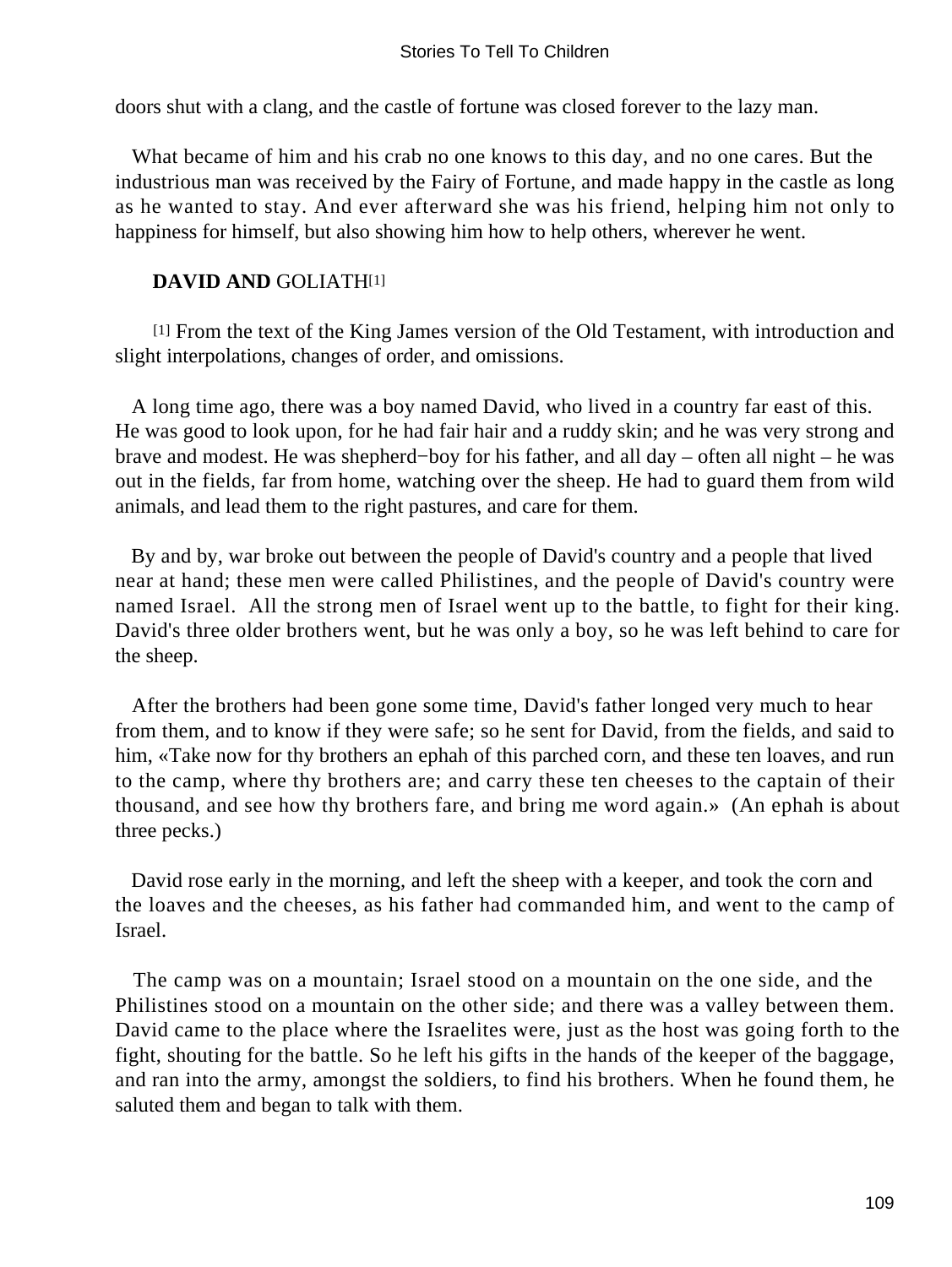doors shut with a clang, and the castle of fortune was closed forever to the lazy man.

What became of him and his crab no one knows to this day, and no one cares. But the industrious man was received by the Fairy of Fortune, and made happy in the castle as long as he wanted to stay. And ever afterward she was his friend, helping him not only to happiness for himself, but also showing him how to help others, wherever he went.

## DAVID AND GOLIATH[1]

[1] From the text of the King James version of the Old Testament, with introduction and slight interpolations, changes of order, and omissions.

A long time ago, there was a boy named David, who lived in a country far east of this. He was good to look upon, for he had fair hair and a ruddy skin; and he was very strong and brave and modest. He was shepherd−boy for his father, and all day – often all night – he was out in the fields, far from home, watching over the sheep. He had to guard them from wild animals, and lead them to the right pastures, and care for them.

By and by, war broke out between the people of David's country and a people that lived near at hand; these men were called Philistines, and the people of David's country were named Israel. All the strong men of Israel went up to the battle, to fight for their king. David's three older brothers went, but he was only a boy, so he was left behind to care for the sheep.

After the brothers had been gone some time, David's father longed very much to hear from them, and to know if they were safe; so he sent for David, from the fields, and said to him, «Take now for thy brothers an ephah of this parched corn, and these ten loaves, and run to the camp, where thy brothers are; and carry these ten cheeses to the captain of their thousand, and see how thy brothers fare, and bring me word again.» (An ephah is about three pecks.)

David rose early in the morning, and left the sheep with a keeper, and took the corn and the loaves and the cheeses, as his father had commanded him, and went to the camp of Israel.

The camp was on a mountain; Israel stood on a mountain on the one side, and the Philistines stood on a mountain on the other side; and there was a valley between them. David came to the place where the Israelites were, just as the host was going forth to the fight, shouting for the battle. So he left his gifts in the hands of the keeper of the baggage, and ran into the army, amongst the soldiers, to find his brothers. When he found them, he saluted them and began to talk with them.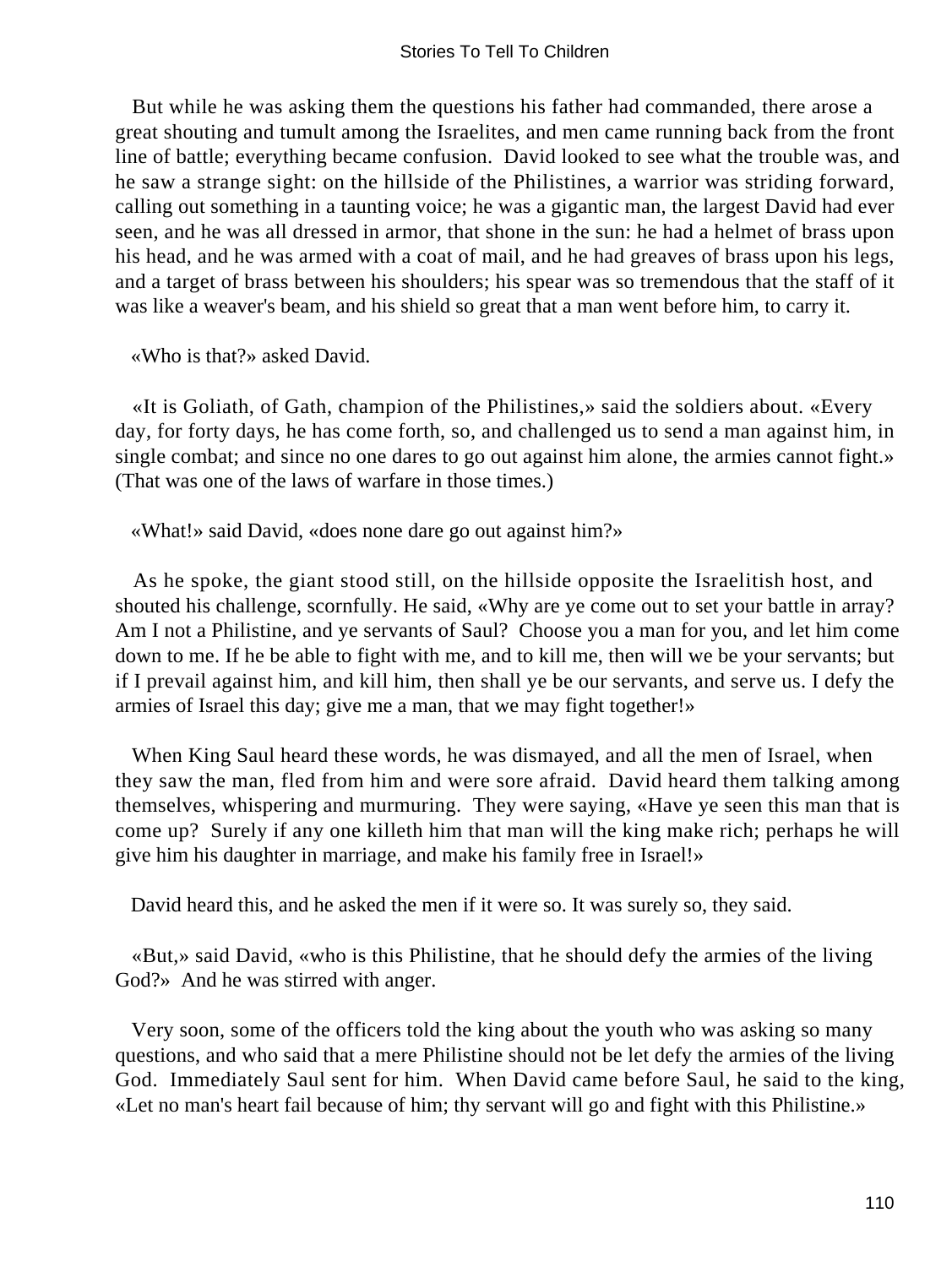But while he was asking them the questions his father had commanded, there arose a great shouting and tumult among the Israelites, and men came running back from the front line of battle; everything became confusion. David looked to see what the trouble was, and he saw a strange sight: on the hillside of the Philistines, a warrior was striding forward, calling out something in a taunting voice; he was a gigantic man, the largest David had ever seen, and he was all dressed in armor, that shone in the sun: he had a helmet of brass upon his head, and he was armed with a coat of mail, and he had greaves of brass upon his legs, and a target of brass between his shoulders; his spear was so tremendous that the staff of it was like a weaver's beam, and his shield so great that a man went before him, to carry it.

«Who is that?» asked David.

«It is Goliath, of Gath, champion of the Philistines,» said the soldiers about. «Every day, for forty days, he has come forth, so, and challenged us to send a man against him, in single combat; and since no one dares to go out against him alone, the armies cannot fight.» (That was one of the laws of warfare in those times.)

«What!» said David, «does none dare go out against him?»

As he spoke, the giant stood still, on the hillside opposite the Israelitish host, and shouted his challenge, scornfully. He said, «Why are ye come out to set your battle in array? Am I not a Philistine, and ye servants of Saul? Choose you a man for you, and let him come down to me. If he be able to fight with me, and to kill me, then will we be your servants; but if I prevail against him, and kill him, then shall ye be our servants, and serve us. I defy the armies of Israel this day; give me a man, that we may fight together!»

When King Saul heard these words, he was dismayed, and all the men of Israel, when they saw the man, fled from him and were sore afraid. David heard them talking among themselves, whispering and murmuring. They were saying, «Have ye seen this man that is come up? Surely if any one killeth him that man will the king make rich; perhaps he will give him his daughter in marriage, and make his family free in Israel!»

David heard this, and he asked the men if it were so. It was surely so, they said.

«But,» said David, «who is this Philistine, that he should defy the armies of the living God?» And he was stirred with anger.

Very soon, some of the officers told the king about the youth who was asking so many questions, and who said that a mere Philistine should not be let defy the armies of the living God. Immediately Saul sent for him. When David came before Saul, he said to the king, «Let no man's heart fail because of him; thy servant will go and fight with this Philistine.»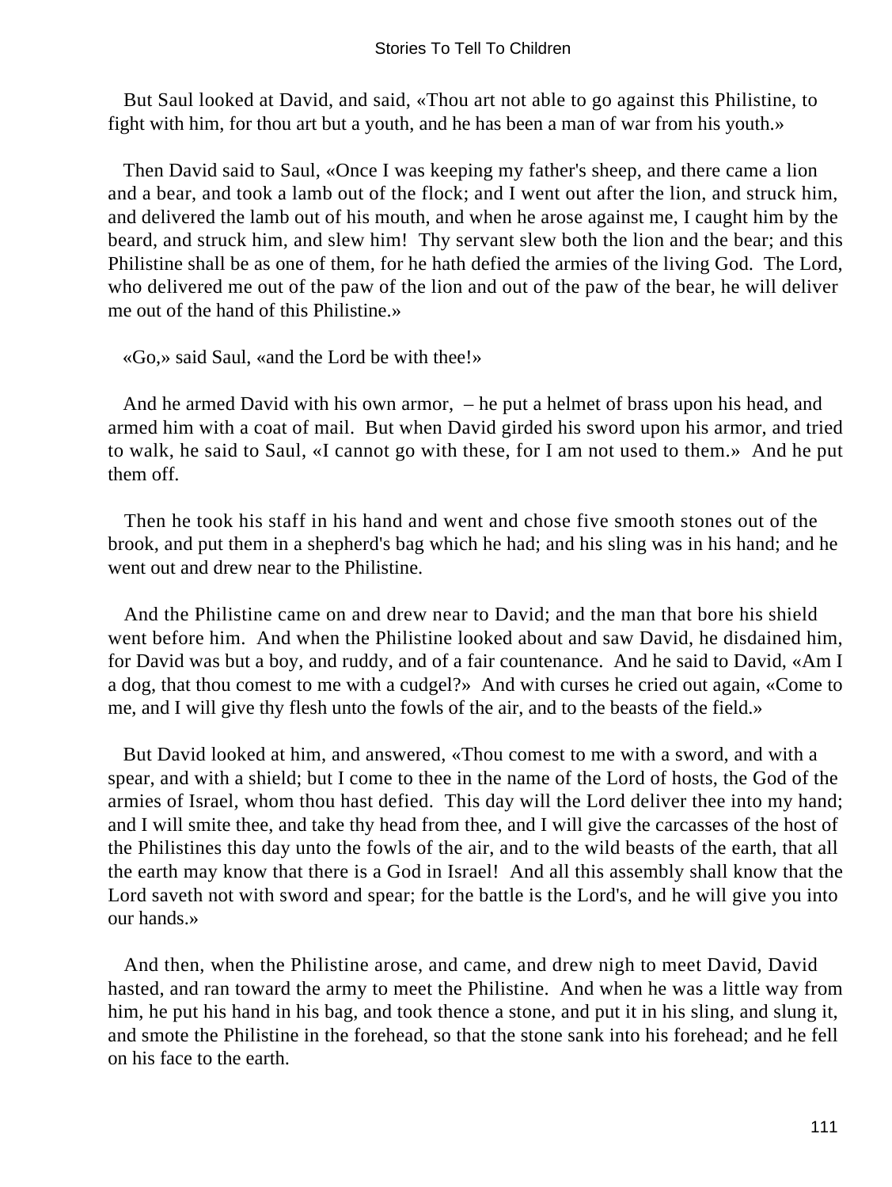But Saul looked at David, and said, «Thou art not able to go against this Philistine, to fight with him, for thou art but a youth, and he has been a man of war from his youth.»

Then David said to Saul, «Once I was keeping my father's sheep, and there came a lion and a bear, and took a lamb out of the flock; and I went out after the lion, and struck him, and delivered the lamb out of his mouth, and when he arose against me, I caught him by the beard, and struck him, and slew him! Thy servant slew both the lion and the bear; and this Philistine shall be as one of them, for he hath defied the armies of the living God. The Lord, who delivered me out of the paw of the lion and out of the paw of the bear, he will deliver me out of the hand of this Philistine.»

«Go,» said Saul, «and the Lord be with thee!»

And he armed David with his own armor, – he put a helmet of brass upon his head, and armed him with a coat of mail. But when David girded his sword upon his armor, and tried to walk, he said to Saul, «I cannot go with these, for I am not used to them.» And he put them off.

Then he took his staff in his hand and went and chose five smooth stones out of the brook, and put them in a shepherd's bag which he had; and his sling was in his hand; and he went out and drew near to the Philistine.

And the Philistine came on and drew near to David; and the man that bore his shield went before him. And when the Philistine looked about and saw David, he disdained him, for David was but a boy, and ruddy, and of a fair countenance. And he said to David, «Am I a dog, that thou comest to me with a cudgel?» And with curses he cried out again, «Come to me, and I will give thy flesh unto the fowls of the air, and to the beasts of the field.»

But David looked at him, and answered, «Thou comest to me with a sword, and with a spear, and with a shield; but I come to thee in the name of the Lord of hosts, the God of the armies of Israel, whom thou hast defied. This day will the Lord deliver thee into my hand; and I will smite thee, and take thy head from thee, and I will give the carcasses of the host of the Philistines this day unto the fowls of the air, and to the wild beasts of the earth, that all the earth may know that there is a God in Israel! And all this assembly shall know that the Lord saveth not with sword and spear; for the battle is the Lord's, and he will give you into our hands.»

And then, when the Philistine arose, and came, and drew nigh to meet David, David hasted, and ran toward the army to meet the Philistine. And when he was a little way from him, he put his hand in his bag, and took thence a stone, and put it in his sling, and slung it, and smote the Philistine in the forehead, so that the stone sank into his forehead; and he fell on his face to the earth.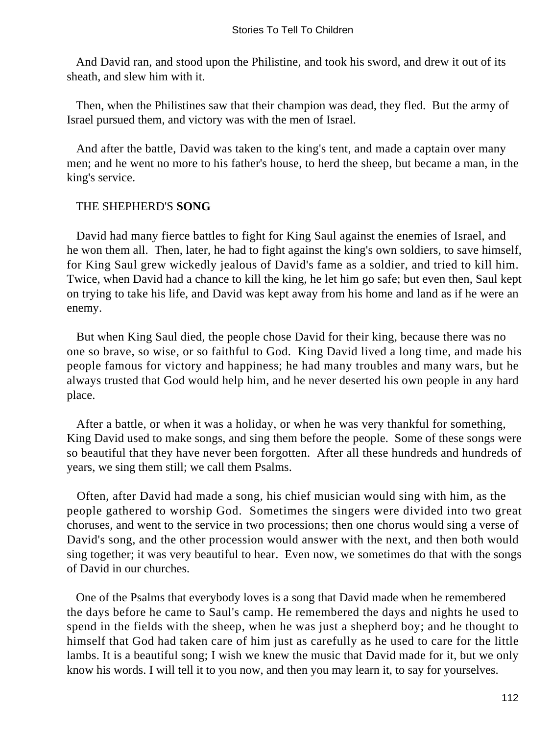And David ran, and stood upon the Philistine, and took his sword, and drew it out of its sheath, and slew him with it.

Then, when the Philistines saw that their champion was dead, they fled. But the army of Israel pursued them, and victory was with the men of Israel.

And after the battle, David was taken to the king's tent, and made a captain over many men; and he went no more to his father's house, to herd the sheep, but became a man, in the king's service.

## THE SHEPHERD'S **SONG**

David had many fierce battles to fight for King Saul against the enemies of Israel, and he won them all. Then, later, he had to fight against the king's own soldiers, to save himself, for King Saul grew wickedly jealous of David's fame as a soldier, and tried to kill him. Twice, when David had a chance to kill the king, he let him go safe; but even then, Saul kept on trying to take his life, and David was kept away from his home and land as if he were an enemy.

But when King Saul died, the people chose David for their king, because there was no one so brave, so wise, or so faithful to God. King David lived a long time, and made his people famous for victory and happiness; he had many troubles and many wars, but he always trusted that God would help him, and he never deserted his own people in any hard place.

After a battle, or when it was a holiday, or when he was very thankful for something, King David used to make songs, and sing them before the people. Some of these songs were so beautiful that they have never been forgotten. After all these hundreds and hundreds of years, we sing them still; we call them Psalms.

Often, after David had made a song, his chief musician would sing with him, as the people gathered to worship God. Sometimes the singers were divided into two great choruses, and went to the service in two processions; then one chorus would sing a verse of David's song, and the other procession would answer with the next, and then both would sing together; it was very beautiful to hear. Even now, we sometimes do that with the songs of David in our churches.

One of the Psalms that everybody loves is a song that David made when he remembered the days before he came to Saul's camp. He remembered the days and nights he used to spend in the fields with the sheep, when he was just a shepherd boy; and he thought to himself that God had taken care of him just as carefully as he used to care for the little lambs. It is a beautiful song; I wish we knew the music that David made for it, but we only know his words. I will tell it to you now, and then you may learn it, to say for yourselves.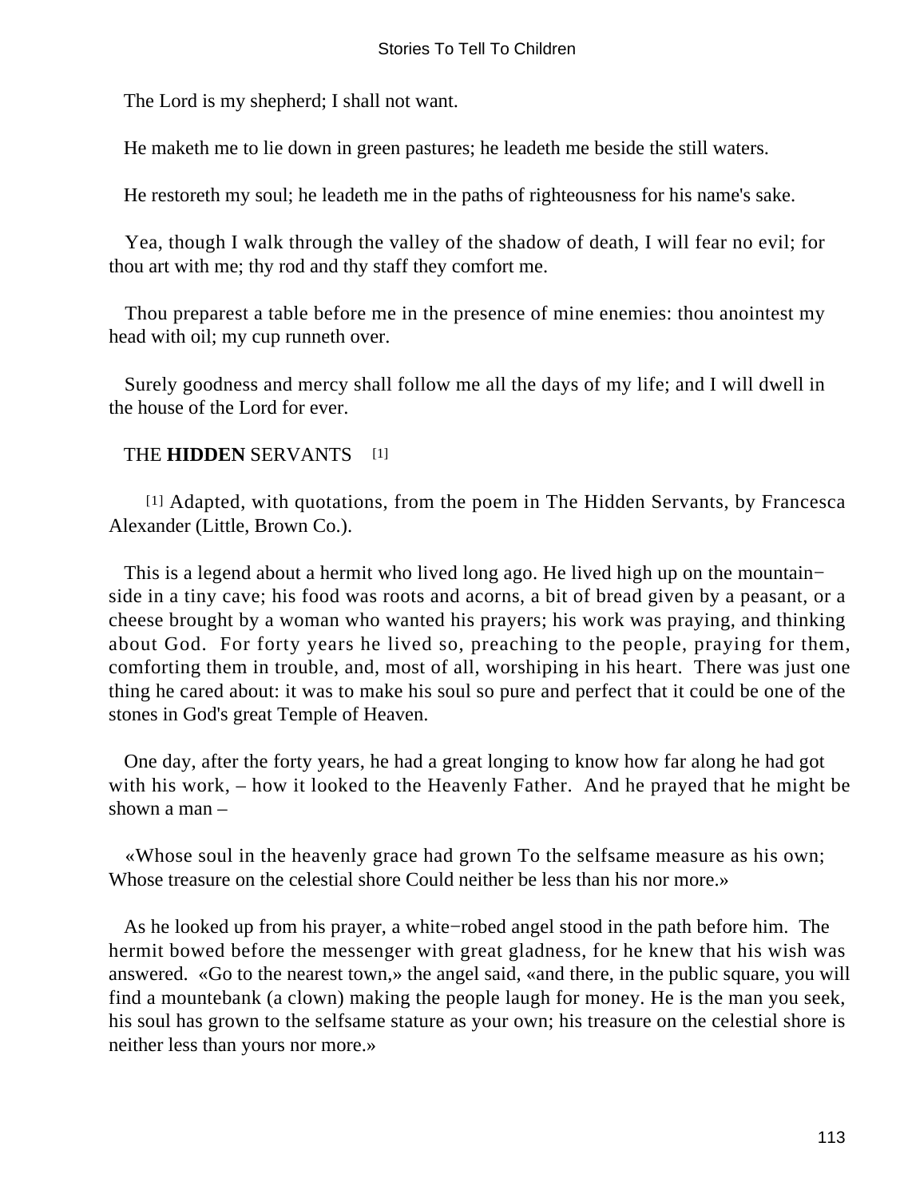The Lord is my shepherd; I shall not want.

He maketh me to lie down in green pastures; he leadeth me beside the still waters.

He restoreth my soul; he leadeth me in the paths of righteousness for his name's sake.

Yea, though I walk through the valley of the shadow of death, I will fear no evil; for thou art with me; thy rod and thy staff they comfort me.

Thou preparest a table before me in the presence of mine enemies: thou anointest my head with oil; my cup runneth over.

Surely goodness and mercy shall follow me all the days of my life; and I will dwell in the house of the Lord for ever.

## THE **HIDDEN** SERVANTS [1]

[1] Adapted, with quotations, from the poem in The Hidden Servants, by Francesca Alexander (Little, Brown Co.).

This is a legend about a hermit who lived long ago. He lived high up on the mountain-side in a tiny cave; his food was roots and acorns, a bit of bread given by a peasant, or a cheese brought by a woman who wanted his prayers; his work was praying, and thinking about God. For forty years he lived so, preaching to the people, praying for them, comforting them in trouble, and, most of all, worshiping in his heart. There was just one thing he cared about: it was to make his soul so pure and perfect that it could be one of the stones in God's great Temple of Heaven.

One day, after the forty years, he had a great longing to know how far along he had got with his work, – how it looked to the Heavenly Father. And he prayed that he might be shown a man –

«Whose soul in the heavenly grace had grown To the selfsame measure as his own; Whose treasure on the celestial shore Could neither be less than his nor more.»

As he looked up from his prayer, a white-robed angel stood in the path before him. The hermit bowed before the messenger with great gladness, for he knew that his wish was answered. «Go to the nearest town,» the angel said, «and there, in the public square, you will find a mountebank (a clown) making the people laugh for money. He is the man you seek, his soul has grown to the selfsame stature as your own; his treasure on the celestial shore is neither less than yours nor more.»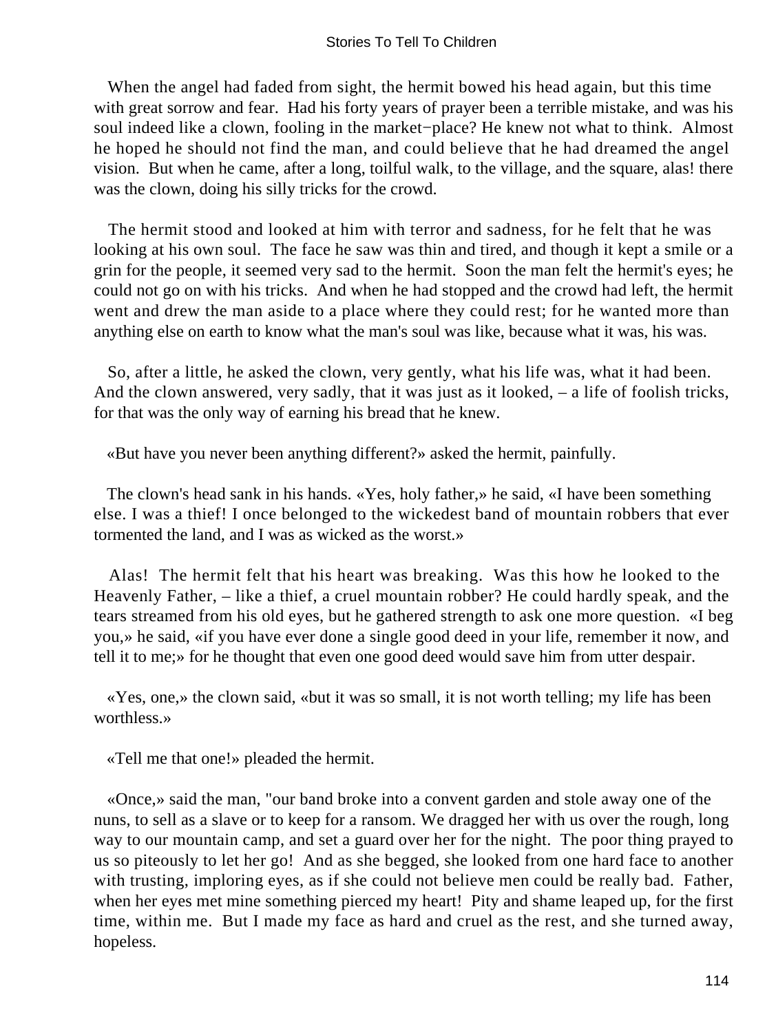When the angel had faded from sight, the hermit bowed his head again, but this time with great sorrow and fear. Had his forty years of prayer been a terrible mistake, and was his soul indeed like a clown, fooling in the market−place? He knew not what to think. Almost he hoped he should not find the man, and could believe that he had dreamed the angel vision. But when he came, after a long, toilful walk, to the village, and the square, alas! there was the clown, doing his silly tricks for the crowd.

The hermit stood and looked at him with terror and sadness, for he felt that he was looking at his own soul. The face he saw was thin and tired, and though it kept a smile or a grin for the people, it seemed very sad to the hermit. Soon the man felt the hermit's eyes; he could not go on with his tricks. And when he had stopped and the crowd had left, the hermit went and drew the man aside to a place where they could rest; for he wanted more than anything else on earth to know what the man's soul was like, because what it was, his was.

So, after a little, he asked the clown, very gently, what his life was, what it had been. And the clown answered, very sadly, that it was just as it looked, – a life of foolish tricks, for that was the only way of earning his bread that he knew.

«But have you never been anything different?» asked the hermit, painfully.

The clown's head sank in his hands. «Yes, holy father,» he said, «I have been something else. I was a thief! I once belonged to the wickedest band of mountain robbers that ever tormented the land, and I was as wicked as the worst.»

Alas! The hermit felt that his heart was breaking. Was this how he looked to the Heavenly Father, – like a thief, a cruel mountain robber? He could hardly speak, and the tears streamed from his old eyes, but he gathered strength to ask one more question. «I beg you,» he said, «if you have ever done a single good deed in your life, remember it now, and tell it to me;» for he thought that even one good deed would save him from utter despair.

«Yes, one,» the clown said, «but it was so small, it is not worth telling; my life has been worthless.»

«Tell me that one!» pleaded the hermit.

«Once,» said the man, "our band broke into a convent garden and stole away one of the nuns, to sell as a slave or to keep for a ransom. We dragged her with us over the rough, long way to our mountain camp, and set a guard over her for the night. The poor thing prayed to us so piteously to let her go! And as she begged, she looked from one hard face to another with trusting, imploring eyes, as if she could not believe men could be really bad. Father, when her eyes met mine something pierced my heart! Pity and shame leaped up, for the first time, within me. But I made my face as hard and cruel as the rest, and she turned away, hopeless.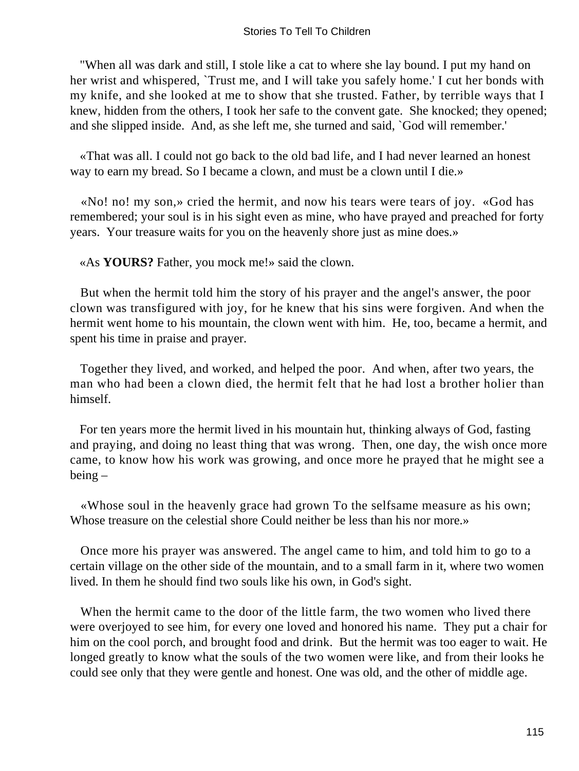"When all was dark and still, I stole like a cat to where she lay bound. I put my hand on her wrist and whispered, `Trust me, and I will take you safely home.' I cut her bonds with my knife, and she looked at me to show that she trusted. Father, by terrible ways that I knew, hidden from the others, I took her safe to the convent gate. She knocked; they opened; and she slipped inside. And, as she left me, she turned and said, `God will remember.'

«That was all. I could not go back to the old bad life, and I had never learned an honest way to earn my bread. So I became a clown, and must be a clown until I die.»

«No! no! my son,» cried the hermit, and now his tears were tears of joy. «God has remembered; your soul is in his sight even as mine, who have prayed and preached for forty years. Your treasure waits for you on the heavenly shore just as mine does.»

«As **YOURS?** Father, you mock me!» said the clown.

But when the hermit told him the story of his prayer and the angel's answer, the poor clown was transfigured with joy, for he knew that his sins were forgiven. And when the hermit went home to his mountain, the clown went with him. He, too, became a hermit, and spent his time in praise and prayer.

Together they lived, and worked, and helped the poor. And when, after two years, the man who had been a clown died, the hermit felt that he had lost a brother holier than himself.

For ten years more the hermit lived in his mountain hut, thinking always of God, fasting and praying, and doing no least thing that was wrong. Then, one day, the wish once more came, to know how his work was growing, and once more he prayed that he might see a being –

«Whose soul in the heavenly grace had grown To the selfsame measure as his own; Whose treasure on the celestial shore Could neither be less than his nor more.»

Once more his prayer was answered. The angel came to him, and told him to go to a certain village on the other side of the mountain, and to a small farm in it, where two women lived. In them he should find two souls like his own, in God's sight.

When the hermit came to the door of the little farm, the two women who lived there were overjoyed to see him, for every one loved and honored his name. They put a chair for him on the cool porch, and brought food and drink. But the hermit was too eager to wait. He longed greatly to know what the souls of the two women were like, and from their looks he could see only that they were gentle and honest. One was old, and the other of middle age.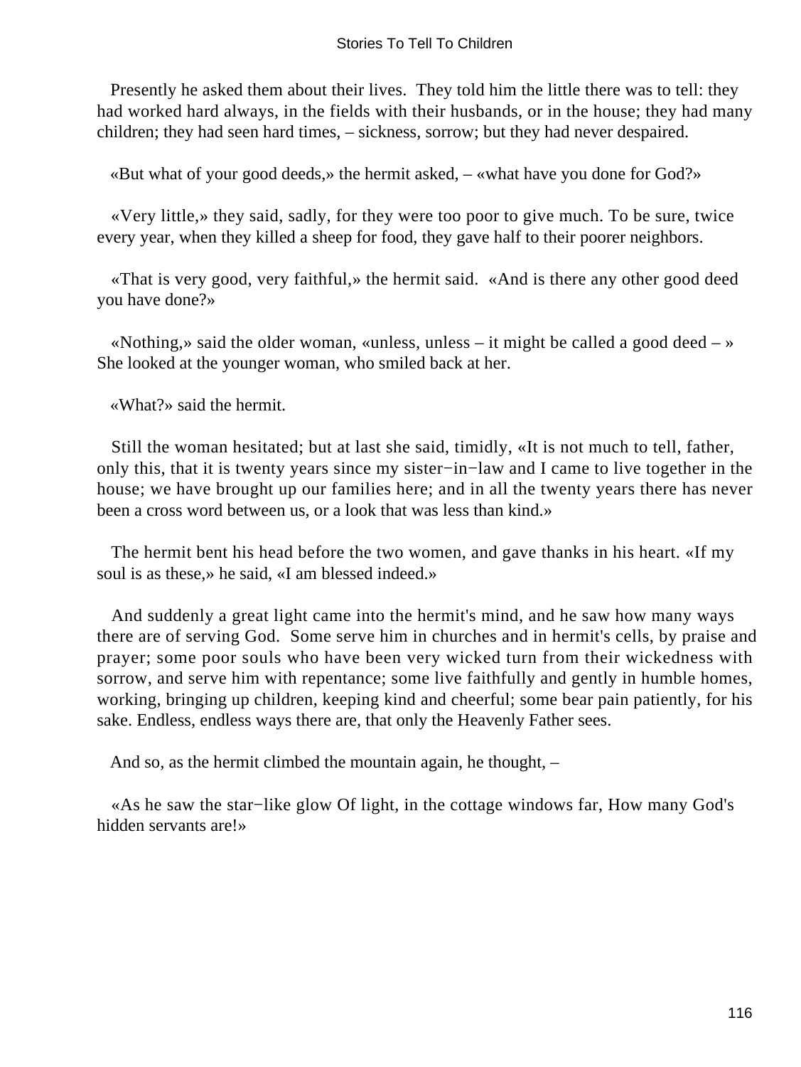Presently he asked them about their lives. They told him the little there was to tell: they had worked hard always, in the fields with their husbands, or in the house; they had many children; they had seen hard times, – sickness, sorrow; but they had never despaired.

«But what of your good deeds,» the hermit asked, – «what have you done for God?»

«Very little,» they said, sadly, for they were too poor to give much. To be sure, twice every year, when they killed a sheep for food, they gave half to their poorer neighbors.

«That is very good, very faithful,» the hermit said. «And is there any other good deed you have done?»

«Nothing,» said the older woman, «unless, unless – it might be called a good deed – » She looked at the younger woman, who smiled back at her.

«What?» said the hermit.

Still the woman hesitated; but at last she said, timidly, «It is not much to tell, father, only this, that it is twenty years since my sister−in−law and I came to live together in the house; we have brought up our families here; and in all the twenty years there has never been a cross word between us, or a look that was less than kind.»

The hermit bent his head before the two women, and gave thanks in his heart. «If my soul is as these,» he said, «I am blessed indeed.»

And suddenly a great light came into the hermit's mind, and he saw how many ways there are of serving God. Some serve him in churches and in hermit's cells, by praise and prayer; some poor souls who have been very wicked turn from their wickedness with sorrow, and serve him with repentance; some live faithfully and gently in humble homes, working, bringing up children, keeping kind and cheerful; some bear pain patiently, for his sake. Endless, endless ways there are, that only the Heavenly Father sees.

And so, as the hermit climbed the mountain again, he thought, –

«As he saw the star−like glow Of light, in the cottage windows far, How many God's hidden servants are!»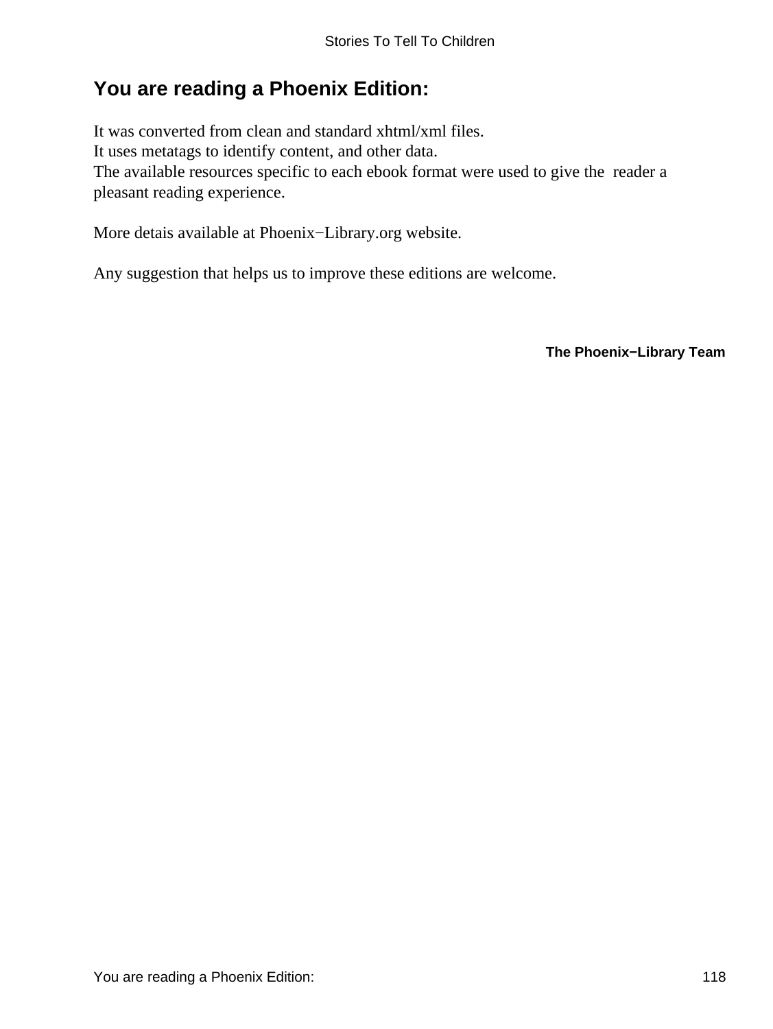## You are reading a Phoenix Edition:

It was converted from clean and standard xhtml/xml files.
It uses metatags to identify content, and other data.
The available resources specific to each ebook format were used to give the reader a pleasant reading experience.

More detais available at Phoenix−Library.org website.

Any suggestion that helps us to improve these editions are welcome.

**The Phoenix−Library Team**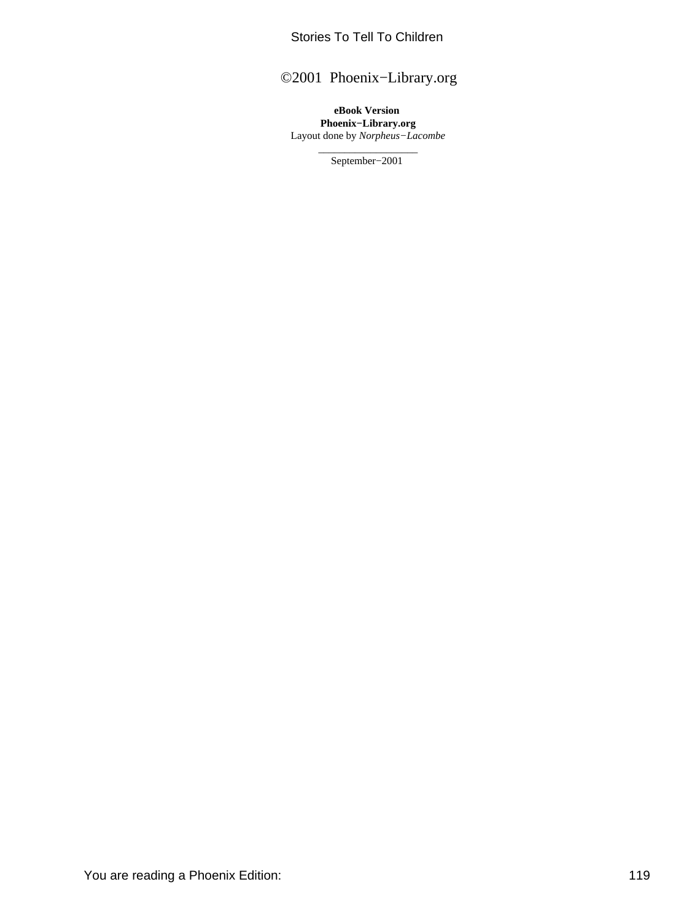©2001 Phoenix−Library.org

**eBook Version**
**Phoenix−Library.org**
Layout done by *Norpheus−Lacombe*

___________________
September−2001